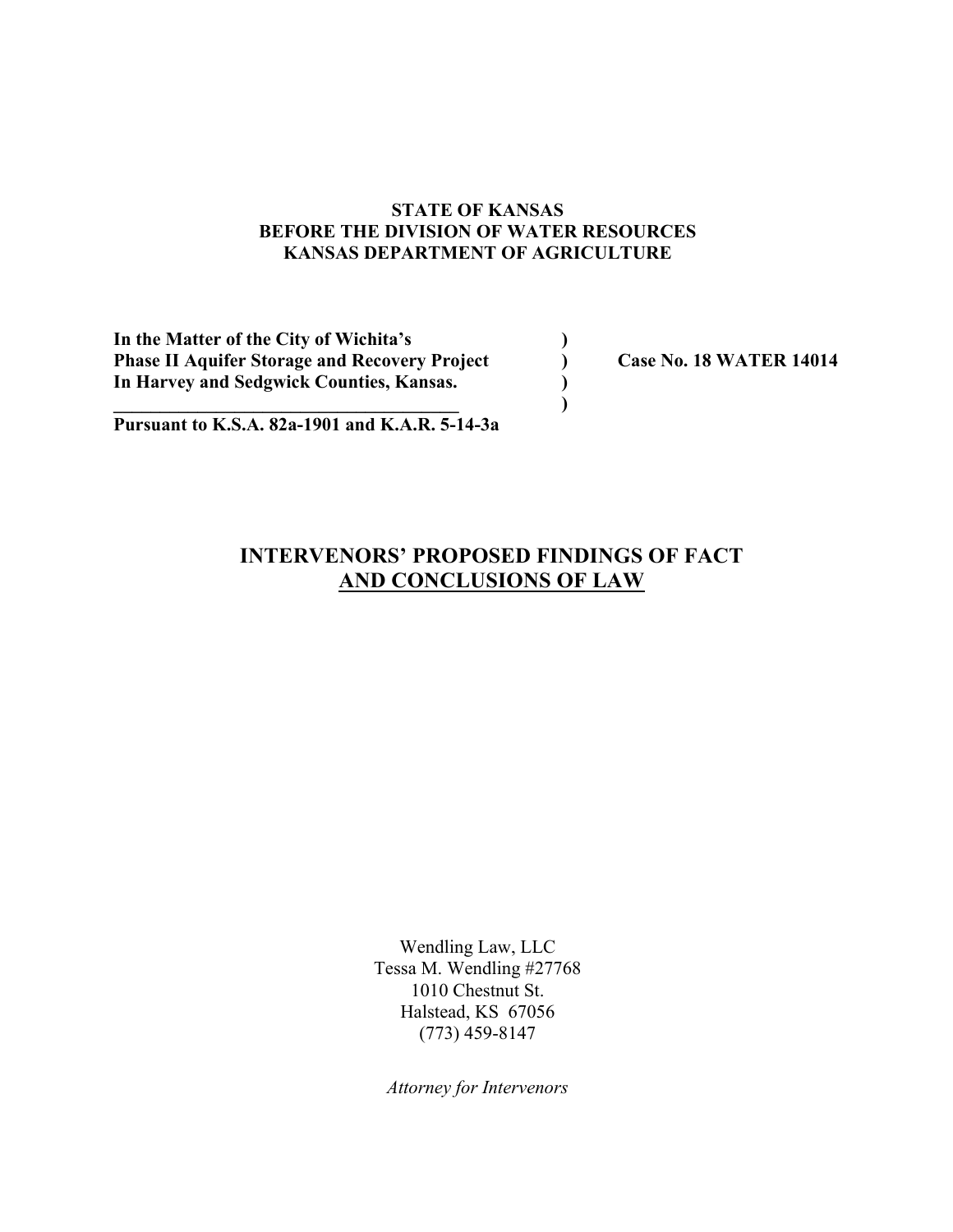**STATE OF KANSAS**
**BEFORE THE DIVISION OF WATER RESOURCES**
**KANSAS DEPARTMENT OF AGRICULTURE**

| | | |
|---|---|---|
| **In the Matter of the City of Wichita's** | ) | |
| **Phase II Aquifer Storage and Recovery Project** | ) | **Case No. 18 WATER 14014** |
| **In Harvey and Sedgwick Counties, Kansas.** | ) | |
| | ) | |
| **Pursuant to K.S.A. 82a-1901 and K.A.R. 5-14-3a** | | |

# INTERVENORS' PROPOSED FINDINGS OF FACT AND CONCLUSIONS OF LAW

Wendling Law, LLC
Tessa M. Wendling #27768
1010 Chestnut St.
Halstead, KS 67056
(773) 459-8147

*Attorney for Intervenors*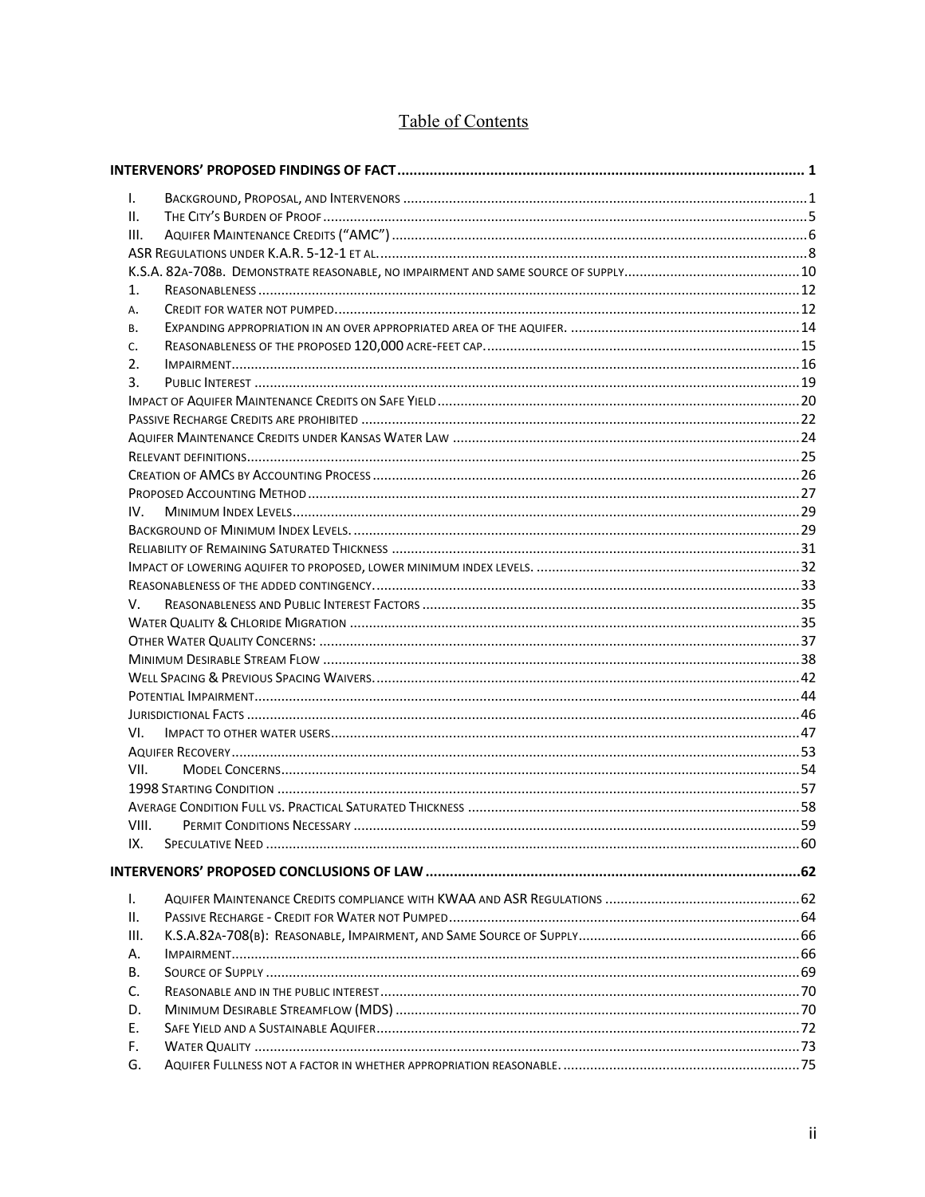# Table of Contents

**INTERVENORS' PROPOSED FINDINGS OF FACT** .......... 1

I. Background, Proposal, and Intervenors .......... 1
II. The City's Burden of Proof .......... 5
III. Aquifer Maintenance Credits ("AMC") .......... 6
ASR Regulations under K.A.R. 5-12-1 et al. .......... 8
K.S.A. 82a-708b. Demonstrate reasonable, no impairment and same source of supply .......... 10
1. Reasonableness .......... 12
a. Credit for water not pumped .......... 12
b. Expanding appropriation in an over appropriated area of the aquifer. .......... 14
c. Reasonableness of the proposed 120,000 acre-feet cap. .......... 15
2. Impairment .......... 16
3. Public Interest .......... 19
Impact of Aquifer Maintenance Credits on Safe Yield .......... 20
Passive Recharge Credits are prohibited .......... 22
Aquifer Maintenance Credits under Kansas Water Law .......... 24
Relevant definitions .......... 25
Creation of AMCs by Accounting Process .......... 26
Proposed Accounting Method .......... 27
IV. Minimum Index Levels .......... 29
Background of Minimum Index Levels. .......... 29
Reliability of Remaining Saturated Thickness .......... 31
Impact of lowering aquifer to proposed, lower minimum index levels. .......... 32
Reasonableness of the added contingency. .......... 33
V. Reasonableness and Public Interest Factors .......... 35
Water Quality & Chloride Migration .......... 35
Other Water Quality Concerns: .......... 37
Minimum Desirable Stream Flow .......... 38
Well Spacing & Previous Spacing Waivers. .......... 42
Potential Impairment .......... 44
Jurisdictional Facts .......... 46
VI. Impact to other water users .......... 47
Aquifer Recovery .......... 53
VII. Model Concerns .......... 54
1998 Starting Condition .......... 57
Average Condition Full vs. Practical Saturated Thickness .......... 58
VIII. Permit Conditions Necessary .......... 59
IX. Speculative Need .......... 60

**INTERVENORS' PROPOSED CONCLUSIONS OF LAW** .......... 62

I. Aquifer Maintenance Credits compliance with KWAA and ASR Regulations .......... 62
II. Passive Recharge - Credit for Water not Pumped .......... 64
III. K.S.A.82a-708(b): Reasonable, Impairment, and Same Source of Supply .......... 66
A. Impairment .......... 66
B. Source of Supply .......... 69
C. Reasonable and in the public interest .......... 70
D. Minimum Desirable Streamflow (MDS) .......... 70
E. Safe Yield and a Sustainable Aquifer .......... 72
F. Water Quality .......... 73
G. Aquifer Fullness not a factor in whether appropriation reasonable. .......... 75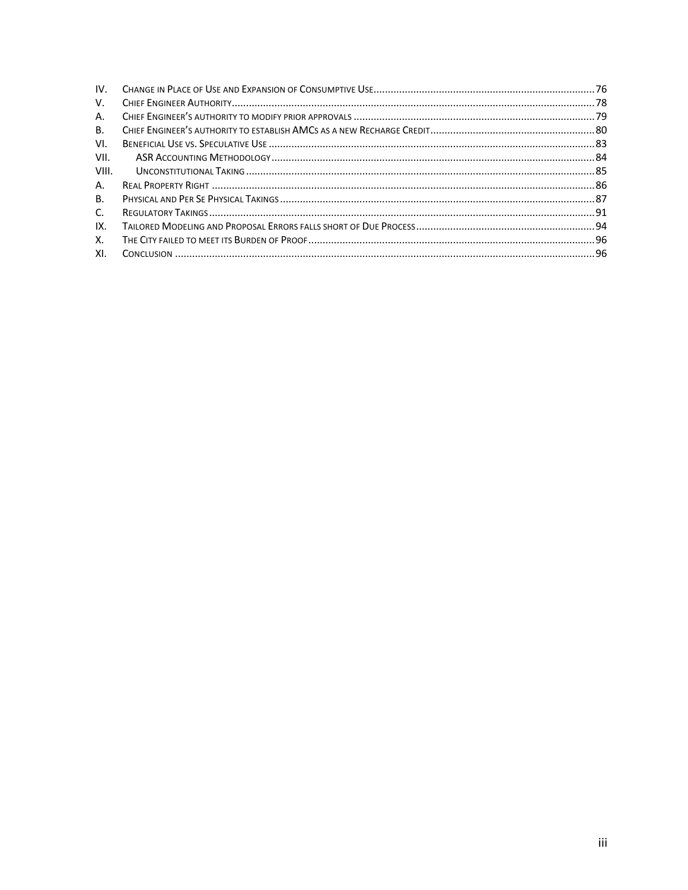IV. Change in Place of Use and Expansion of Consumptive Use ..... 76
V. Chief Engineer Authority ..... 78
A. Chief Engineer's authority to modify prior approvals ..... 79
B. Chief Engineer's authority to establish AMCs as a new Recharge Credit ..... 80
VI. Beneficial Use vs. Speculative Use ..... 83
VII. ASR Accounting Methodology ..... 84
VIII. Unconstitutional Taking ..... 85
A. Real Property Right ..... 86
B. Physical and Per Se Physical Takings ..... 87
C. Regulatory Takings ..... 91
IX. Tailored Modeling and Proposal Errors falls short of Due Process ..... 94
X. The City failed to meet its Burden of Proof ..... 96
XI. Conclusion ..... 96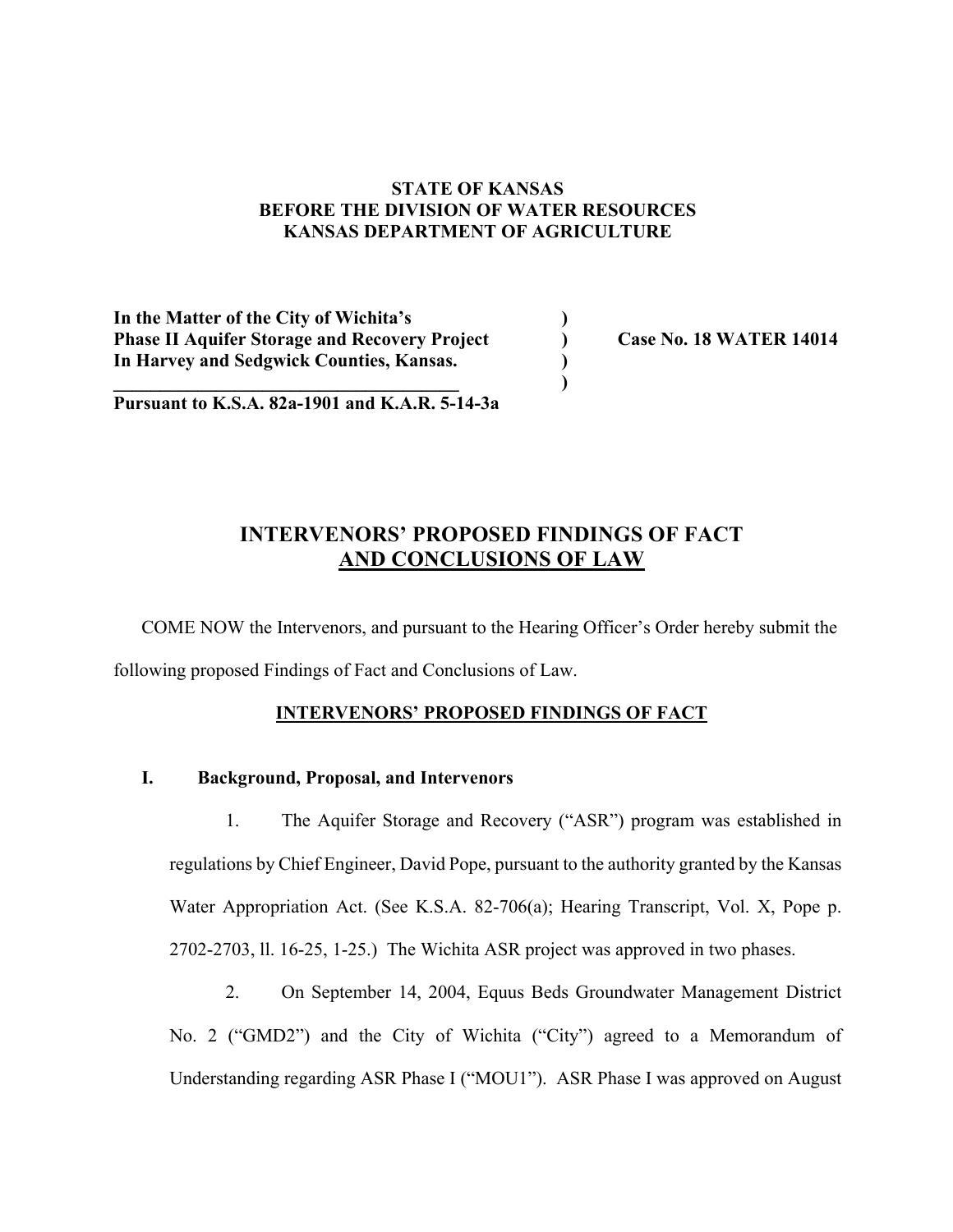**STATE OF KANSAS**
**BEFORE THE DIVISION OF WATER RESOURCES**
**KANSAS DEPARTMENT OF AGRICULTURE**

| | | |
|---|---|---|
| **In the Matter of the City of Wichita's** | ) | |
| **Phase II Aquifer Storage and Recovery Project** | ) | **Case No. 18 WATER 14014** |
| **In Harvey and Sedgwick Counties, Kansas.** | ) | |
| | ) | |
| **Pursuant to K.S.A. 82a-1901 and K.A.R. 5-14-3a** | | |

# INTERVENORS' PROPOSED FINDINGS OF FACT AND CONCLUSIONS OF LAW

COME NOW the Intervenors, and pursuant to the Hearing Officer's Order hereby submit the following proposed Findings of Fact and Conclusions of Law.

## INTERVENORS' PROPOSED FINDINGS OF FACT

### I. Background, Proposal, and Intervenors

1. The Aquifer Storage and Recovery ("ASR") program was established in regulations by Chief Engineer, David Pope, pursuant to the authority granted by the Kansas Water Appropriation Act. (See K.S.A. 82-706(a); Hearing Transcript, Vol. X, Pope p. 2702-2703, ll. 16-25, 1-25.) The Wichita ASR project was approved in two phases.

2. On September 14, 2004, Equus Beds Groundwater Management District No. 2 ("GMD2") and the City of Wichita ("City") agreed to a Memorandum of Understanding regarding ASR Phase I ("MOU1"). ASR Phase I was approved on August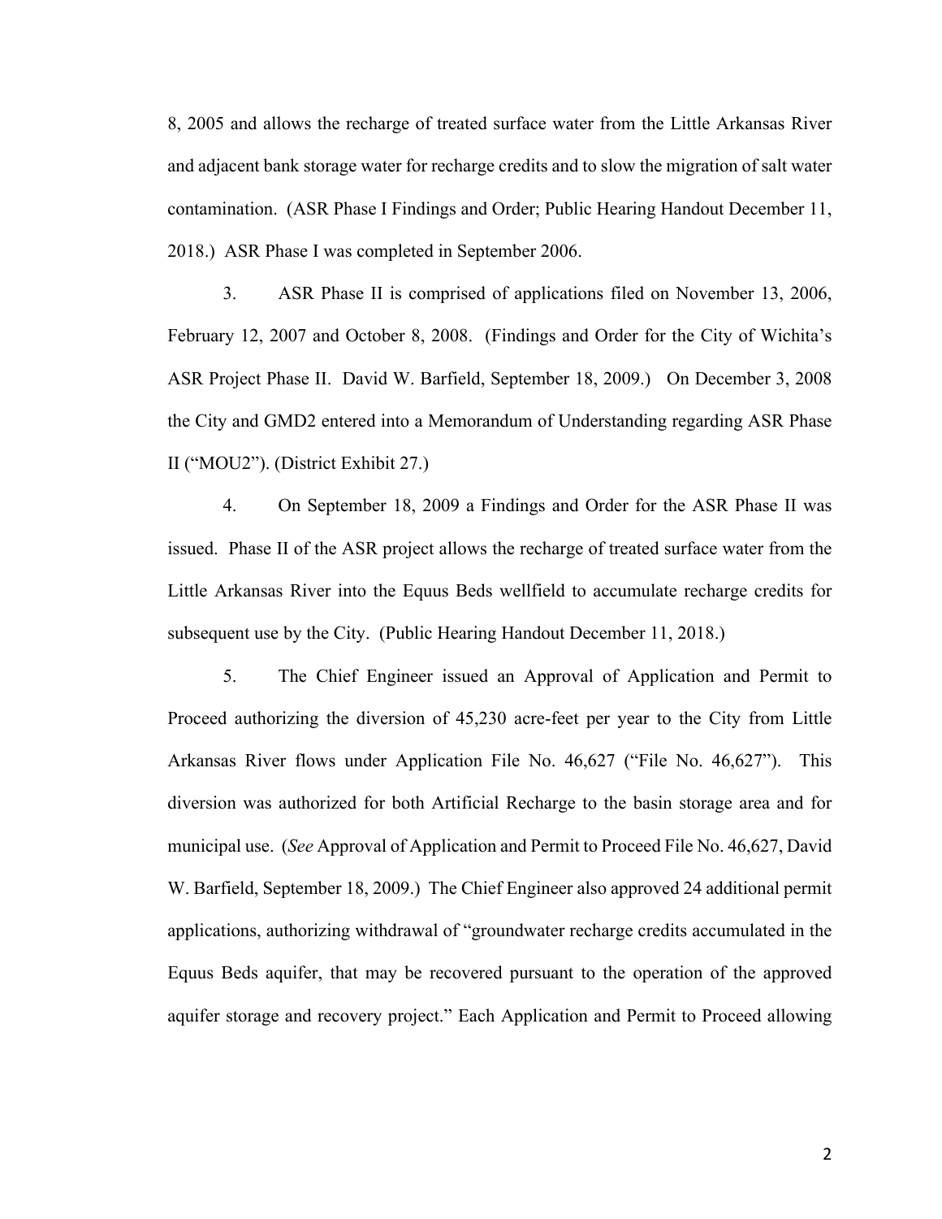8, 2005 and allows the recharge of treated surface water from the Little Arkansas River and adjacent bank storage water for recharge credits and to slow the migration of salt water contamination. (ASR Phase I Findings and Order; Public Hearing Handout December 11, 2018.) ASR Phase I was completed in September 2006.

3. ASR Phase II is comprised of applications filed on November 13, 2006, February 12, 2007 and October 8, 2008. (Findings and Order for the City of Wichita's ASR Project Phase II. David W. Barfield, September 18, 2009.) On December 3, 2008 the City and GMD2 entered into a Memorandum of Understanding regarding ASR Phase II ("MOU2"). (District Exhibit 27.)

4. On September 18, 2009 a Findings and Order for the ASR Phase II was issued. Phase II of the ASR project allows the recharge of treated surface water from the Little Arkansas River into the Equus Beds wellfield to accumulate recharge credits for subsequent use by the City. (Public Hearing Handout December 11, 2018.)

5. The Chief Engineer issued an Approval of Application and Permit to Proceed authorizing the diversion of 45,230 acre-feet per year to the City from Little Arkansas River flows under Application File No. 46,627 ("File No. 46,627"). This diversion was authorized for both Artificial Recharge to the basin storage area and for municipal use. (*See* Approval of Application and Permit to Proceed File No. 46,627, David W. Barfield, September 18, 2009.) The Chief Engineer also approved 24 additional permit applications, authorizing withdrawal of "groundwater recharge credits accumulated in the Equus Beds aquifer, that may be recovered pursuant to the operation of the approved aquifer storage and recovery project." Each Application and Permit to Proceed allowing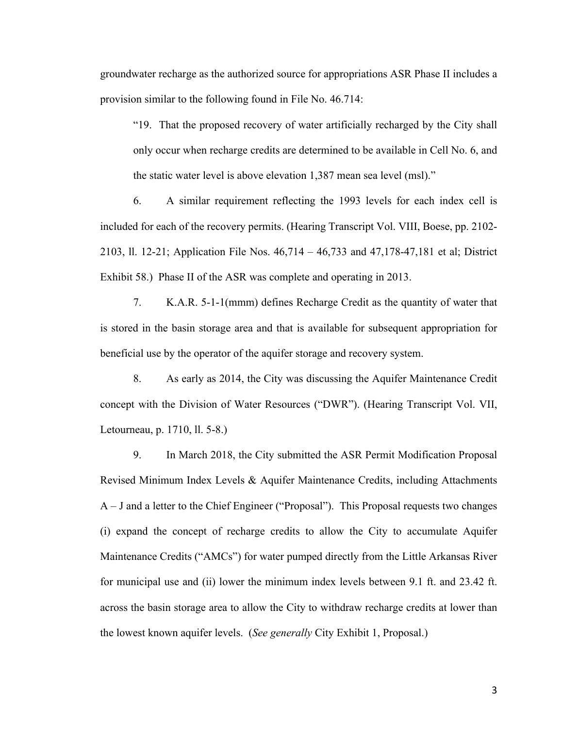groundwater recharge as the authorized source for appropriations ASR Phase II includes a provision similar to the following found in File No. 46.714:

> "19. That the proposed recovery of water artificially recharged by the City shall only occur when recharge credits are determined to be available in Cell No. 6, and the static water level is above elevation 1,387 mean sea level (msl)."

6. A similar requirement reflecting the 1993 levels for each index cell is included for each of the recovery permits. (Hearing Transcript Vol. VIII, Boese, pp. 2102-2103, ll. 12-21; Application File Nos. 46,714 – 46,733 and 47,178-47,181 et al; District Exhibit 58.) Phase II of the ASR was complete and operating in 2013.

7. K.A.R. 5-1-1(mmm) defines Recharge Credit as the quantity of water that is stored in the basin storage area and that is available for subsequent appropriation for beneficial use by the operator of the aquifer storage and recovery system.

8. As early as 2014, the City was discussing the Aquifer Maintenance Credit concept with the Division of Water Resources ("DWR"). (Hearing Transcript Vol. VII, Letourneau, p. 1710, ll. 5-8.)

9. In March 2018, the City submitted the ASR Permit Modification Proposal Revised Minimum Index Levels & Aquifer Maintenance Credits, including Attachments A – J and a letter to the Chief Engineer ("Proposal"). This Proposal requests two changes (i) expand the concept of recharge credits to allow the City to accumulate Aquifer Maintenance Credits ("AMCs") for water pumped directly from the Little Arkansas River for municipal use and (ii) lower the minimum index levels between 9.1 ft. and 23.42 ft. across the basin storage area to allow the City to withdraw recharge credits at lower than the lowest known aquifer levels. (*See generally* City Exhibit 1, Proposal.)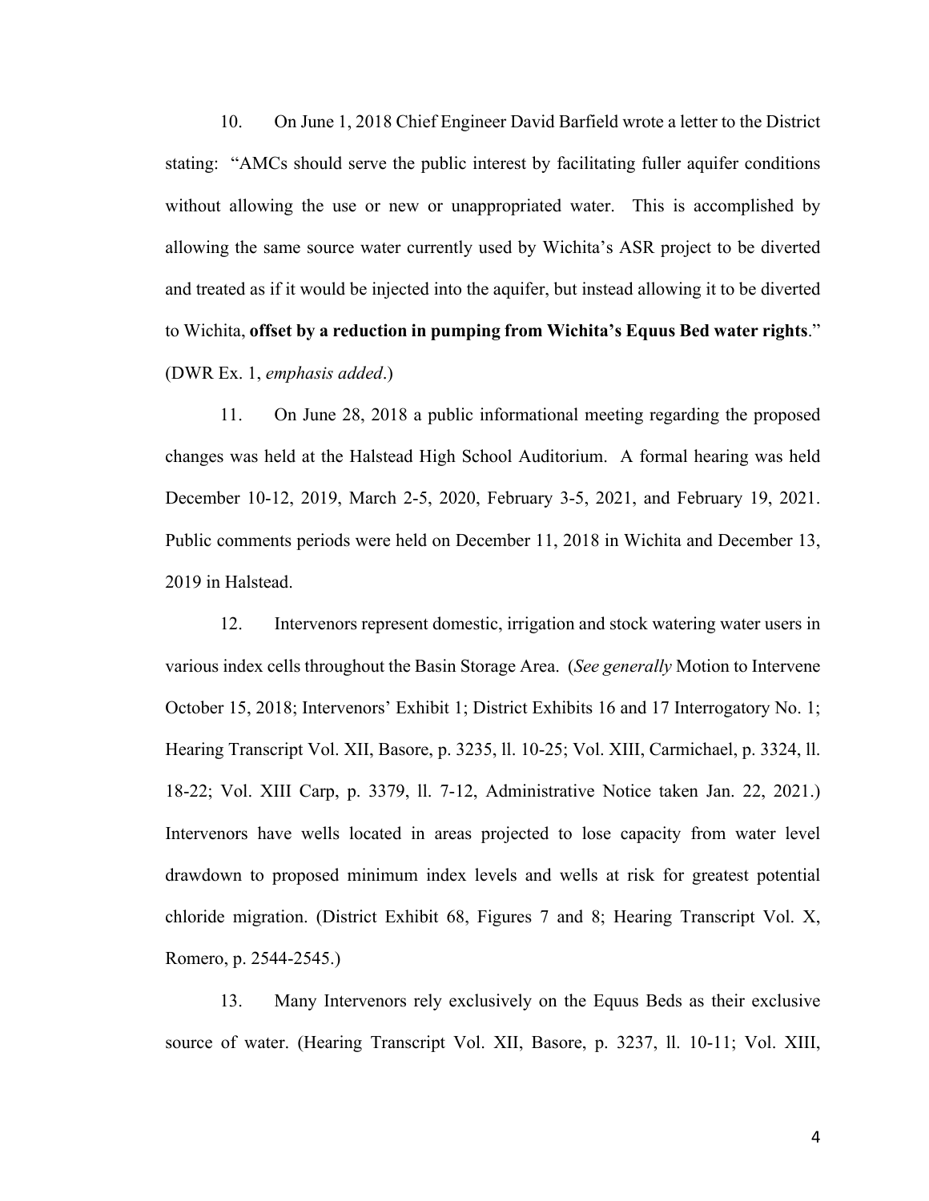10. On June 1, 2018 Chief Engineer David Barfield wrote a letter to the District stating: "AMCs should serve the public interest by facilitating fuller aquifer conditions without allowing the use or new or unappropriated water. This is accomplished by allowing the same source water currently used by Wichita's ASR project to be diverted and treated as if it would be injected into the aquifer, but instead allowing it to be diverted to Wichita, **offset by a reduction in pumping from Wichita's Equus Bed water rights**." (DWR Ex. 1, *emphasis added*.)

11. On June 28, 2018 a public informational meeting regarding the proposed changes was held at the Halstead High School Auditorium. A formal hearing was held December 10-12, 2019, March 2-5, 2020, February 3-5, 2021, and February 19, 2021. Public comments periods were held on December 11, 2018 in Wichita and December 13, 2019 in Halstead.

12. Intervenors represent domestic, irrigation and stock watering water users in various index cells throughout the Basin Storage Area. (*See generally* Motion to Intervene October 15, 2018; Intervenors' Exhibit 1; District Exhibits 16 and 17 Interrogatory No. 1; Hearing Transcript Vol. XII, Basore, p. 3235, ll. 10-25; Vol. XIII, Carmichael, p. 3324, ll. 18-22; Vol. XIII Carp, p. 3379, ll. 7-12, Administrative Notice taken Jan. 22, 2021.) Intervenors have wells located in areas projected to lose capacity from water level drawdown to proposed minimum index levels and wells at risk for greatest potential chloride migration. (District Exhibit 68, Figures 7 and 8; Hearing Transcript Vol. X, Romero, p. 2544-2545.)

13. Many Intervenors rely exclusively on the Equus Beds as their exclusive source of water. (Hearing Transcript Vol. XII, Basore, p. 3237, ll. 10-11; Vol. XIII,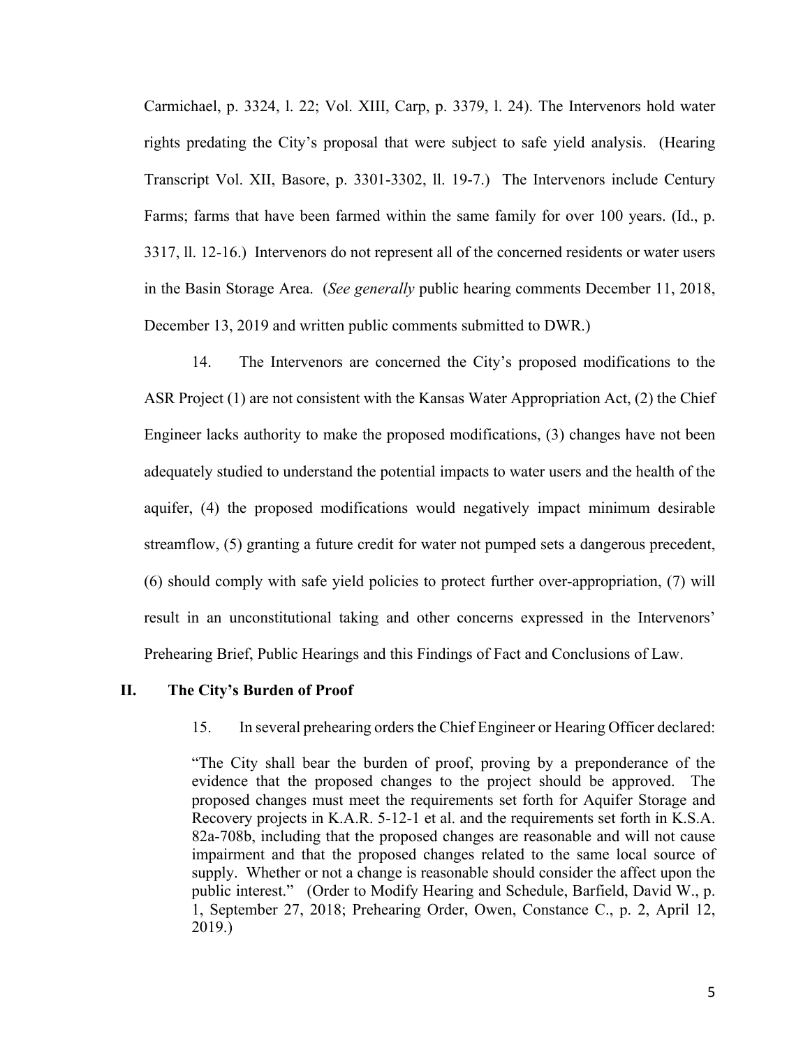Carmichael, p. 3324, l. 22; Vol. XIII, Carp, p. 3379, l. 24). The Intervenors hold water rights predating the City's proposal that were subject to safe yield analysis. (Hearing Transcript Vol. XII, Basore, p. 3301-3302, ll. 19-7.) The Intervenors include Century Farms; farms that have been farmed within the same family for over 100 years. (Id., p. 3317, ll. 12-16.) Intervenors do not represent all of the concerned residents or water users in the Basin Storage Area. (*See generally* public hearing comments December 11, 2018, December 13, 2019 and written public comments submitted to DWR.)

14. The Intervenors are concerned the City's proposed modifications to the ASR Project (1) are not consistent with the Kansas Water Appropriation Act, (2) the Chief Engineer lacks authority to make the proposed modifications, (3) changes have not been adequately studied to understand the potential impacts to water users and the health of the aquifer, (4) the proposed modifications would negatively impact minimum desirable streamflow, (5) granting a future credit for water not pumped sets a dangerous precedent, (6) should comply with safe yield policies to protect further over-appropriation, (7) will result in an unconstitutional taking and other concerns expressed in the Intervenors' Prehearing Brief, Public Hearings and this Findings of Fact and Conclusions of Law.

## II. The City's Burden of Proof

15. In several prehearing orders the Chief Engineer or Hearing Officer declared:

> "The City shall bear the burden of proof, proving by a preponderance of the evidence that the proposed changes to the project should be approved. The proposed changes must meet the requirements set forth for Aquifer Storage and Recovery projects in K.A.R. 5-12-1 et al. and the requirements set forth in K.S.A. 82a-708b, including that the proposed changes are reasonable and will not cause impairment and that the proposed changes related to the same local source of supply. Whether or not a change is reasonable should consider the affect upon the public interest." (Order to Modify Hearing and Schedule, Barfield, David W., p. 1, September 27, 2018; Prehearing Order, Owen, Constance C., p. 2, April 12, 2019.)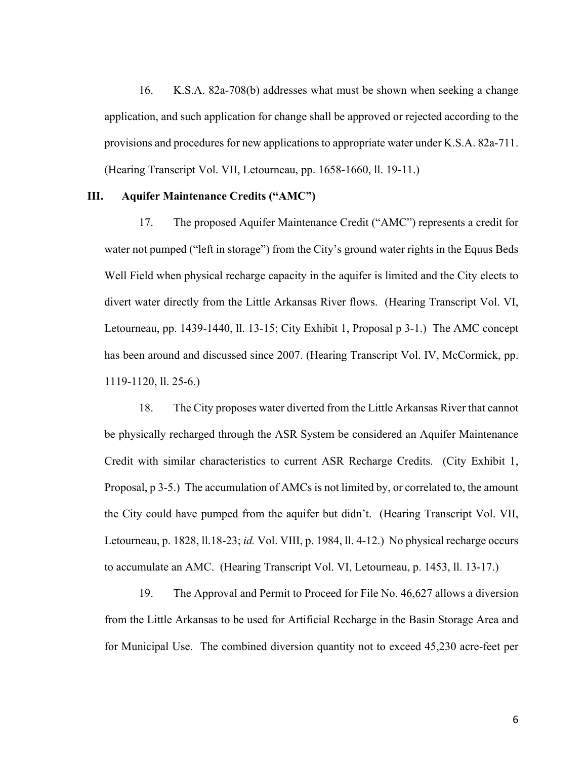16. K.S.A. 82a-708(b) addresses what must be shown when seeking a change application, and such application for change shall be approved or rejected according to the provisions and procedures for new applications to appropriate water under K.S.A. 82a-711. (Hearing Transcript Vol. VII, Letourneau, pp. 1658-1660, ll. 19-11.)

## III. Aquifer Maintenance Credits ("AMC")

17. The proposed Aquifer Maintenance Credit ("AMC") represents a credit for water not pumped ("left in storage") from the City's ground water rights in the Equus Beds Well Field when physical recharge capacity in the aquifer is limited and the City elects to divert water directly from the Little Arkansas River flows. (Hearing Transcript Vol. VI, Letourneau, pp. 1439-1440, ll. 13-15; City Exhibit 1, Proposal p 3-1.) The AMC concept has been around and discussed since 2007. (Hearing Transcript Vol. IV, McCormick, pp. 1119-1120, ll. 25-6.)

18. The City proposes water diverted from the Little Arkansas River that cannot be physically recharged through the ASR System be considered an Aquifer Maintenance Credit with similar characteristics to current ASR Recharge Credits. (City Exhibit 1, Proposal, p 3-5.) The accumulation of AMCs is not limited by, or correlated to, the amount the City could have pumped from the aquifer but didn't. (Hearing Transcript Vol. VII, Letourneau, p. 1828, ll.18-23; *id.* Vol. VIII, p. 1984, ll. 4-12.) No physical recharge occurs to accumulate an AMC. (Hearing Transcript Vol. VI, Letourneau, p. 1453, ll. 13-17.)

19. The Approval and Permit to Proceed for File No. 46,627 allows a diversion from the Little Arkansas to be used for Artificial Recharge in the Basin Storage Area and for Municipal Use. The combined diversion quantity not to exceed 45,230 acre-feet per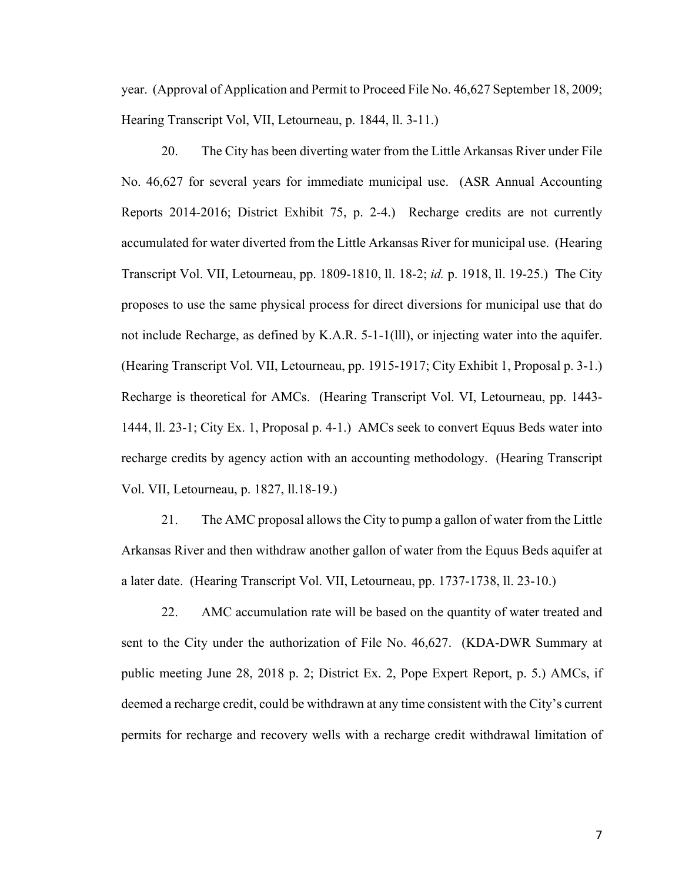year. (Approval of Application and Permit to Proceed File No. 46,627 September 18, 2009; Hearing Transcript Vol, VII, Letourneau, p. 1844, ll. 3-11.)

20. The City has been diverting water from the Little Arkansas River under File No. 46,627 for several years for immediate municipal use. (ASR Annual Accounting Reports 2014-2016; District Exhibit 75, p. 2-4.) Recharge credits are not currently accumulated for water diverted from the Little Arkansas River for municipal use. (Hearing Transcript Vol. VII, Letourneau, pp. 1809-1810, ll. 18-2; *id.* p. 1918, ll. 19-25.) The City proposes to use the same physical process for direct diversions for municipal use that do not include Recharge, as defined by K.A.R. 5-1-1(lll), or injecting water into the aquifer. (Hearing Transcript Vol. VII, Letourneau, pp. 1915-1917; City Exhibit 1, Proposal p. 3-1.) Recharge is theoretical for AMCs. (Hearing Transcript Vol. VI, Letourneau, pp. 1443-1444, ll. 23-1; City Ex. 1, Proposal p. 4-1.) AMCs seek to convert Equus Beds water into recharge credits by agency action with an accounting methodology. (Hearing Transcript Vol. VII, Letourneau, p. 1827, ll.18-19.)

21. The AMC proposal allows the City to pump a gallon of water from the Little Arkansas River and then withdraw another gallon of water from the Equus Beds aquifer at a later date. (Hearing Transcript Vol. VII, Letourneau, pp. 1737-1738, ll. 23-10.)

22. AMC accumulation rate will be based on the quantity of water treated and sent to the City under the authorization of File No. 46,627. (KDA-DWR Summary at public meeting June 28, 2018 p. 2; District Ex. 2, Pope Expert Report, p. 5.) AMCs, if deemed a recharge credit, could be withdrawn at any time consistent with the City's current permits for recharge and recovery wells with a recharge credit withdrawal limitation of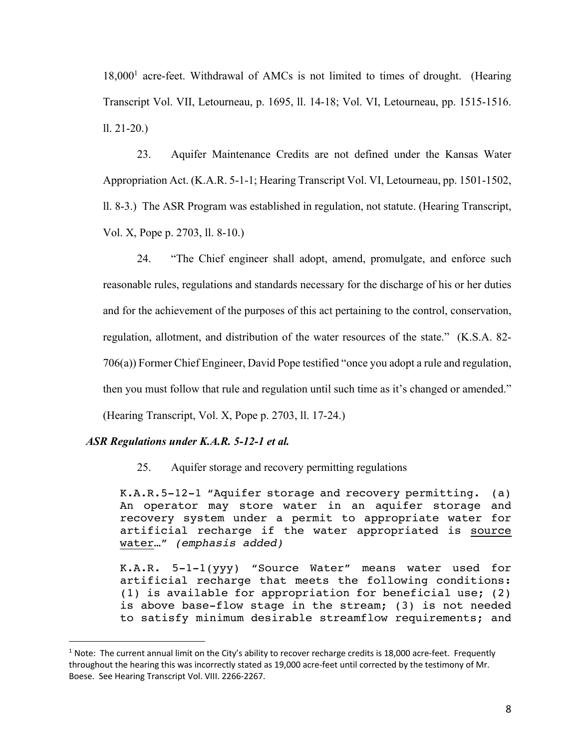18,000[1] acre-feet. Withdrawal of AMCs is not limited to times of drought. (Hearing Transcript Vol. VII, Letourneau, p. 1695, ll. 14-18; Vol. VI, Letourneau, pp. 1515-1516. ll. 21-20.)

23. Aquifer Maintenance Credits are not defined under the Kansas Water Appropriation Act. (K.A.R. 5-1-1; Hearing Transcript Vol. VI, Letourneau, pp. 1501-1502, ll. 8-3.) The ASR Program was established in regulation, not statute. (Hearing Transcript, Vol. X, Pope p. 2703, ll. 8-10.)

24. "The Chief engineer shall adopt, amend, promulgate, and enforce such reasonable rules, regulations and standards necessary for the discharge of his or her duties and for the achievement of the purposes of this act pertaining to the control, conservation, regulation, allotment, and distribution of the water resources of the state." (K.S.A. 82-706(a)) Former Chief Engineer, David Pope testified "once you adopt a rule and regulation, then you must follow that rule and regulation until such time as it's changed or amended." (Hearing Transcript, Vol. X, Pope p. 2703, ll. 17-24.)

***ASR Regulations under K.A.R. 5-12-1 et al.***

25. Aquifer storage and recovery permitting regulations

> K.A.R.5-12-1 "Aquifer storage and recovery permitting. (a) An operator may store water in an aquifer storage and recovery system under a permit to appropriate water for artificial recharge if the water appropriated is <u>source water</u>…" *(emphasis added)*
>
> K.A.R. 5-1-1(yyy) "Source Water" means water used for artificial recharge that meets the following conditions: (1) is available for appropriation for beneficial use; (2) is above base-flow stage in the stream; (3) is not needed to satisfy minimum desirable streamflow requirements; and

[1] Note: The current annual limit on the City's ability to recover recharge credits is 18,000 acre-feet. Frequently throughout the hearing this was incorrectly stated as 19,000 acre-feet until corrected by the testimony of Mr. Boese. See Hearing Transcript Vol. VIII. 2266-2267.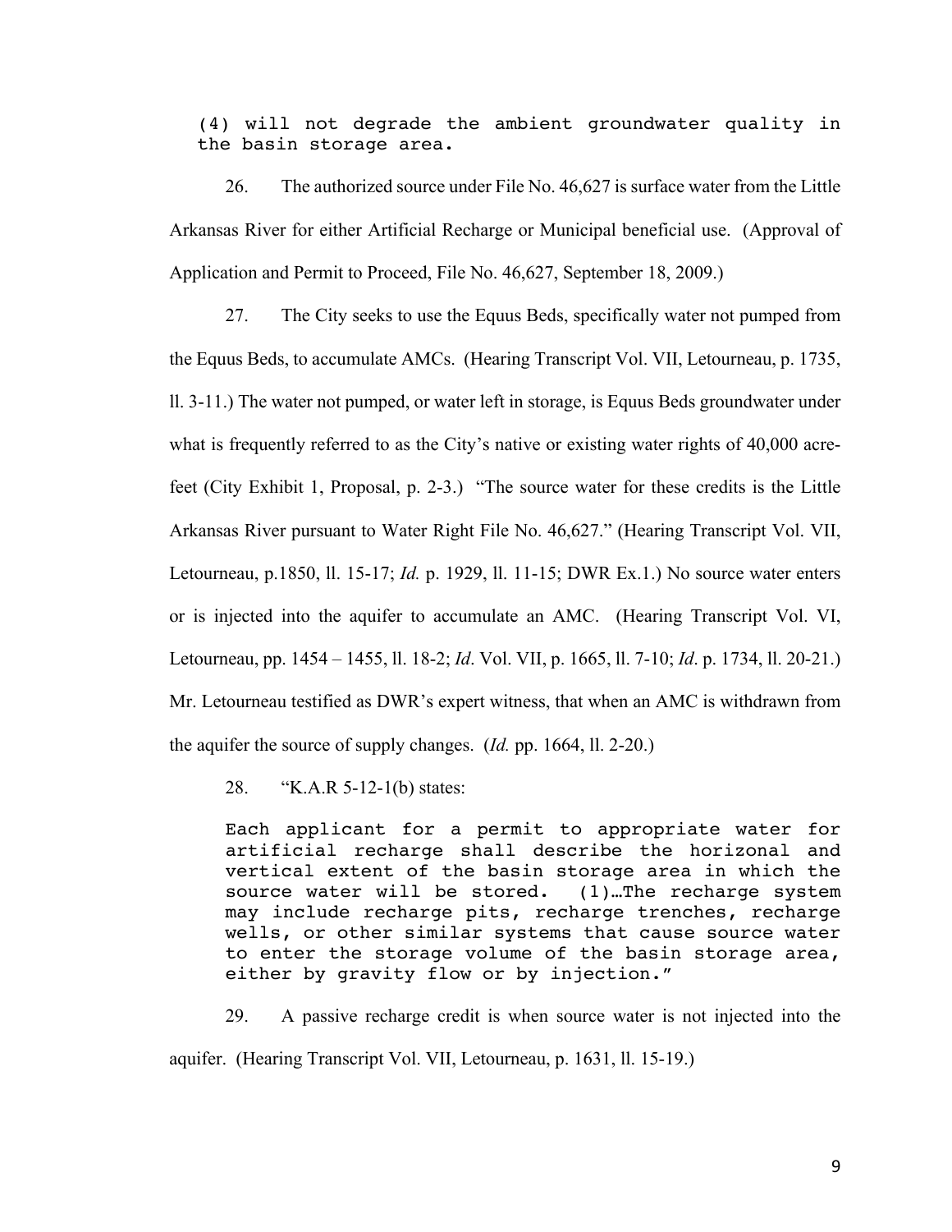(4) will not degrade the ambient groundwater quality in the basin storage area.

26. The authorized source under File No. 46,627 is surface water from the Little Arkansas River for either Artificial Recharge or Municipal beneficial use. (Approval of Application and Permit to Proceed, File No. 46,627, September 18, 2009.)

27. The City seeks to use the Equus Beds, specifically water not pumped from the Equus Beds, to accumulate AMCs. (Hearing Transcript Vol. VII, Letourneau, p. 1735, ll. 3-11.) The water not pumped, or water left in storage, is Equus Beds groundwater under what is frequently referred to as the City's native or existing water rights of 40,000 acre-feet (City Exhibit 1, Proposal, p. 2-3.) "The source water for these credits is the Little Arkansas River pursuant to Water Right File No. 46,627." (Hearing Transcript Vol. VII, Letourneau, p.1850, ll. 15-17; *Id.* p. 1929, ll. 11-15; DWR Ex.1.) No source water enters or is injected into the aquifer to accumulate an AMC. (Hearing Transcript Vol. VI, Letourneau, pp. 1454 – 1455, ll. 18-2; *Id*. Vol. VII, p. 1665, ll. 7-10; *Id*. p. 1734, ll. 20-21.) Mr. Letourneau testified as DWR's expert witness, that when an AMC is withdrawn from the aquifer the source of supply changes. (*Id.* pp. 1664, ll. 2-20.)

28. "K.A.R 5-12-1(b) states:

> Each applicant for a permit to appropriate water for artificial recharge shall describe the horizonal and vertical extent of the basin storage area in which the source water will be stored. (1)…The recharge system may include recharge pits, recharge trenches, recharge wells, or other similar systems that cause source water to enter the storage volume of the basin storage area, either by gravity flow or by injection."

29. A passive recharge credit is when source water is not injected into the aquifer. (Hearing Transcript Vol. VII, Letourneau, p. 1631, ll. 15-19.)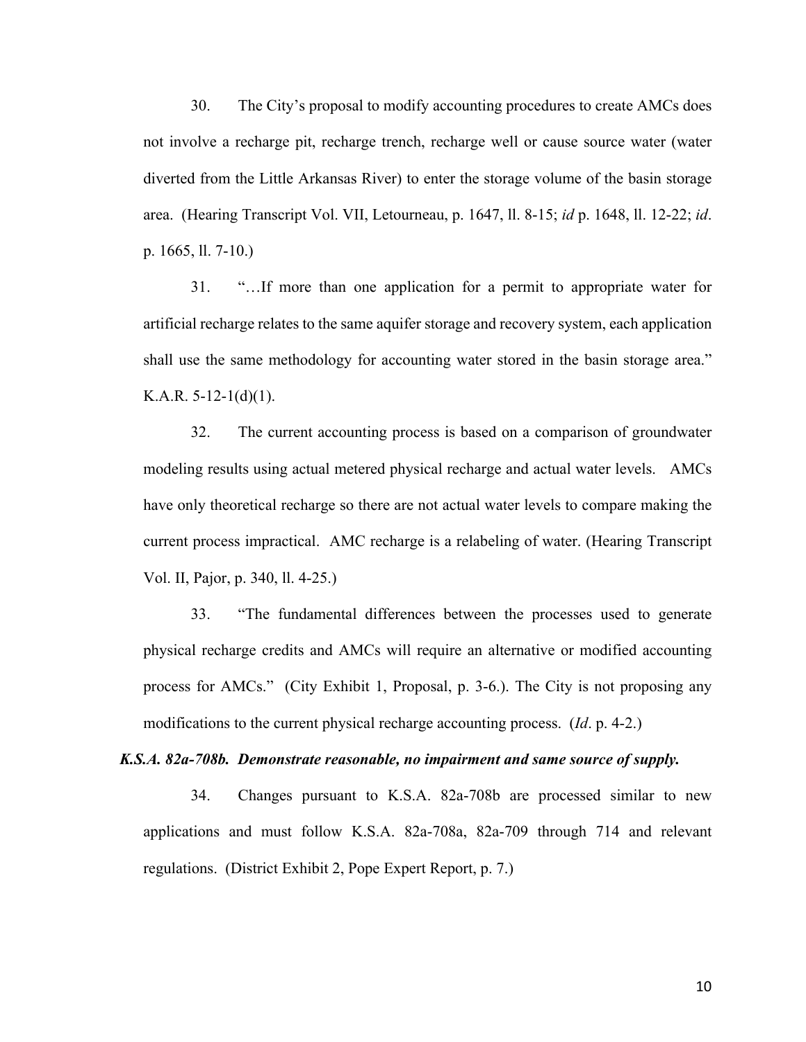30. The City's proposal to modify accounting procedures to create AMCs does not involve a recharge pit, recharge trench, recharge well or cause source water (water diverted from the Little Arkansas River) to enter the storage volume of the basin storage area. (Hearing Transcript Vol. VII, Letourneau, p. 1647, ll. 8-15; *id* p. 1648, ll. 12-22; *id*. p. 1665, ll. 7-10.)

31. "…If more than one application for a permit to appropriate water for artificial recharge relates to the same aquifer storage and recovery system, each application shall use the same methodology for accounting water stored in the basin storage area." K.A.R. 5-12-1(d)(1).

32. The current accounting process is based on a comparison of groundwater modeling results using actual metered physical recharge and actual water levels. AMCs have only theoretical recharge so there are not actual water levels to compare making the current process impractical. AMC recharge is a relabeling of water. (Hearing Transcript Vol. II, Pajor, p. 340, ll. 4-25.)

33. "The fundamental differences between the processes used to generate physical recharge credits and AMCs will require an alternative or modified accounting process for AMCs." (City Exhibit 1, Proposal, p. 3-6.). The City is not proposing any modifications to the current physical recharge accounting process. (*Id*. p. 4-2.)

***K.S.A. 82a-708b. Demonstrate reasonable, no impairment and same source of supply.***

34. Changes pursuant to K.S.A. 82a-708b are processed similar to new applications and must follow K.S.A. 82a-708a, 82a-709 through 714 and relevant regulations. (District Exhibit 2, Pope Expert Report, p. 7.)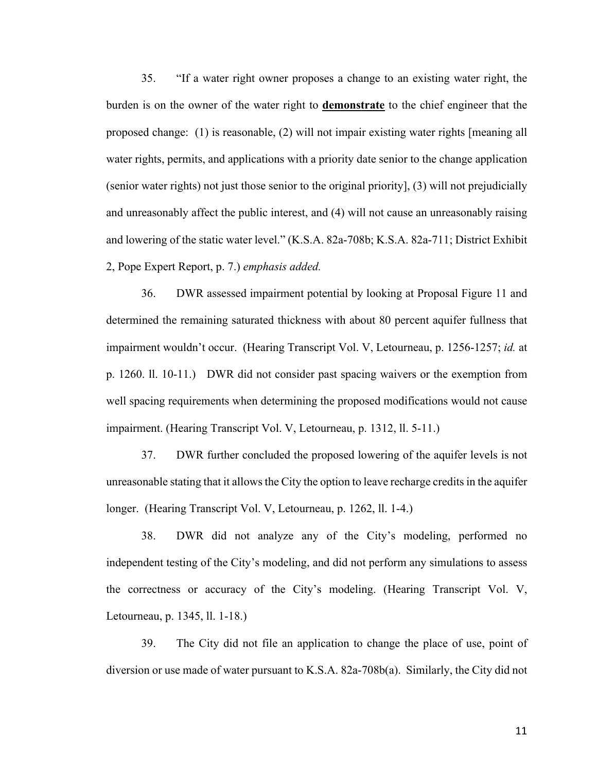35. "If a water right owner proposes a change to an existing water right, the burden is on the owner of the water right to **demonstrate** to the chief engineer that the proposed change: (1) is reasonable, (2) will not impair existing water rights [meaning all water rights, permits, and applications with a priority date senior to the change application (senior water rights) not just those senior to the original priority], (3) will not prejudicially and unreasonably affect the public interest, and (4) will not cause an unreasonably raising and lowering of the static water level." (K.S.A. 82a-708b; K.S.A. 82a-711; District Exhibit 2, Pope Expert Report, p. 7.) *emphasis added.*

36. DWR assessed impairment potential by looking at Proposal Figure 11 and determined the remaining saturated thickness with about 80 percent aquifer fullness that impairment wouldn't occur. (Hearing Transcript Vol. V, Letourneau, p. 1256-1257; *id.* at p. 1260. ll. 10-11.) DWR did not consider past spacing waivers or the exemption from well spacing requirements when determining the proposed modifications would not cause impairment. (Hearing Transcript Vol. V, Letourneau, p. 1312, ll. 5-11.)

37. DWR further concluded the proposed lowering of the aquifer levels is not unreasonable stating that it allows the City the option to leave recharge credits in the aquifer longer. (Hearing Transcript Vol. V, Letourneau, p. 1262, ll. 1-4.)

38. DWR did not analyze any of the City's modeling, performed no independent testing of the City's modeling, and did not perform any simulations to assess the correctness or accuracy of the City's modeling. (Hearing Transcript Vol. V, Letourneau, p. 1345, ll. 1-18.)

39. The City did not file an application to change the place of use, point of diversion or use made of water pursuant to K.S.A. 82a-708b(a). Similarly, the City did not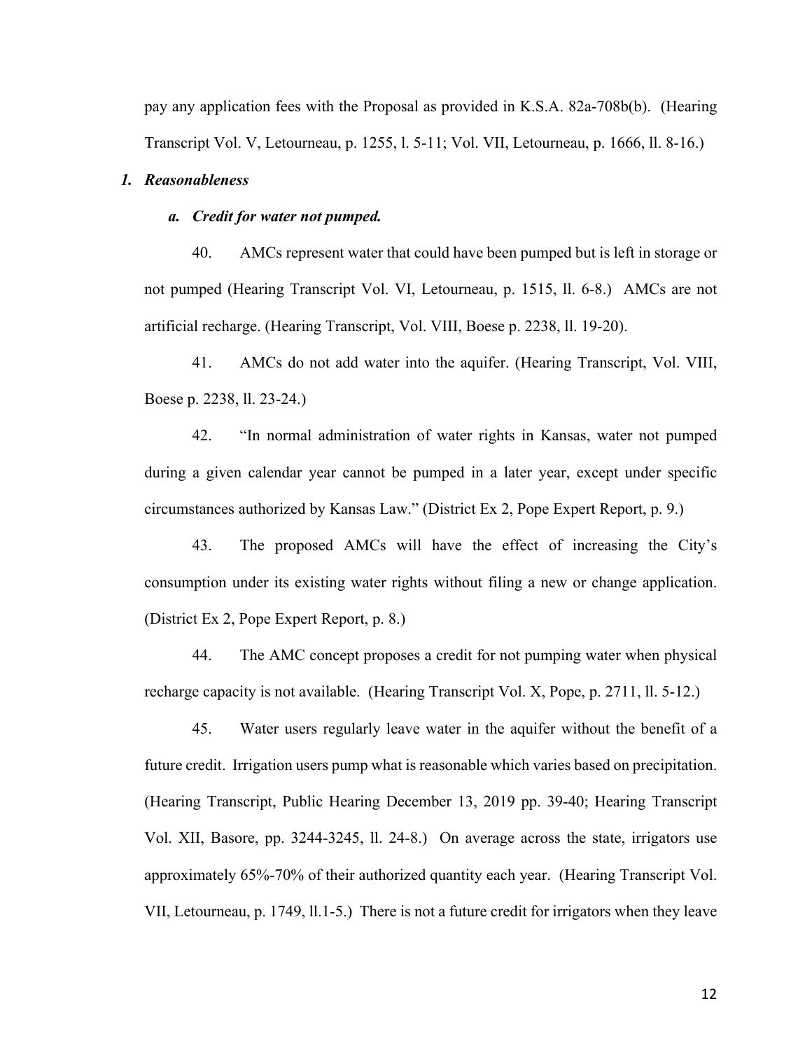pay any application fees with the Proposal as provided in K.S.A. 82a-708b(b). (Hearing Transcript Vol. V, Letourneau, p. 1255, l. 5-11; Vol. VII, Letourneau, p. 1666, ll. 8-16.)

### *1. Reasonableness*

#### *a. Credit for water not pumped.*

40. AMCs represent water that could have been pumped but is left in storage or not pumped (Hearing Transcript Vol. VI, Letourneau, p. 1515, ll. 6-8.) AMCs are not artificial recharge. (Hearing Transcript, Vol. VIII, Boese p. 2238, ll. 19-20).

41. AMCs do not add water into the aquifer. (Hearing Transcript, Vol. VIII, Boese p. 2238, ll. 23-24.)

42. "In normal administration of water rights in Kansas, water not pumped during a given calendar year cannot be pumped in a later year, except under specific circumstances authorized by Kansas Law." (District Ex 2, Pope Expert Report, p. 9.)

43. The proposed AMCs will have the effect of increasing the City's consumption under its existing water rights without filing a new or change application. (District Ex 2, Pope Expert Report, p. 8.)

44. The AMC concept proposes a credit for not pumping water when physical recharge capacity is not available. (Hearing Transcript Vol. X, Pope, p. 2711, ll. 5-12.)

45. Water users regularly leave water in the aquifer without the benefit of a future credit. Irrigation users pump what is reasonable which varies based on precipitation. (Hearing Transcript, Public Hearing December 13, 2019 pp. 39-40; Hearing Transcript Vol. XII, Basore, pp. 3244-3245, ll. 24-8.) On average across the state, irrigators use approximately 65%-70% of their authorized quantity each year. (Hearing Transcript Vol. VII, Letourneau, p. 1749, ll.1-5.) There is not a future credit for irrigators when they leave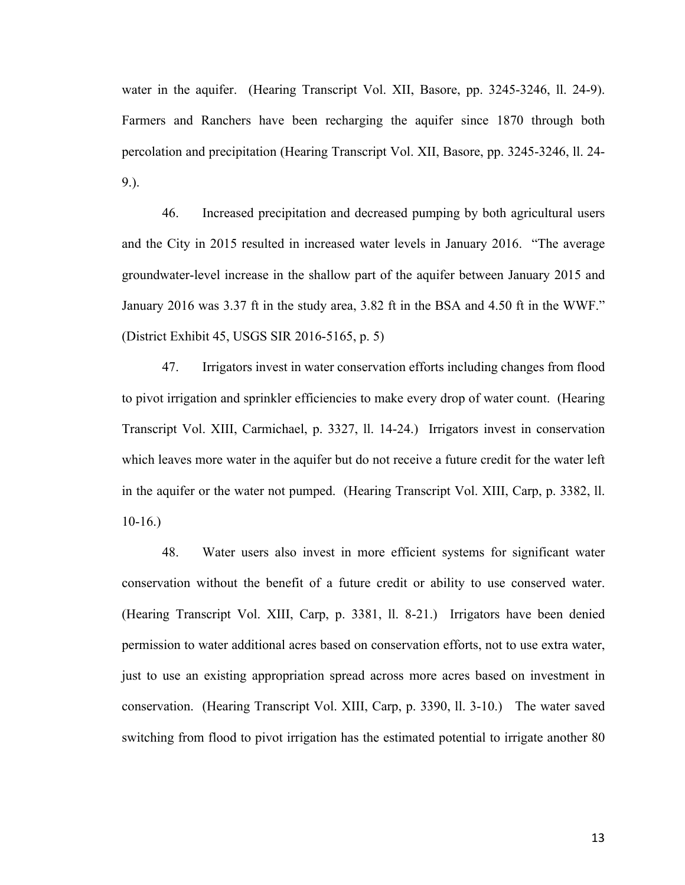water in the aquifer. (Hearing Transcript Vol. XII, Basore, pp. 3245-3246, ll. 24-9). Farmers and Ranchers have been recharging the aquifer since 1870 through both percolation and precipitation (Hearing Transcript Vol. XII, Basore, pp. 3245-3246, ll. 24-9.).

46. Increased precipitation and decreased pumping by both agricultural users and the City in 2015 resulted in increased water levels in January 2016. "The average groundwater-level increase in the shallow part of the aquifer between January 2015 and January 2016 was 3.37 ft in the study area, 3.82 ft in the BSA and 4.50 ft in the WWF." (District Exhibit 45, USGS SIR 2016-5165, p. 5)

47. Irrigators invest in water conservation efforts including changes from flood to pivot irrigation and sprinkler efficiencies to make every drop of water count. (Hearing Transcript Vol. XIII, Carmichael, p. 3327, ll. 14-24.) Irrigators invest in conservation which leaves more water in the aquifer but do not receive a future credit for the water left in the aquifer or the water not pumped. (Hearing Transcript Vol. XIII, Carp, p. 3382, ll. 10-16.)

48. Water users also invest in more efficient systems for significant water conservation without the benefit of a future credit or ability to use conserved water. (Hearing Transcript Vol. XIII, Carp, p. 3381, ll. 8-21.) Irrigators have been denied permission to water additional acres based on conservation efforts, not to use extra water, just to use an existing appropriation spread across more acres based on investment in conservation. (Hearing Transcript Vol. XIII, Carp, p. 3390, ll. 3-10.) The water saved switching from flood to pivot irrigation has the estimated potential to irrigate another 80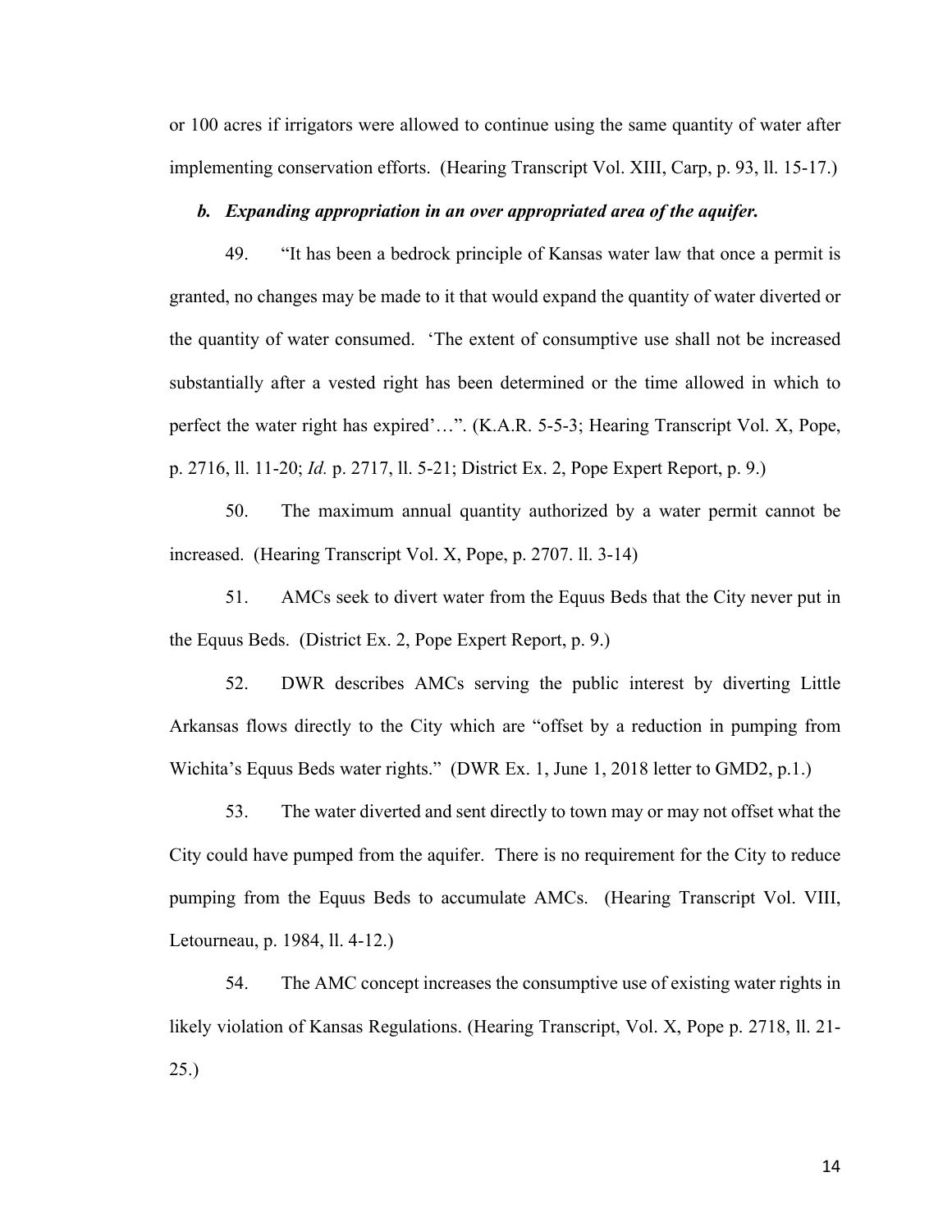or 100 acres if irrigators were allowed to continue using the same quantity of water after implementing conservation efforts. (Hearing Transcript Vol. XIII, Carp, p. 93, ll. 15-17.)

***b. Expanding appropriation in an over appropriated area of the aquifer.***

49. "It has been a bedrock principle of Kansas water law that once a permit is granted, no changes may be made to it that would expand the quantity of water diverted or the quantity of water consumed. 'The extent of consumptive use shall not be increased substantially after a vested right has been determined or the time allowed in which to perfect the water right has expired'…". (K.A.R. 5-5-3; Hearing Transcript Vol. X, Pope, p. 2716, ll. 11-20; *Id.* p. 2717, ll. 5-21; District Ex. 2, Pope Expert Report, p. 9.)

50. The maximum annual quantity authorized by a water permit cannot be increased. (Hearing Transcript Vol. X, Pope, p. 2707. ll. 3-14)

51. AMCs seek to divert water from the Equus Beds that the City never put in the Equus Beds. (District Ex. 2, Pope Expert Report, p. 9.)

52. DWR describes AMCs serving the public interest by diverting Little Arkansas flows directly to the City which are "offset by a reduction in pumping from Wichita's Equus Beds water rights." (DWR Ex. 1, June 1, 2018 letter to GMD2, p.1.)

53. The water diverted and sent directly to town may or may not offset what the City could have pumped from the aquifer. There is no requirement for the City to reduce pumping from the Equus Beds to accumulate AMCs. (Hearing Transcript Vol. VIII, Letourneau, p. 1984, ll. 4-12.)

54. The AMC concept increases the consumptive use of existing water rights in likely violation of Kansas Regulations. (Hearing Transcript, Vol. X, Pope p. 2718, ll. 21-25.)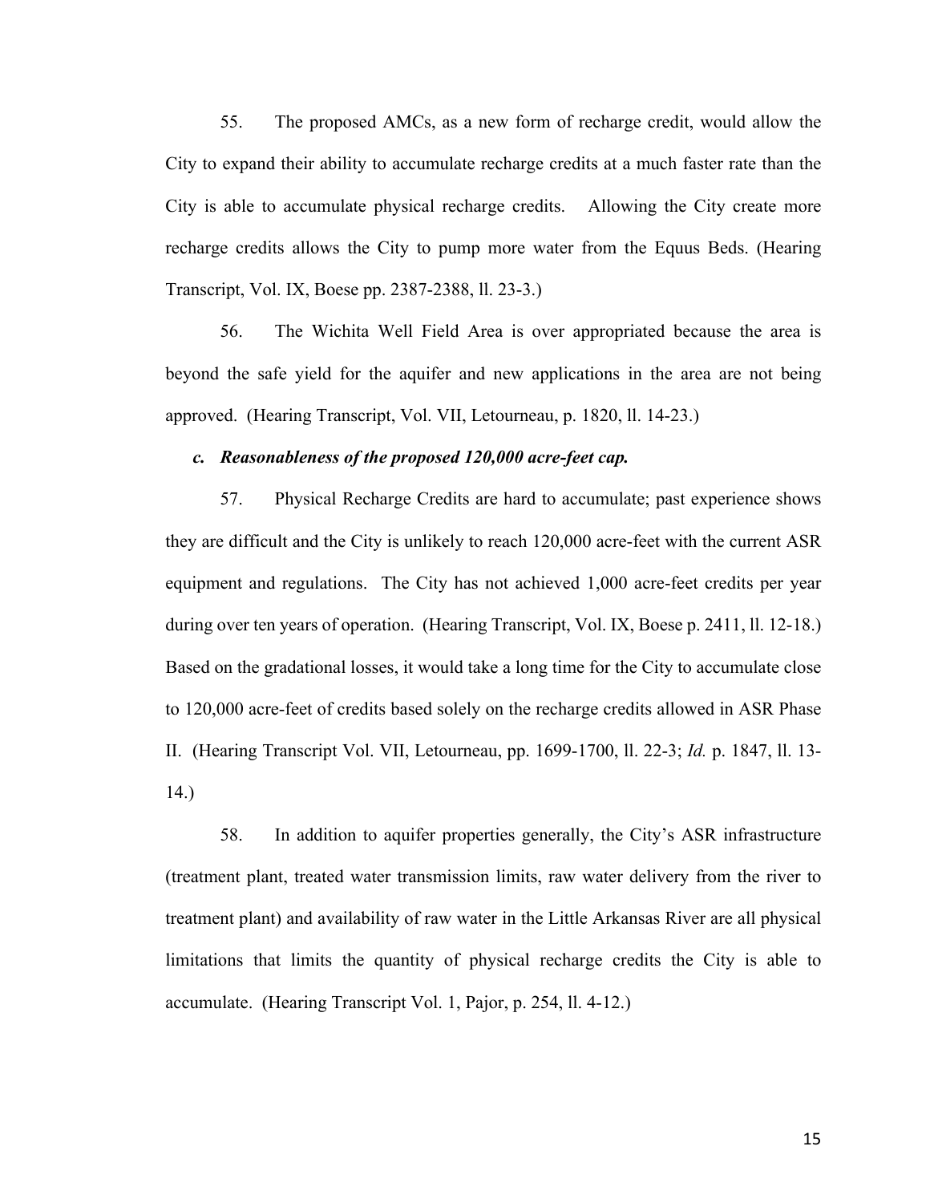55. The proposed AMCs, as a new form of recharge credit, would allow the City to expand their ability to accumulate recharge credits at a much faster rate than the City is able to accumulate physical recharge credits. Allowing the City create more recharge credits allows the City to pump more water from the Equus Beds. (Hearing Transcript, Vol. IX, Boese pp. 2387-2388, ll. 23-3.)

56. The Wichita Well Field Area is over appropriated because the area is beyond the safe yield for the aquifer and new applications in the area are not being approved. (Hearing Transcript, Vol. VII, Letourneau, p. 1820, ll. 14-23.)

***c. Reasonableness of the proposed 120,000 acre-feet cap.***

57. Physical Recharge Credits are hard to accumulate; past experience shows they are difficult and the City is unlikely to reach 120,000 acre-feet with the current ASR equipment and regulations. The City has not achieved 1,000 acre-feet credits per year during over ten years of operation. (Hearing Transcript, Vol. IX, Boese p. 2411, ll. 12-18.) Based on the gradational losses, it would take a long time for the City to accumulate close to 120,000 acre-feet of credits based solely on the recharge credits allowed in ASR Phase II. (Hearing Transcript Vol. VII, Letourneau, pp. 1699-1700, ll. 22-3; *Id.* p. 1847, ll. 13-14.)

58. In addition to aquifer properties generally, the City's ASR infrastructure (treatment plant, treated water transmission limits, raw water delivery from the river to treatment plant) and availability of raw water in the Little Arkansas River are all physical limitations that limits the quantity of physical recharge credits the City is able to accumulate. (Hearing Transcript Vol. 1, Pajor, p. 254, ll. 4-12.)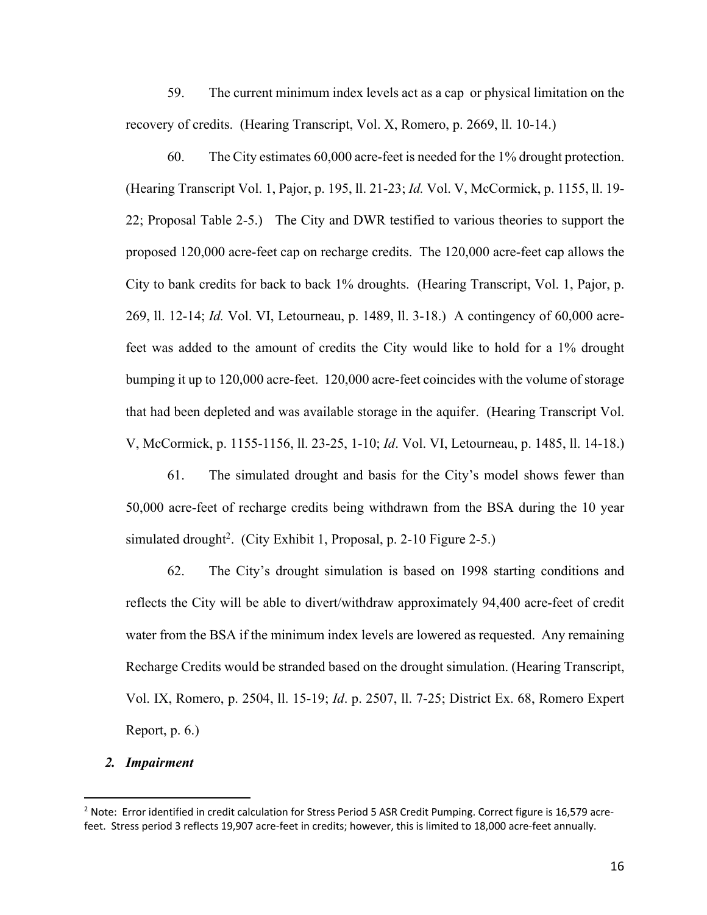59. The current minimum index levels act as a cap or physical limitation on the recovery of credits. (Hearing Transcript, Vol. X, Romero, p. 2669, ll. 10-14.)

60. The City estimates 60,000 acre-feet is needed for the 1% drought protection. (Hearing Transcript Vol. 1, Pajor, p. 195, ll. 21-23; *Id.* Vol. V, McCormick, p. 1155, ll. 19-22; Proposal Table 2-5.) The City and DWR testified to various theories to support the proposed 120,000 acre-feet cap on recharge credits. The 120,000 acre-feet cap allows the City to bank credits for back to back 1% droughts. (Hearing Transcript, Vol. 1, Pajor, p. 269, ll. 12-14; *Id.* Vol. VI, Letourneau, p. 1489, ll. 3-18.) A contingency of 60,000 acre-feet was added to the amount of credits the City would like to hold for a 1% drought bumping it up to 120,000 acre-feet. 120,000 acre-feet coincides with the volume of storage that had been depleted and was available storage in the aquifer. (Hearing Transcript Vol. V, McCormick, p. 1155-1156, ll. 23-25, 1-10; *Id*. Vol. VI, Letourneau, p. 1485, ll. 14-18.)

61. The simulated drought and basis for the City's model shows fewer than 50,000 acre-feet of recharge credits being withdrawn from the BSA during the 10 year simulated drought[2]. (City Exhibit 1, Proposal, p. 2-10 Figure 2-5.)

62. The City's drought simulation is based on 1998 starting conditions and reflects the City will be able to divert/withdraw approximately 94,400 acre-feet of credit water from the BSA if the minimum index levels are lowered as requested. Any remaining Recharge Credits would be stranded based on the drought simulation. (Hearing Transcript, Vol. IX, Romero, p. 2504, ll. 15-19; *Id*. p. 2507, ll. 7-25; District Ex. 68, Romero Expert Report, p. 6.)

## *2. Impairment*

[2] Note: Error identified in credit calculation for Stress Period 5 ASR Credit Pumping. Correct figure is 16,579 acre-feet. Stress period 3 reflects 19,907 acre-feet in credits; however, this is limited to 18,000 acre-feet annually.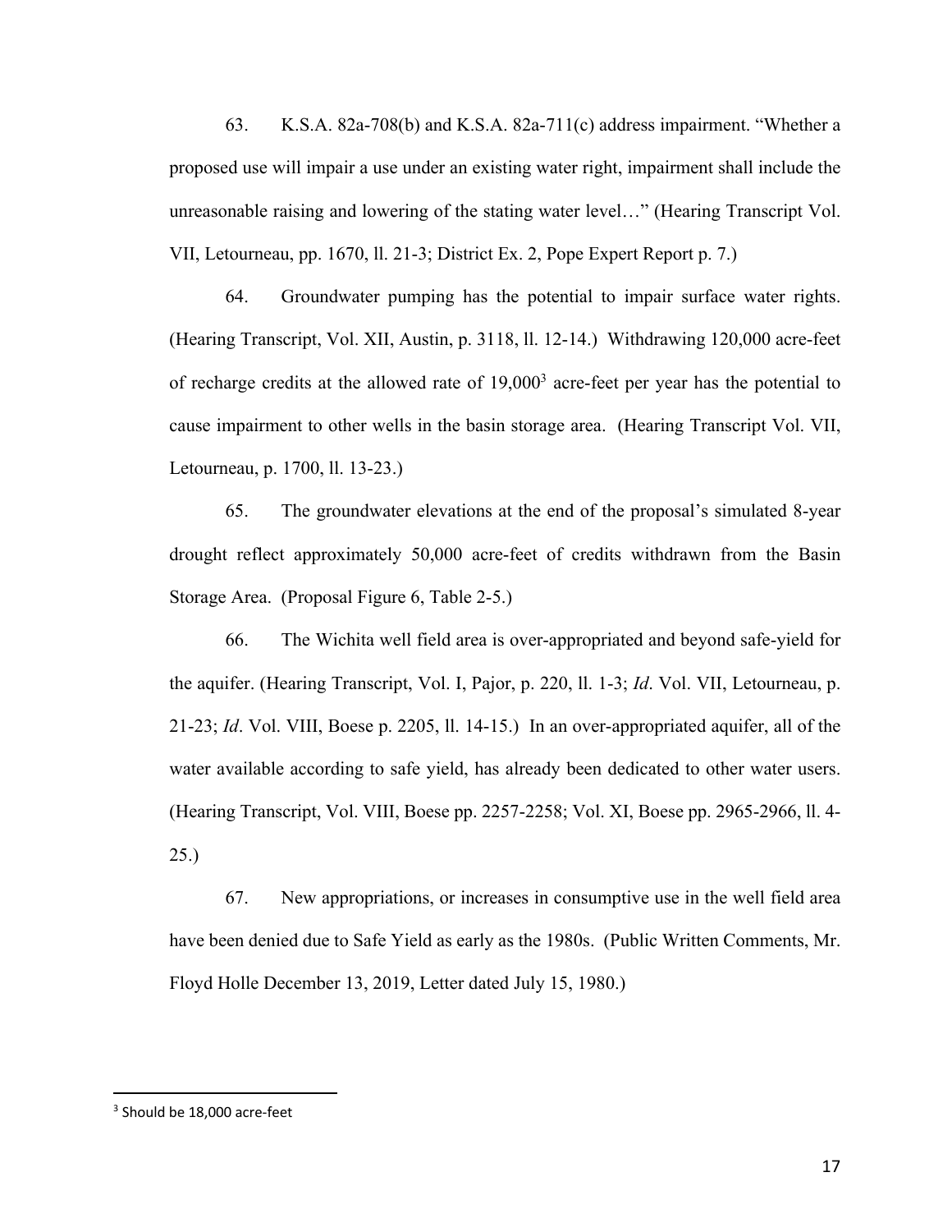63. K.S.A. 82a-708(b) and K.S.A. 82a-711(c) address impairment. "Whether a proposed use will impair a use under an existing water right, impairment shall include the unreasonable raising and lowering of the stating water level…" (Hearing Transcript Vol. VII, Letourneau, pp. 1670, ll. 21-3; District Ex. 2, Pope Expert Report p. 7.)

64. Groundwater pumping has the potential to impair surface water rights. (Hearing Transcript, Vol. XII, Austin, p. 3118, ll. 12-14.) Withdrawing 120,000 acre-feet of recharge credits at the allowed rate of 19,000[3] acre-feet per year has the potential to cause impairment to other wells in the basin storage area. (Hearing Transcript Vol. VII, Letourneau, p. 1700, ll. 13-23.)

65. The groundwater elevations at the end of the proposal's simulated 8-year drought reflect approximately 50,000 acre-feet of credits withdrawn from the Basin Storage Area. (Proposal Figure 6, Table 2-5.)

66. The Wichita well field area is over-appropriated and beyond safe-yield for the aquifer. (Hearing Transcript, Vol. I, Pajor, p. 220, ll. 1-3; *Id*. Vol. VII, Letourneau, p. 21-23; *Id*. Vol. VIII, Boese p. 2205, ll. 14-15.) In an over-appropriated aquifer, all of the water available according to safe yield, has already been dedicated to other water users. (Hearing Transcript, Vol. VIII, Boese pp. 2257-2258; Vol. XI, Boese pp. 2965-2966, ll. 4-25.)

67. New appropriations, or increases in consumptive use in the well field area have been denied due to Safe Yield as early as the 1980s. (Public Written Comments, Mr. Floyd Holle December 13, 2019, Letter dated July 15, 1980.)

---

[3] Should be 18,000 acre-feet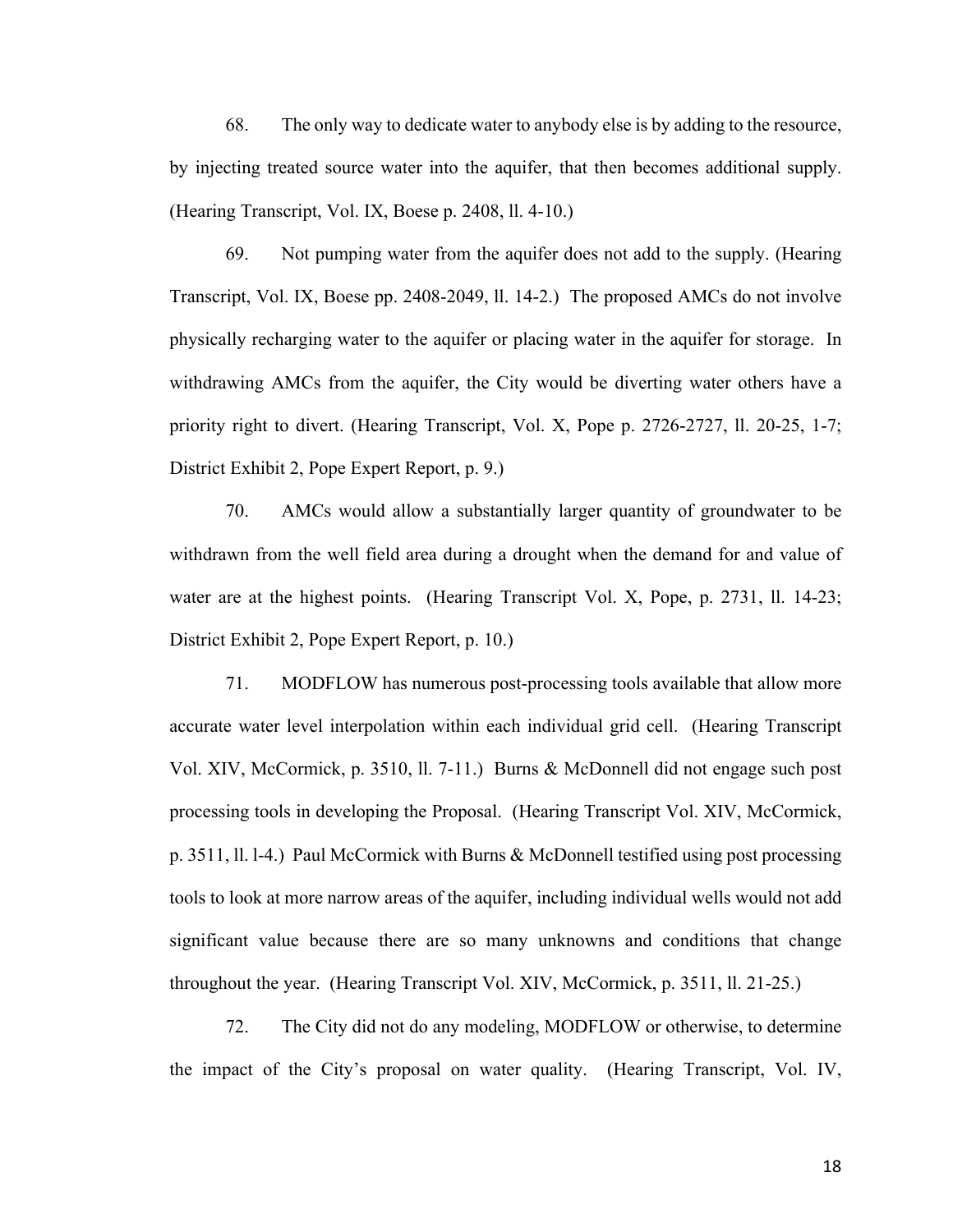68. The only way to dedicate water to anybody else is by adding to the resource, by injecting treated source water into the aquifer, that then becomes additional supply. (Hearing Transcript, Vol. IX, Boese p. 2408, ll. 4-10.)

69. Not pumping water from the aquifer does not add to the supply. (Hearing Transcript, Vol. IX, Boese pp. 2408-2049, ll. 14-2.) The proposed AMCs do not involve physically recharging water to the aquifer or placing water in the aquifer for storage. In withdrawing AMCs from the aquifer, the City would be diverting water others have a priority right to divert. (Hearing Transcript, Vol. X, Pope p. 2726-2727, ll. 20-25, 1-7; District Exhibit 2, Pope Expert Report, p. 9.)

70. AMCs would allow a substantially larger quantity of groundwater to be withdrawn from the well field area during a drought when the demand for and value of water are at the highest points. (Hearing Transcript Vol. X, Pope, p. 2731, ll. 14-23; District Exhibit 2, Pope Expert Report, p. 10.)

71. MODFLOW has numerous post-processing tools available that allow more accurate water level interpolation within each individual grid cell. (Hearing Transcript Vol. XIV, McCormick, p. 3510, ll. 7-11.) Burns & McDonnell did not engage such post processing tools in developing the Proposal. (Hearing Transcript Vol. XIV, McCormick, p. 3511, ll. l-4.) Paul McCormick with Burns & McDonnell testified using post processing tools to look at more narrow areas of the aquifer, including individual wells would not add significant value because there are so many unknowns and conditions that change throughout the year. (Hearing Transcript Vol. XIV, McCormick, p. 3511, ll. 21-25.)

72. The City did not do any modeling, MODFLOW or otherwise, to determine the impact of the City's proposal on water quality. (Hearing Transcript, Vol. IV,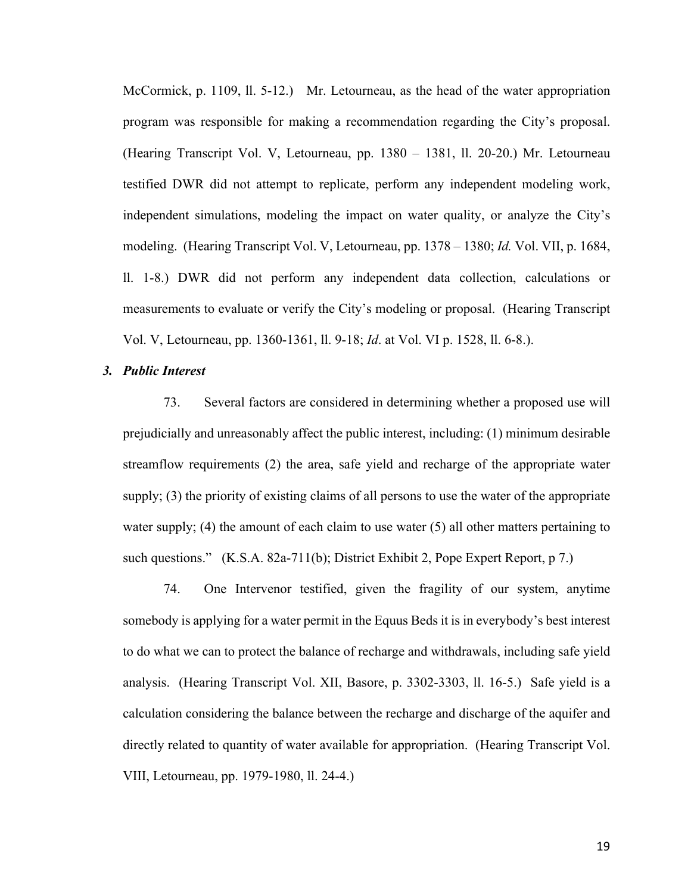McCormick, p. 1109, ll. 5-12.) Mr. Letourneau, as the head of the water appropriation program was responsible for making a recommendation regarding the City's proposal. (Hearing Transcript Vol. V, Letourneau, pp. 1380 – 1381, ll. 20-20.) Mr. Letourneau testified DWR did not attempt to replicate, perform any independent modeling work, independent simulations, modeling the impact on water quality, or analyze the City's modeling. (Hearing Transcript Vol. V, Letourneau, pp. 1378 – 1380; *Id.* Vol. VII, p. 1684, ll. 1-8.) DWR did not perform any independent data collection, calculations or measurements to evaluate or verify the City's modeling or proposal. (Hearing Transcript Vol. V, Letourneau, pp. 1360-1361, ll. 9-18; *Id*. at Vol. VI p. 1528, ll. 6-8.).

### *3. Public Interest*

73. Several factors are considered in determining whether a proposed use will prejudicially and unreasonably affect the public interest, including: (1) minimum desirable streamflow requirements (2) the area, safe yield and recharge of the appropriate water supply; (3) the priority of existing claims of all persons to use the water of the appropriate water supply; (4) the amount of each claim to use water (5) all other matters pertaining to such questions." (K.S.A. 82a-711(b); District Exhibit 2, Pope Expert Report, p 7.)

74. One Intervenor testified, given the fragility of our system, anytime somebody is applying for a water permit in the Equus Beds it is in everybody's best interest to do what we can to protect the balance of recharge and withdrawals, including safe yield analysis. (Hearing Transcript Vol. XII, Basore, p. 3302-3303, ll. 16-5.) Safe yield is a calculation considering the balance between the recharge and discharge of the aquifer and directly related to quantity of water available for appropriation. (Hearing Transcript Vol. VIII, Letourneau, pp. 1979-1980, ll. 24-4.)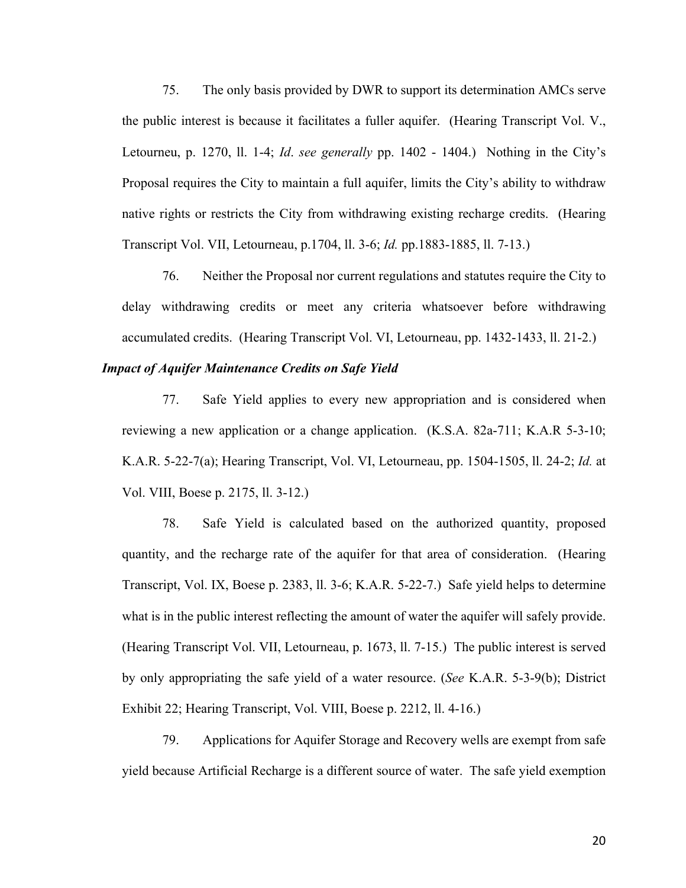75. The only basis provided by DWR to support its determination AMCs serve the public interest is because it facilitates a fuller aquifer. (Hearing Transcript Vol. V., Letourneu, p. 1270, ll. 1-4; *Id*. *see generally* pp. 1402 - 1404.) Nothing in the City's Proposal requires the City to maintain a full aquifer, limits the City's ability to withdraw native rights or restricts the City from withdrawing existing recharge credits. (Hearing Transcript Vol. VII, Letourneau, p.1704, ll. 3-6; *Id.* pp.1883-1885, ll. 7-13.)

76. Neither the Proposal nor current regulations and statutes require the City to delay withdrawing credits or meet any criteria whatsoever before withdrawing accumulated credits. (Hearing Transcript Vol. VI, Letourneau, pp. 1432-1433, ll. 21-2.)

***Impact of Aquifer Maintenance Credits on Safe Yield***

77. Safe Yield applies to every new appropriation and is considered when reviewing a new application or a change application. (K.S.A. 82a-711; K.A.R 5-3-10; K.A.R. 5-22-7(a); Hearing Transcript, Vol. VI, Letourneau, pp. 1504-1505, ll. 24-2; *Id.* at Vol. VIII, Boese p. 2175, ll. 3-12.)

78. Safe Yield is calculated based on the authorized quantity, proposed quantity, and the recharge rate of the aquifer for that area of consideration. (Hearing Transcript, Vol. IX, Boese p. 2383, ll. 3-6; K.A.R. 5-22-7.) Safe yield helps to determine what is in the public interest reflecting the amount of water the aquifer will safely provide. (Hearing Transcript Vol. VII, Letourneau, p. 1673, ll. 7-15.) The public interest is served by only appropriating the safe yield of a water resource. (*See* K.A.R. 5-3-9(b); District Exhibit 22; Hearing Transcript, Vol. VIII, Boese p. 2212, ll. 4-16.)

79. Applications for Aquifer Storage and Recovery wells are exempt from safe yield because Artificial Recharge is a different source of water. The safe yield exemption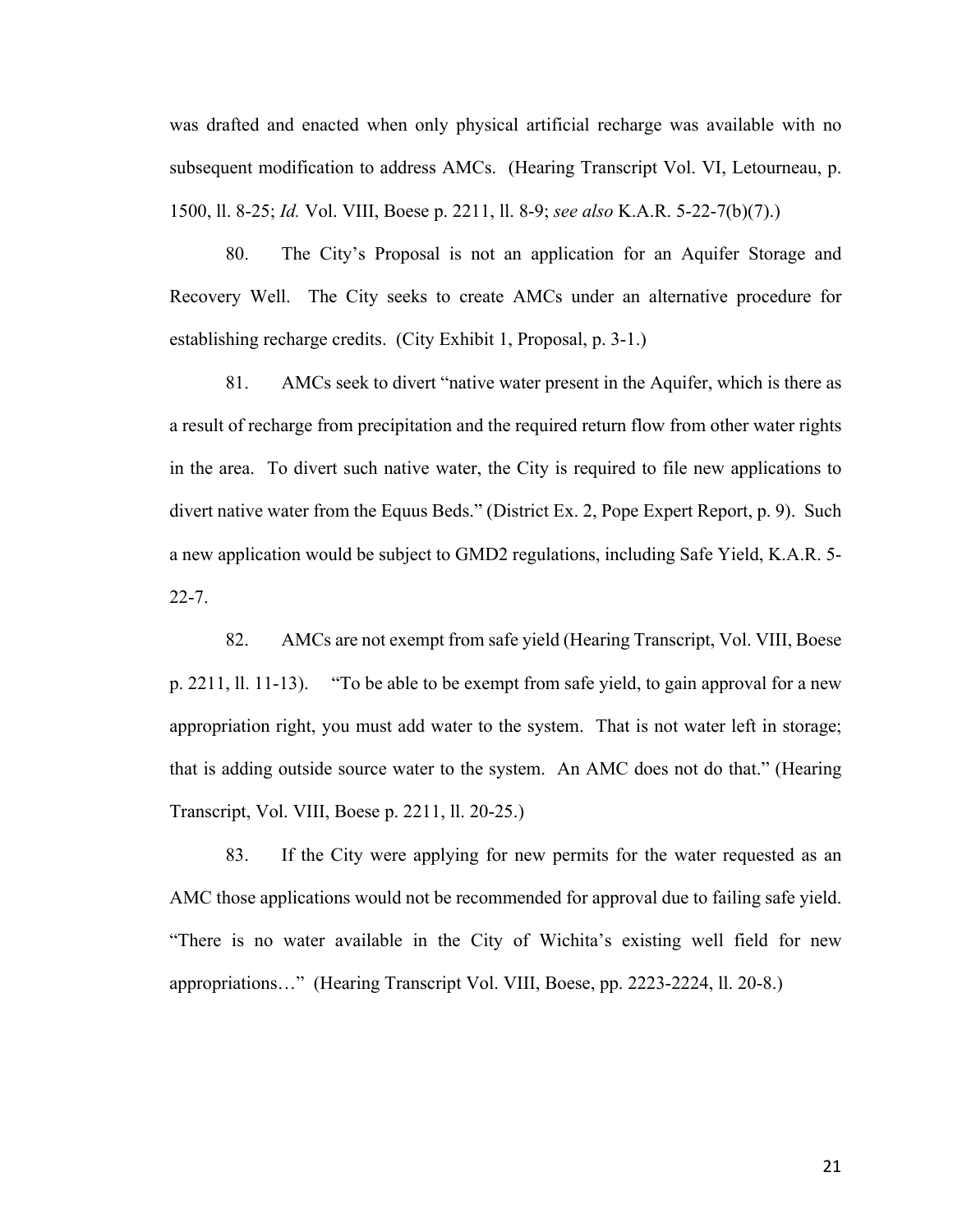was drafted and enacted when only physical artificial recharge was available with no subsequent modification to address AMCs. (Hearing Transcript Vol. VI, Letourneau, p. 1500, ll. 8-25; *Id.* Vol. VIII, Boese p. 2211, ll. 8-9; *see also* K.A.R. 5-22-7(b)(7).)

80. The City's Proposal is not an application for an Aquifer Storage and Recovery Well. The City seeks to create AMCs under an alternative procedure for establishing recharge credits. (City Exhibit 1, Proposal, p. 3-1.)

81. AMCs seek to divert "native water present in the Aquifer, which is there as a result of recharge from precipitation and the required return flow from other water rights in the area. To divert such native water, the City is required to file new applications to divert native water from the Equus Beds." (District Ex. 2, Pope Expert Report, p. 9). Such a new application would be subject to GMD2 regulations, including Safe Yield, K.A.R. 5-22-7.

82. AMCs are not exempt from safe yield (Hearing Transcript, Vol. VIII, Boese p. 2211, ll. 11-13). "To be able to be exempt from safe yield, to gain approval for a new appropriation right, you must add water to the system. That is not water left in storage; that is adding outside source water to the system. An AMC does not do that." (Hearing Transcript, Vol. VIII, Boese p. 2211, ll. 20-25.)

83. If the City were applying for new permits for the water requested as an AMC those applications would not be recommended for approval due to failing safe yield. "There is no water available in the City of Wichita's existing well field for new appropriations…" (Hearing Transcript Vol. VIII, Boese, pp. 2223-2224, ll. 20-8.)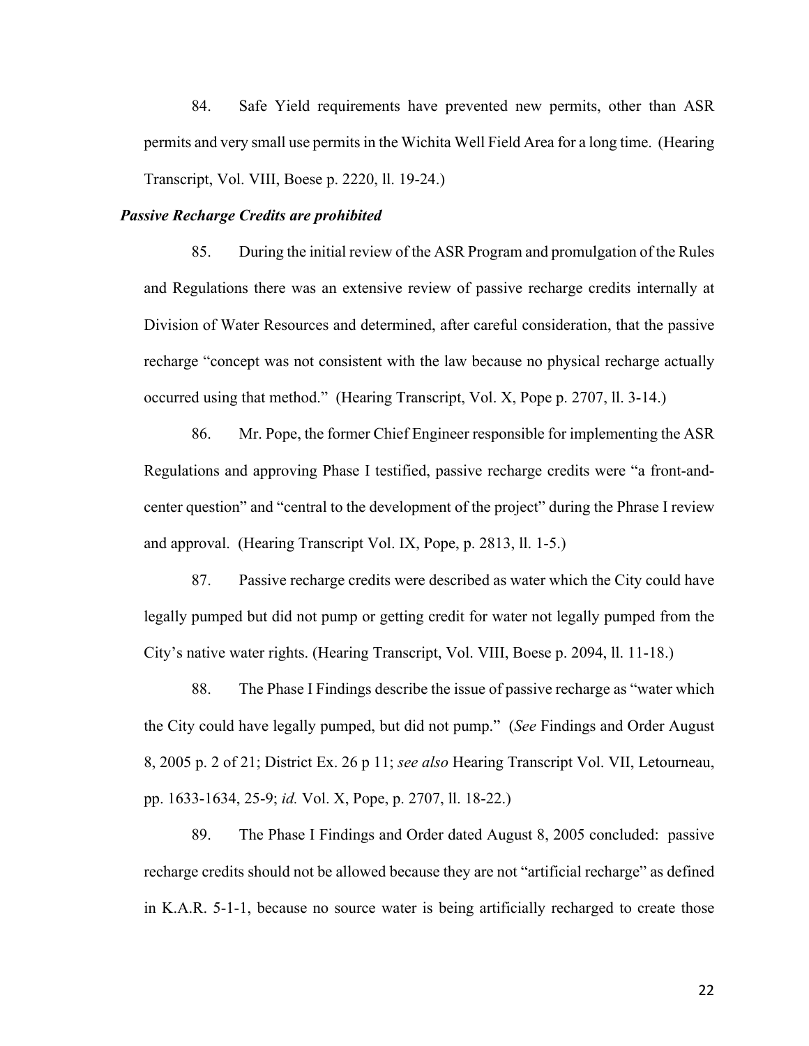84. Safe Yield requirements have prevented new permits, other than ASR permits and very small use permits in the Wichita Well Field Area for a long time. (Hearing Transcript, Vol. VIII, Boese p. 2220, ll. 19-24.)

***Passive Recharge Credits are prohibited***

85. During the initial review of the ASR Program and promulgation of the Rules and Regulations there was an extensive review of passive recharge credits internally at Division of Water Resources and determined, after careful consideration, that the passive recharge "concept was not consistent with the law because no physical recharge actually occurred using that method." (Hearing Transcript, Vol. X, Pope p. 2707, ll. 3-14.)

86. Mr. Pope, the former Chief Engineer responsible for implementing the ASR Regulations and approving Phase I testified, passive recharge credits were "a front-and-center question" and "central to the development of the project" during the Phrase I review and approval. (Hearing Transcript Vol. IX, Pope, p. 2813, ll. 1-5.)

87. Passive recharge credits were described as water which the City could have legally pumped but did not pump or getting credit for water not legally pumped from the City's native water rights. (Hearing Transcript, Vol. VIII, Boese p. 2094, ll. 11-18.)

88. The Phase I Findings describe the issue of passive recharge as "water which the City could have legally pumped, but did not pump." (*See* Findings and Order August 8, 2005 p. 2 of 21; District Ex. 26 p 11; *see also* Hearing Transcript Vol. VII, Letourneau, pp. 1633-1634, 25-9; *id.* Vol. X, Pope, p. 2707, ll. 18-22.)

89. The Phase I Findings and Order dated August 8, 2005 concluded: passive recharge credits should not be allowed because they are not "artificial recharge" as defined in K.A.R. 5-1-1, because no source water is being artificially recharged to create those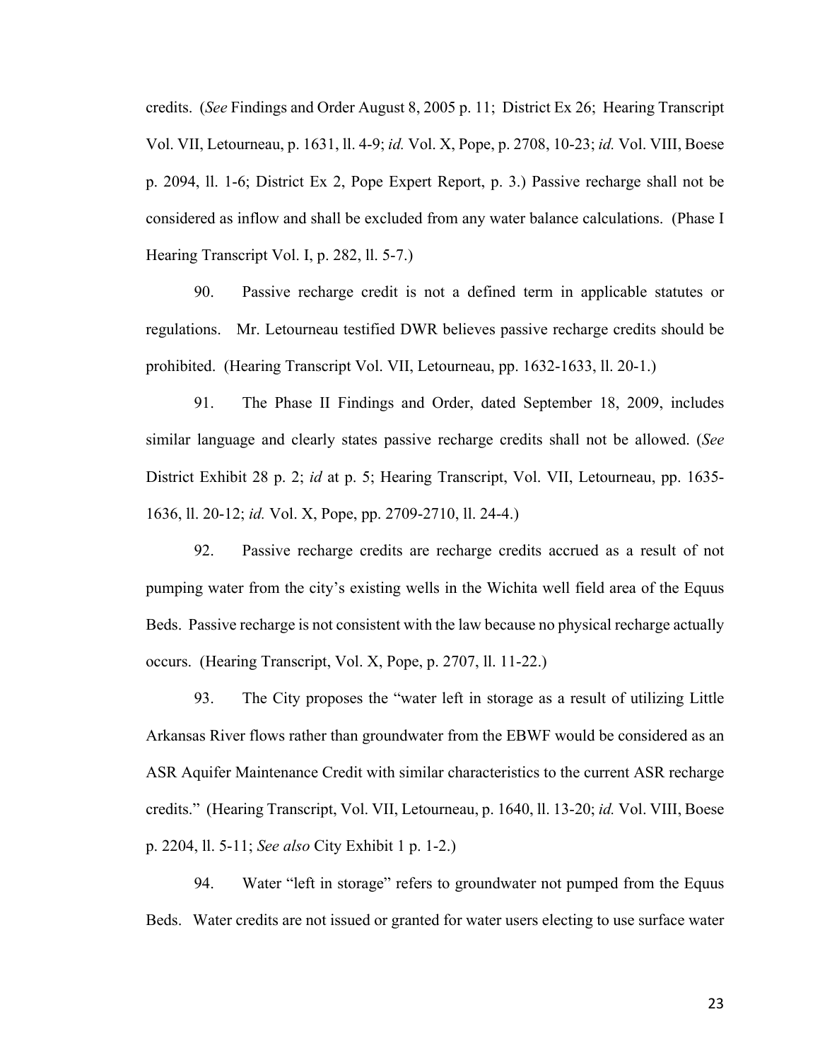credits. (*See* Findings and Order August 8, 2005 p. 11; District Ex 26; Hearing Transcript Vol. VII, Letourneau, p. 1631, ll. 4-9; *id.* Vol. X, Pope, p. 2708, 10-23; *id.* Vol. VIII, Boese p. 2094, ll. 1-6; District Ex 2, Pope Expert Report, p. 3.) Passive recharge shall not be considered as inflow and shall be excluded from any water balance calculations. (Phase I Hearing Transcript Vol. I, p. 282, ll. 5-7.)

90. Passive recharge credit is not a defined term in applicable statutes or regulations. Mr. Letourneau testified DWR believes passive recharge credits should be prohibited. (Hearing Transcript Vol. VII, Letourneau, pp. 1632-1633, ll. 20-1.)

91. The Phase II Findings and Order, dated September 18, 2009, includes similar language and clearly states passive recharge credits shall not be allowed. (*See* District Exhibit 28 p. 2; *id* at p. 5; Hearing Transcript, Vol. VII, Letourneau, pp. 1635-1636, ll. 20-12; *id.* Vol. X, Pope, pp. 2709-2710, ll. 24-4.)

92. Passive recharge credits are recharge credits accrued as a result of not pumping water from the city's existing wells in the Wichita well field area of the Equus Beds. Passive recharge is not consistent with the law because no physical recharge actually occurs. (Hearing Transcript, Vol. X, Pope, p. 2707, ll. 11-22.)

93. The City proposes the "water left in storage as a result of utilizing Little Arkansas River flows rather than groundwater from the EBWF would be considered as an ASR Aquifer Maintenance Credit with similar characteristics to the current ASR recharge credits." (Hearing Transcript, Vol. VII, Letourneau, p. 1640, ll. 13-20; *id.* Vol. VIII, Boese p. 2204, ll. 5-11; *See also* City Exhibit 1 p. 1-2.)

94. Water "left in storage" refers to groundwater not pumped from the Equus Beds. Water credits are not issued or granted for water users electing to use surface water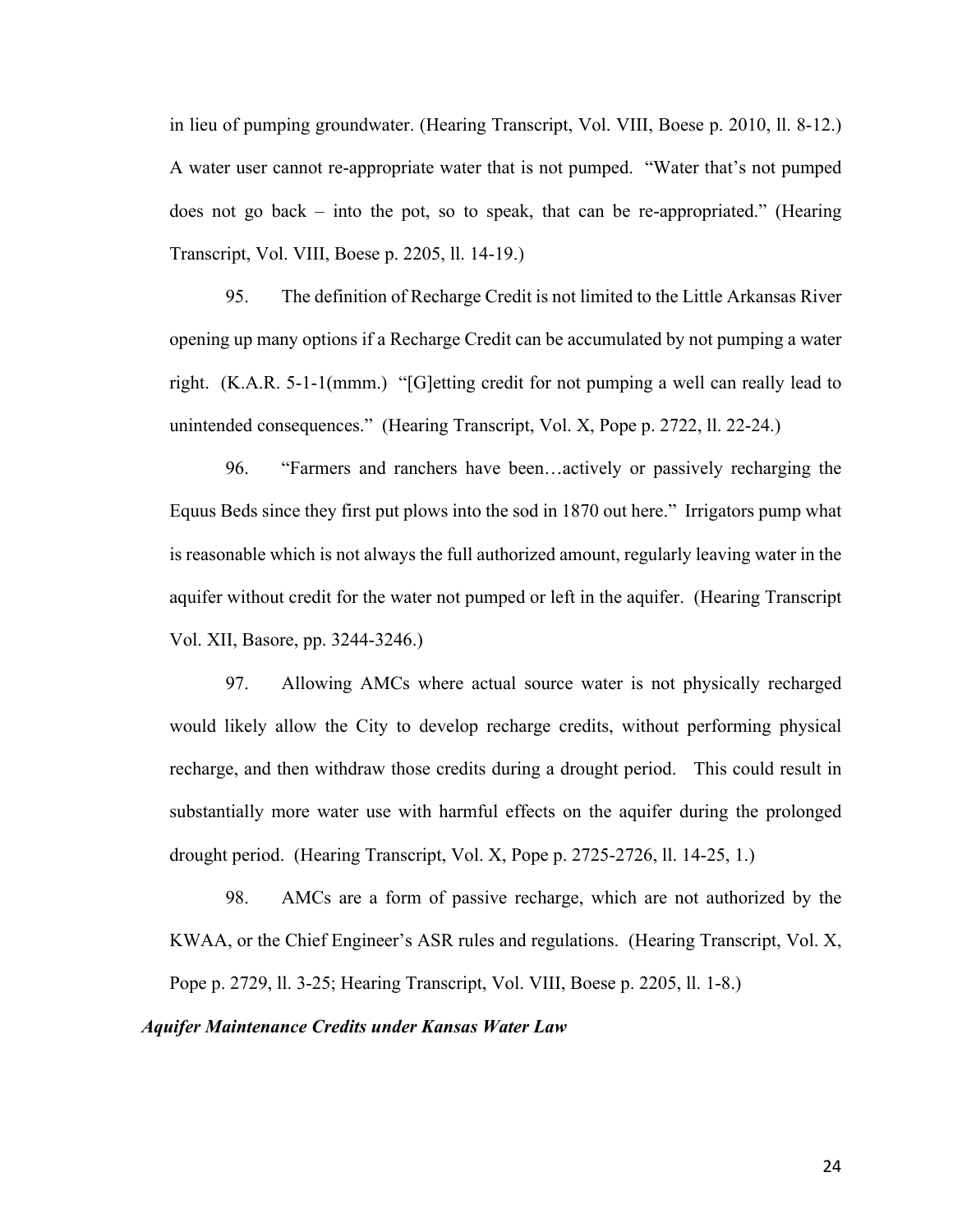in lieu of pumping groundwater. (Hearing Transcript, Vol. VIII, Boese p. 2010, ll. 8-12.) A water user cannot re-appropriate water that is not pumped. "Water that's not pumped does not go back – into the pot, so to speak, that can be re-appropriated." (Hearing Transcript, Vol. VIII, Boese p. 2205, ll. 14-19.)

95. The definition of Recharge Credit is not limited to the Little Arkansas River opening up many options if a Recharge Credit can be accumulated by not pumping a water right. (K.A.R. 5-1-1(mmm.) "[G]etting credit for not pumping a well can really lead to unintended consequences." (Hearing Transcript, Vol. X, Pope p. 2722, ll. 22-24.)

96. "Farmers and ranchers have been…actively or passively recharging the Equus Beds since they first put plows into the sod in 1870 out here." Irrigators pump what is reasonable which is not always the full authorized amount, regularly leaving water in the aquifer without credit for the water not pumped or left in the aquifer. (Hearing Transcript Vol. XII, Basore, pp. 3244-3246.)

97. Allowing AMCs where actual source water is not physically recharged would likely allow the City to develop recharge credits, without performing physical recharge, and then withdraw those credits during a drought period. This could result in substantially more water use with harmful effects on the aquifer during the prolonged drought period. (Hearing Transcript, Vol. X, Pope p. 2725-2726, ll. 14-25, 1.)

98. AMCs are a form of passive recharge, which are not authorized by the KWAA, or the Chief Engineer's ASR rules and regulations. (Hearing Transcript, Vol. X, Pope p. 2729, ll. 3-25; Hearing Transcript, Vol. VIII, Boese p. 2205, ll. 1-8.)

***Aquifer Maintenance Credits under Kansas Water Law***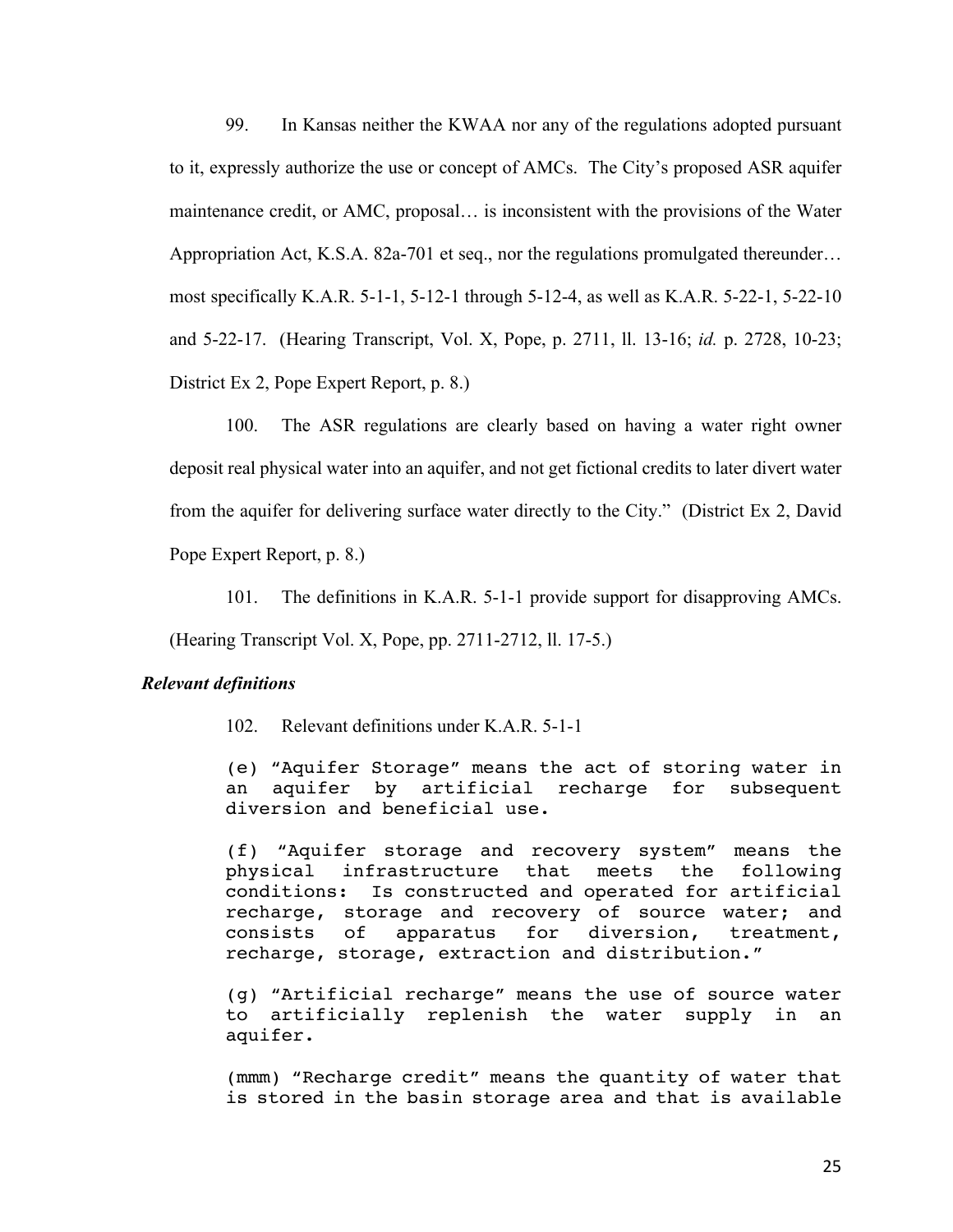99. In Kansas neither the KWAA nor any of the regulations adopted pursuant to it, expressly authorize the use or concept of AMCs. The City's proposed ASR aquifer maintenance credit, or AMC, proposal… is inconsistent with the provisions of the Water Appropriation Act, K.S.A. 82a-701 et seq., nor the regulations promulgated thereunder… most specifically K.A.R. 5-1-1, 5-12-1 through 5-12-4, as well as K.A.R. 5-22-1, 5-22-10 and 5-22-17. (Hearing Transcript, Vol. X, Pope, p. 2711, ll. 13-16; *id.* p. 2728, 10-23; District Ex 2, Pope Expert Report, p. 8.)

100. The ASR regulations are clearly based on having a water right owner deposit real physical water into an aquifer, and not get fictional credits to later divert water from the aquifer for delivering surface water directly to the City." (District Ex 2, David Pope Expert Report, p. 8.)

101. The definitions in K.A.R. 5-1-1 provide support for disapproving AMCs. (Hearing Transcript Vol. X, Pope, pp. 2711-2712, ll. 17-5.)

***Relevant definitions***

102. Relevant definitions under K.A.R. 5-1-1

> (e) "Aquifer Storage" means the act of storing water in an aquifer by artificial recharge for subsequent diversion and beneficial use.
>
> (f) "Aquifer storage and recovery system" means the physical infrastructure that meets the following conditions: Is constructed and operated for artificial recharge, storage and recovery of source water; and consists of apparatus for diversion, treatment, recharge, storage, extraction and distribution."
>
> (g) "Artificial recharge" means the use of source water to artificially replenish the water supply in an aquifer.
>
> (mmm) "Recharge credit" means the quantity of water that is stored in the basin storage area and that is available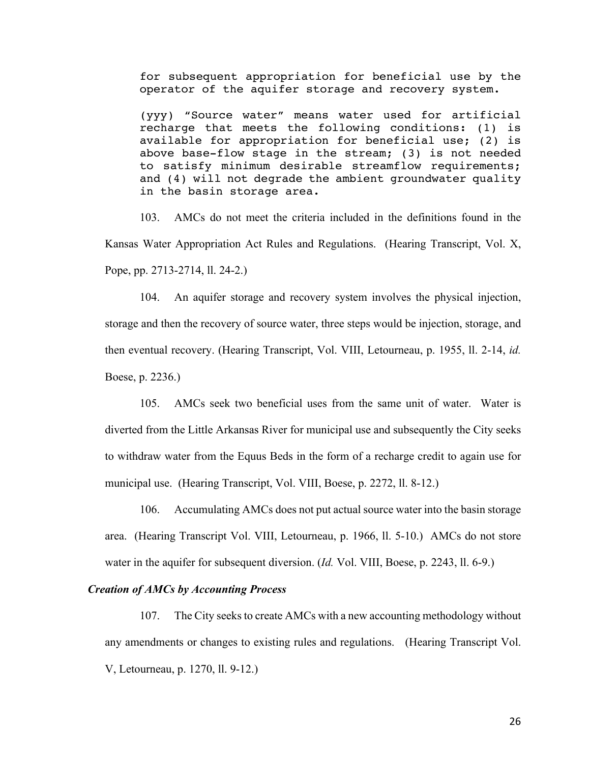> for subsequent appropriation for beneficial use by the operator of the aquifer storage and recovery system.
>
> (yyy) "Source water" means water used for artificial recharge that meets the following conditions: (1) is available for appropriation for beneficial use; (2) is above base-flow stage in the stream; (3) is not needed to satisfy minimum desirable streamflow requirements; and (4) will not degrade the ambient groundwater quality in the basin storage area.

103. AMCs do not meet the criteria included in the definitions found in the Kansas Water Appropriation Act Rules and Regulations. (Hearing Transcript, Vol. X, Pope, pp. 2713-2714, ll. 24-2.)

104. An aquifer storage and recovery system involves the physical injection, storage and then the recovery of source water, three steps would be injection, storage, and then eventual recovery. (Hearing Transcript, Vol. VIII, Letourneau, p. 1955, ll. 2-14, *id.* Boese, p. 2236.)

105. AMCs seek two beneficial uses from the same unit of water. Water is diverted from the Little Arkansas River for municipal use and subsequently the City seeks to withdraw water from the Equus Beds in the form of a recharge credit to again use for municipal use. (Hearing Transcript, Vol. VIII, Boese, p. 2272, ll. 8-12.)

106. Accumulating AMCs does not put actual source water into the basin storage area. (Hearing Transcript Vol. VIII, Letourneau, p. 1966, ll. 5-10.) AMCs do not store water in the aquifer for subsequent diversion. (*Id.* Vol. VIII, Boese, p. 2243, ll. 6-9.)

***Creation of AMCs by Accounting Process***

107. The City seeks to create AMCs with a new accounting methodology without any amendments or changes to existing rules and regulations. (Hearing Transcript Vol. V, Letourneau, p. 1270, ll. 9-12.)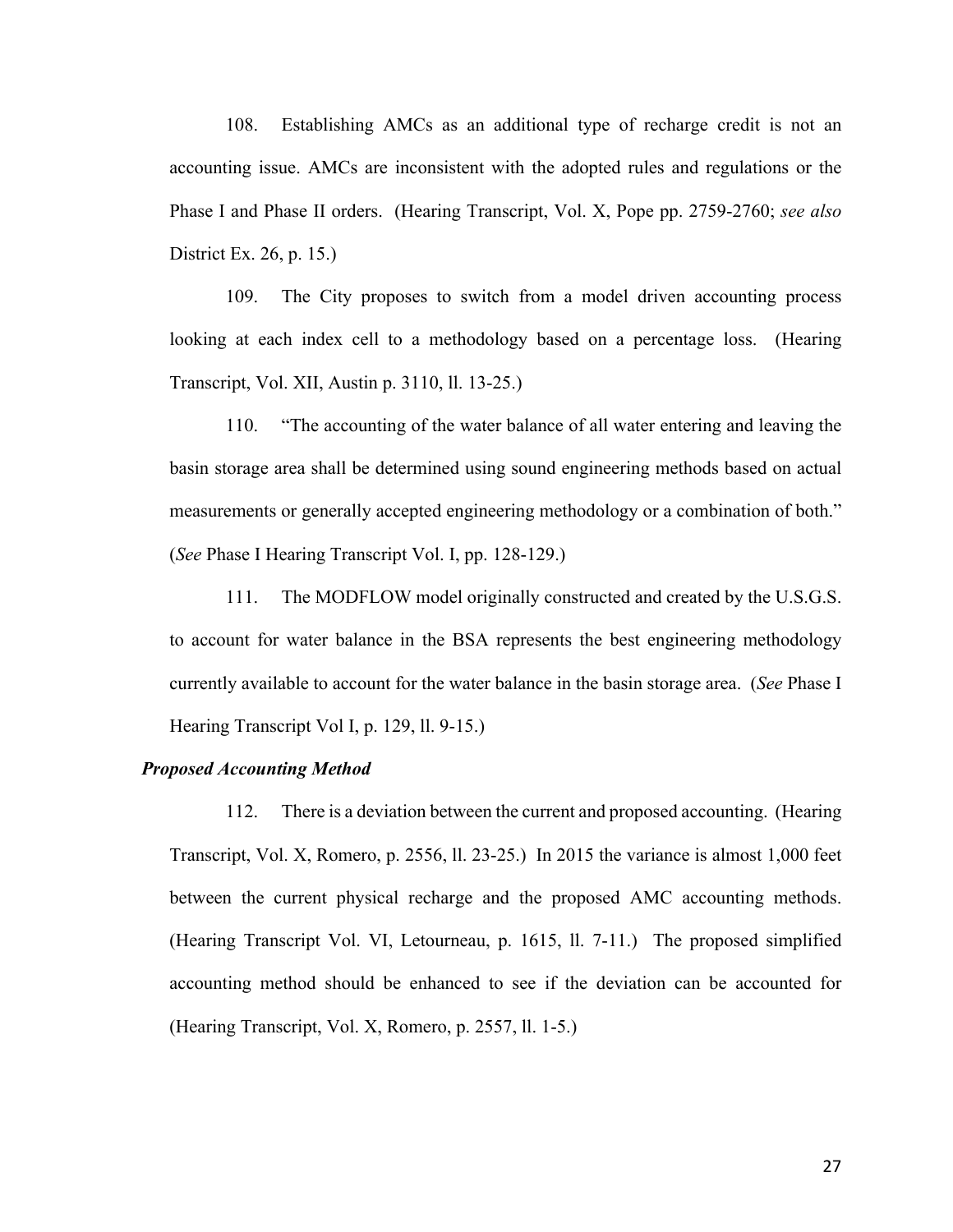108. Establishing AMCs as an additional type of recharge credit is not an accounting issue. AMCs are inconsistent with the adopted rules and regulations or the Phase I and Phase II orders. (Hearing Transcript, Vol. X, Pope pp. 2759-2760; *see also* District Ex. 26, p. 15.)

109. The City proposes to switch from a model driven accounting process looking at each index cell to a methodology based on a percentage loss. (Hearing Transcript, Vol. XII, Austin p. 3110, ll. 13-25.)

110. "The accounting of the water balance of all water entering and leaving the basin storage area shall be determined using sound engineering methods based on actual measurements or generally accepted engineering methodology or a combination of both." (*See* Phase I Hearing Transcript Vol. I, pp. 128-129.)

111. The MODFLOW model originally constructed and created by the U.S.G.S. to account for water balance in the BSA represents the best engineering methodology currently available to account for the water balance in the basin storage area. (*See* Phase I Hearing Transcript Vol I, p. 129, ll. 9-15.)

***Proposed Accounting Method***

112. There is a deviation between the current and proposed accounting. (Hearing Transcript, Vol. X, Romero, p. 2556, ll. 23-25.) In 2015 the variance is almost 1,000 feet between the current physical recharge and the proposed AMC accounting methods. (Hearing Transcript Vol. VI, Letourneau, p. 1615, ll. 7-11.) The proposed simplified accounting method should be enhanced to see if the deviation can be accounted for (Hearing Transcript, Vol. X, Romero, p. 2557, ll. 1-5.)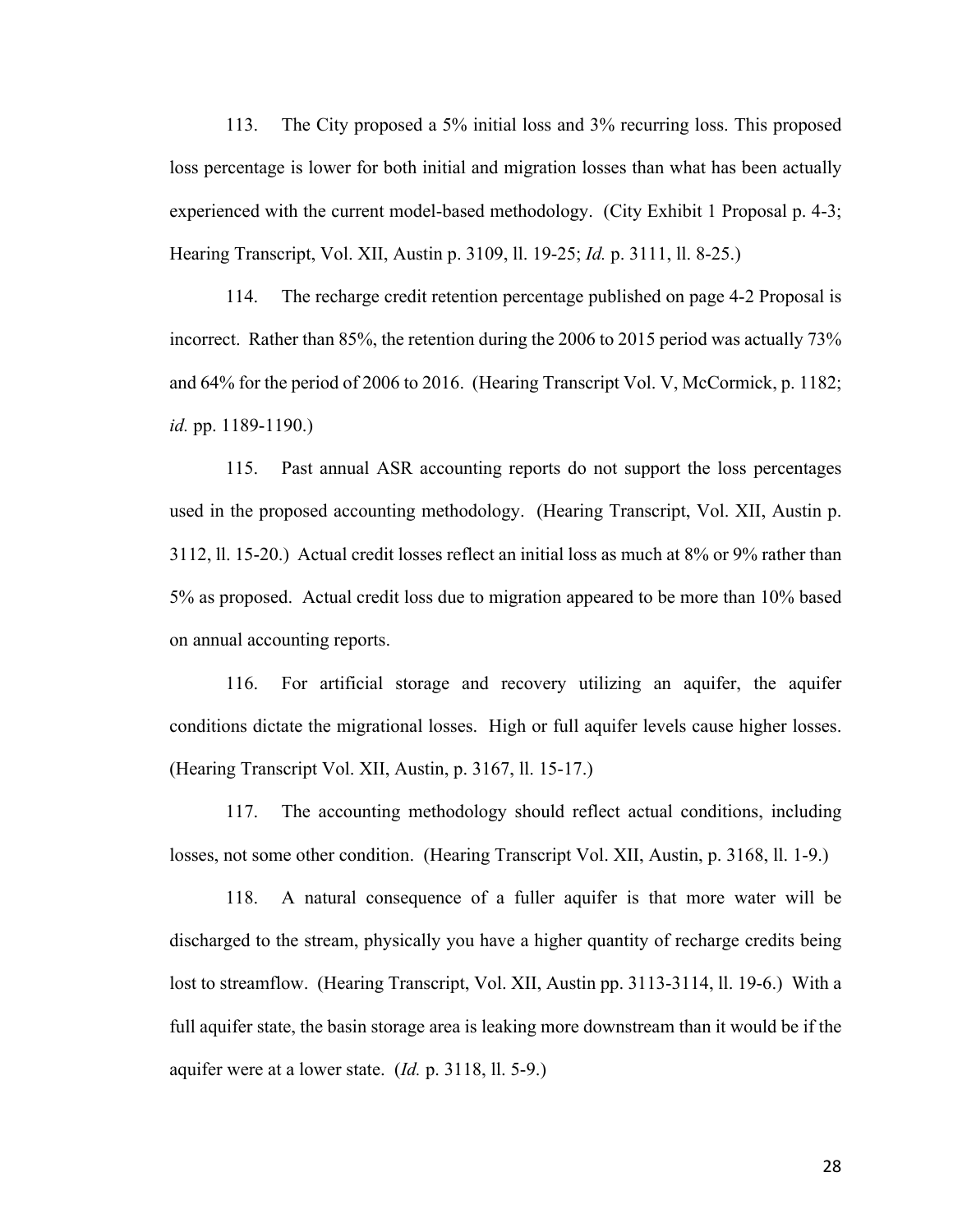113. The City proposed a 5% initial loss and 3% recurring loss. This proposed loss percentage is lower for both initial and migration losses than what has been actually experienced with the current model-based methodology. (City Exhibit 1 Proposal p. 4-3; Hearing Transcript, Vol. XII, Austin p. 3109, ll. 19-25; *Id.* p. 3111, ll. 8-25.)

114. The recharge credit retention percentage published on page 4-2 Proposal is incorrect. Rather than 85%, the retention during the 2006 to 2015 period was actually 73% and 64% for the period of 2006 to 2016. (Hearing Transcript Vol. V, McCormick, p. 1182; *id.* pp. 1189-1190.)

115. Past annual ASR accounting reports do not support the loss percentages used in the proposed accounting methodology. (Hearing Transcript, Vol. XII, Austin p. 3112, ll. 15-20.) Actual credit losses reflect an initial loss as much at 8% or 9% rather than 5% as proposed. Actual credit loss due to migration appeared to be more than 10% based on annual accounting reports.

116. For artificial storage and recovery utilizing an aquifer, the aquifer conditions dictate the migrational losses. High or full aquifer levels cause higher losses. (Hearing Transcript Vol. XII, Austin, p. 3167, ll. 15-17.)

117. The accounting methodology should reflect actual conditions, including losses, not some other condition. (Hearing Transcript Vol. XII, Austin, p. 3168, ll. 1-9.)

118. A natural consequence of a fuller aquifer is that more water will be discharged to the stream, physically you have a higher quantity of recharge credits being lost to streamflow. (Hearing Transcript, Vol. XII, Austin pp. 3113-3114, ll. 19-6.) With a full aquifer state, the basin storage area is leaking more downstream than it would be if the aquifer were at a lower state. (*Id.* p. 3118, ll. 5-9.)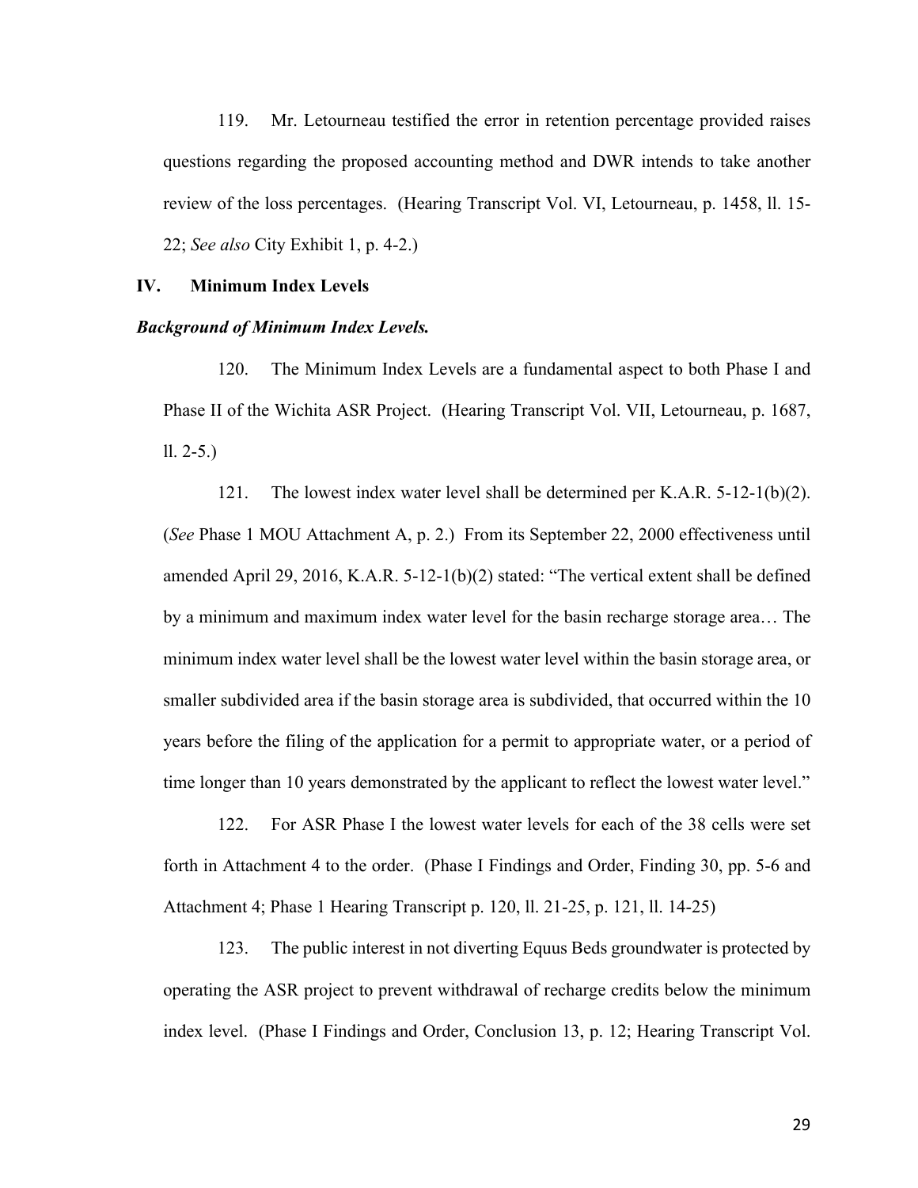119. Mr. Letourneau testified the error in retention percentage provided raises questions regarding the proposed accounting method and DWR intends to take another review of the loss percentages. (Hearing Transcript Vol. VI, Letourneau, p. 1458, ll. 15-22; *See also* City Exhibit 1, p. 4-2.)

## IV. Minimum Index Levels

***Background of Minimum Index Levels.***

120. The Minimum Index Levels are a fundamental aspect to both Phase I and Phase II of the Wichita ASR Project. (Hearing Transcript Vol. VII, Letourneau, p. 1687, ll. 2-5.)

121. The lowest index water level shall be determined per K.A.R. 5-12-1(b)(2). (*See* Phase 1 MOU Attachment A, p. 2.) From its September 22, 2000 effectiveness until amended April 29, 2016, K.A.R. 5-12-1(b)(2) stated: "The vertical extent shall be defined by a minimum and maximum index water level for the basin recharge storage area… The minimum index water level shall be the lowest water level within the basin storage area, or smaller subdivided area if the basin storage area is subdivided, that occurred within the 10 years before the filing of the application for a permit to appropriate water, or a period of time longer than 10 years demonstrated by the applicant to reflect the lowest water level."

122. For ASR Phase I the lowest water levels for each of the 38 cells were set forth in Attachment 4 to the order. (Phase I Findings and Order, Finding 30, pp. 5-6 and Attachment 4; Phase 1 Hearing Transcript p. 120, ll. 21-25, p. 121, ll. 14-25)

123. The public interest in not diverting Equus Beds groundwater is protected by operating the ASR project to prevent withdrawal of recharge credits below the minimum index level. (Phase I Findings and Order, Conclusion 13, p. 12; Hearing Transcript Vol.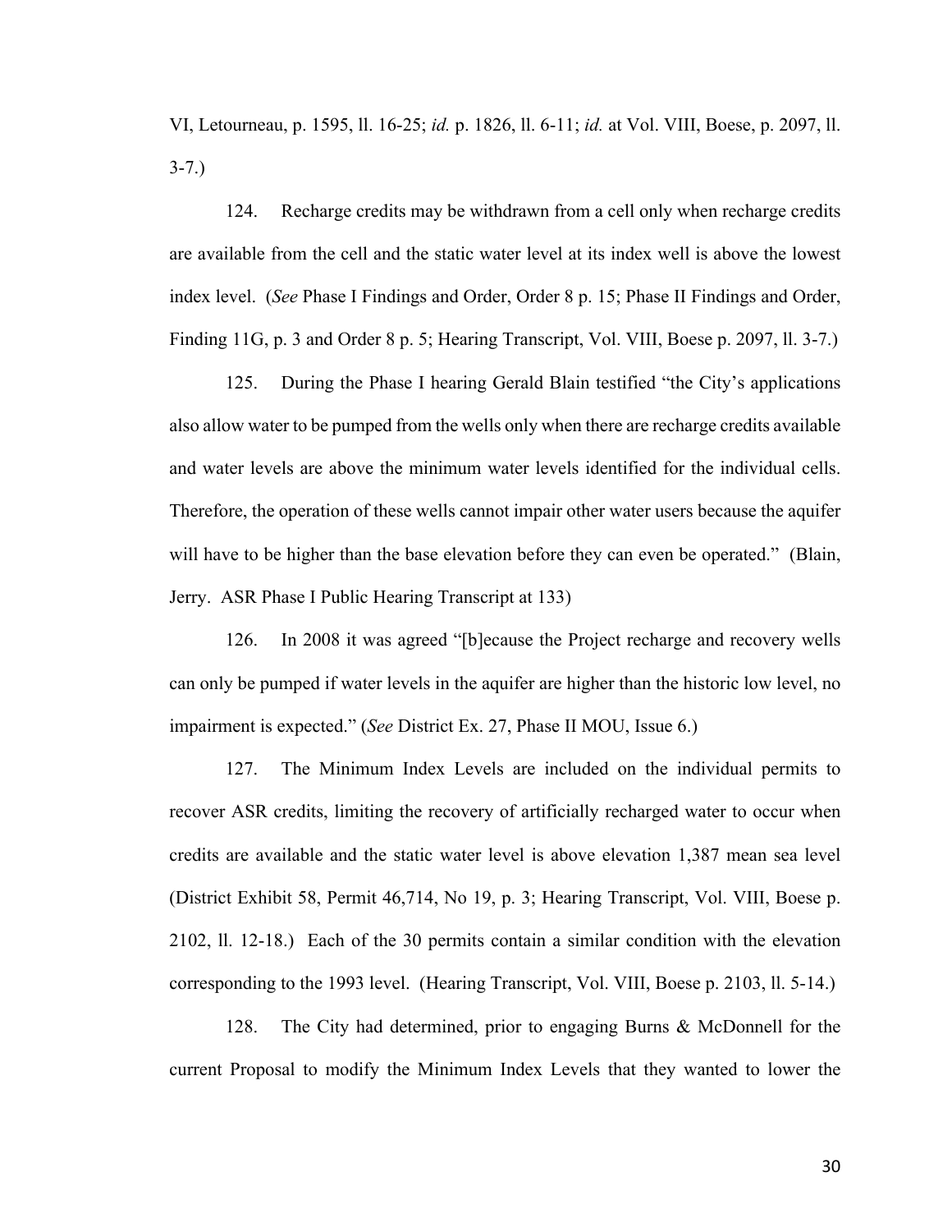VI, Letourneau, p. 1595, ll. 16-25; *id.* p. 1826, ll. 6-11; *id.* at Vol. VIII, Boese, p. 2097, ll. 3-7.)

124. Recharge credits may be withdrawn from a cell only when recharge credits are available from the cell and the static water level at its index well is above the lowest index level. (*See* Phase I Findings and Order, Order 8 p. 15; Phase II Findings and Order, Finding 11G, p. 3 and Order 8 p. 5; Hearing Transcript, Vol. VIII, Boese p. 2097, ll. 3-7.)

125. During the Phase I hearing Gerald Blain testified "the City's applications also allow water to be pumped from the wells only when there are recharge credits available and water levels are above the minimum water levels identified for the individual cells. Therefore, the operation of these wells cannot impair other water users because the aquifer will have to be higher than the base elevation before they can even be operated." (Blain, Jerry. ASR Phase I Public Hearing Transcript at 133)

126. In 2008 it was agreed "[b]ecause the Project recharge and recovery wells can only be pumped if water levels in the aquifer are higher than the historic low level, no impairment is expected." (*See* District Ex. 27, Phase II MOU, Issue 6.)

127. The Minimum Index Levels are included on the individual permits to recover ASR credits, limiting the recovery of artificially recharged water to occur when credits are available and the static water level is above elevation 1,387 mean sea level (District Exhibit 58, Permit 46,714, No 19, p. 3; Hearing Transcript, Vol. VIII, Boese p. 2102, ll. 12-18.) Each of the 30 permits contain a similar condition with the elevation corresponding to the 1993 level. (Hearing Transcript, Vol. VIII, Boese p. 2103, ll. 5-14.)

128. The City had determined, prior to engaging Burns & McDonnell for the current Proposal to modify the Minimum Index Levels that they wanted to lower the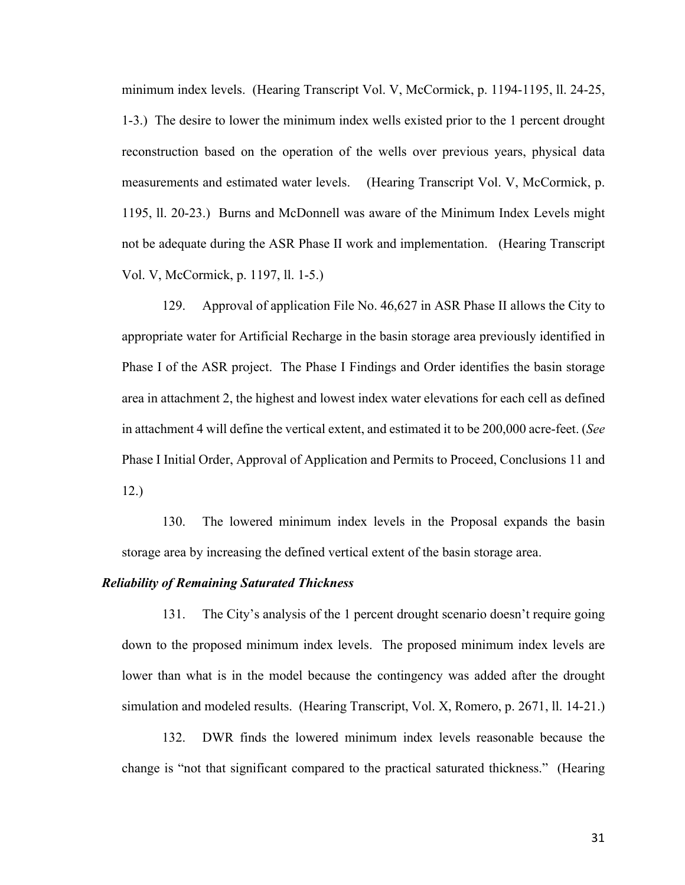minimum index levels. (Hearing Transcript Vol. V, McCormick, p. 1194-1195, ll. 24-25, 1-3.) The desire to lower the minimum index wells existed prior to the 1 percent drought reconstruction based on the operation of the wells over previous years, physical data measurements and estimated water levels. (Hearing Transcript Vol. V, McCormick, p. 1195, ll. 20-23.) Burns and McDonnell was aware of the Minimum Index Levels might not be adequate during the ASR Phase II work and implementation. (Hearing Transcript Vol. V, McCormick, p. 1197, ll. 1-5.)

129. Approval of application File No. 46,627 in ASR Phase II allows the City to appropriate water for Artificial Recharge in the basin storage area previously identified in Phase I of the ASR project. The Phase I Findings and Order identifies the basin storage area in attachment 2, the highest and lowest index water elevations for each cell as defined in attachment 4 will define the vertical extent, and estimated it to be 200,000 acre-feet. (*See* Phase I Initial Order, Approval of Application and Permits to Proceed, Conclusions 11 and 12.)

130. The lowered minimum index levels in the Proposal expands the basin storage area by increasing the defined vertical extent of the basin storage area.

***Reliability of Remaining Saturated Thickness***

131. The City's analysis of the 1 percent drought scenario doesn't require going down to the proposed minimum index levels. The proposed minimum index levels are lower than what is in the model because the contingency was added after the drought simulation and modeled results. (Hearing Transcript, Vol. X, Romero, p. 2671, ll. 14-21.)

132. DWR finds the lowered minimum index levels reasonable because the change is "not that significant compared to the practical saturated thickness." (Hearing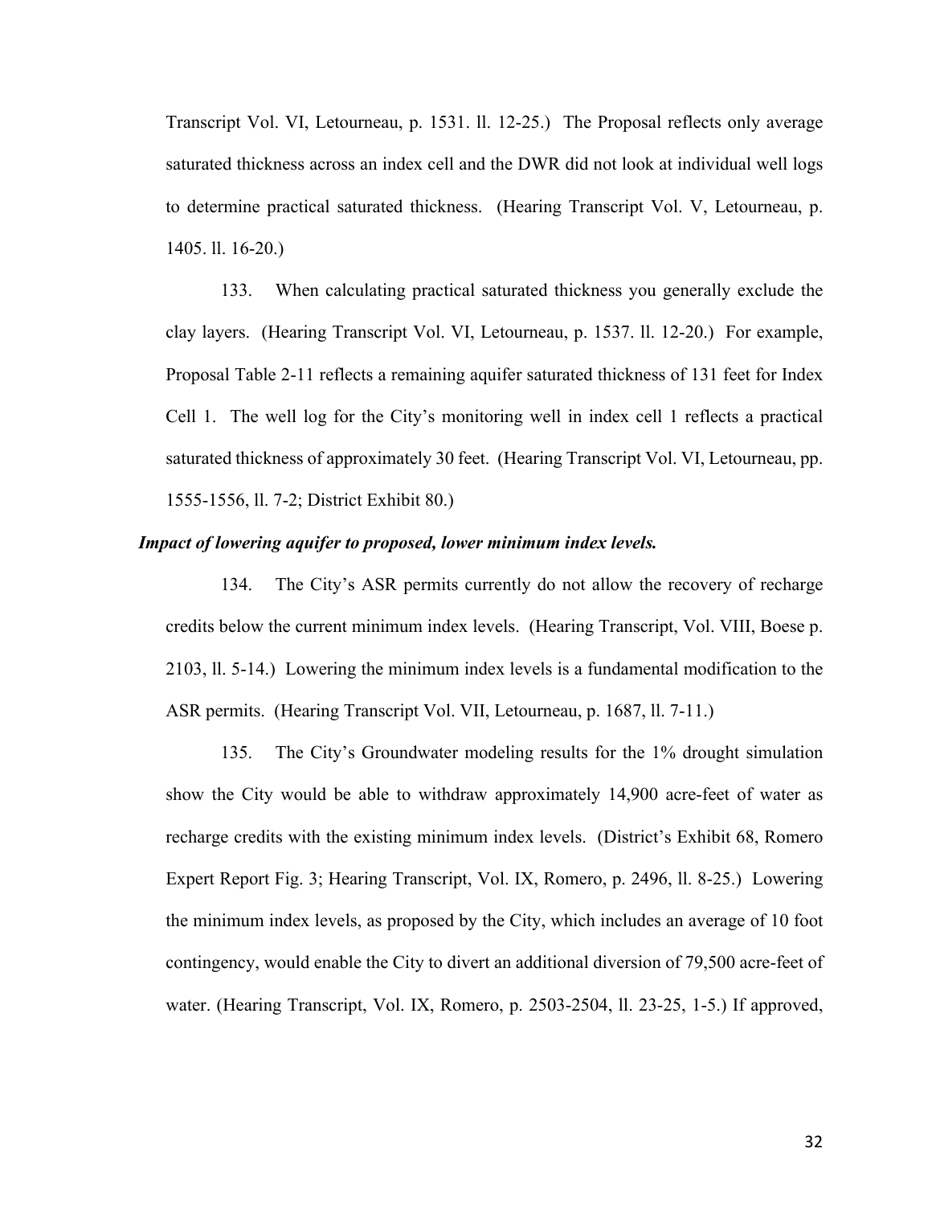Transcript Vol. VI, Letourneau, p. 1531. ll. 12-25.) The Proposal reflects only average saturated thickness across an index cell and the DWR did not look at individual well logs to determine practical saturated thickness. (Hearing Transcript Vol. V, Letourneau, p. 1405. ll. 16-20.)

133. When calculating practical saturated thickness you generally exclude the clay layers. (Hearing Transcript Vol. VI, Letourneau, p. 1537. ll. 12-20.) For example, Proposal Table 2-11 reflects a remaining aquifer saturated thickness of 131 feet for Index Cell 1. The well log for the City's monitoring well in index cell 1 reflects a practical saturated thickness of approximately 30 feet. (Hearing Transcript Vol. VI, Letourneau, pp. 1555-1556, ll. 7-2; District Exhibit 80.)

***Impact of lowering aquifer to proposed, lower minimum index levels.***

134. The City's ASR permits currently do not allow the recovery of recharge credits below the current minimum index levels. (Hearing Transcript, Vol. VIII, Boese p. 2103, ll. 5-14.) Lowering the minimum index levels is a fundamental modification to the ASR permits. (Hearing Transcript Vol. VII, Letourneau, p. 1687, ll. 7-11.)

135. The City's Groundwater modeling results for the 1% drought simulation show the City would be able to withdraw approximately 14,900 acre-feet of water as recharge credits with the existing minimum index levels. (District's Exhibit 68, Romero Expert Report Fig. 3; Hearing Transcript, Vol. IX, Romero, p. 2496, ll. 8-25.) Lowering the minimum index levels, as proposed by the City, which includes an average of 10 foot contingency, would enable the City to divert an additional diversion of 79,500 acre-feet of water. (Hearing Transcript, Vol. IX, Romero, p. 2503-2504, ll. 23-25, 1-5.) If approved,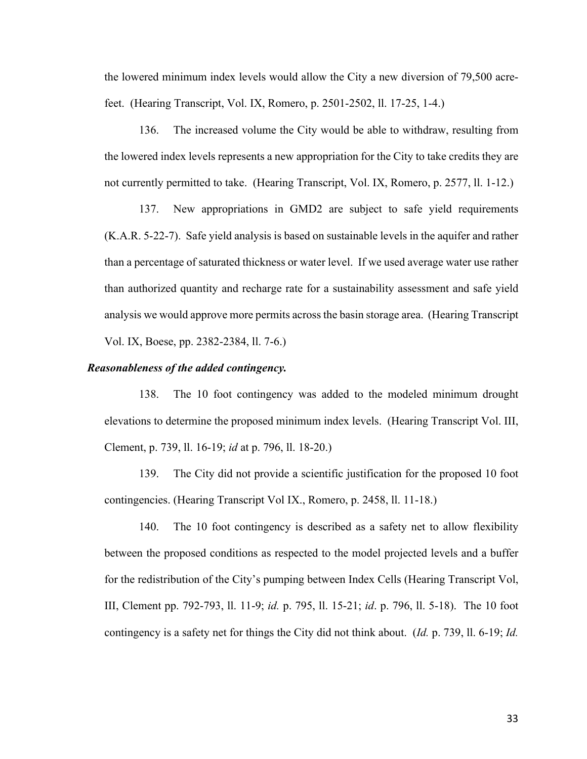the lowered minimum index levels would allow the City a new diversion of 79,500 acre-feet. (Hearing Transcript, Vol. IX, Romero, p. 2501-2502, ll. 17-25, 1-4.)

136. The increased volume the City would be able to withdraw, resulting from the lowered index levels represents a new appropriation for the City to take credits they are not currently permitted to take. (Hearing Transcript, Vol. IX, Romero, p. 2577, ll. 1-12.)

137. New appropriations in GMD2 are subject to safe yield requirements (K.A.R. 5-22-7). Safe yield analysis is based on sustainable levels in the aquifer and rather than a percentage of saturated thickness or water level. If we used average water use rather than authorized quantity and recharge rate for a sustainability assessment and safe yield analysis we would approve more permits across the basin storage area. (Hearing Transcript Vol. IX, Boese, pp. 2382-2384, ll. 7-6.)

***Reasonableness of the added contingency.***

138. The 10 foot contingency was added to the modeled minimum drought elevations to determine the proposed minimum index levels. (Hearing Transcript Vol. III, Clement, p. 739, ll. 16-19; *id* at p. 796, ll. 18-20.)

139. The City did not provide a scientific justification for the proposed 10 foot contingencies. (Hearing Transcript Vol IX., Romero, p. 2458, ll. 11-18.)

140. The 10 foot contingency is described as a safety net to allow flexibility between the proposed conditions as respected to the model projected levels and a buffer for the redistribution of the City's pumping between Index Cells (Hearing Transcript Vol, III, Clement pp. 792-793, ll. 11-9; *id.* p. 795, ll. 15-21; *id*. p. 796, ll. 5-18). The 10 foot contingency is a safety net for things the City did not think about. (*Id.* p. 739, ll. 6-19; *Id.*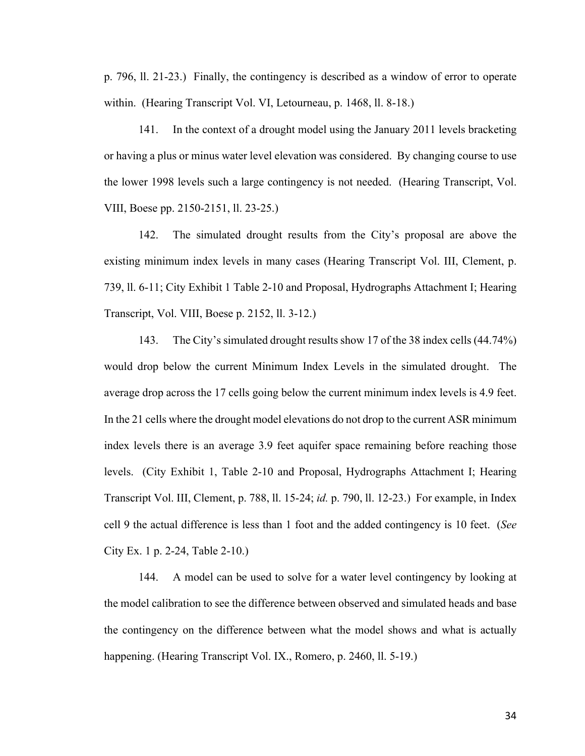p. 796, ll. 21-23.) Finally, the contingency is described as a window of error to operate within. (Hearing Transcript Vol. VI, Letourneau, p. 1468, ll. 8-18.)

141. In the context of a drought model using the January 2011 levels bracketing or having a plus or minus water level elevation was considered. By changing course to use the lower 1998 levels such a large contingency is not needed. (Hearing Transcript, Vol. VIII, Boese pp. 2150-2151, ll. 23-25.)

142. The simulated drought results from the City's proposal are above the existing minimum index levels in many cases (Hearing Transcript Vol. III, Clement, p. 739, ll. 6-11; City Exhibit 1 Table 2-10 and Proposal, Hydrographs Attachment I; Hearing Transcript, Vol. VIII, Boese p. 2152, ll. 3-12.)

143. The City's simulated drought results show 17 of the 38 index cells (44.74%) would drop below the current Minimum Index Levels in the simulated drought. The average drop across the 17 cells going below the current minimum index levels is 4.9 feet. In the 21 cells where the drought model elevations do not drop to the current ASR minimum index levels there is an average 3.9 feet aquifer space remaining before reaching those levels. (City Exhibit 1, Table 2-10 and Proposal, Hydrographs Attachment I; Hearing Transcript Vol. III, Clement, p. 788, ll. 15-24; *id.* p. 790, ll. 12-23.) For example, in Index cell 9 the actual difference is less than 1 foot and the added contingency is 10 feet. (*See* City Ex. 1 p. 2-24, Table 2-10.)

144. A model can be used to solve for a water level contingency by looking at the model calibration to see the difference between observed and simulated heads and base the contingency on the difference between what the model shows and what is actually happening. (Hearing Transcript Vol. IX., Romero, p. 2460, ll. 5-19.)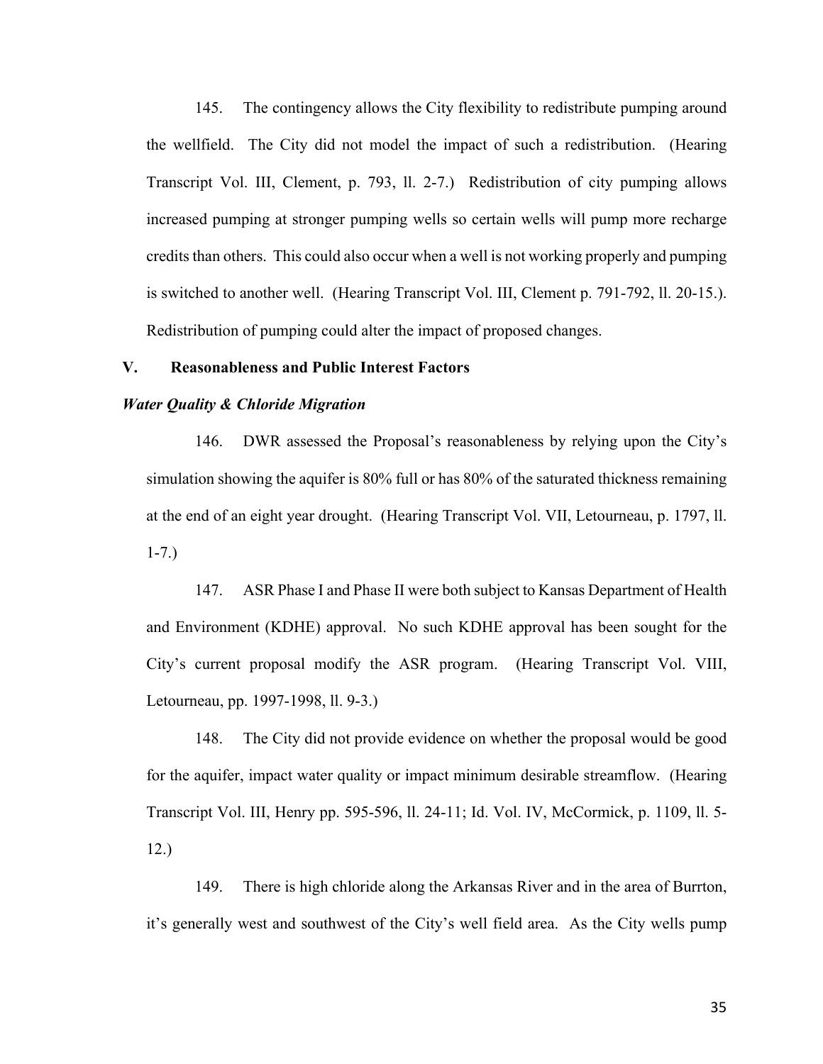145. The contingency allows the City flexibility to redistribute pumping around the wellfield. The City did not model the impact of such a redistribution. (Hearing Transcript Vol. III, Clement, p. 793, ll. 2-7.) Redistribution of city pumping allows increased pumping at stronger pumping wells so certain wells will pump more recharge credits than others. This could also occur when a well is not working properly and pumping is switched to another well. (Hearing Transcript Vol. III, Clement p. 791-792, ll. 20-15.). Redistribution of pumping could alter the impact of proposed changes.

## V. Reasonableness and Public Interest Factors

### *Water Quality & Chloride Migration*

146. DWR assessed the Proposal's reasonableness by relying upon the City's simulation showing the aquifer is 80% full or has 80% of the saturated thickness remaining at the end of an eight year drought. (Hearing Transcript Vol. VII, Letourneau, p. 1797, ll. 1-7.)

147. ASR Phase I and Phase II were both subject to Kansas Department of Health and Environment (KDHE) approval. No such KDHE approval has been sought for the City's current proposal modify the ASR program. (Hearing Transcript Vol. VIII, Letourneau, pp. 1997-1998, ll. 9-3.)

148. The City did not provide evidence on whether the proposal would be good for the aquifer, impact water quality or impact minimum desirable streamflow. (Hearing Transcript Vol. III, Henry pp. 595-596, ll. 24-11; Id. Vol. IV, McCormick, p. 1109, ll. 5-12.)

149. There is high chloride along the Arkansas River and in the area of Burrton, it's generally west and southwest of the City's well field area. As the City wells pump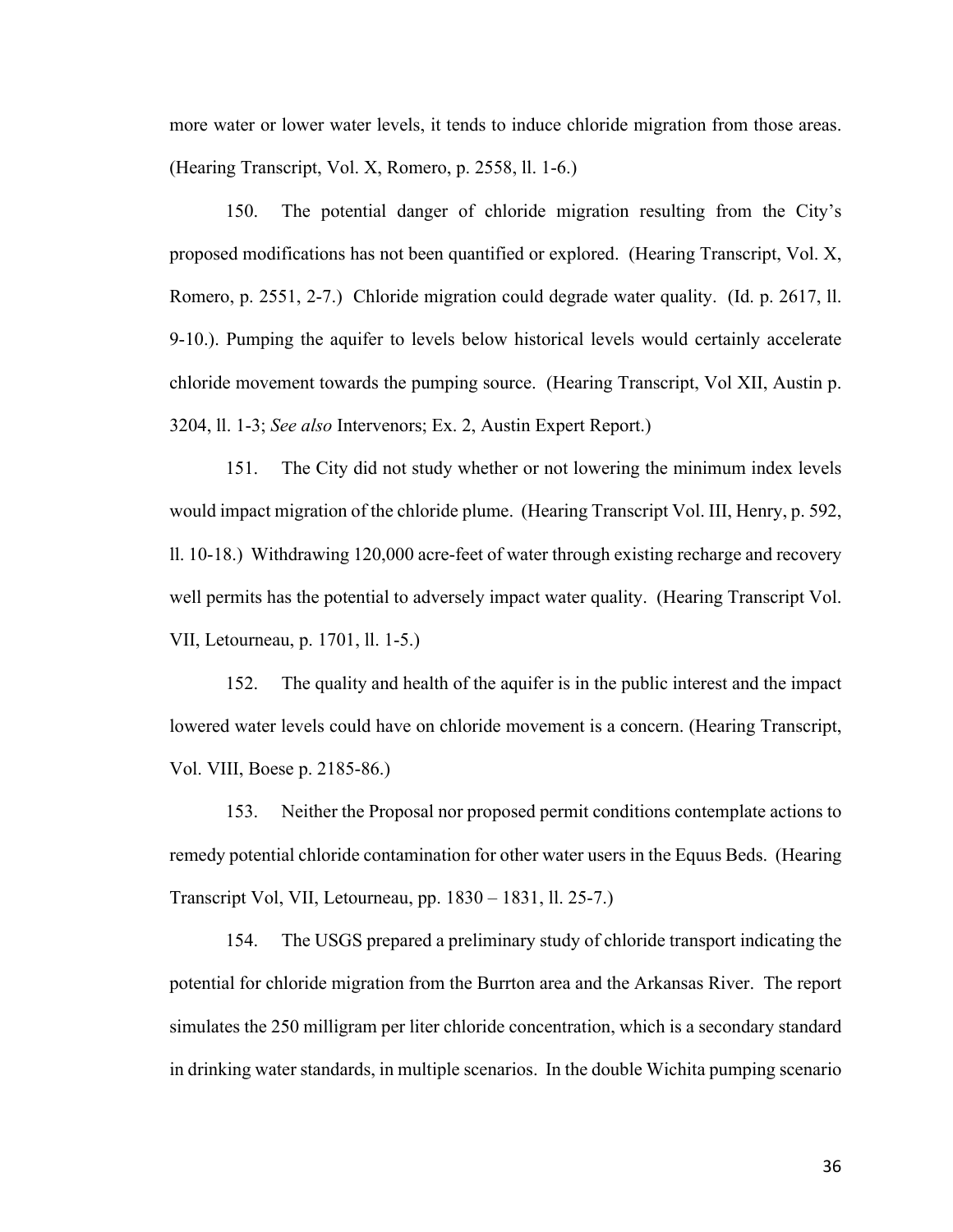more water or lower water levels, it tends to induce chloride migration from those areas. (Hearing Transcript, Vol. X, Romero, p. 2558, ll. 1-6.)

150. The potential danger of chloride migration resulting from the City's proposed modifications has not been quantified or explored. (Hearing Transcript, Vol. X, Romero, p. 2551, 2-7.) Chloride migration could degrade water quality. (Id. p. 2617, ll. 9-10.). Pumping the aquifer to levels below historical levels would certainly accelerate chloride movement towards the pumping source. (Hearing Transcript, Vol XII, Austin p. 3204, ll. 1-3; *See also* Intervenors; Ex. 2, Austin Expert Report.)

151. The City did not study whether or not lowering the minimum index levels would impact migration of the chloride plume. (Hearing Transcript Vol. III, Henry, p. 592, ll. 10-18.) Withdrawing 120,000 acre-feet of water through existing recharge and recovery well permits has the potential to adversely impact water quality. (Hearing Transcript Vol. VII, Letourneau, p. 1701, ll. 1-5.)

152. The quality and health of the aquifer is in the public interest and the impact lowered water levels could have on chloride movement is a concern. (Hearing Transcript, Vol. VIII, Boese p. 2185-86.)

153. Neither the Proposal nor proposed permit conditions contemplate actions to remedy potential chloride contamination for other water users in the Equus Beds. (Hearing Transcript Vol, VII, Letourneau, pp. 1830 – 1831, ll. 25-7.)

154. The USGS prepared a preliminary study of chloride transport indicating the potential for chloride migration from the Burrton area and the Arkansas River. The report simulates the 250 milligram per liter chloride concentration, which is a secondary standard in drinking water standards, in multiple scenarios. In the double Wichita pumping scenario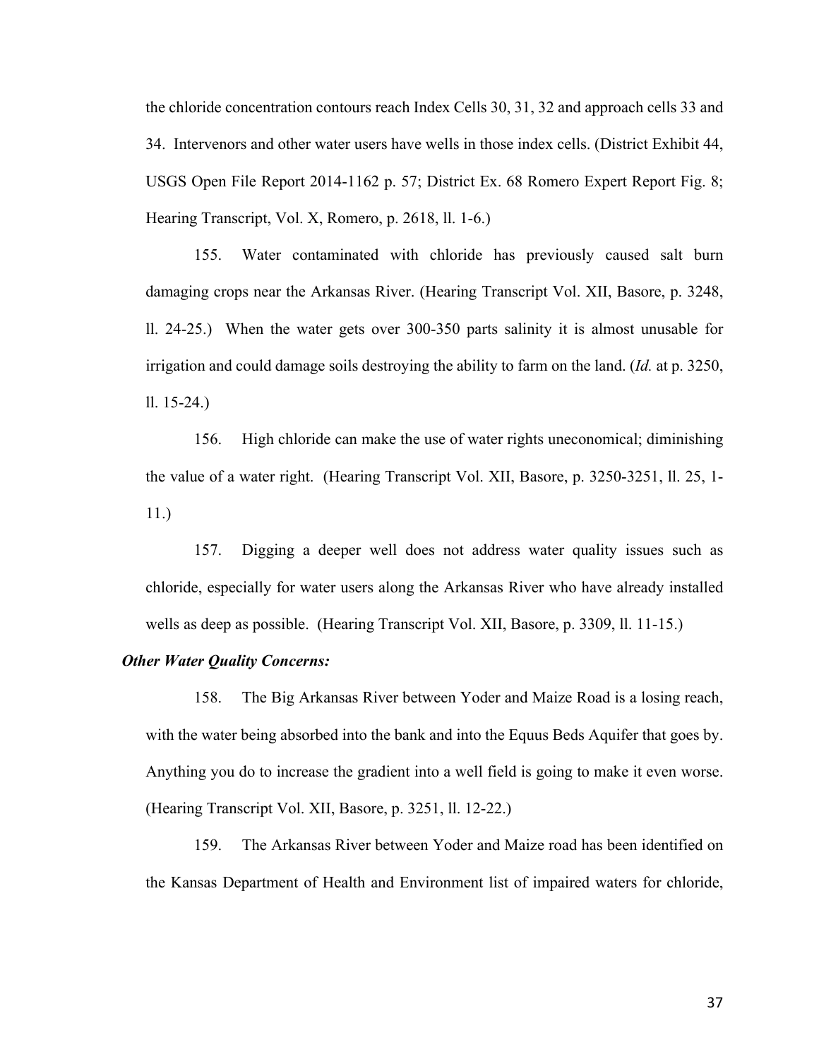the chloride concentration contours reach Index Cells 30, 31, 32 and approach cells 33 and 34. Intervenors and other water users have wells in those index cells. (District Exhibit 44, USGS Open File Report 2014-1162 p. 57; District Ex. 68 Romero Expert Report Fig. 8; Hearing Transcript, Vol. X, Romero, p. 2618, ll. 1-6.)

155. Water contaminated with chloride has previously caused salt burn damaging crops near the Arkansas River. (Hearing Transcript Vol. XII, Basore, p. 3248, ll. 24-25.) When the water gets over 300-350 parts salinity it is almost unusable for irrigation and could damage soils destroying the ability to farm on the land. (*Id.* at p. 3250, ll. 15-24.)

156. High chloride can make the use of water rights uneconomical; diminishing the value of a water right. (Hearing Transcript Vol. XII, Basore, p. 3250-3251, ll. 25, 1-11.)

157. Digging a deeper well does not address water quality issues such as chloride, especially for water users along the Arkansas River who have already installed wells as deep as possible. (Hearing Transcript Vol. XII, Basore, p. 3309, ll. 11-15.)

***Other Water Quality Concerns:***

158. The Big Arkansas River between Yoder and Maize Road is a losing reach, with the water being absorbed into the bank and into the Equus Beds Aquifer that goes by. Anything you do to increase the gradient into a well field is going to make it even worse. (Hearing Transcript Vol. XII, Basore, p. 3251, ll. 12-22.)

159. The Arkansas River between Yoder and Maize road has been identified on the Kansas Department of Health and Environment list of impaired waters for chloride,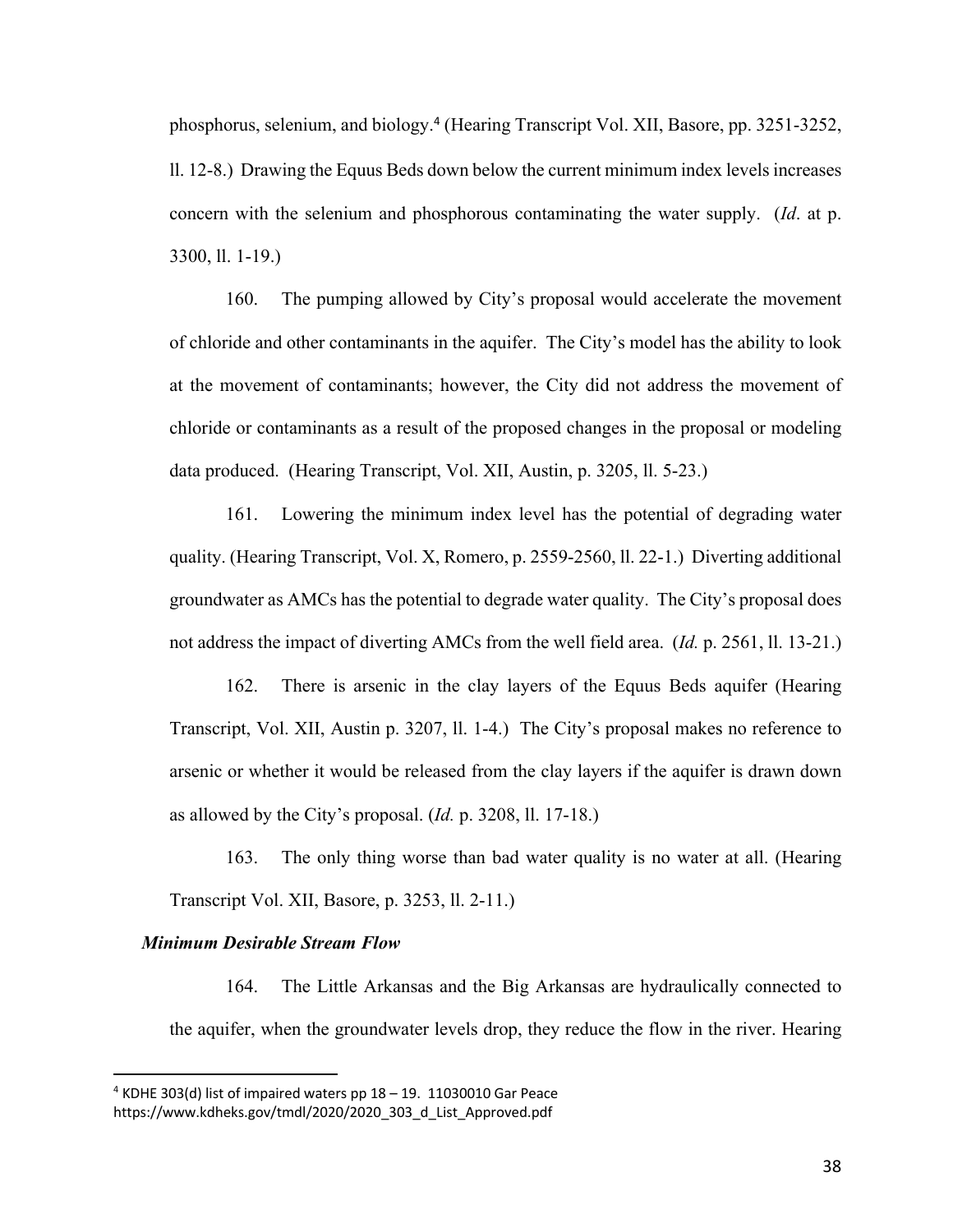phosphorus, selenium, and biology.[4] (Hearing Transcript Vol. XII, Basore, pp. 3251-3252, ll. 12-8.) Drawing the Equus Beds down below the current minimum index levels increases concern with the selenium and phosphorous contaminating the water supply. (*Id*. at p. 3300, ll. 1-19.)

160. The pumping allowed by City's proposal would accelerate the movement of chloride and other contaminants in the aquifer. The City's model has the ability to look at the movement of contaminants; however, the City did not address the movement of chloride or contaminants as a result of the proposed changes in the proposal or modeling data produced. (Hearing Transcript, Vol. XII, Austin, p. 3205, ll. 5-23.)

161. Lowering the minimum index level has the potential of degrading water quality. (Hearing Transcript, Vol. X, Romero, p. 2559-2560, ll. 22-1.) Diverting additional groundwater as AMCs has the potential to degrade water quality. The City's proposal does not address the impact of diverting AMCs from the well field area. (*Id.* p. 2561, ll. 13-21.)

162. There is arsenic in the clay layers of the Equus Beds aquifer (Hearing Transcript, Vol. XII, Austin p. 3207, ll. 1-4.) The City's proposal makes no reference to arsenic or whether it would be released from the clay layers if the aquifer is drawn down as allowed by the City's proposal. (*Id.* p. 3208, ll. 17-18.)

163. The only thing worse than bad water quality is no water at all. (Hearing Transcript Vol. XII, Basore, p. 3253, ll. 2-11.)

***Minimum Desirable Stream Flow***

164. The Little Arkansas and the Big Arkansas are hydraulically connected to the aquifer, when the groundwater levels drop, they reduce the flow in the river. Hearing

[4] KDHE 303(d) list of impaired waters pp 18 – 19. 11030010 Gar Peace https://www.kdheks.gov/tmdl/2020/2020_303_d_List_Approved.pdf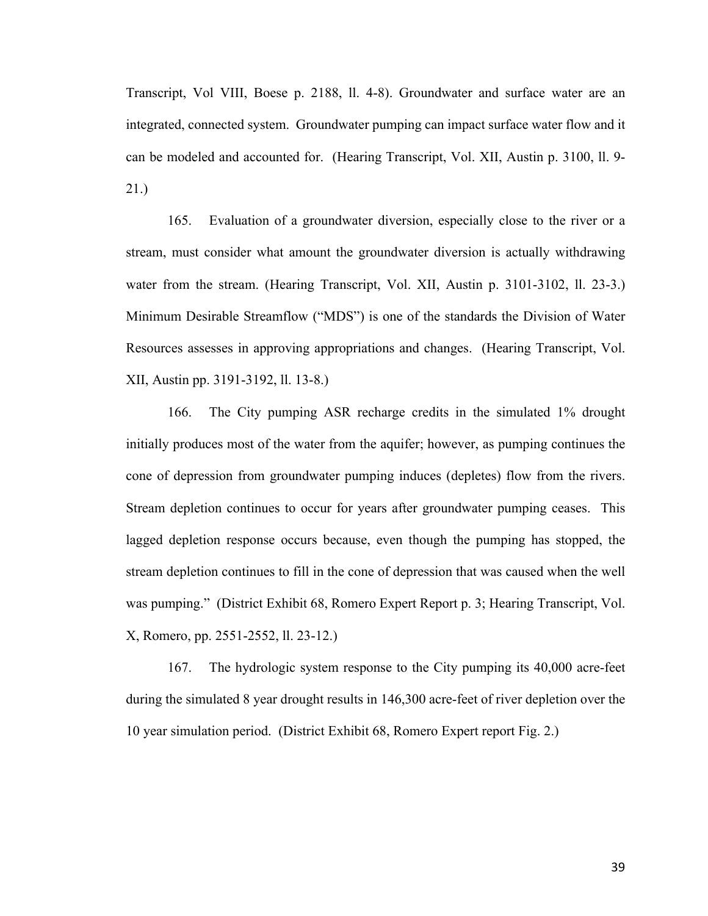Transcript, Vol VIII, Boese p. 2188, ll. 4-8). Groundwater and surface water are an integrated, connected system. Groundwater pumping can impact surface water flow and it can be modeled and accounted for. (Hearing Transcript, Vol. XII, Austin p. 3100, ll. 9-21.)

165. Evaluation of a groundwater diversion, especially close to the river or a stream, must consider what amount the groundwater diversion is actually withdrawing water from the stream. (Hearing Transcript, Vol. XII, Austin p. 3101-3102, ll. 23-3.) Minimum Desirable Streamflow ("MDS") is one of the standards the Division of Water Resources assesses in approving appropriations and changes. (Hearing Transcript, Vol. XII, Austin pp. 3191-3192, ll. 13-8.)

166. The City pumping ASR recharge credits in the simulated 1% drought initially produces most of the water from the aquifer; however, as pumping continues the cone of depression from groundwater pumping induces (depletes) flow from the rivers. Stream depletion continues to occur for years after groundwater pumping ceases. This lagged depletion response occurs because, even though the pumping has stopped, the stream depletion continues to fill in the cone of depression that was caused when the well was pumping." (District Exhibit 68, Romero Expert Report p. 3; Hearing Transcript, Vol. X, Romero, pp. 2551-2552, ll. 23-12.)

167. The hydrologic system response to the City pumping its 40,000 acre-feet during the simulated 8 year drought results in 146,300 acre-feet of river depletion over the 10 year simulation period. (District Exhibit 68, Romero Expert report Fig. 2.)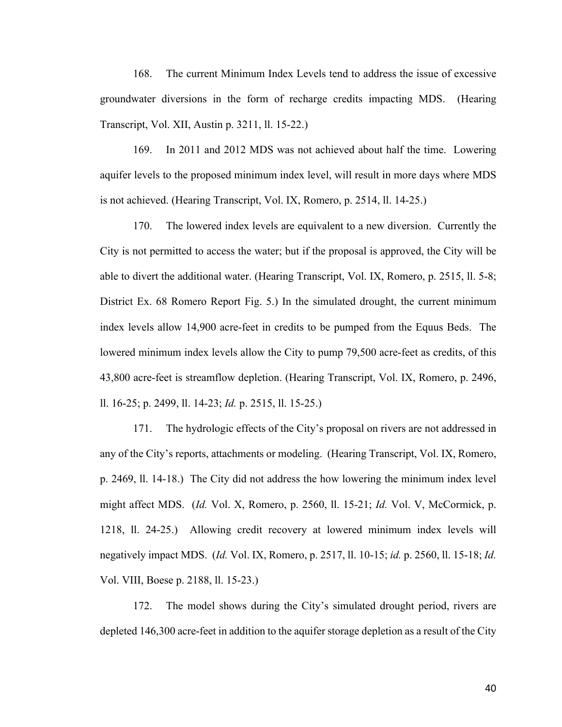168. The current Minimum Index Levels tend to address the issue of excessive groundwater diversions in the form of recharge credits impacting MDS. (Hearing Transcript, Vol. XII, Austin p. 3211, ll. 15-22.)

169. In 2011 and 2012 MDS was not achieved about half the time. Lowering aquifer levels to the proposed minimum index level, will result in more days where MDS is not achieved. (Hearing Transcript, Vol. IX, Romero, p. 2514, ll. 14-25.)

170. The lowered index levels are equivalent to a new diversion. Currently the City is not permitted to access the water; but if the proposal is approved, the City will be able to divert the additional water. (Hearing Transcript, Vol. IX, Romero, p. 2515, ll. 5-8; District Ex. 68 Romero Report Fig. 5.) In the simulated drought, the current minimum index levels allow 14,900 acre-feet in credits to be pumped from the Equus Beds. The lowered minimum index levels allow the City to pump 79,500 acre-feet as credits, of this 43,800 acre-feet is streamflow depletion. (Hearing Transcript, Vol. IX, Romero, p. 2496, ll. 16-25; p. 2499, ll. 14-23; *Id.* p. 2515, ll. 15-25.)

171. The hydrologic effects of the City's proposal on rivers are not addressed in any of the City's reports, attachments or modeling. (Hearing Transcript, Vol. IX, Romero, p. 2469, ll. 14-18.) The City did not address the how lowering the minimum index level might affect MDS. (*Id.* Vol. X, Romero, p. 2560, ll. 15-21; *Id.* Vol. V, McCormick, p. 1218, ll. 24-25.) Allowing credit recovery at lowered minimum index levels will negatively impact MDS. (*Id.* Vol. IX, Romero, p. 2517, ll. 10-15; *id.* p. 2560, ll. 15-18; *Id.* Vol. VIII, Boese p. 2188, ll. 15-23.)

172. The model shows during the City's simulated drought period, rivers are depleted 146,300 acre-feet in addition to the aquifer storage depletion as a result of the City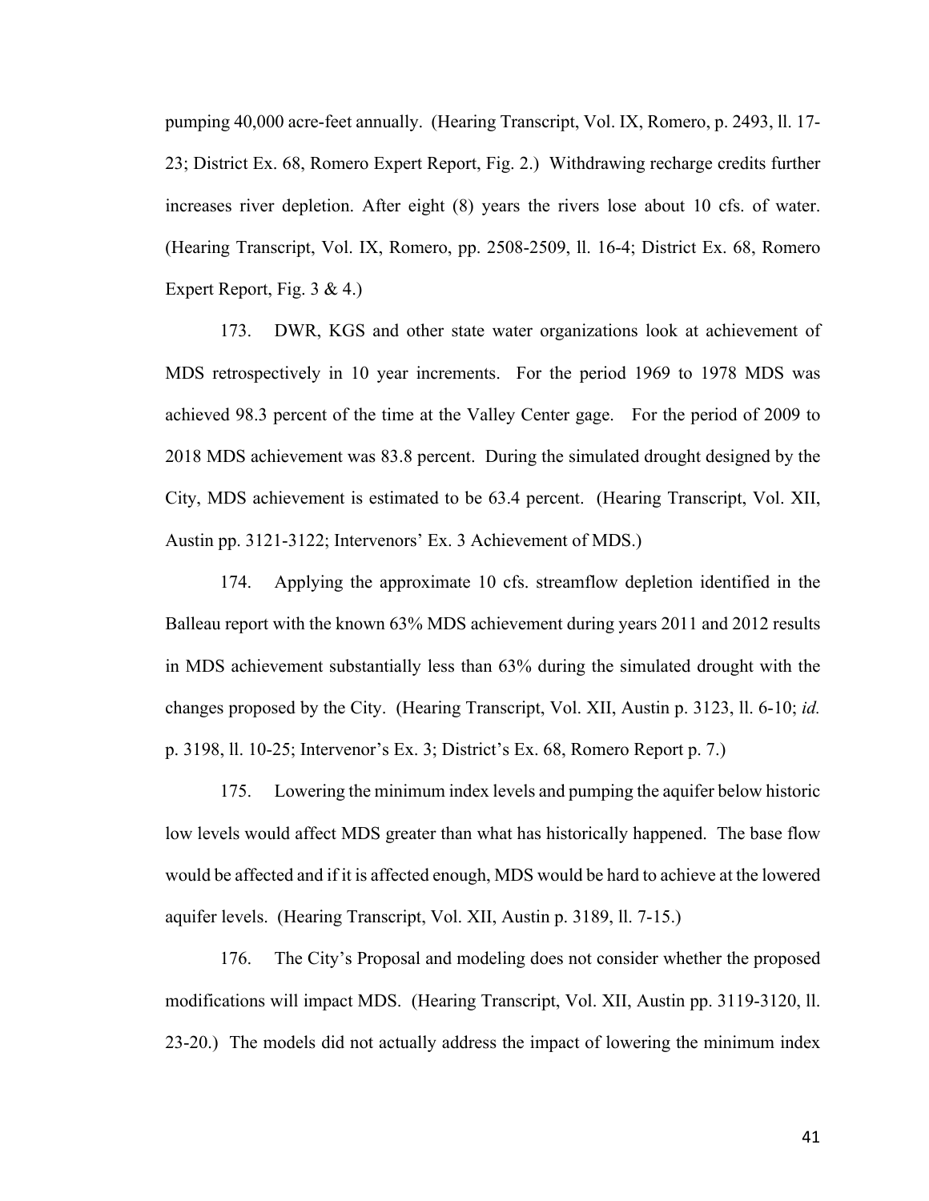pumping 40,000 acre-feet annually. (Hearing Transcript, Vol. IX, Romero, p. 2493, ll. 17-23; District Ex. 68, Romero Expert Report, Fig. 2.) Withdrawing recharge credits further increases river depletion. After eight (8) years the rivers lose about 10 cfs. of water. (Hearing Transcript, Vol. IX, Romero, pp. 2508-2509, ll. 16-4; District Ex. 68, Romero Expert Report, Fig. 3 & 4.)

173. DWR, KGS and other state water organizations look at achievement of MDS retrospectively in 10 year increments. For the period 1969 to 1978 MDS was achieved 98.3 percent of the time at the Valley Center gage. For the period of 2009 to 2018 MDS achievement was 83.8 percent. During the simulated drought designed by the City, MDS achievement is estimated to be 63.4 percent. (Hearing Transcript, Vol. XII, Austin pp. 3121-3122; Intervenors' Ex. 3 Achievement of MDS.)

174. Applying the approximate 10 cfs. streamflow depletion identified in the Balleau report with the known 63% MDS achievement during years 2011 and 2012 results in MDS achievement substantially less than 63% during the simulated drought with the changes proposed by the City. (Hearing Transcript, Vol. XII, Austin p. 3123, ll. 6-10; *id.* p. 3198, ll. 10-25; Intervenor's Ex. 3; District's Ex. 68, Romero Report p. 7.)

175. Lowering the minimum index levels and pumping the aquifer below historic low levels would affect MDS greater than what has historically happened. The base flow would be affected and if it is affected enough, MDS would be hard to achieve at the lowered aquifer levels. (Hearing Transcript, Vol. XII, Austin p. 3189, ll. 7-15.)

176. The City's Proposal and modeling does not consider whether the proposed modifications will impact MDS. (Hearing Transcript, Vol. XII, Austin pp. 3119-3120, ll. 23-20.) The models did not actually address the impact of lowering the minimum index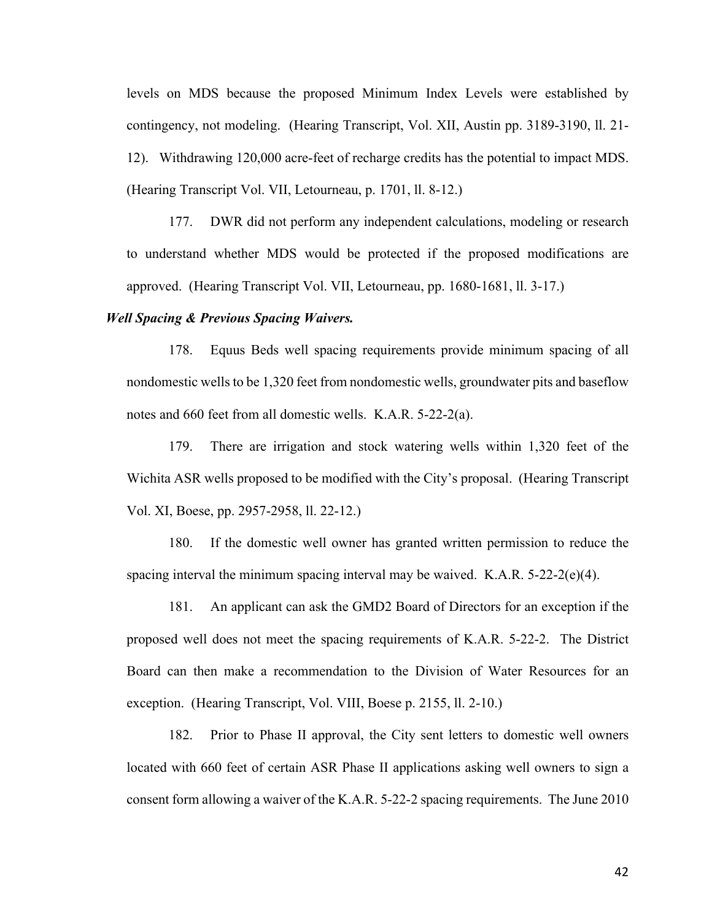levels on MDS because the proposed Minimum Index Levels were established by contingency, not modeling. (Hearing Transcript, Vol. XII, Austin pp. 3189-3190, ll. 21-12). Withdrawing 120,000 acre-feet of recharge credits has the potential to impact MDS. (Hearing Transcript Vol. VII, Letourneau, p. 1701, ll. 8-12.)

177. DWR did not perform any independent calculations, modeling or research to understand whether MDS would be protected if the proposed modifications are approved. (Hearing Transcript Vol. VII, Letourneau, pp. 1680-1681, ll. 3-17.)

***Well Spacing & Previous Spacing Waivers.***

178. Equus Beds well spacing requirements provide minimum spacing of all nondomestic wells to be 1,320 feet from nondomestic wells, groundwater pits and baseflow notes and 660 feet from all domestic wells. K.A.R. 5-22-2(a).

179. There are irrigation and stock watering wells within 1,320 feet of the Wichita ASR wells proposed to be modified with the City's proposal. (Hearing Transcript Vol. XI, Boese, pp. 2957-2958, ll. 22-12.)

180. If the domestic well owner has granted written permission to reduce the spacing interval the minimum spacing interval may be waived. K.A.R. 5-22-2(e)(4).

181. An applicant can ask the GMD2 Board of Directors for an exception if the proposed well does not meet the spacing requirements of K.A.R. 5-22-2. The District Board can then make a recommendation to the Division of Water Resources for an exception. (Hearing Transcript, Vol. VIII, Boese p. 2155, ll. 2-10.)

182. Prior to Phase II approval, the City sent letters to domestic well owners located with 660 feet of certain ASR Phase II applications asking well owners to sign a consent form allowing a waiver of the K.A.R. 5-22-2 spacing requirements. The June 2010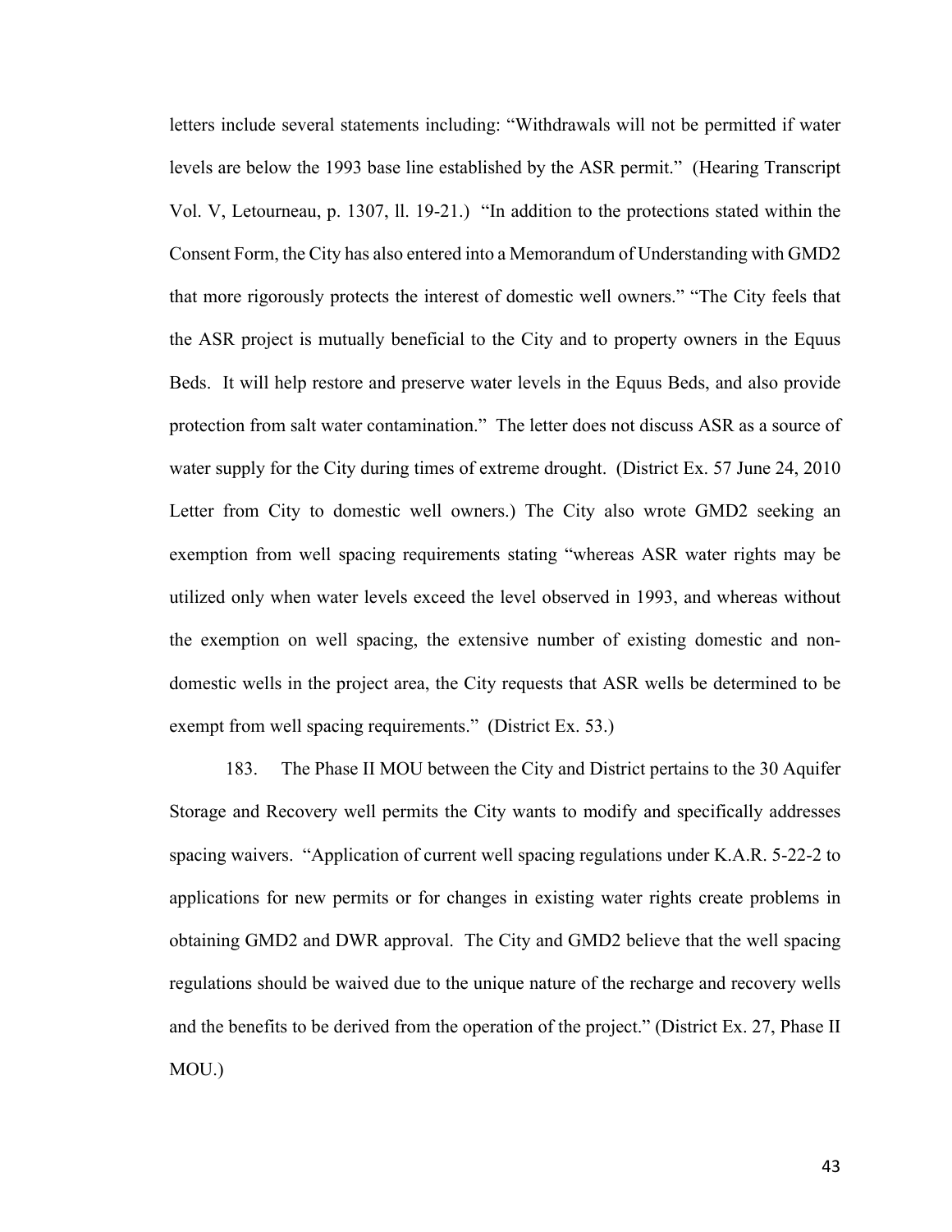letters include several statements including: "Withdrawals will not be permitted if water levels are below the 1993 base line established by the ASR permit." (Hearing Transcript Vol. V, Letourneau, p. 1307, ll. 19-21.) "In addition to the protections stated within the Consent Form, the City has also entered into a Memorandum of Understanding with GMD2 that more rigorously protects the interest of domestic well owners." "The City feels that the ASR project is mutually beneficial to the City and to property owners in the Equus Beds. It will help restore and preserve water levels in the Equus Beds, and also provide protection from salt water contamination." The letter does not discuss ASR as a source of water supply for the City during times of extreme drought. (District Ex. 57 June 24, 2010 Letter from City to domestic well owners.) The City also wrote GMD2 seeking an exemption from well spacing requirements stating "whereas ASR water rights may be utilized only when water levels exceed the level observed in 1993, and whereas without the exemption on well spacing, the extensive number of existing domestic and non-domestic wells in the project area, the City requests that ASR wells be determined to be exempt from well spacing requirements." (District Ex. 53.)

183. The Phase II MOU between the City and District pertains to the 30 Aquifer Storage and Recovery well permits the City wants to modify and specifically addresses spacing waivers. "Application of current well spacing regulations under K.A.R. 5-22-2 to applications for new permits or for changes in existing water rights create problems in obtaining GMD2 and DWR approval. The City and GMD2 believe that the well spacing regulations should be waived due to the unique nature of the recharge and recovery wells and the benefits to be derived from the operation of the project." (District Ex. 27, Phase II MOU.)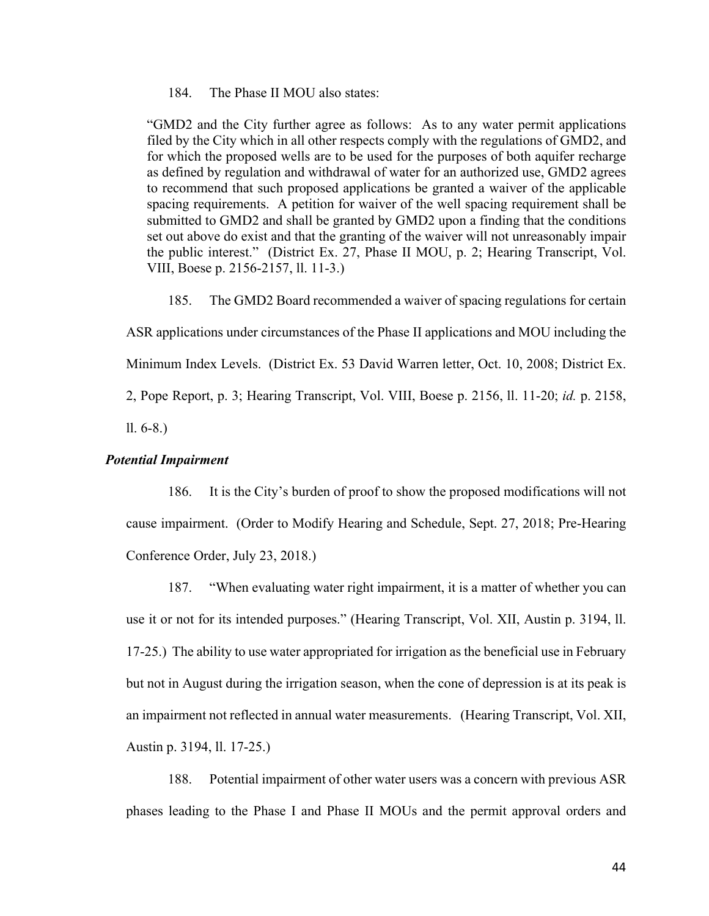184. The Phase II MOU also states:

> "GMD2 and the City further agree as follows: As to any water permit applications filed by the City which in all other respects comply with the regulations of GMD2, and for which the proposed wells are to be used for the purposes of both aquifer recharge as defined by regulation and withdrawal of water for an authorized use, GMD2 agrees to recommend that such proposed applications be granted a waiver of the applicable spacing requirements. A petition for waiver of the well spacing requirement shall be submitted to GMD2 and shall be granted by GMD2 upon a finding that the conditions set out above do exist and that the granting of the waiver will not unreasonably impair the public interest." (District Ex. 27, Phase II MOU, p. 2; Hearing Transcript, Vol. VIII, Boese p. 2156-2157, ll. 11-3.)

185. The GMD2 Board recommended a waiver of spacing regulations for certain ASR applications under circumstances of the Phase II applications and MOU including the Minimum Index Levels. (District Ex. 53 David Warren letter, Oct. 10, 2008; District Ex. 2, Pope Report, p. 3; Hearing Transcript, Vol. VIII, Boese p. 2156, ll. 11-20; *id.* p. 2158, ll. 6-8.)

***Potential Impairment***

186. It is the City's burden of proof to show the proposed modifications will not cause impairment. (Order to Modify Hearing and Schedule, Sept. 27, 2018; Pre-Hearing Conference Order, July 23, 2018.)

187. "When evaluating water right impairment, it is a matter of whether you can use it or not for its intended purposes." (Hearing Transcript, Vol. XII, Austin p. 3194, ll. 17-25.) The ability to use water appropriated for irrigation as the beneficial use in February but not in August during the irrigation season, when the cone of depression is at its peak is an impairment not reflected in annual water measurements. (Hearing Transcript, Vol. XII, Austin p. 3194, ll. 17-25.)

188. Potential impairment of other water users was a concern with previous ASR phases leading to the Phase I and Phase II MOUs and the permit approval orders and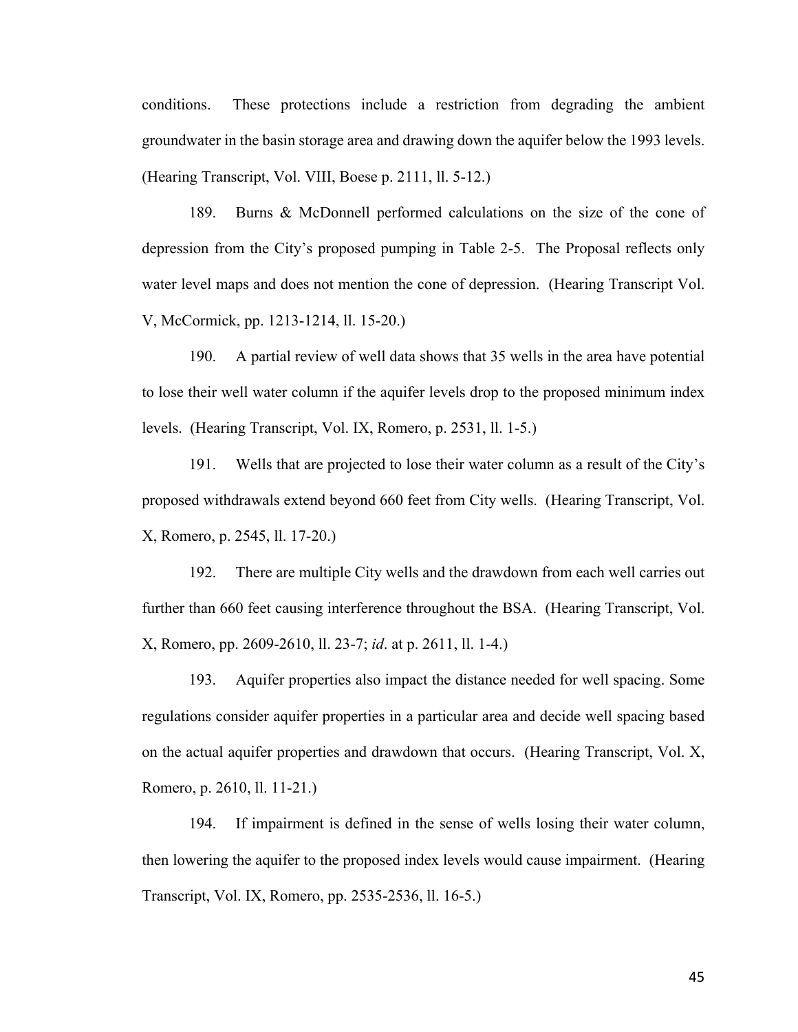conditions. These protections include a restriction from degrading the ambient groundwater in the basin storage area and drawing down the aquifer below the 1993 levels. (Hearing Transcript, Vol. VIII, Boese p. 2111, ll. 5-12.)

189. Burns & McDonnell performed calculations on the size of the cone of depression from the City's proposed pumping in Table 2-5. The Proposal reflects only water level maps and does not mention the cone of depression. (Hearing Transcript Vol. V, McCormick, pp. 1213-1214, ll. 15-20.)

190. A partial review of well data shows that 35 wells in the area have potential to lose their well water column if the aquifer levels drop to the proposed minimum index levels. (Hearing Transcript, Vol. IX, Romero, p. 2531, ll. 1-5.)

191. Wells that are projected to lose their water column as a result of the City's proposed withdrawals extend beyond 660 feet from City wells. (Hearing Transcript, Vol. X, Romero, p. 2545, ll. 17-20.)

192. There are multiple City wells and the drawdown from each well carries out further than 660 feet causing interference throughout the BSA. (Hearing Transcript, Vol. X, Romero, pp. 2609-2610, ll. 23-7; *id*. at p. 2611, ll. 1-4.)

193. Aquifer properties also impact the distance needed for well spacing. Some regulations consider aquifer properties in a particular area and decide well spacing based on the actual aquifer properties and drawdown that occurs. (Hearing Transcript, Vol. X, Romero, p. 2610, ll. 11-21.)

194. If impairment is defined in the sense of wells losing their water column, then lowering the aquifer to the proposed index levels would cause impairment. (Hearing Transcript, Vol. IX, Romero, pp. 2535-2536, ll. 16-5.)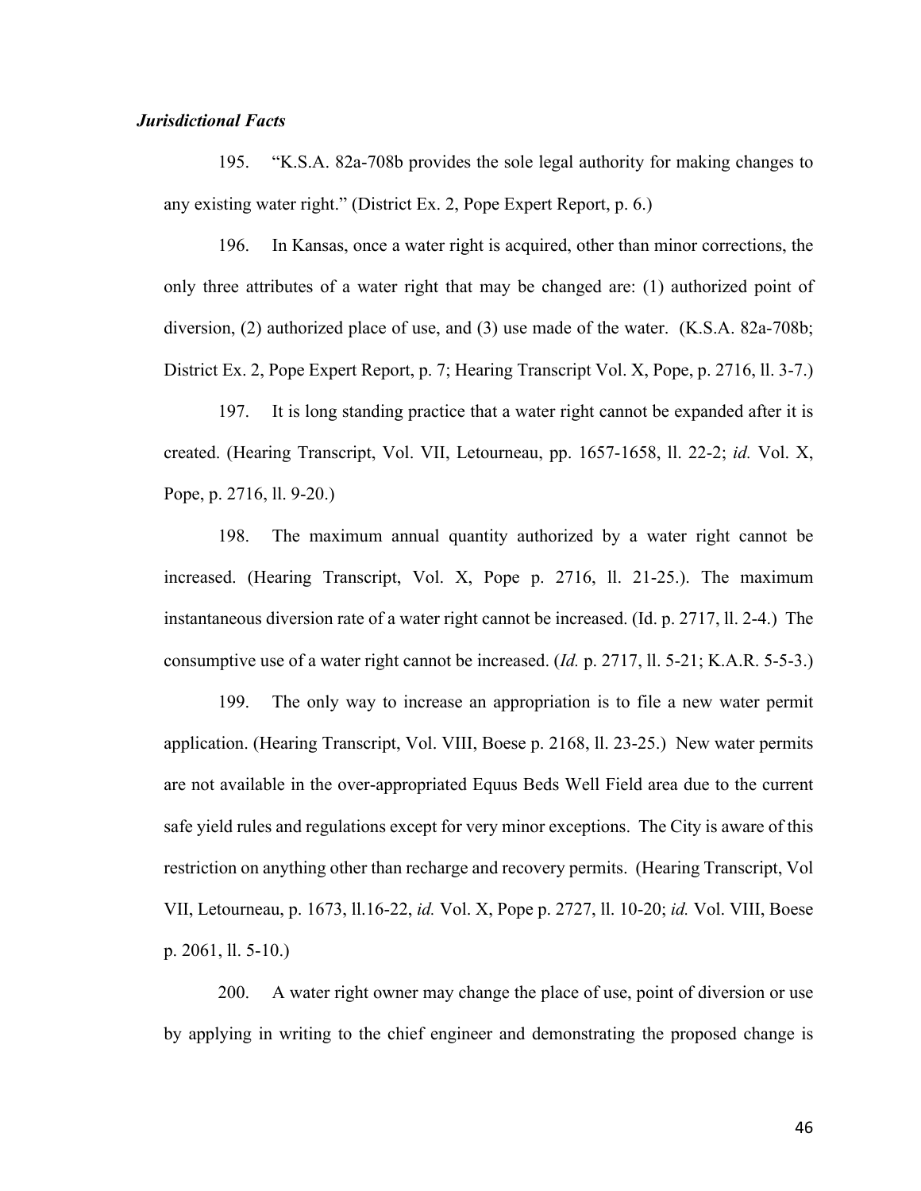***Jurisdictional Facts***

195. "K.S.A. 82a-708b provides the sole legal authority for making changes to any existing water right." (District Ex. 2, Pope Expert Report, p. 6.)

196. In Kansas, once a water right is acquired, other than minor corrections, the only three attributes of a water right that may be changed are: (1) authorized point of diversion, (2) authorized place of use, and (3) use made of the water. (K.S.A. 82a-708b; District Ex. 2, Pope Expert Report, p. 7; Hearing Transcript Vol. X, Pope, p. 2716, ll. 3-7.)

197. It is long standing practice that a water right cannot be expanded after it is created. (Hearing Transcript, Vol. VII, Letourneau, pp. 1657-1658, ll. 22-2; *id.* Vol. X, Pope, p. 2716, ll. 9-20.)

198. The maximum annual quantity authorized by a water right cannot be increased. (Hearing Transcript, Vol. X, Pope p. 2716, ll. 21-25.). The maximum instantaneous diversion rate of a water right cannot be increased. (Id. p. 2717, ll. 2-4.) The consumptive use of a water right cannot be increased. (*Id.* p. 2717, ll. 5-21; K.A.R. 5-5-3.)

199. The only way to increase an appropriation is to file a new water permit application. (Hearing Transcript, Vol. VIII, Boese p. 2168, ll. 23-25.) New water permits are not available in the over-appropriated Equus Beds Well Field area due to the current safe yield rules and regulations except for very minor exceptions. The City is aware of this restriction on anything other than recharge and recovery permits. (Hearing Transcript, Vol VII, Letourneau, p. 1673, ll.16-22, *id.* Vol. X, Pope p. 2727, ll. 10-20; *id.* Vol. VIII, Boese p. 2061, ll. 5-10.)

200. A water right owner may change the place of use, point of diversion or use by applying in writing to the chief engineer and demonstrating the proposed change is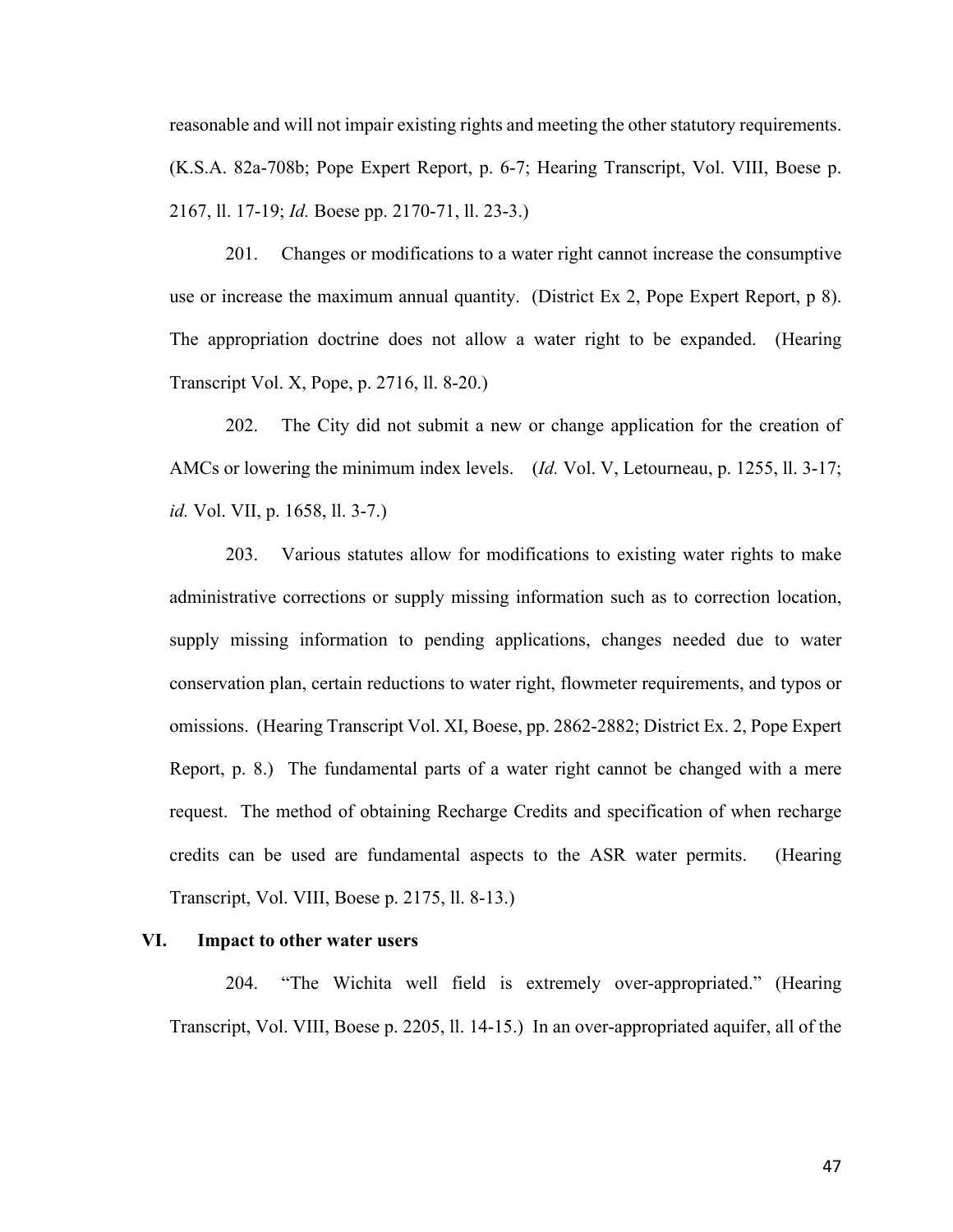reasonable and will not impair existing rights and meeting the other statutory requirements. (K.S.A. 82a-708b; Pope Expert Report, p. 6-7; Hearing Transcript, Vol. VIII, Boese p. 2167, ll. 17-19; *Id.* Boese pp. 2170-71, ll. 23-3.)

201. Changes or modifications to a water right cannot increase the consumptive use or increase the maximum annual quantity. (District Ex 2, Pope Expert Report, p 8). The appropriation doctrine does not allow a water right to be expanded. (Hearing Transcript Vol. X, Pope, p. 2716, ll. 8-20.)

202. The City did not submit a new or change application for the creation of AMCs or lowering the minimum index levels. (*Id.* Vol. V, Letourneau, p. 1255, ll. 3-17; *id.* Vol. VII, p. 1658, ll. 3-7.)

203. Various statutes allow for modifications to existing water rights to make administrative corrections or supply missing information such as to correction location, supply missing information to pending applications, changes needed due to water conservation plan, certain reductions to water right, flowmeter requirements, and typos or omissions. (Hearing Transcript Vol. XI, Boese, pp. 2862-2882; District Ex. 2, Pope Expert Report, p. 8.) The fundamental parts of a water right cannot be changed with a mere request. The method of obtaining Recharge Credits and specification of when recharge credits can be used are fundamental aspects to the ASR water permits. (Hearing Transcript, Vol. VIII, Boese p. 2175, ll. 8-13.)

## VI. Impact to other water users

204. "The Wichita well field is extremely over-appropriated." (Hearing Transcript, Vol. VIII, Boese p. 2205, ll. 14-15.) In an over-appropriated aquifer, all of the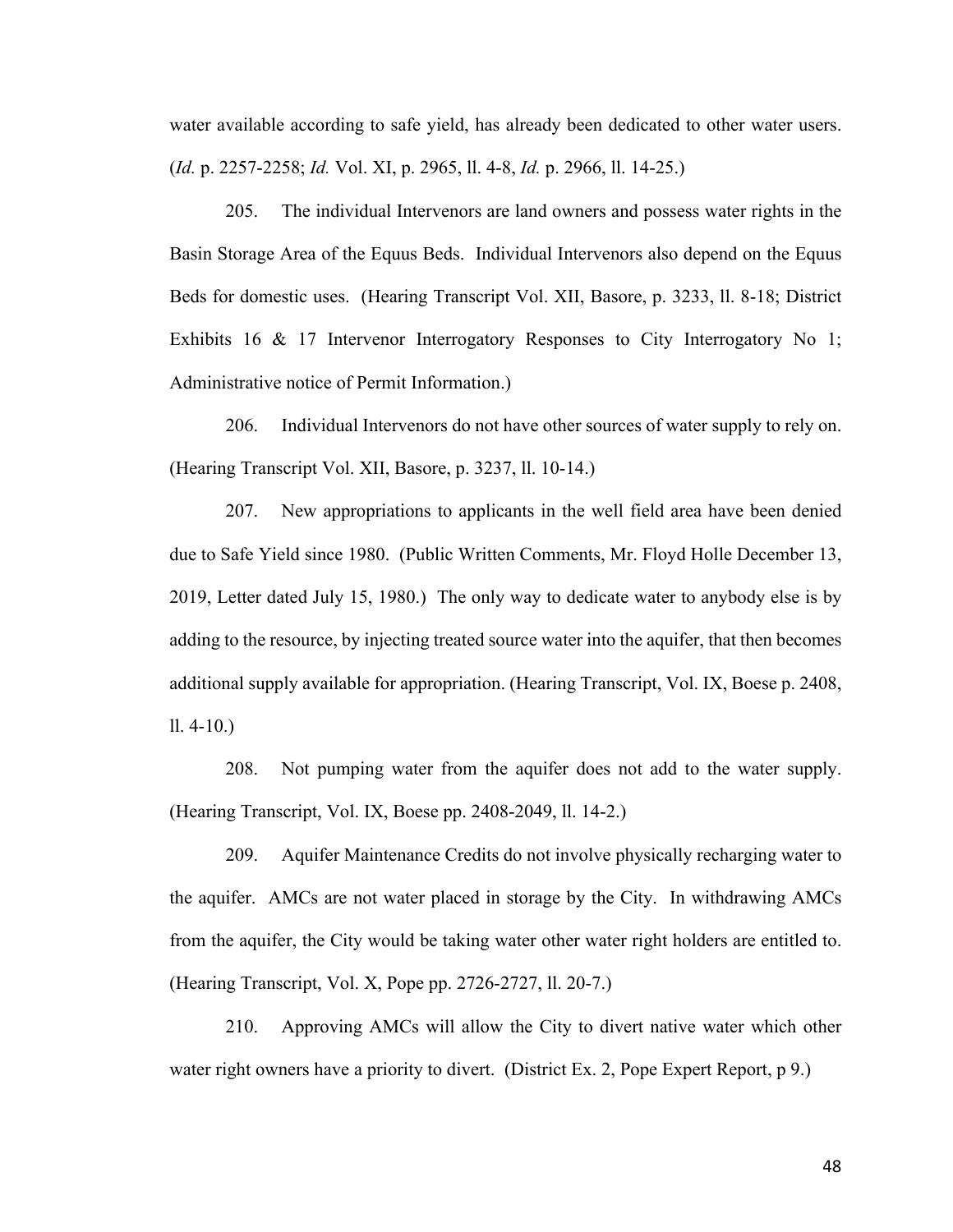water available according to safe yield, has already been dedicated to other water users. (*Id.* p. 2257-2258; *Id.* Vol. XI, p. 2965, ll. 4-8, *Id.* p. 2966, ll. 14-25.)

205. The individual Intervenors are land owners and possess water rights in the Basin Storage Area of the Equus Beds. Individual Intervenors also depend on the Equus Beds for domestic uses. (Hearing Transcript Vol. XII, Basore, p. 3233, ll. 8-18; District Exhibits 16 & 17 Intervenor Interrogatory Responses to City Interrogatory No 1; Administrative notice of Permit Information.)

206. Individual Intervenors do not have other sources of water supply to rely on. (Hearing Transcript Vol. XII, Basore, p. 3237, ll. 10-14.)

207. New appropriations to applicants in the well field area have been denied due to Safe Yield since 1980. (Public Written Comments, Mr. Floyd Holle December 13, 2019, Letter dated July 15, 1980.) The only way to dedicate water to anybody else is by adding to the resource, by injecting treated source water into the aquifer, that then becomes additional supply available for appropriation. (Hearing Transcript, Vol. IX, Boese p. 2408, ll. 4-10.)

208. Not pumping water from the aquifer does not add to the water supply. (Hearing Transcript, Vol. IX, Boese pp. 2408-2049, ll. 14-2.)

209. Aquifer Maintenance Credits do not involve physically recharging water to the aquifer. AMCs are not water placed in storage by the City. In withdrawing AMCs from the aquifer, the City would be taking water other water right holders are entitled to. (Hearing Transcript, Vol. X, Pope pp. 2726-2727, ll. 20-7.)

210. Approving AMCs will allow the City to divert native water which other water right owners have a priority to divert. (District Ex. 2, Pope Expert Report, p 9.)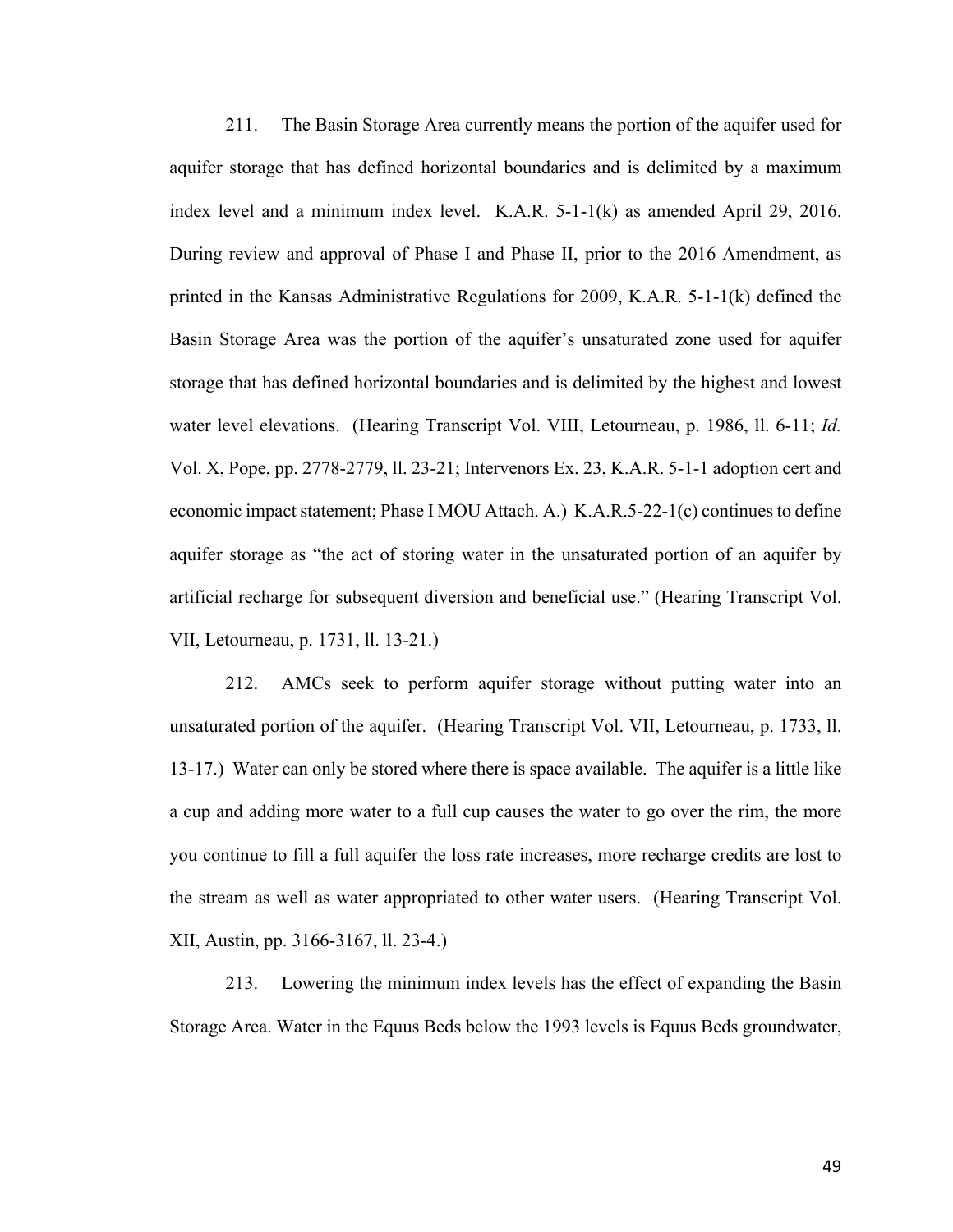211. The Basin Storage Area currently means the portion of the aquifer used for aquifer storage that has defined horizontal boundaries and is delimited by a maximum index level and a minimum index level. K.A.R. 5-1-1(k) as amended April 29, 2016. During review and approval of Phase I and Phase II, prior to the 2016 Amendment, as printed in the Kansas Administrative Regulations for 2009, K.A.R. 5-1-1(k) defined the Basin Storage Area was the portion of the aquifer's unsaturated zone used for aquifer storage that has defined horizontal boundaries and is delimited by the highest and lowest water level elevations. (Hearing Transcript Vol. VIII, Letourneau, p. 1986, ll. 6-11; *Id.* Vol. X, Pope, pp. 2778-2779, ll. 23-21; Intervenors Ex. 23, K.A.R. 5-1-1 adoption cert and economic impact statement; Phase I MOU Attach. A.) K.A.R.5-22-1(c) continues to define aquifer storage as "the act of storing water in the unsaturated portion of an aquifer by artificial recharge for subsequent diversion and beneficial use." (Hearing Transcript Vol. VII, Letourneau, p. 1731, ll. 13-21.)

212. AMCs seek to perform aquifer storage without putting water into an unsaturated portion of the aquifer. (Hearing Transcript Vol. VII, Letourneau, p. 1733, ll. 13-17.) Water can only be stored where there is space available. The aquifer is a little like a cup and adding more water to a full cup causes the water to go over the rim, the more you continue to fill a full aquifer the loss rate increases, more recharge credits are lost to the stream as well as water appropriated to other water users. (Hearing Transcript Vol. XII, Austin, pp. 3166-3167, ll. 23-4.)

213. Lowering the minimum index levels has the effect of expanding the Basin Storage Area. Water in the Equus Beds below the 1993 levels is Equus Beds groundwater,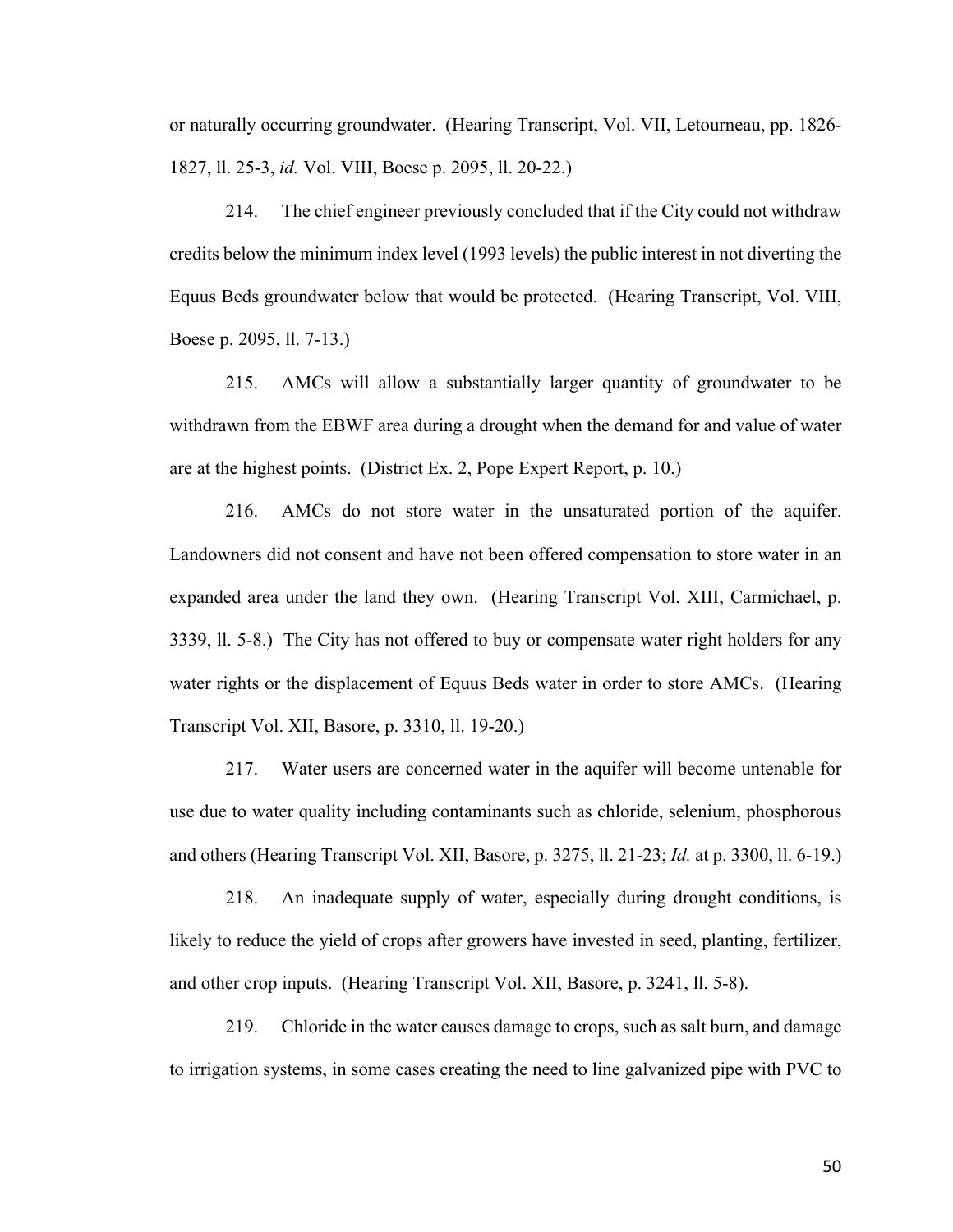or naturally occurring groundwater. (Hearing Transcript, Vol. VII, Letourneau, pp. 1826-1827, ll. 25-3, *id.* Vol. VIII, Boese p. 2095, ll. 20-22.)

214. The chief engineer previously concluded that if the City could not withdraw credits below the minimum index level (1993 levels) the public interest in not diverting the Equus Beds groundwater below that would be protected. (Hearing Transcript, Vol. VIII, Boese p. 2095, ll. 7-13.)

215. AMCs will allow a substantially larger quantity of groundwater to be withdrawn from the EBWF area during a drought when the demand for and value of water are at the highest points. (District Ex. 2, Pope Expert Report, p. 10.)

216. AMCs do not store water in the unsaturated portion of the aquifer. Landowners did not consent and have not been offered compensation to store water in an expanded area under the land they own. (Hearing Transcript Vol. XIII, Carmichael, p. 3339, ll. 5-8.) The City has not offered to buy or compensate water right holders for any water rights or the displacement of Equus Beds water in order to store AMCs. (Hearing Transcript Vol. XII, Basore, p. 3310, ll. 19-20.)

217. Water users are concerned water in the aquifer will become untenable for use due to water quality including contaminants such as chloride, selenium, phosphorous and others (Hearing Transcript Vol. XII, Basore, p. 3275, ll. 21-23; *Id.* at p. 3300, ll. 6-19.)

218. An inadequate supply of water, especially during drought conditions, is likely to reduce the yield of crops after growers have invested in seed, planting, fertilizer, and other crop inputs. (Hearing Transcript Vol. XII, Basore, p. 3241, ll. 5-8).

219. Chloride in the water causes damage to crops, such as salt burn, and damage to irrigation systems, in some cases creating the need to line galvanized pipe with PVC to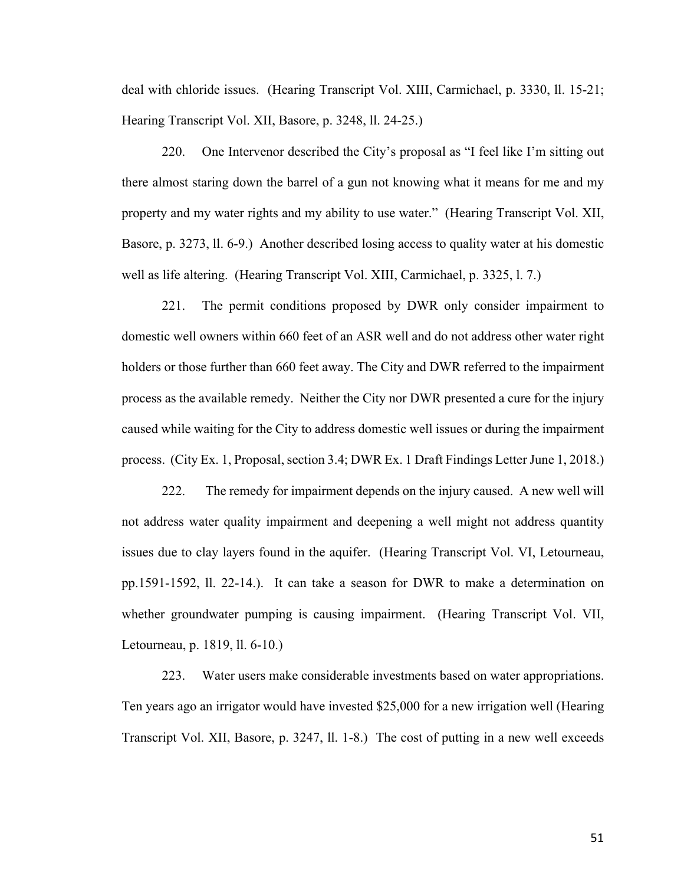deal with chloride issues. (Hearing Transcript Vol. XIII, Carmichael, p. 3330, ll. 15-21; Hearing Transcript Vol. XII, Basore, p. 3248, ll. 24-25.)

220. One Intervenor described the City's proposal as "I feel like I'm sitting out there almost staring down the barrel of a gun not knowing what it means for me and my property and my water rights and my ability to use water." (Hearing Transcript Vol. XII, Basore, p. 3273, ll. 6-9.) Another described losing access to quality water at his domestic well as life altering. (Hearing Transcript Vol. XIII, Carmichael, p. 3325, l. 7.)

221. The permit conditions proposed by DWR only consider impairment to domestic well owners within 660 feet of an ASR well and do not address other water right holders or those further than 660 feet away. The City and DWR referred to the impairment process as the available remedy. Neither the City nor DWR presented a cure for the injury caused while waiting for the City to address domestic well issues or during the impairment process. (City Ex. 1, Proposal, section 3.4; DWR Ex. 1 Draft Findings Letter June 1, 2018.)

222. The remedy for impairment depends on the injury caused. A new well will not address water quality impairment and deepening a well might not address quantity issues due to clay layers found in the aquifer. (Hearing Transcript Vol. VI, Letourneau, pp.1591-1592, ll. 22-14.). It can take a season for DWR to make a determination on whether groundwater pumping is causing impairment. (Hearing Transcript Vol. VII, Letourneau, p. 1819, ll. 6-10.)

223. Water users make considerable investments based on water appropriations. Ten years ago an irrigator would have invested $25,000 for a new irrigation well (Hearing Transcript Vol. XII, Basore, p. 3247, ll. 1-8.) The cost of putting in a new well exceeds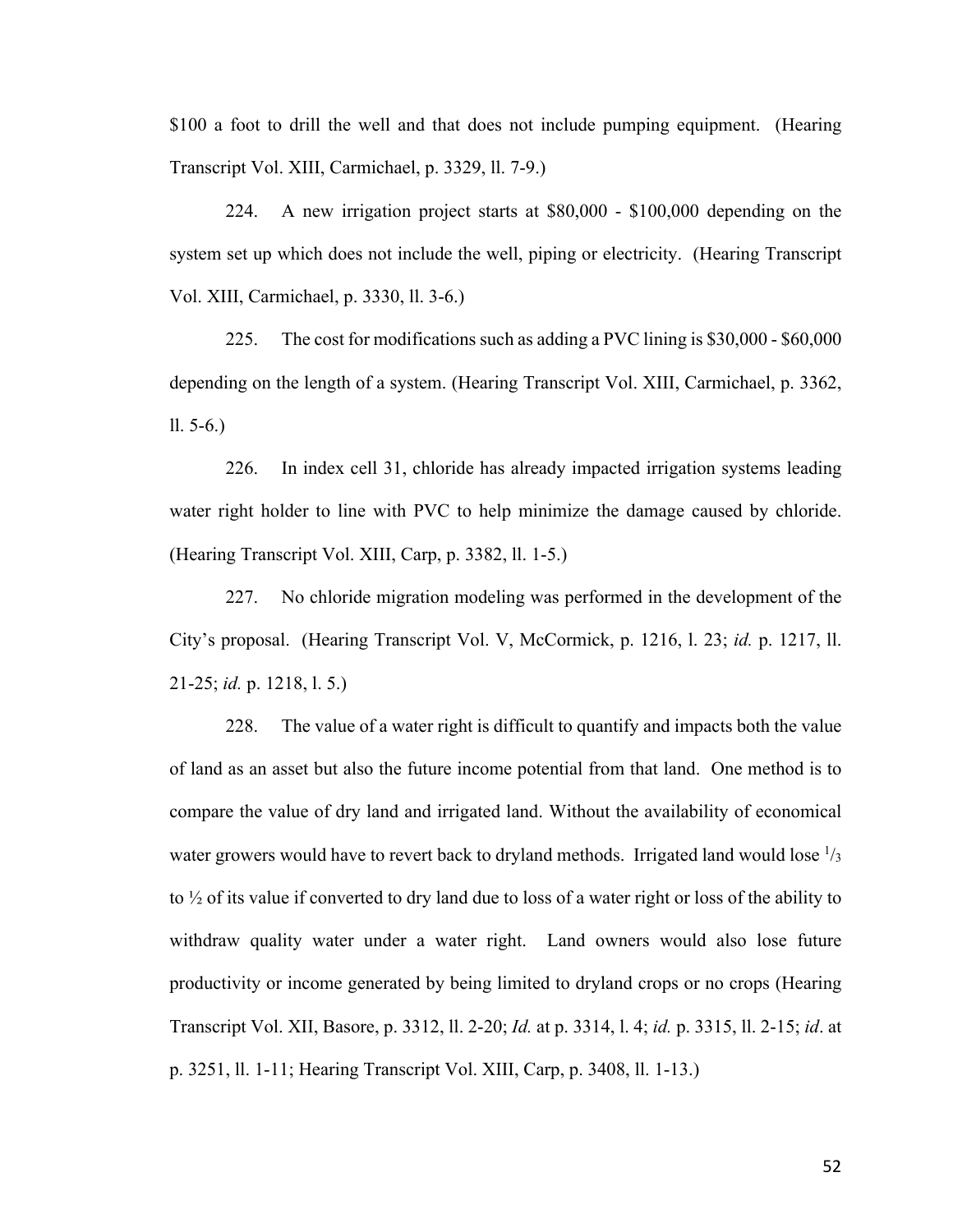$100 a foot to drill the well and that does not include pumping equipment. (Hearing Transcript Vol. XIII, Carmichael, p. 3329, ll. 7-9.)

224. A new irrigation project starts at $80,000 - $100,000 depending on the system set up which does not include the well, piping or electricity. (Hearing Transcript Vol. XIII, Carmichael, p. 3330, ll. 3-6.)

225. The cost for modifications such as adding a PVC lining is $30,000 - $60,000 depending on the length of a system. (Hearing Transcript Vol. XIII, Carmichael, p. 3362, ll. 5-6.)

226. In index cell 31, chloride has already impacted irrigation systems leading water right holder to line with PVC to help minimize the damage caused by chloride. (Hearing Transcript Vol. XIII, Carp, p. 3382, ll. 1-5.)

227. No chloride migration modeling was performed in the development of the City's proposal. (Hearing Transcript Vol. V, McCormick, p. 1216, l. 23; *id.* p. 1217, ll. 21-25; *id.* p. 1218, l. 5.)

228. The value of a water right is difficult to quantify and impacts both the value of land as an asset but also the future income potential from that land. One method is to compare the value of dry land and irrigated land. Without the availability of economical water growers would have to revert back to dryland methods. Irrigated land would lose ⅓ to ½ of its value if converted to dry land due to loss of a water right or loss of the ability to withdraw quality water under a water right. Land owners would also lose future productivity or income generated by being limited to dryland crops or no crops (Hearing Transcript Vol. XII, Basore, p. 3312, ll. 2-20; *Id.* at p. 3314, l. 4; *id.* p. 3315, ll. 2-15; *id*. at p. 3251, ll. 1-11; Hearing Transcript Vol. XIII, Carp, p. 3408, ll. 1-13.)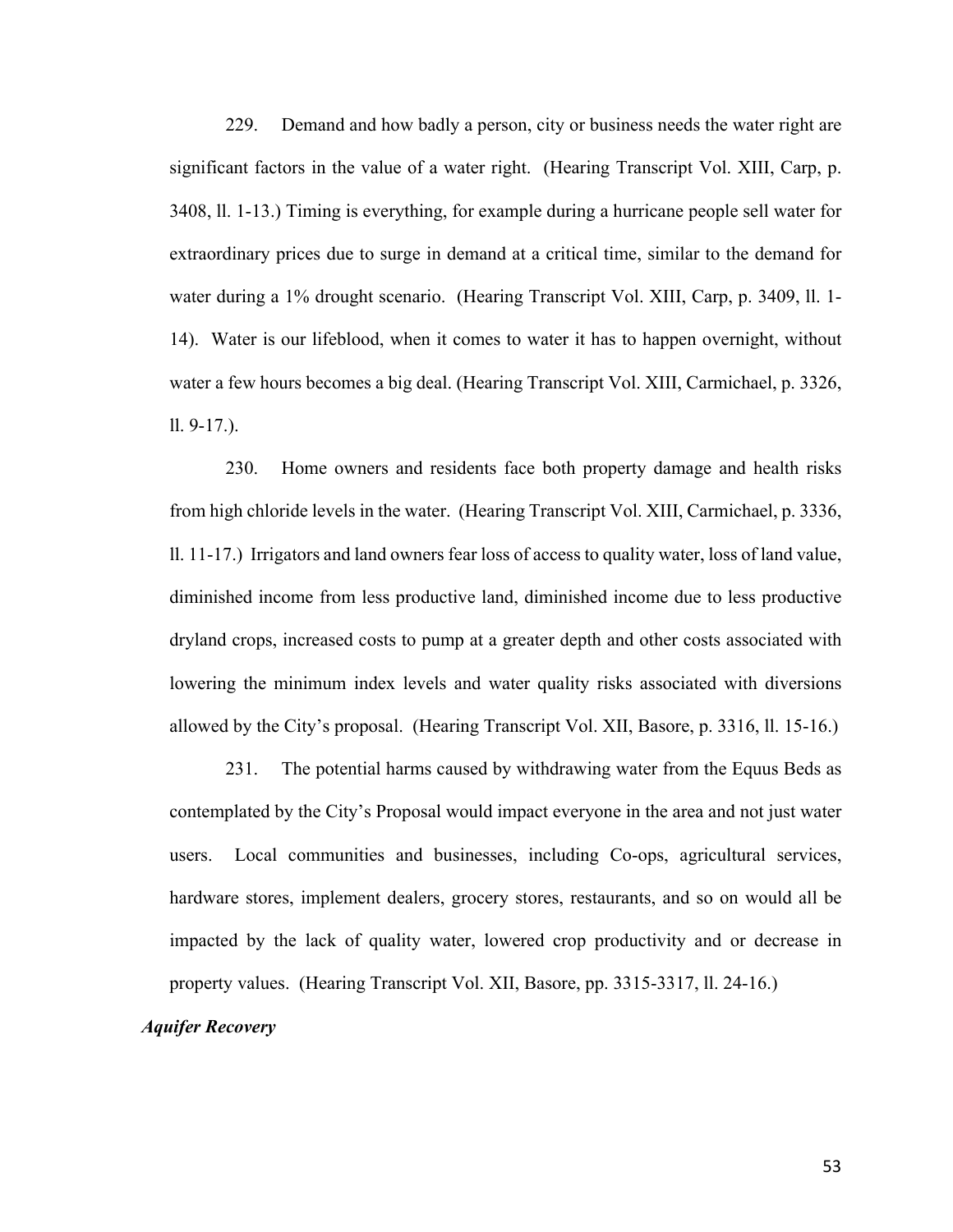229. Demand and how badly a person, city or business needs the water right are significant factors in the value of a water right. (Hearing Transcript Vol. XIII, Carp, p. 3408, ll. 1-13.) Timing is everything, for example during a hurricane people sell water for extraordinary prices due to surge in demand at a critical time, similar to the demand for water during a 1% drought scenario. (Hearing Transcript Vol. XIII, Carp, p. 3409, ll. 1-14). Water is our lifeblood, when it comes to water it has to happen overnight, without water a few hours becomes a big deal. (Hearing Transcript Vol. XIII, Carmichael, p. 3326, ll. 9-17.).

230. Home owners and residents face both property damage and health risks from high chloride levels in the water. (Hearing Transcript Vol. XIII, Carmichael, p. 3336, ll. 11-17.) Irrigators and land owners fear loss of access to quality water, loss of land value, diminished income from less productive land, diminished income due to less productive dryland crops, increased costs to pump at a greater depth and other costs associated with lowering the minimum index levels and water quality risks associated with diversions allowed by the City's proposal. (Hearing Transcript Vol. XII, Basore, p. 3316, ll. 15-16.)

231. The potential harms caused by withdrawing water from the Equus Beds as contemplated by the City's Proposal would impact everyone in the area and not just water users. Local communities and businesses, including Co-ops, agricultural services, hardware stores, implement dealers, grocery stores, restaurants, and so on would all be impacted by the lack of quality water, lowered crop productivity and or decrease in property values. (Hearing Transcript Vol. XII, Basore, pp. 3315-3317, ll. 24-16.)

***Aquifer Recovery***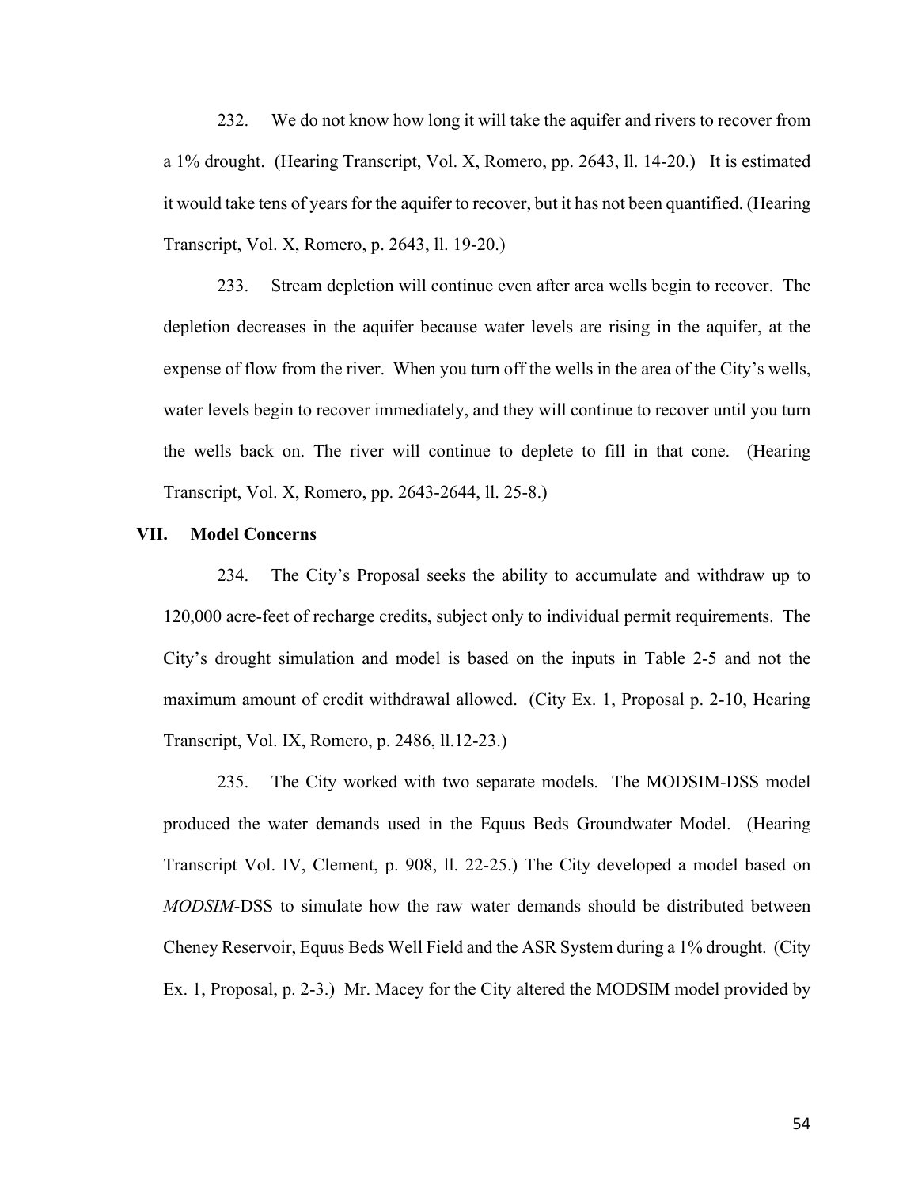232. We do not know how long it will take the aquifer and rivers to recover from a 1% drought. (Hearing Transcript, Vol. X, Romero, pp. 2643, ll. 14-20.) It is estimated it would take tens of years for the aquifer to recover, but it has not been quantified. (Hearing Transcript, Vol. X, Romero, p. 2643, ll. 19-20.)

233. Stream depletion will continue even after area wells begin to recover. The depletion decreases in the aquifer because water levels are rising in the aquifer, at the expense of flow from the river. When you turn off the wells in the area of the City's wells, water levels begin to recover immediately, and they will continue to recover until you turn the wells back on. The river will continue to deplete to fill in that cone. (Hearing Transcript, Vol. X, Romero, pp. 2643-2644, ll. 25-8.)

## VII. Model Concerns

234. The City's Proposal seeks the ability to accumulate and withdraw up to 120,000 acre-feet of recharge credits, subject only to individual permit requirements. The City's drought simulation and model is based on the inputs in Table 2-5 and not the maximum amount of credit withdrawal allowed. (City Ex. 1, Proposal p. 2-10, Hearing Transcript, Vol. IX, Romero, p. 2486, ll.12-23.)

235. The City worked with two separate models. The MODSIM-DSS model produced the water demands used in the Equus Beds Groundwater Model. (Hearing Transcript Vol. IV, Clement, p. 908, ll. 22-25.) The City developed a model based on *MODSIM*-DSS to simulate how the raw water demands should be distributed between Cheney Reservoir, Equus Beds Well Field and the ASR System during a 1% drought. (City Ex. 1, Proposal, p. 2-3.) Mr. Macey for the City altered the MODSIM model provided by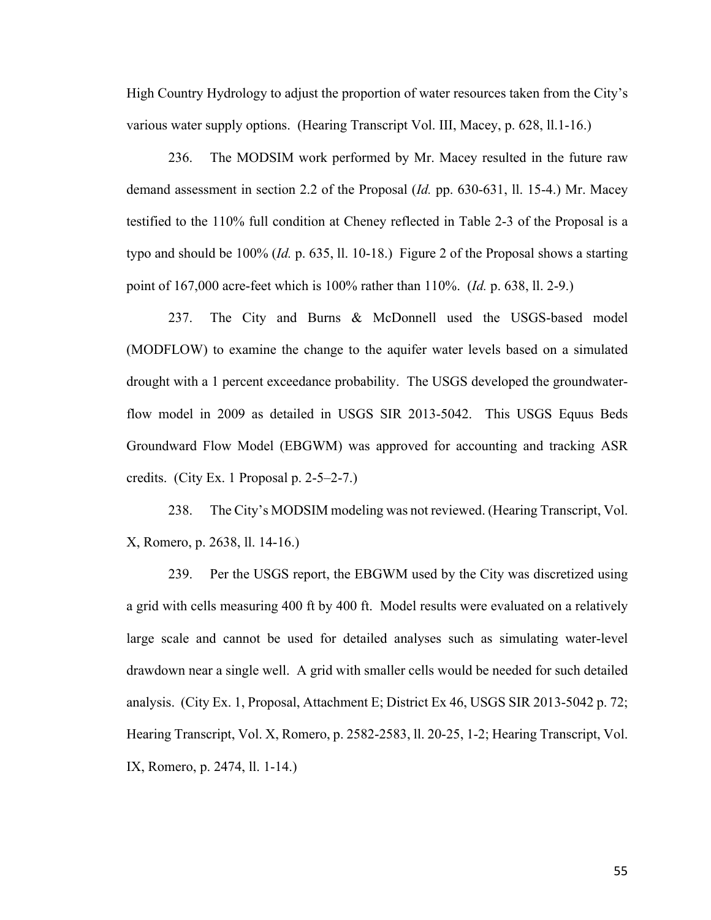High Country Hydrology to adjust the proportion of water resources taken from the City's various water supply options. (Hearing Transcript Vol. III, Macey, p. 628, ll.1-16.)

236. The MODSIM work performed by Mr. Macey resulted in the future raw demand assessment in section 2.2 of the Proposal (*Id.* pp. 630-631, ll. 15-4.) Mr. Macey testified to the 110% full condition at Cheney reflected in Table 2-3 of the Proposal is a typo and should be 100% (*Id.* p. 635, ll. 10-18.) Figure 2 of the Proposal shows a starting point of 167,000 acre-feet which is 100% rather than 110%. (*Id.* p. 638, ll. 2-9.)

237. The City and Burns & McDonnell used the USGS-based model (MODFLOW) to examine the change to the aquifer water levels based on a simulated drought with a 1 percent exceedance probability. The USGS developed the groundwater-flow model in 2009 as detailed in USGS SIR 2013-5042. This USGS Equus Beds Groundward Flow Model (EBGWM) was approved for accounting and tracking ASR credits. (City Ex. 1 Proposal p. 2-5–2-7.)

238. The City's MODSIM modeling was not reviewed. (Hearing Transcript, Vol. X, Romero, p. 2638, ll. 14-16.)

239. Per the USGS report, the EBGWM used by the City was discretized using a grid with cells measuring 400 ft by 400 ft. Model results were evaluated on a relatively large scale and cannot be used for detailed analyses such as simulating water-level drawdown near a single well. A grid with smaller cells would be needed for such detailed analysis. (City Ex. 1, Proposal, Attachment E; District Ex 46, USGS SIR 2013-5042 p. 72; Hearing Transcript, Vol. X, Romero, p. 2582-2583, ll. 20-25, 1-2; Hearing Transcript, Vol. IX, Romero, p. 2474, ll. 1-14.)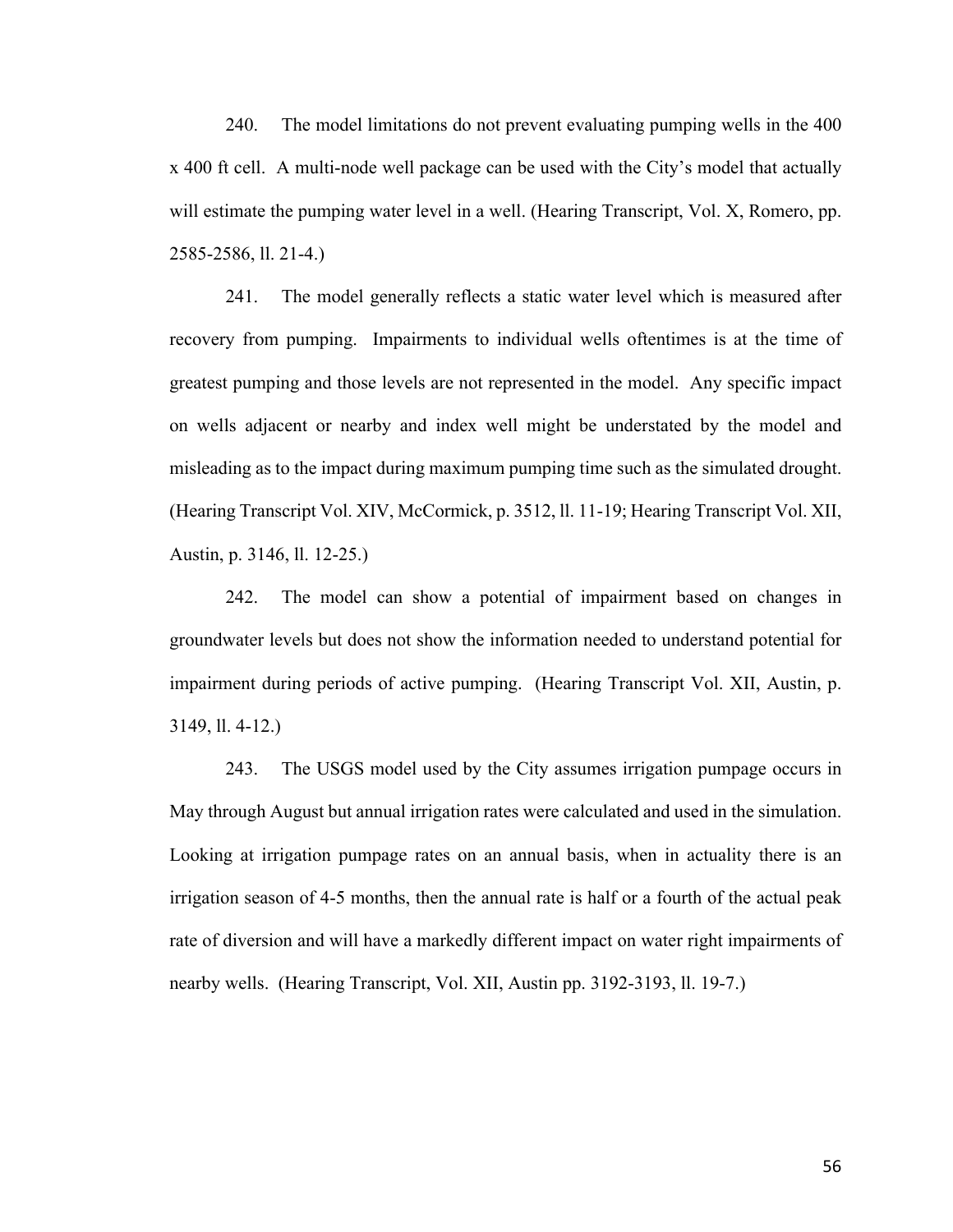240. The model limitations do not prevent evaluating pumping wells in the 400 x 400 ft cell. A multi-node well package can be used with the City's model that actually will estimate the pumping water level in a well. (Hearing Transcript, Vol. X, Romero, pp. 2585-2586, ll. 21-4.)

241. The model generally reflects a static water level which is measured after recovery from pumping. Impairments to individual wells oftentimes is at the time of greatest pumping and those levels are not represented in the model. Any specific impact on wells adjacent or nearby and index well might be understated by the model and misleading as to the impact during maximum pumping time such as the simulated drought. (Hearing Transcript Vol. XIV, McCormick, p. 3512, ll. 11-19; Hearing Transcript Vol. XII, Austin, p. 3146, ll. 12-25.)

242. The model can show a potential of impairment based on changes in groundwater levels but does not show the information needed to understand potential for impairment during periods of active pumping. (Hearing Transcript Vol. XII, Austin, p. 3149, ll. 4-12.)

243. The USGS model used by the City assumes irrigation pumpage occurs in May through August but annual irrigation rates were calculated and used in the simulation. Looking at irrigation pumpage rates on an annual basis, when in actuality there is an irrigation season of 4-5 months, then the annual rate is half or a fourth of the actual peak rate of diversion and will have a markedly different impact on water right impairments of nearby wells. (Hearing Transcript, Vol. XII, Austin pp. 3192-3193, ll. 19-7.)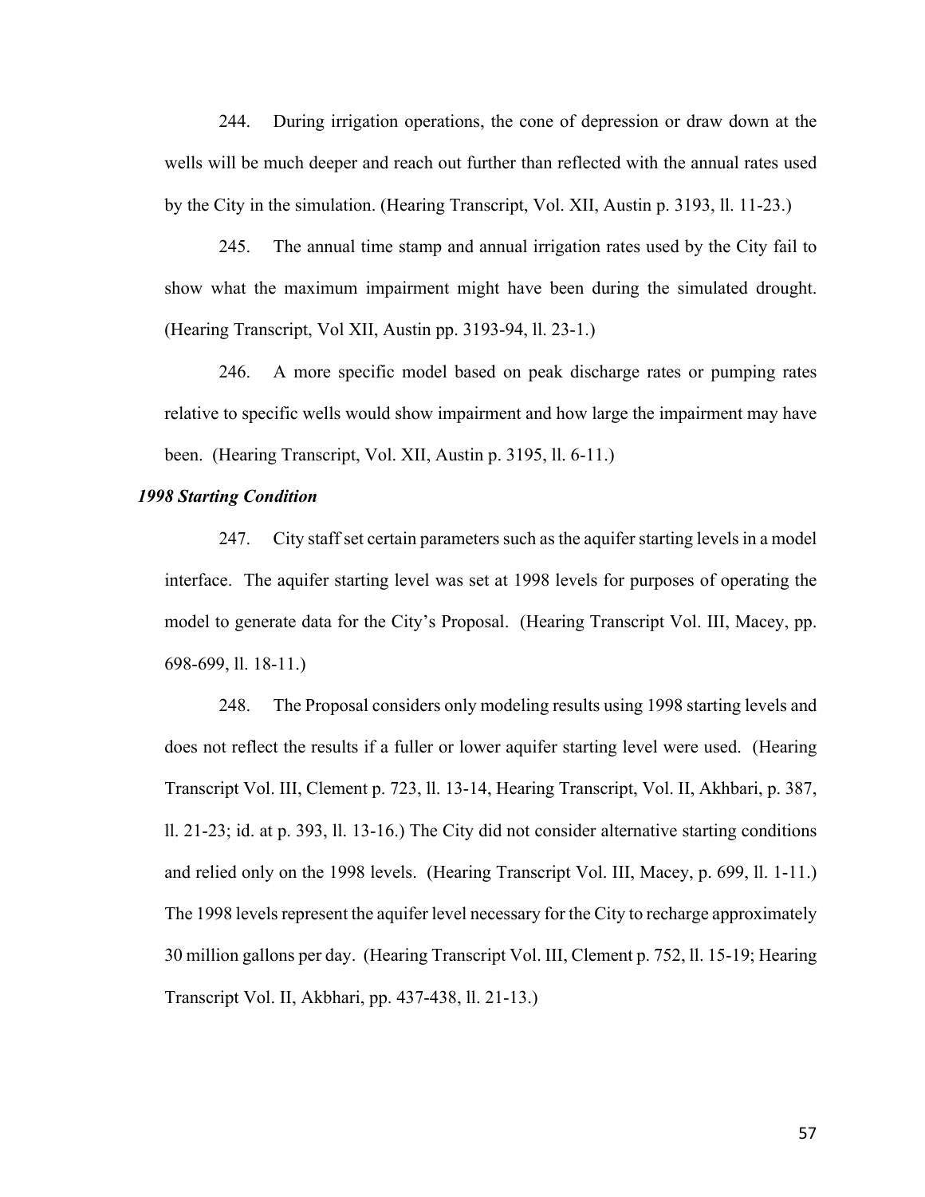244. During irrigation operations, the cone of depression or draw down at the wells will be much deeper and reach out further than reflected with the annual rates used by the City in the simulation. (Hearing Transcript, Vol. XII, Austin p. 3193, ll. 11-23.)

245. The annual time stamp and annual irrigation rates used by the City fail to show what the maximum impairment might have been during the simulated drought. (Hearing Transcript, Vol XII, Austin pp. 3193-94, ll. 23-1.)

246. A more specific model based on peak discharge rates or pumping rates relative to specific wells would show impairment and how large the impairment may have been. (Hearing Transcript, Vol. XII, Austin p. 3195, ll. 6-11.)

***1998 Starting Condition***

247. City staff set certain parameters such as the aquifer starting levels in a model interface. The aquifer starting level was set at 1998 levels for purposes of operating the model to generate data for the City's Proposal. (Hearing Transcript Vol. III, Macey, pp. 698-699, ll. 18-11.)

248. The Proposal considers only modeling results using 1998 starting levels and does not reflect the results if a fuller or lower aquifer starting level were used. (Hearing Transcript Vol. III, Clement p. 723, ll. 13-14, Hearing Transcript, Vol. II, Akhbari, p. 387, ll. 21-23; id. at p. 393, ll. 13-16.) The City did not consider alternative starting conditions and relied only on the 1998 levels. (Hearing Transcript Vol. III, Macey, p. 699, ll. 1-11.) The 1998 levels represent the aquifer level necessary for the City to recharge approximately 30 million gallons per day. (Hearing Transcript Vol. III, Clement p. 752, ll. 15-19; Hearing Transcript Vol. II, Akbhari, pp. 437-438, ll. 21-13.)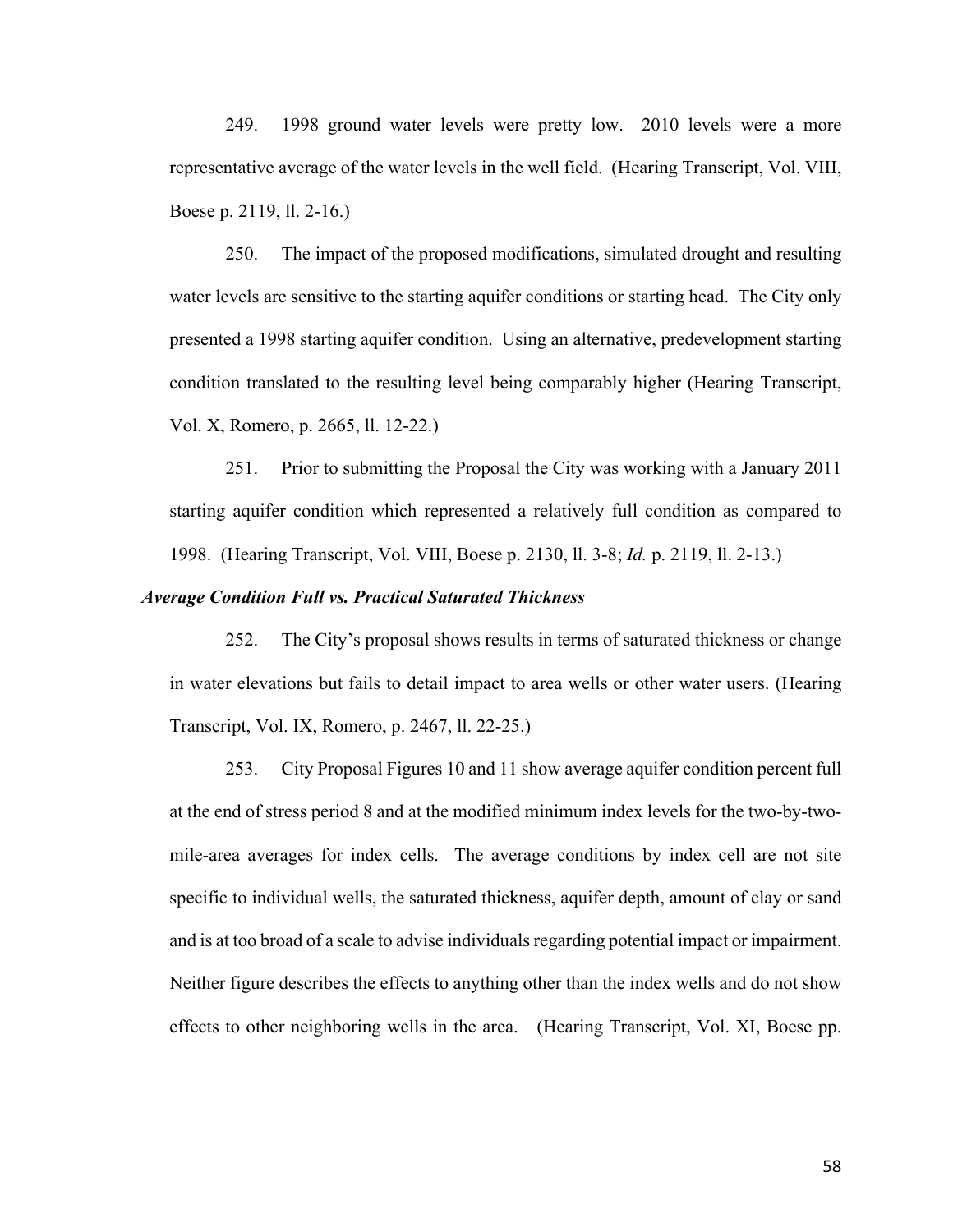249. 1998 ground water levels were pretty low. 2010 levels were a more representative average of the water levels in the well field. (Hearing Transcript, Vol. VIII, Boese p. 2119, ll. 2-16.)

250. The impact of the proposed modifications, simulated drought and resulting water levels are sensitive to the starting aquifer conditions or starting head. The City only presented a 1998 starting aquifer condition. Using an alternative, predevelopment starting condition translated to the resulting level being comparably higher (Hearing Transcript, Vol. X, Romero, p. 2665, ll. 12-22.)

251. Prior to submitting the Proposal the City was working with a January 2011 starting aquifer condition which represented a relatively full condition as compared to 1998. (Hearing Transcript, Vol. VIII, Boese p. 2130, ll. 3-8; *Id.* p. 2119, ll. 2-13.)

***Average Condition Full vs. Practical Saturated Thickness***

252. The City's proposal shows results in terms of saturated thickness or change in water elevations but fails to detail impact to area wells or other water users. (Hearing Transcript, Vol. IX, Romero, p. 2467, ll. 22-25.)

253. City Proposal Figures 10 and 11 show average aquifer condition percent full at the end of stress period 8 and at the modified minimum index levels for the two-by-two-mile-area averages for index cells. The average conditions by index cell are not site specific to individual wells, the saturated thickness, aquifer depth, amount of clay or sand and is at too broad of a scale to advise individuals regarding potential impact or impairment. Neither figure describes the effects to anything other than the index wells and do not show effects to other neighboring wells in the area. (Hearing Transcript, Vol. XI, Boese pp.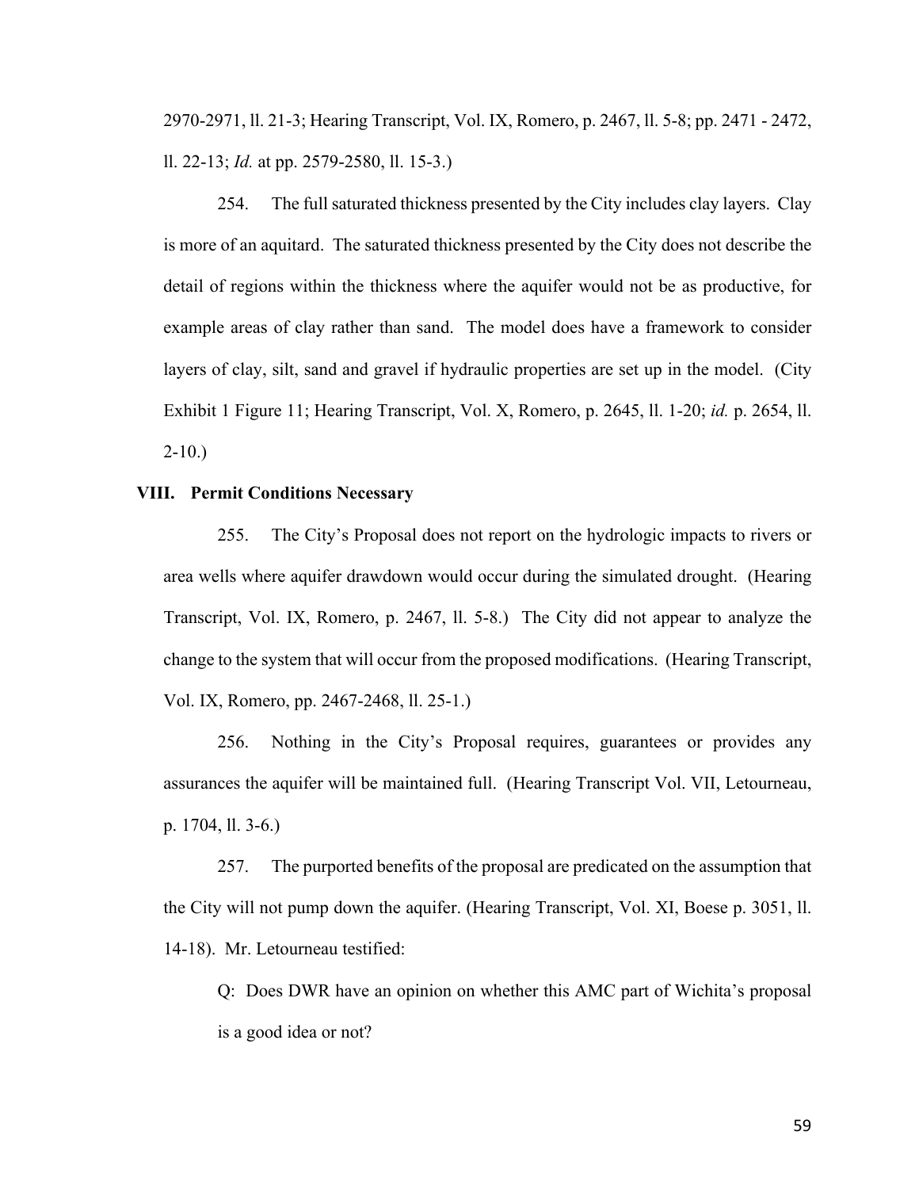2970-2971, ll. 21-3; Hearing Transcript, Vol. IX, Romero, p. 2467, ll. 5-8; pp. 2471 - 2472, ll. 22-13; *Id.* at pp. 2579-2580, ll. 15-3.)

254. The full saturated thickness presented by the City includes clay layers. Clay is more of an aquitard. The saturated thickness presented by the City does not describe the detail of regions within the thickness where the aquifer would not be as productive, for example areas of clay rather than sand. The model does have a framework to consider layers of clay, silt, sand and gravel if hydraulic properties are set up in the model. (City Exhibit 1 Figure 11; Hearing Transcript, Vol. X, Romero, p. 2645, ll. 1-20; *id.* p. 2654, ll. 2-10.)

## VIII. Permit Conditions Necessary

255. The City's Proposal does not report on the hydrologic impacts to rivers or area wells where aquifer drawdown would occur during the simulated drought. (Hearing Transcript, Vol. IX, Romero, p. 2467, ll. 5-8.) The City did not appear to analyze the change to the system that will occur from the proposed modifications. (Hearing Transcript, Vol. IX, Romero, pp. 2467-2468, ll. 25-1.)

256. Nothing in the City's Proposal requires, guarantees or provides any assurances the aquifer will be maintained full. (Hearing Transcript Vol. VII, Letourneau, p. 1704, ll. 3-6.)

257. The purported benefits of the proposal are predicated on the assumption that the City will not pump down the aquifer. (Hearing Transcript, Vol. XI, Boese p. 3051, ll. 14-18). Mr. Letourneau testified:

> Q: Does DWR have an opinion on whether this AMC part of Wichita's proposal is a good idea or not?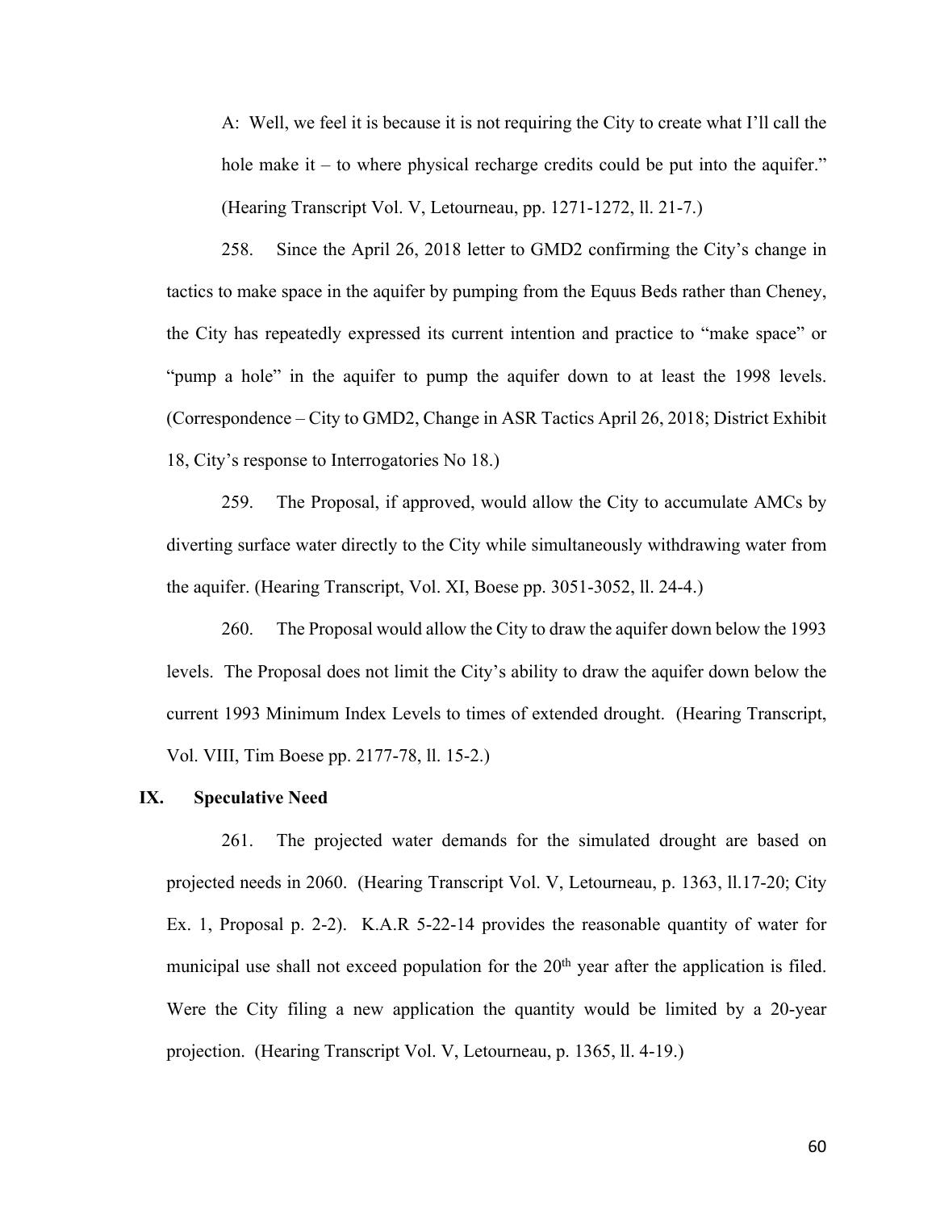A: Well, we feel it is because it is not requiring the City to create what I'll call the hole make it – to where physical recharge credits could be put into the aquifer." (Hearing Transcript Vol. V, Letourneau, pp. 1271-1272, ll. 21-7.)

258. Since the April 26, 2018 letter to GMD2 confirming the City's change in tactics to make space in the aquifer by pumping from the Equus Beds rather than Cheney, the City has repeatedly expressed its current intention and practice to "make space" or "pump a hole" in the aquifer to pump the aquifer down to at least the 1998 levels. (Correspondence – City to GMD2, Change in ASR Tactics April 26, 2018; District Exhibit 18, City's response to Interrogatories No 18.)

259. The Proposal, if approved, would allow the City to accumulate AMCs by diverting surface water directly to the City while simultaneously withdrawing water from the aquifer. (Hearing Transcript, Vol. XI, Boese pp. 3051-3052, ll. 24-4.)

260. The Proposal would allow the City to draw the aquifer down below the 1993 levels. The Proposal does not limit the City's ability to draw the aquifer down below the current 1993 Minimum Index Levels to times of extended drought. (Hearing Transcript, Vol. VIII, Tim Boese pp. 2177-78, ll. 15-2.)

## IX. Speculative Need

261. The projected water demands for the simulated drought are based on projected needs in 2060. (Hearing Transcript Vol. V, Letourneau, p. 1363, ll.17-20; City Ex. 1, Proposal p. 2-2). K.A.R 5-22-14 provides the reasonable quantity of water for municipal use shall not exceed population for the 20th year after the application is filed. Were the City filing a new application the quantity would be limited by a 20-year projection. (Hearing Transcript Vol. V, Letourneau, p. 1365, ll. 4-19.)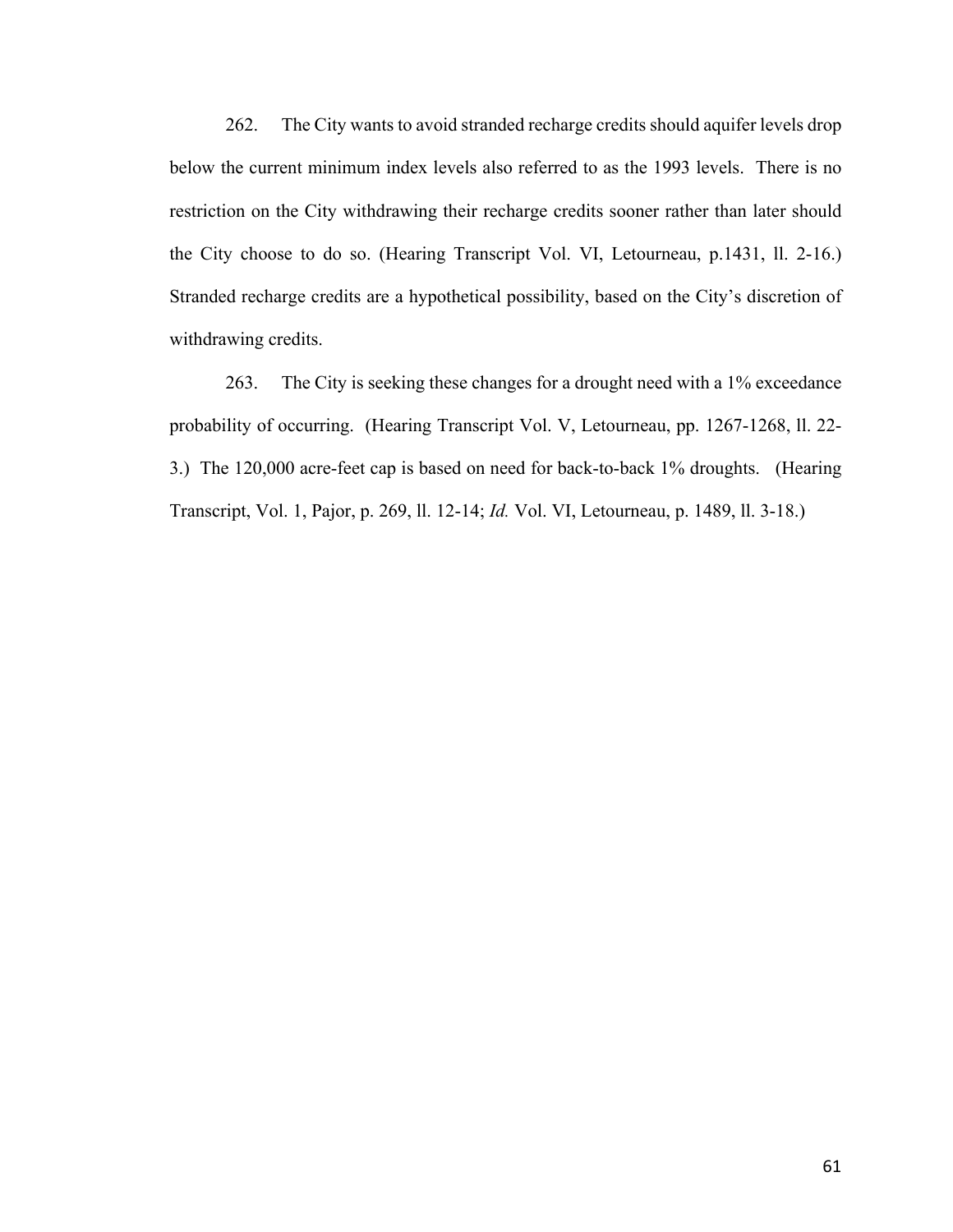262. The City wants to avoid stranded recharge credits should aquifer levels drop below the current minimum index levels also referred to as the 1993 levels. There is no restriction on the City withdrawing their recharge credits sooner rather than later should the City choose to do so. (Hearing Transcript Vol. VI, Letourneau, p.1431, ll. 2-16.) Stranded recharge credits are a hypothetical possibility, based on the City's discretion of withdrawing credits.

263. The City is seeking these changes for a drought need with a 1% exceedance probability of occurring. (Hearing Transcript Vol. V, Letourneau, pp. 1267-1268, ll. 22-3.) The 120,000 acre-feet cap is based on need for back-to-back 1% droughts. (Hearing Transcript, Vol. 1, Pajor, p. 269, ll. 12-14; *Id.* Vol. VI, Letourneau, p. 1489, ll. 3-18.)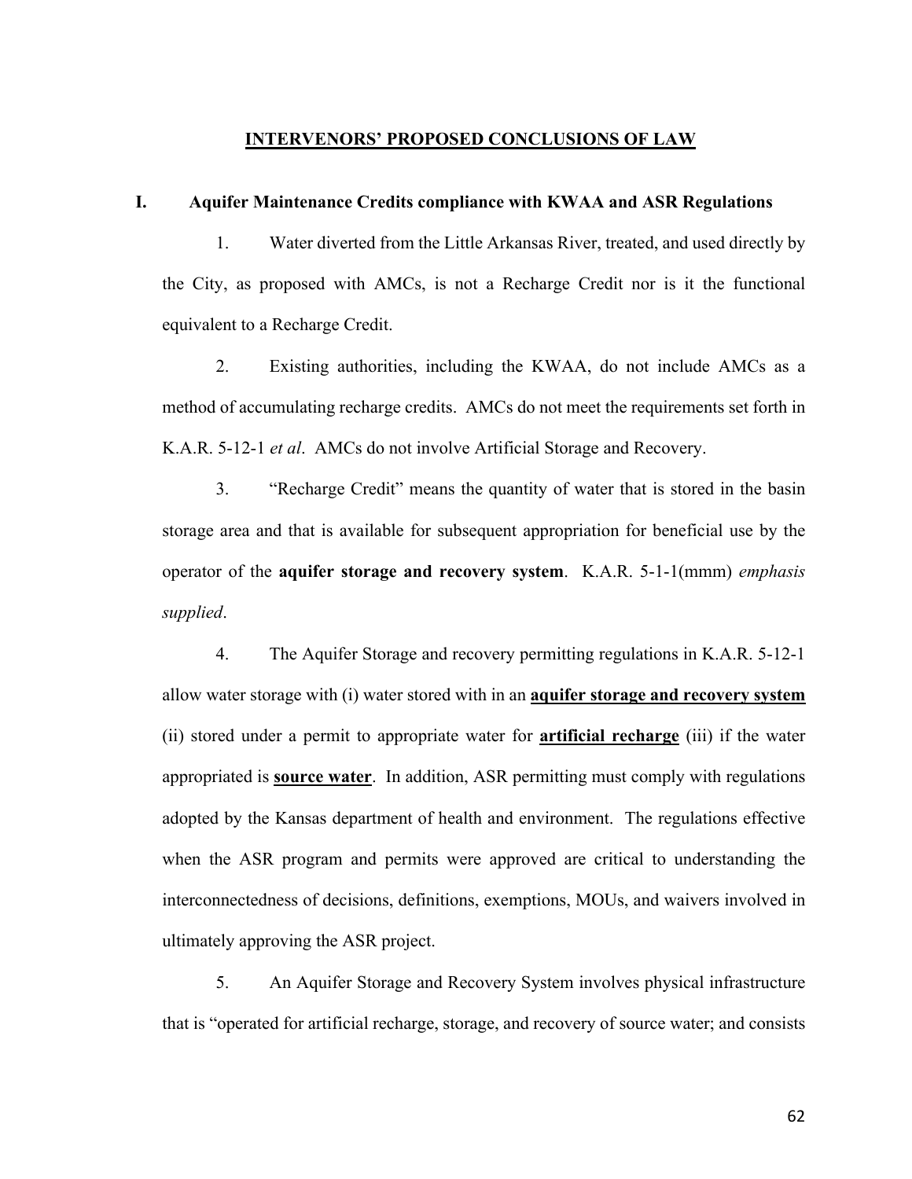## INTERVENORS' PROPOSED CONCLUSIONS OF LAW

### I. Aquifer Maintenance Credits compliance with KWAA and ASR Regulations

1. Water diverted from the Little Arkansas River, treated, and used directly by the City, as proposed with AMCs, is not a Recharge Credit nor is it the functional equivalent to a Recharge Credit.

2. Existing authorities, including the KWAA, do not include AMCs as a method of accumulating recharge credits. AMCs do not meet the requirements set forth in K.A.R. 5-12-1 *et al*. AMCs do not involve Artificial Storage and Recovery.

3. "Recharge Credit" means the quantity of water that is stored in the basin storage area and that is available for subsequent appropriation for beneficial use by the operator of the **aquifer storage and recovery system**. K.A.R. 5-1-1(mmm) *emphasis supplied*.

4. The Aquifer Storage and recovery permitting regulations in K.A.R. 5-12-1 allow water storage with (i) water stored with in an **aquifer storage and recovery system** (ii) stored under a permit to appropriate water for **artificial recharge** (iii) if the water appropriated is **source water**. In addition, ASR permitting must comply with regulations adopted by the Kansas department of health and environment. The regulations effective when the ASR program and permits were approved are critical to understanding the interconnectedness of decisions, definitions, exemptions, MOUs, and waivers involved in ultimately approving the ASR project.

5. An Aquifer Storage and Recovery System involves physical infrastructure that is "operated for artificial recharge, storage, and recovery of source water; and consists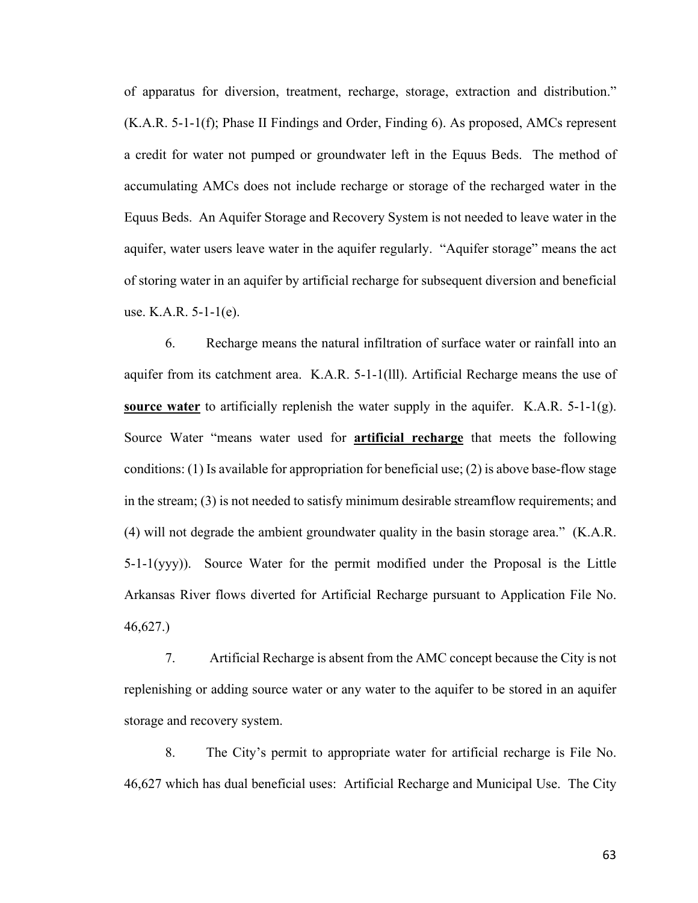of apparatus for diversion, treatment, recharge, storage, extraction and distribution." (K.A.R. 5-1-1(f); Phase II Findings and Order, Finding 6). As proposed, AMCs represent a credit for water not pumped or groundwater left in the Equus Beds. The method of accumulating AMCs does not include recharge or storage of the recharged water in the Equus Beds. An Aquifer Storage and Recovery System is not needed to leave water in the aquifer, water users leave water in the aquifer regularly. "Aquifer storage" means the act of storing water in an aquifer by artificial recharge for subsequent diversion and beneficial use. K.A.R. 5-1-1(e).

6. Recharge means the natural infiltration of surface water or rainfall into an aquifer from its catchment area. K.A.R. 5-1-1(lll). Artificial Recharge means the use of **source water** to artificially replenish the water supply in the aquifer. K.A.R. 5-1-1(g). Source Water "means water used for **artificial recharge** that meets the following conditions: (1) Is available for appropriation for beneficial use; (2) is above base-flow stage in the stream; (3) is not needed to satisfy minimum desirable streamflow requirements; and (4) will not degrade the ambient groundwater quality in the basin storage area." (K.A.R. 5-1-1(yyy)). Source Water for the permit modified under the Proposal is the Little Arkansas River flows diverted for Artificial Recharge pursuant to Application File No. 46,627.)

7. Artificial Recharge is absent from the AMC concept because the City is not replenishing or adding source water or any water to the aquifer to be stored in an aquifer storage and recovery system.

8. The City's permit to appropriate water for artificial recharge is File No. 46,627 which has dual beneficial uses: Artificial Recharge and Municipal Use. The City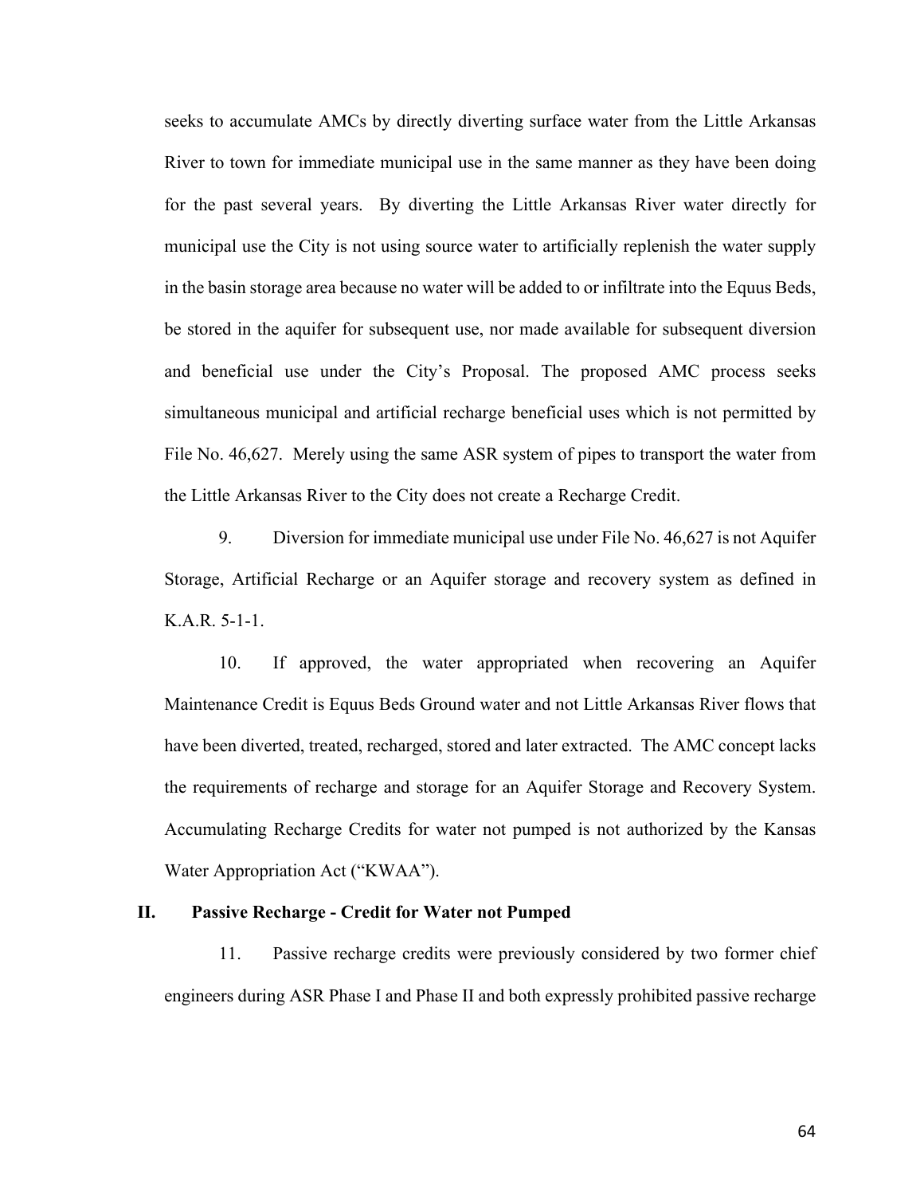seeks to accumulate AMCs by directly diverting surface water from the Little Arkansas River to town for immediate municipal use in the same manner as they have been doing for the past several years. By diverting the Little Arkansas River water directly for municipal use the City is not using source water to artificially replenish the water supply in the basin storage area because no water will be added to or infiltrate into the Equus Beds, be stored in the aquifer for subsequent use, nor made available for subsequent diversion and beneficial use under the City's Proposal. The proposed AMC process seeks simultaneous municipal and artificial recharge beneficial uses which is not permitted by File No. 46,627. Merely using the same ASR system of pipes to transport the water from the Little Arkansas River to the City does not create a Recharge Credit.

9. Diversion for immediate municipal use under File No. 46,627 is not Aquifer Storage, Artificial Recharge or an Aquifer storage and recovery system as defined in K.A.R. 5-1-1.

10. If approved, the water appropriated when recovering an Aquifer Maintenance Credit is Equus Beds Ground water and not Little Arkansas River flows that have been diverted, treated, recharged, stored and later extracted. The AMC concept lacks the requirements of recharge and storage for an Aquifer Storage and Recovery System. Accumulating Recharge Credits for water not pumped is not authorized by the Kansas Water Appropriation Act ("KWAA").

## II. Passive Recharge - Credit for Water not Pumped

11. Passive recharge credits were previously considered by two former chief engineers during ASR Phase I and Phase II and both expressly prohibited passive recharge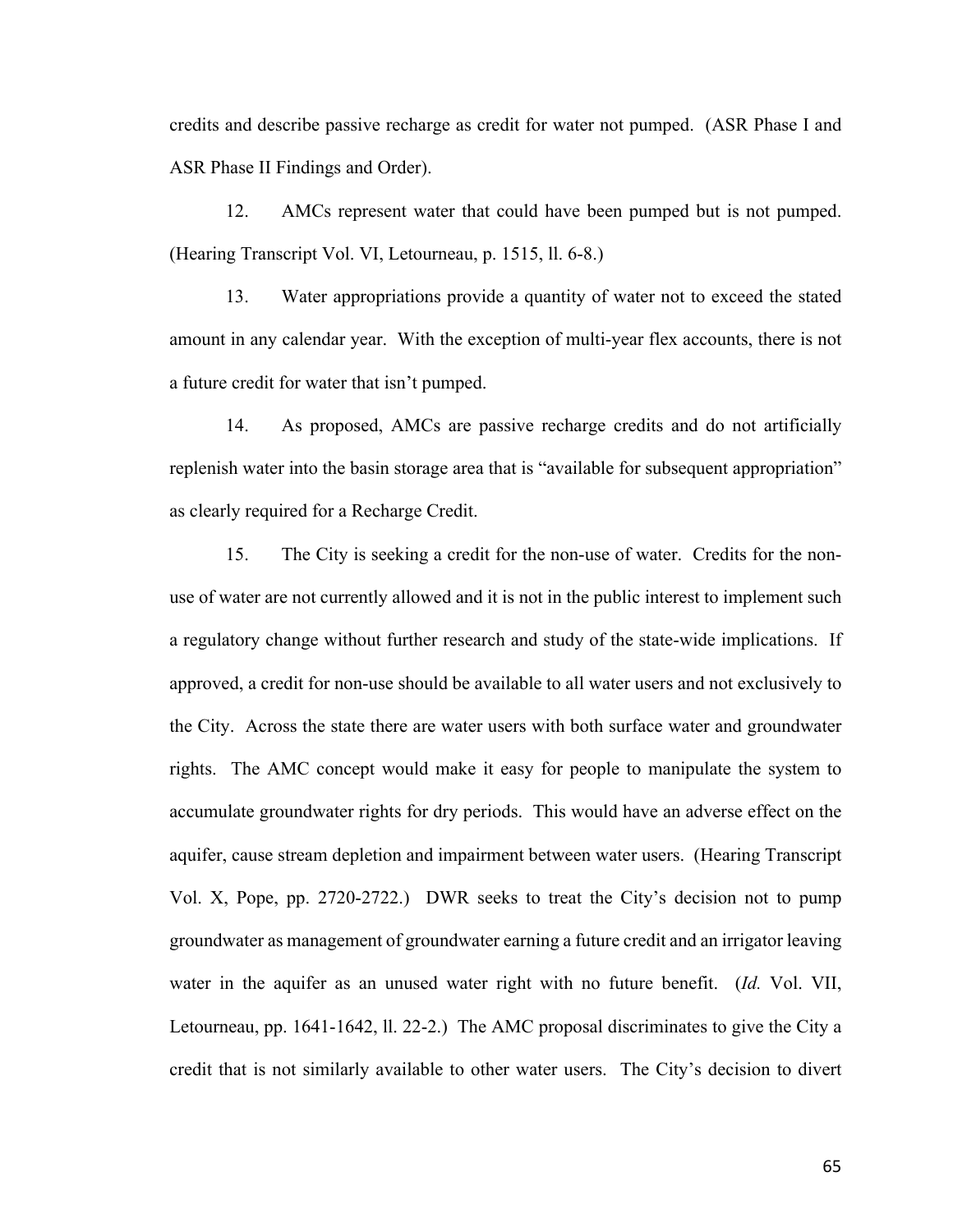credits and describe passive recharge as credit for water not pumped. (ASR Phase I and ASR Phase II Findings and Order).

12. AMCs represent water that could have been pumped but is not pumped. (Hearing Transcript Vol. VI, Letourneau, p. 1515, ll. 6-8.)

13. Water appropriations provide a quantity of water not to exceed the stated amount in any calendar year. With the exception of multi-year flex accounts, there is not a future credit for water that isn't pumped.

14. As proposed, AMCs are passive recharge credits and do not artificially replenish water into the basin storage area that is "available for subsequent appropriation" as clearly required for a Recharge Credit.

15. The City is seeking a credit for the non-use of water. Credits for the non-use of water are not currently allowed and it is not in the public interest to implement such a regulatory change without further research and study of the state-wide implications. If approved, a credit for non-use should be available to all water users and not exclusively to the City. Across the state there are water users with both surface water and groundwater rights. The AMC concept would make it easy for people to manipulate the system to accumulate groundwater rights for dry periods. This would have an adverse effect on the aquifer, cause stream depletion and impairment between water users. (Hearing Transcript Vol. X, Pope, pp. 2720-2722.) DWR seeks to treat the City's decision not to pump groundwater as management of groundwater earning a future credit and an irrigator leaving water in the aquifer as an unused water right with no future benefit. (*Id.* Vol. VII, Letourneau, pp. 1641-1642, ll. 22-2.) The AMC proposal discriminates to give the City a credit that is not similarly available to other water users. The City's decision to divert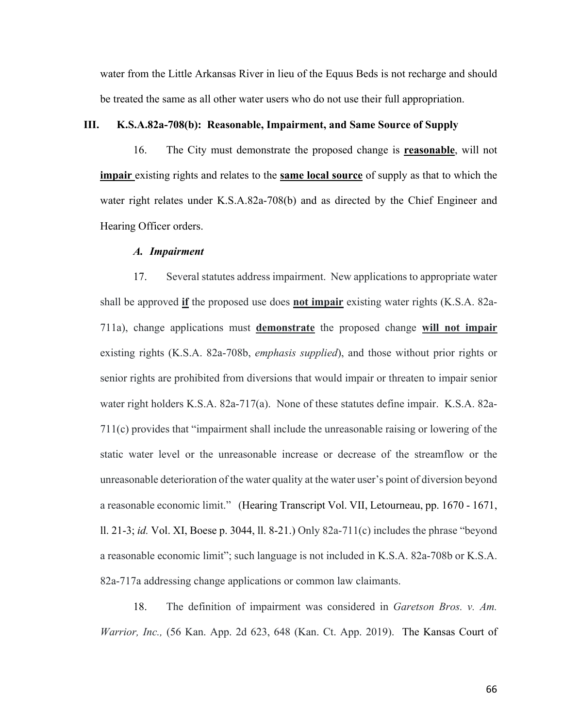water from the Little Arkansas River in lieu of the Equus Beds is not recharge and should be treated the same as all other water users who do not use their full appropriation.

## III. K.S.A.82a-708(b): Reasonable, Impairment, and Same Source of Supply

16. The City must demonstrate the proposed change is **reasonable**, will not **impair** existing rights and relates to the **same local source** of supply as that to which the water right relates under K.S.A.82a-708(b) and as directed by the Chief Engineer and Hearing Officer orders.

### *A. Impairment*

17. Several statutes address impairment. New applications to appropriate water shall be approved **if** the proposed use does **not impair** existing water rights (K.S.A. 82a-711a), change applications must **demonstrate** the proposed change **will not impair** existing rights (K.S.A. 82a-708b, *emphasis supplied*), and those without prior rights or senior rights are prohibited from diversions that would impair or threaten to impair senior water right holders K.S.A. 82a-717(a). None of these statutes define impair. K.S.A. 82a-711(c) provides that "impairment shall include the unreasonable raising or lowering of the static water level or the unreasonable increase or decrease of the streamflow or the unreasonable deterioration of the water quality at the water user's point of diversion beyond a reasonable economic limit." (Hearing Transcript Vol. VII, Letourneau, pp. 1670 - 1671, ll. 21-3; *id.* Vol. XI, Boese p. 3044, ll. 8-21.) Only 82a-711(c) includes the phrase "beyond a reasonable economic limit"; such language is not included in K.S.A. 82a-708b or K.S.A. 82a-717a addressing change applications or common law claimants.

18. The definition of impairment was considered in *Garetson Bros. v. Am. Warrior, Inc.,* (56 Kan. App. 2d 623, 648 (Kan. Ct. App. 2019). The Kansas Court of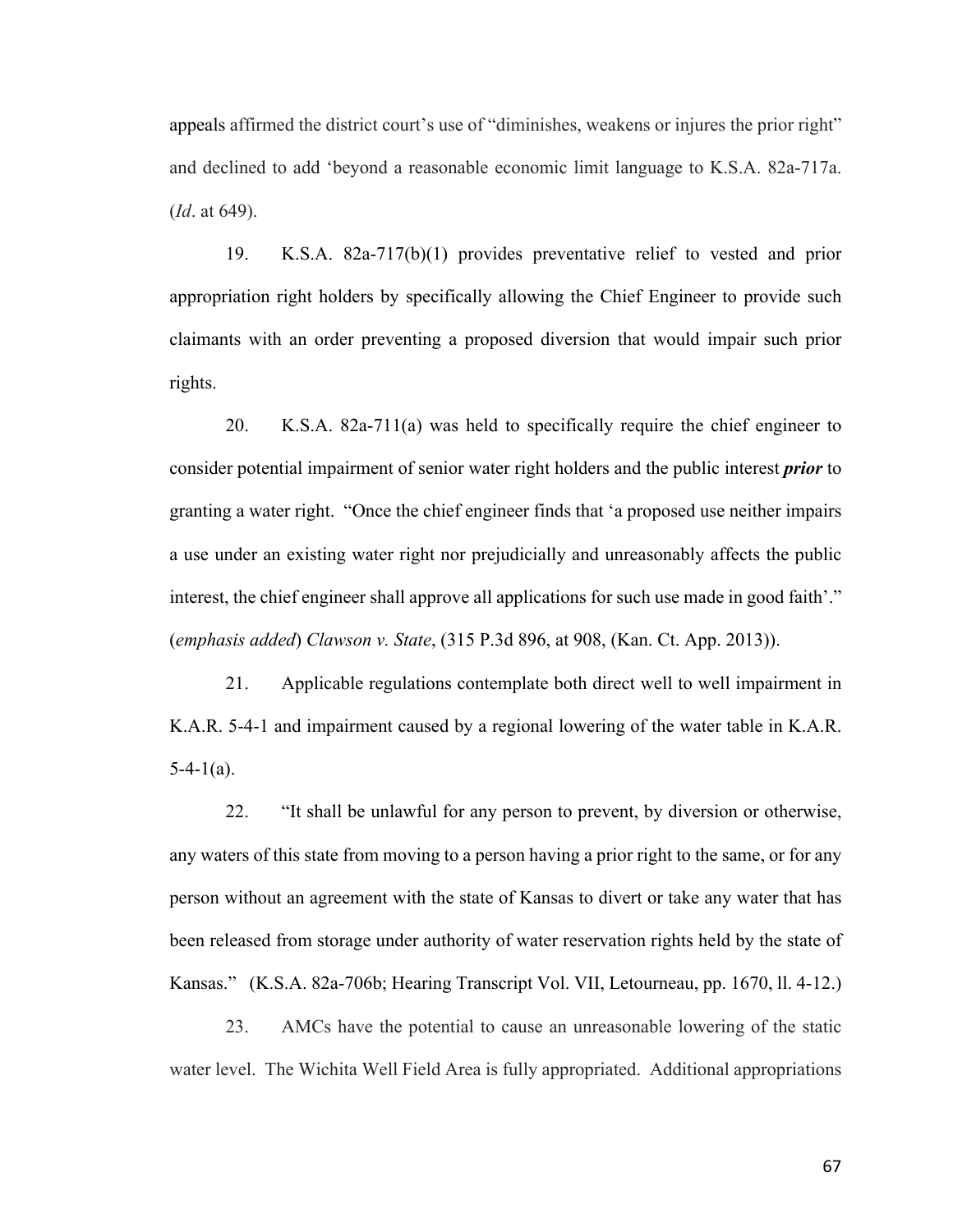appeals affirmed the district court's use of "diminishes, weakens or injures the prior right" and declined to add 'beyond a reasonable economic limit language to K.S.A. 82a-717a. (*Id*. at 649).

19. K.S.A. 82a-717(b)(1) provides preventative relief to vested and prior appropriation right holders by specifically allowing the Chief Engineer to provide such claimants with an order preventing a proposed diversion that would impair such prior rights.

20. K.S.A. 82a-711(a) was held to specifically require the chief engineer to consider potential impairment of senior water right holders and the public interest ***prior*** to granting a water right. "Once the chief engineer finds that 'a proposed use neither impairs a use under an existing water right nor prejudicially and unreasonably affects the public interest, the chief engineer shall approve all applications for such use made in good faith'." (*emphasis added*) *Clawson v. State*, (315 P.3d 896, at 908, (Kan. Ct. App. 2013)).

21. Applicable regulations contemplate both direct well to well impairment in K.A.R. 5-4-1 and impairment caused by a regional lowering of the water table in K.A.R. 5-4-1(a).

22. "It shall be unlawful for any person to prevent, by diversion or otherwise, any waters of this state from moving to a person having a prior right to the same, or for any person without an agreement with the state of Kansas to divert or take any water that has been released from storage under authority of water reservation rights held by the state of Kansas." (K.S.A. 82a-706b; Hearing Transcript Vol. VII, Letourneau, pp. 1670, ll. 4-12.)

23. AMCs have the potential to cause an unreasonable lowering of the static water level. The Wichita Well Field Area is fully appropriated. Additional appropriations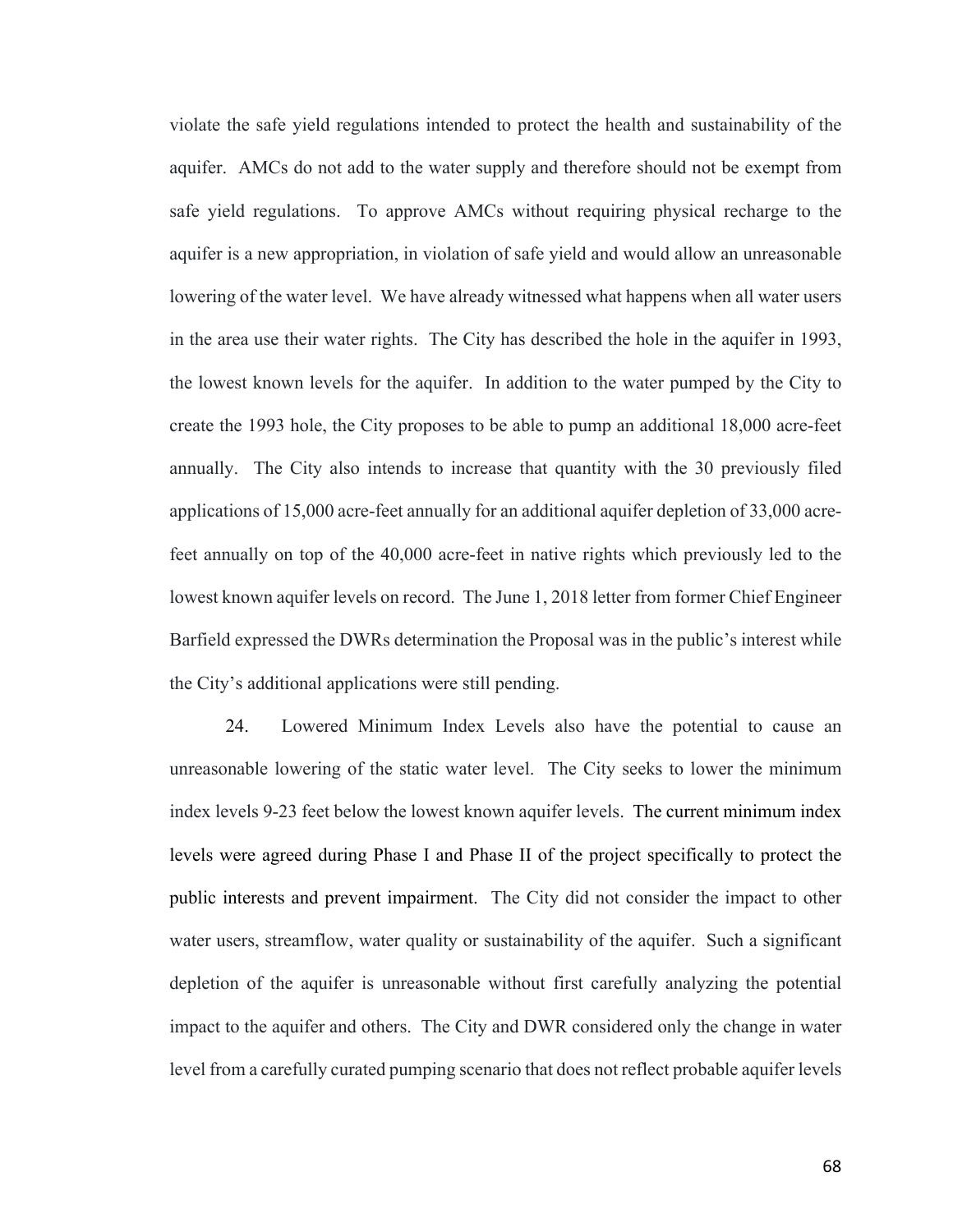violate the safe yield regulations intended to protect the health and sustainability of the aquifer. AMCs do not add to the water supply and therefore should not be exempt from safe yield regulations. To approve AMCs without requiring physical recharge to the aquifer is a new appropriation, in violation of safe yield and would allow an unreasonable lowering of the water level. We have already witnessed what happens when all water users in the area use their water rights. The City has described the hole in the aquifer in 1993, the lowest known levels for the aquifer. In addition to the water pumped by the City to create the 1993 hole, the City proposes to be able to pump an additional 18,000 acre-feet annually. The City also intends to increase that quantity with the 30 previously filed applications of 15,000 acre-feet annually for an additional aquifer depletion of 33,000 acre-feet annually on top of the 40,000 acre-feet in native rights which previously led to the lowest known aquifer levels on record. The June 1, 2018 letter from former Chief Engineer Barfield expressed the DWRs determination the Proposal was in the public's interest while the City's additional applications were still pending.

24. Lowered Minimum Index Levels also have the potential to cause an unreasonable lowering of the static water level. The City seeks to lower the minimum index levels 9-23 feet below the lowest known aquifer levels. The current minimum index levels were agreed during Phase I and Phase II of the project specifically to protect the public interests and prevent impairment. The City did not consider the impact to other water users, streamflow, water quality or sustainability of the aquifer. Such a significant depletion of the aquifer is unreasonable without first carefully analyzing the potential impact to the aquifer and others. The City and DWR considered only the change in water level from a carefully curated pumping scenario that does not reflect probable aquifer levels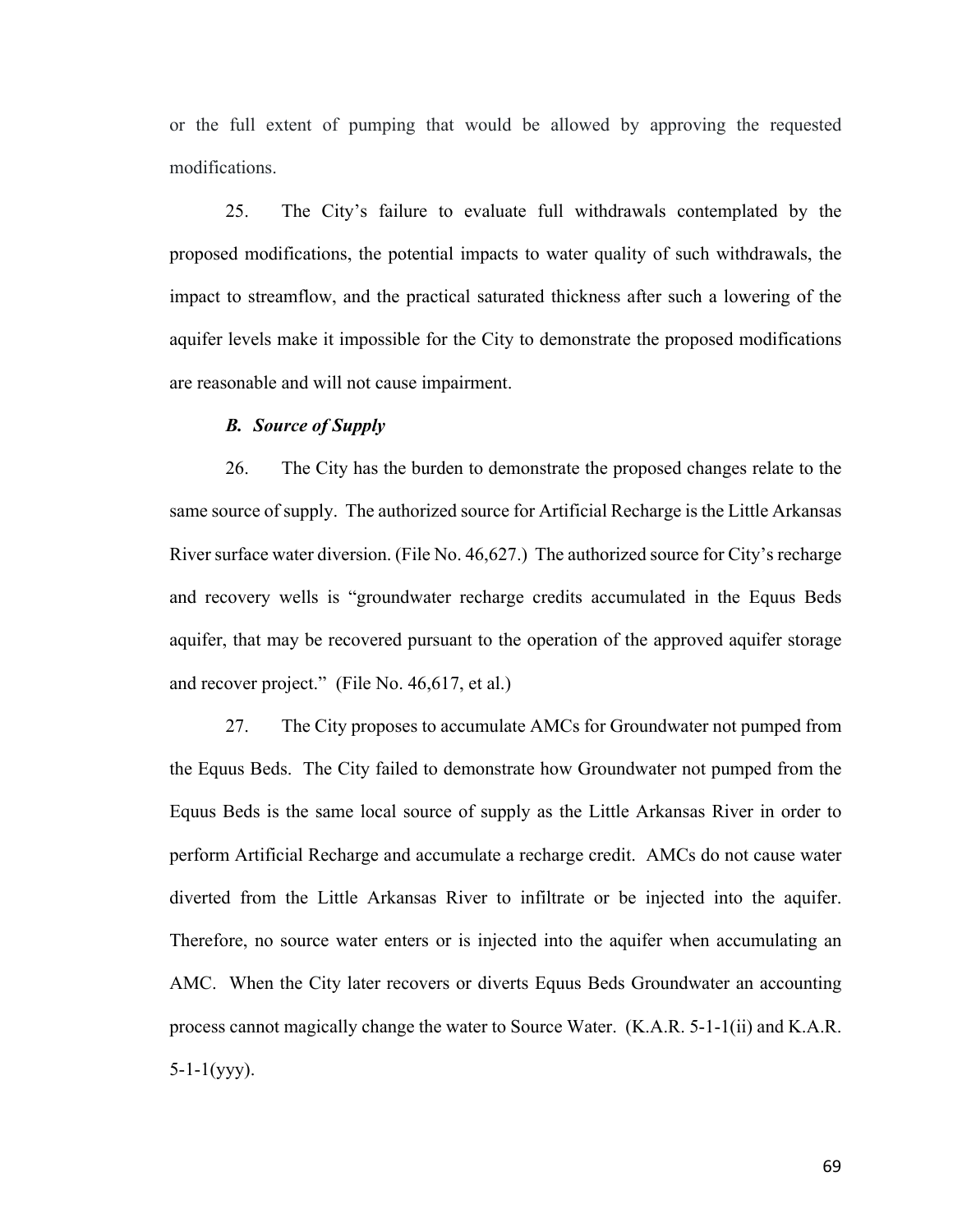or the full extent of pumping that would be allowed by approving the requested modifications.

25. The City's failure to evaluate full withdrawals contemplated by the proposed modifications, the potential impacts to water quality of such withdrawals, the impact to streamflow, and the practical saturated thickness after such a lowering of the aquifer levels make it impossible for the City to demonstrate the proposed modifications are reasonable and will not cause impairment.

***B. Source of Supply***

26. The City has the burden to demonstrate the proposed changes relate to the same source of supply. The authorized source for Artificial Recharge is the Little Arkansas River surface water diversion. (File No. 46,627.) The authorized source for City's recharge and recovery wells is "groundwater recharge credits accumulated in the Equus Beds aquifer, that may be recovered pursuant to the operation of the approved aquifer storage and recover project." (File No. 46,617, et al.)

27. The City proposes to accumulate AMCs for Groundwater not pumped from the Equus Beds. The City failed to demonstrate how Groundwater not pumped from the Equus Beds is the same local source of supply as the Little Arkansas River in order to perform Artificial Recharge and accumulate a recharge credit. AMCs do not cause water diverted from the Little Arkansas River to infiltrate or be injected into the aquifer. Therefore, no source water enters or is injected into the aquifer when accumulating an AMC. When the City later recovers or diverts Equus Beds Groundwater an accounting process cannot magically change the water to Source Water. (K.A.R. 5-1-1(ii) and K.A.R. 5-1-1(yyy).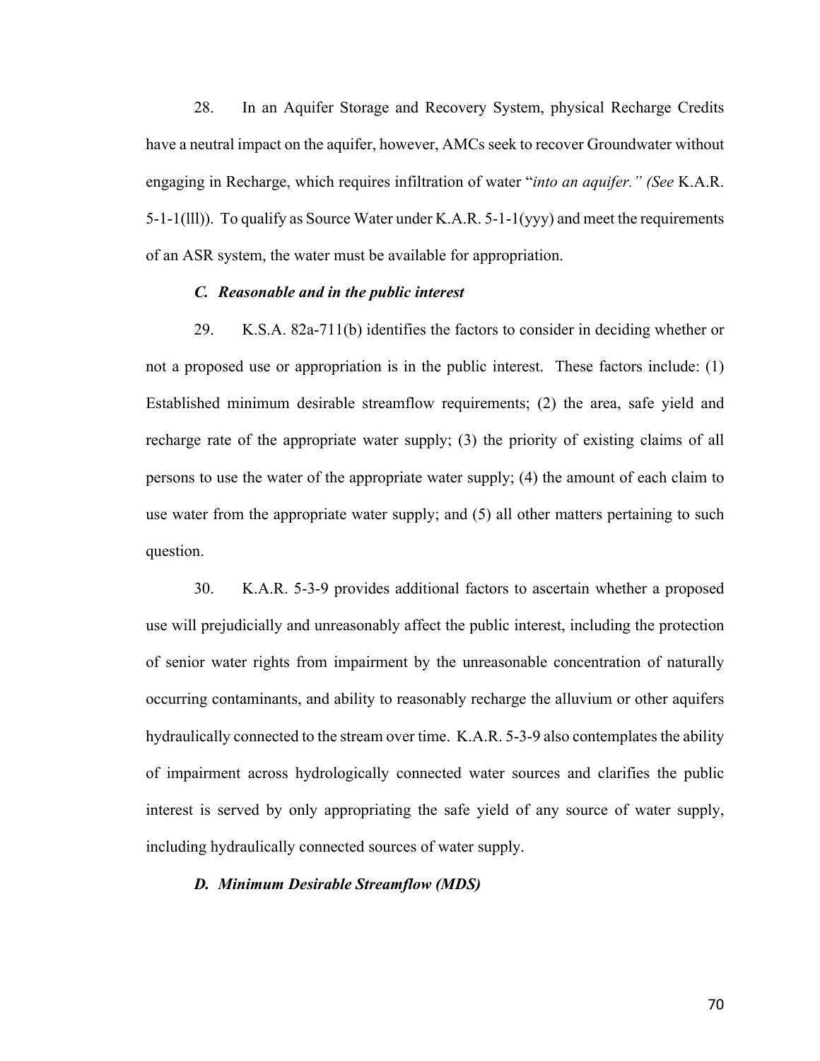28. In an Aquifer Storage and Recovery System, physical Recharge Credits have a neutral impact on the aquifer, however, AMCs seek to recover Groundwater without engaging in Recharge, which requires infiltration of water "*into an aquifer." (See* K.A.R. 5-1-1(lll)). To qualify as Source Water under K.A.R. 5-1-1(yyy) and meet the requirements of an ASR system, the water must be available for appropriation.

### *C. Reasonable and in the public interest*

29. K.S.A. 82a-711(b) identifies the factors to consider in deciding whether or not a proposed use or appropriation is in the public interest. These factors include: (1) Established minimum desirable streamflow requirements; (2) the area, safe yield and recharge rate of the appropriate water supply; (3) the priority of existing claims of all persons to use the water of the appropriate water supply; (4) the amount of each claim to use water from the appropriate water supply; and (5) all other matters pertaining to such question.

30. K.A.R. 5-3-9 provides additional factors to ascertain whether a proposed use will prejudicially and unreasonably affect the public interest, including the protection of senior water rights from impairment by the unreasonable concentration of naturally occurring contaminants, and ability to reasonably recharge the alluvium or other aquifers hydraulically connected to the stream over time. K.A.R. 5-3-9 also contemplates the ability of impairment across hydrologically connected water sources and clarifies the public interest is served by only appropriating the safe yield of any source of water supply, including hydraulically connected sources of water supply.

### *D. Minimum Desirable Streamflow (MDS)*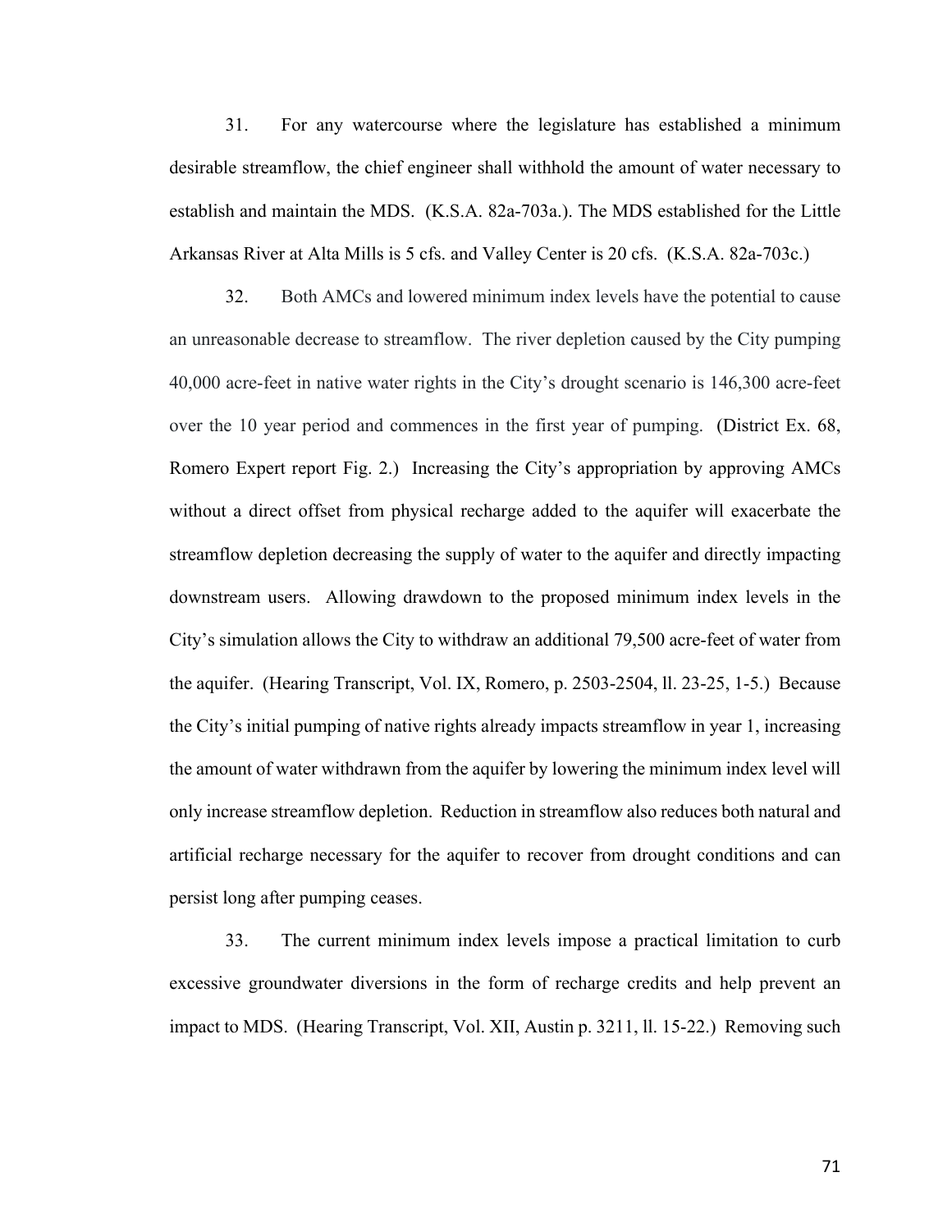31. For any watercourse where the legislature has established a minimum desirable streamflow, the chief engineer shall withhold the amount of water necessary to establish and maintain the MDS. (K.S.A. 82a-703a.). The MDS established for the Little Arkansas River at Alta Mills is 5 cfs. and Valley Center is 20 cfs. (K.S.A. 82a-703c.)

32. Both AMCs and lowered minimum index levels have the potential to cause an unreasonable decrease to streamflow. The river depletion caused by the City pumping 40,000 acre-feet in native water rights in the City's drought scenario is 146,300 acre-feet over the 10 year period and commences in the first year of pumping. (District Ex. 68, Romero Expert report Fig. 2.) Increasing the City's appropriation by approving AMCs without a direct offset from physical recharge added to the aquifer will exacerbate the streamflow depletion decreasing the supply of water to the aquifer and directly impacting downstream users. Allowing drawdown to the proposed minimum index levels in the City's simulation allows the City to withdraw an additional 79,500 acre-feet of water from the aquifer. (Hearing Transcript, Vol. IX, Romero, p. 2503-2504, ll. 23-25, 1-5.) Because the City's initial pumping of native rights already impacts streamflow in year 1, increasing the amount of water withdrawn from the aquifer by lowering the minimum index level will only increase streamflow depletion. Reduction in streamflow also reduces both natural and artificial recharge necessary for the aquifer to recover from drought conditions and can persist long after pumping ceases.

33. The current minimum index levels impose a practical limitation to curb excessive groundwater diversions in the form of recharge credits and help prevent an impact to MDS. (Hearing Transcript, Vol. XII, Austin p. 3211, ll. 15-22.) Removing such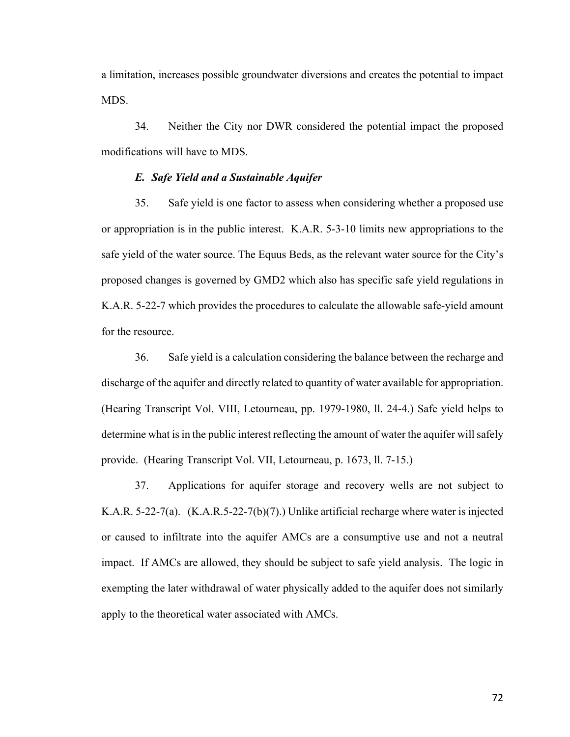a limitation, increases possible groundwater diversions and creates the potential to impact MDS.

34. Neither the City nor DWR considered the potential impact the proposed modifications will have to MDS.

### *E. Safe Yield and a Sustainable Aquifer*

35. Safe yield is one factor to assess when considering whether a proposed use or appropriation is in the public interest. K.A.R. 5-3-10 limits new appropriations to the safe yield of the water source. The Equus Beds, as the relevant water source for the City's proposed changes is governed by GMD2 which also has specific safe yield regulations in K.A.R. 5-22-7 which provides the procedures to calculate the allowable safe-yield amount for the resource.

36. Safe yield is a calculation considering the balance between the recharge and discharge of the aquifer and directly related to quantity of water available for appropriation. (Hearing Transcript Vol. VIII, Letourneau, pp. 1979-1980, ll. 24-4.) Safe yield helps to determine what is in the public interest reflecting the amount of water the aquifer will safely provide. (Hearing Transcript Vol. VII, Letourneau, p. 1673, ll. 7-15.)

37. Applications for aquifer storage and recovery wells are not subject to K.A.R. 5-22-7(a). (K.A.R.5-22-7(b)(7).) Unlike artificial recharge where water is injected or caused to infiltrate into the aquifer AMCs are a consumptive use and not a neutral impact. If AMCs are allowed, they should be subject to safe yield analysis. The logic in exempting the later withdrawal of water physically added to the aquifer does not similarly apply to the theoretical water associated with AMCs.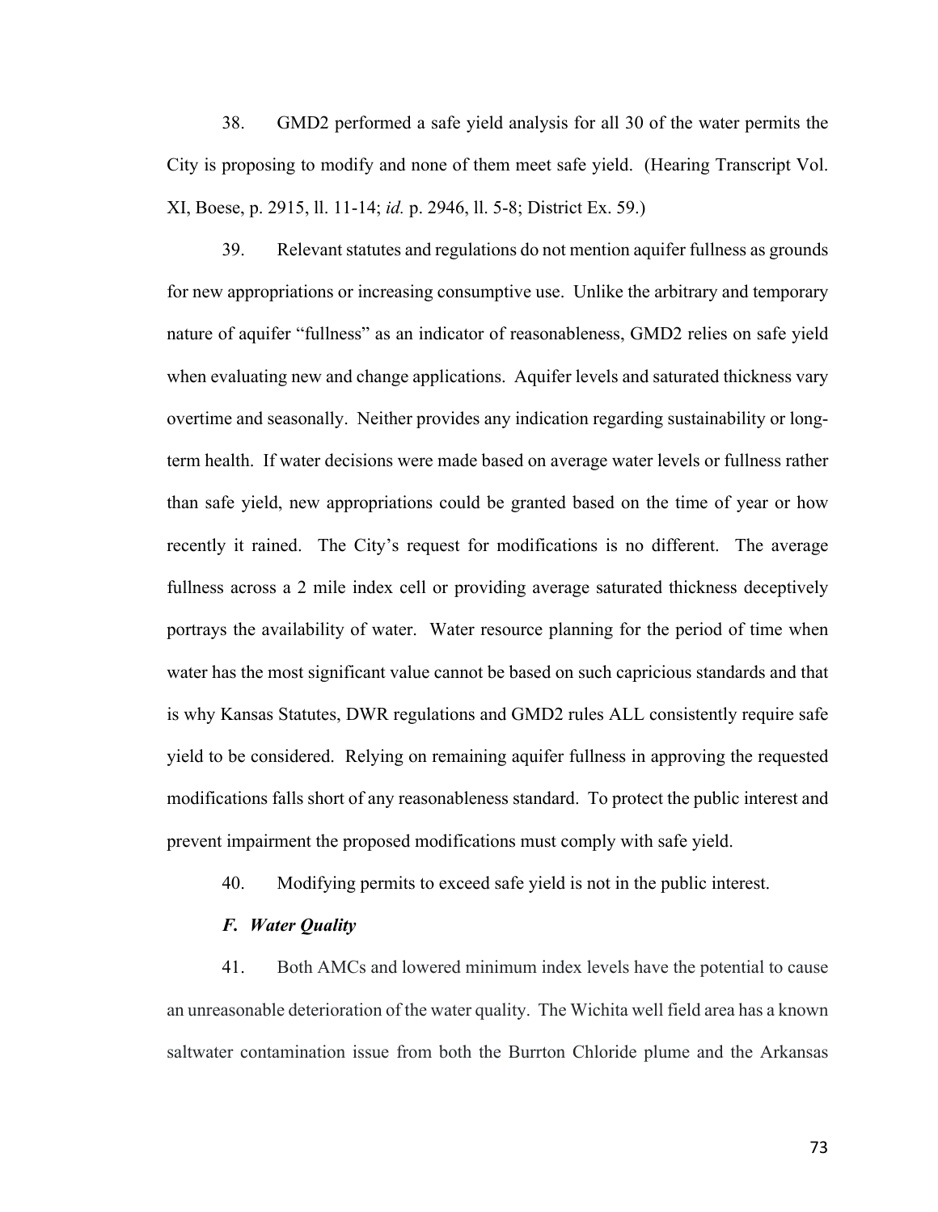38. GMD2 performed a safe yield analysis for all 30 of the water permits the City is proposing to modify and none of them meet safe yield. (Hearing Transcript Vol. XI, Boese, p. 2915, ll. 11-14; *id.* p. 2946, ll. 5-8; District Ex. 59.)

39. Relevant statutes and regulations do not mention aquifer fullness as grounds for new appropriations or increasing consumptive use. Unlike the arbitrary and temporary nature of aquifer "fullness" as an indicator of reasonableness, GMD2 relies on safe yield when evaluating new and change applications. Aquifer levels and saturated thickness vary overtime and seasonally. Neither provides any indication regarding sustainability or long-term health. If water decisions were made based on average water levels or fullness rather than safe yield, new appropriations could be granted based on the time of year or how recently it rained. The City's request for modifications is no different. The average fullness across a 2 mile index cell or providing average saturated thickness deceptively portrays the availability of water. Water resource planning for the period of time when water has the most significant value cannot be based on such capricious standards and that is why Kansas Statutes, DWR regulations and GMD2 rules ALL consistently require safe yield to be considered. Relying on remaining aquifer fullness in approving the requested modifications falls short of any reasonableness standard. To protect the public interest and prevent impairment the proposed modifications must comply with safe yield.

40. Modifying permits to exceed safe yield is not in the public interest.

### *F. Water Quality*

41. Both AMCs and lowered minimum index levels have the potential to cause an unreasonable deterioration of the water quality. The Wichita well field area has a known saltwater contamination issue from both the Burrton Chloride plume and the Arkansas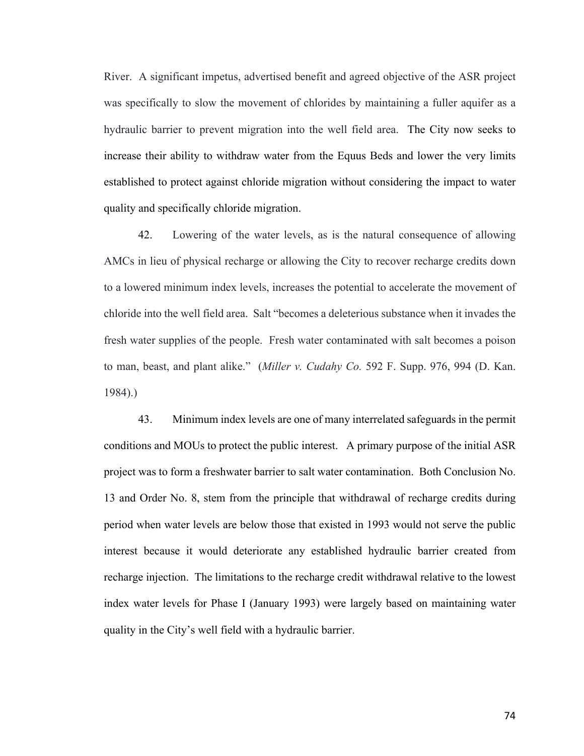River. A significant impetus, advertised benefit and agreed objective of the ASR project was specifically to slow the movement of chlorides by maintaining a fuller aquifer as a hydraulic barrier to prevent migration into the well field area. The City now seeks to increase their ability to withdraw water from the Equus Beds and lower the very limits established to protect against chloride migration without considering the impact to water quality and specifically chloride migration.

42. Lowering of the water levels, as is the natural consequence of allowing AMCs in lieu of physical recharge or allowing the City to recover recharge credits down to a lowered minimum index levels, increases the potential to accelerate the movement of chloride into the well field area. Salt "becomes a deleterious substance when it invades the fresh water supplies of the people. Fresh water contaminated with salt becomes a poison to man, beast, and plant alike." (*Miller v. Cudahy Co.* 592 F. Supp. 976, 994 (D. Kan. 1984).)

43. Minimum index levels are one of many interrelated safeguards in the permit conditions and MOUs to protect the public interest. A primary purpose of the initial ASR project was to form a freshwater barrier to salt water contamination. Both Conclusion No. 13 and Order No. 8, stem from the principle that withdrawal of recharge credits during period when water levels are below those that existed in 1993 would not serve the public interest because it would deteriorate any established hydraulic barrier created from recharge injection. The limitations to the recharge credit withdrawal relative to the lowest index water levels for Phase I (January 1993) were largely based on maintaining water quality in the City's well field with a hydraulic barrier.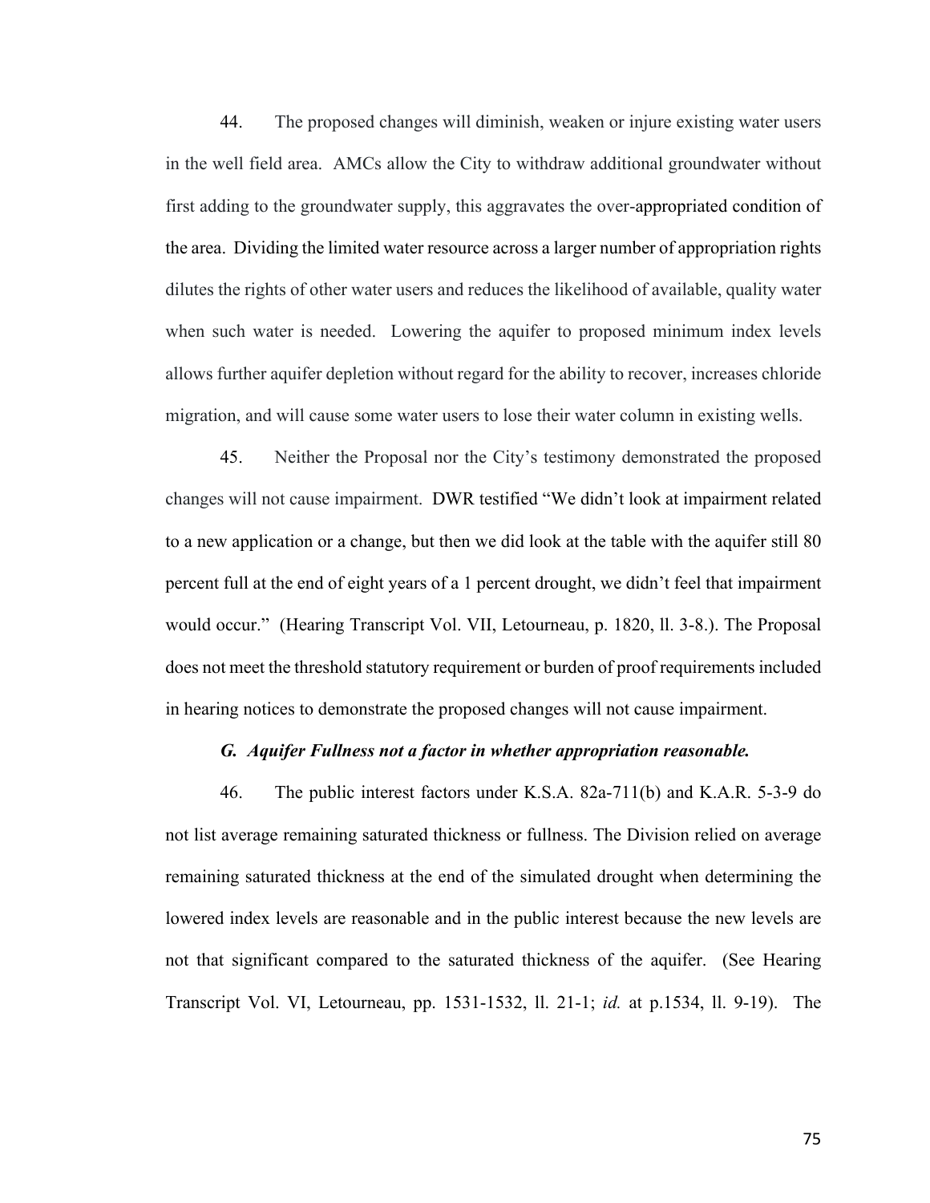44. The proposed changes will diminish, weaken or injure existing water users in the well field area. AMCs allow the City to withdraw additional groundwater without first adding to the groundwater supply, this aggravates the over-appropriated condition of the area. Dividing the limited water resource across a larger number of appropriation rights dilutes the rights of other water users and reduces the likelihood of available, quality water when such water is needed. Lowering the aquifer to proposed minimum index levels allows further aquifer depletion without regard for the ability to recover, increases chloride migration, and will cause some water users to lose their water column in existing wells.

45. Neither the Proposal nor the City's testimony demonstrated the proposed changes will not cause impairment. DWR testified "We didn't look at impairment related to a new application or a change, but then we did look at the table with the aquifer still 80 percent full at the end of eight years of a 1 percent drought, we didn't feel that impairment would occur." (Hearing Transcript Vol. VII, Letourneau, p. 1820, ll. 3-8.). The Proposal does not meet the threshold statutory requirement or burden of proof requirements included in hearing notices to demonstrate the proposed changes will not cause impairment.

### *G. Aquifer Fullness not a factor in whether appropriation reasonable.*

46. The public interest factors under K.S.A. 82a-711(b) and K.A.R. 5-3-9 do not list average remaining saturated thickness or fullness. The Division relied on average remaining saturated thickness at the end of the simulated drought when determining the lowered index levels are reasonable and in the public interest because the new levels are not that significant compared to the saturated thickness of the aquifer. (See Hearing Transcript Vol. VI, Letourneau, pp. 1531-1532, ll. 21-1; *id.* at p.1534, ll. 9-19). The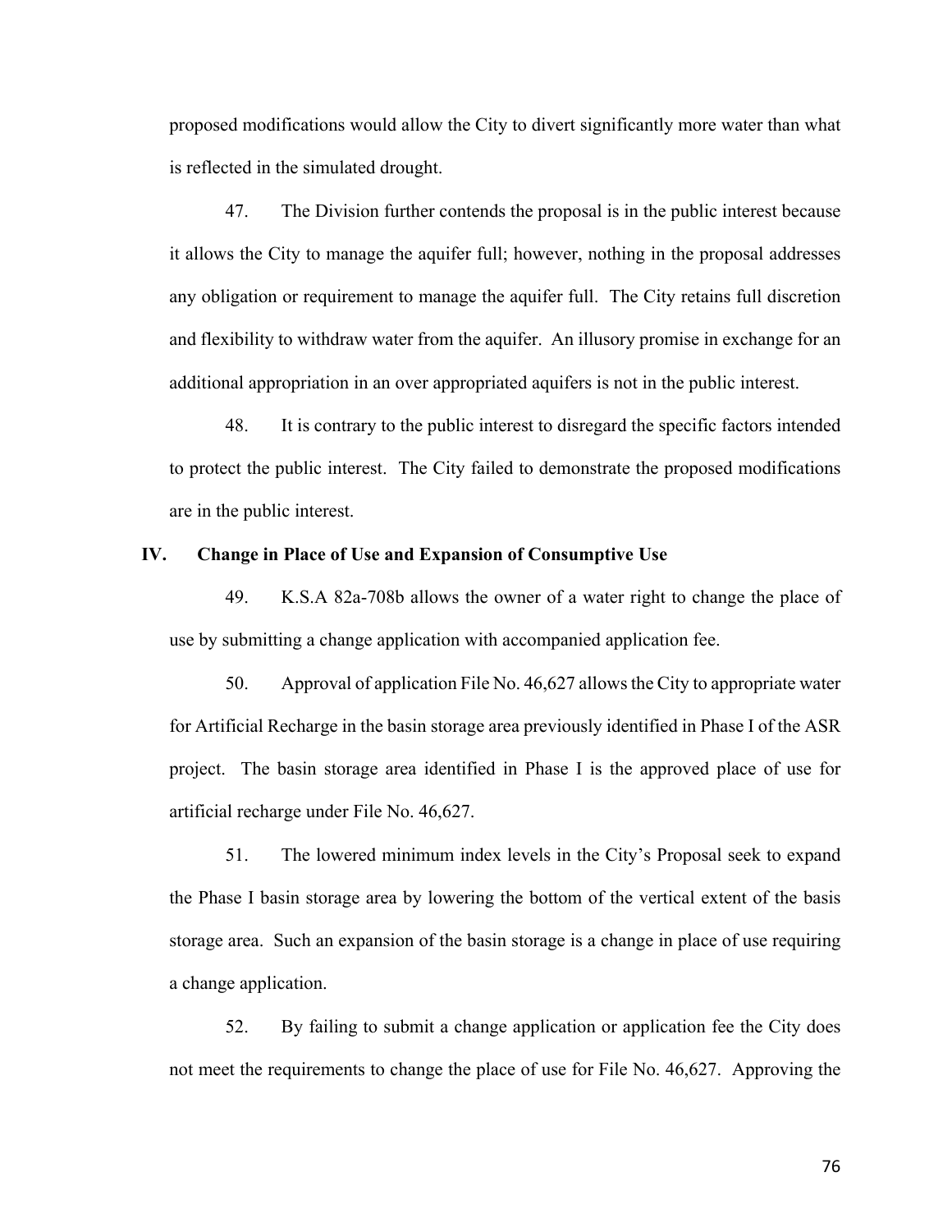proposed modifications would allow the City to divert significantly more water than what is reflected in the simulated drought.

47. The Division further contends the proposal is in the public interest because it allows the City to manage the aquifer full; however, nothing in the proposal addresses any obligation or requirement to manage the aquifer full. The City retains full discretion and flexibility to withdraw water from the aquifer. An illusory promise in exchange for an additional appropriation in an over appropriated aquifers is not in the public interest.

48. It is contrary to the public interest to disregard the specific factors intended to protect the public interest. The City failed to demonstrate the proposed modifications are in the public interest.

## IV. Change in Place of Use and Expansion of Consumptive Use

49. K.S.A 82a-708b allows the owner of a water right to change the place of use by submitting a change application with accompanied application fee.

50. Approval of application File No. 46,627 allows the City to appropriate water for Artificial Recharge in the basin storage area previously identified in Phase I of the ASR project. The basin storage area identified in Phase I is the approved place of use for artificial recharge under File No. 46,627.

51. The lowered minimum index levels in the City's Proposal seek to expand the Phase I basin storage area by lowering the bottom of the vertical extent of the basis storage area. Such an expansion of the basin storage is a change in place of use requiring a change application.

52. By failing to submit a change application or application fee the City does not meet the requirements to change the place of use for File No. 46,627. Approving the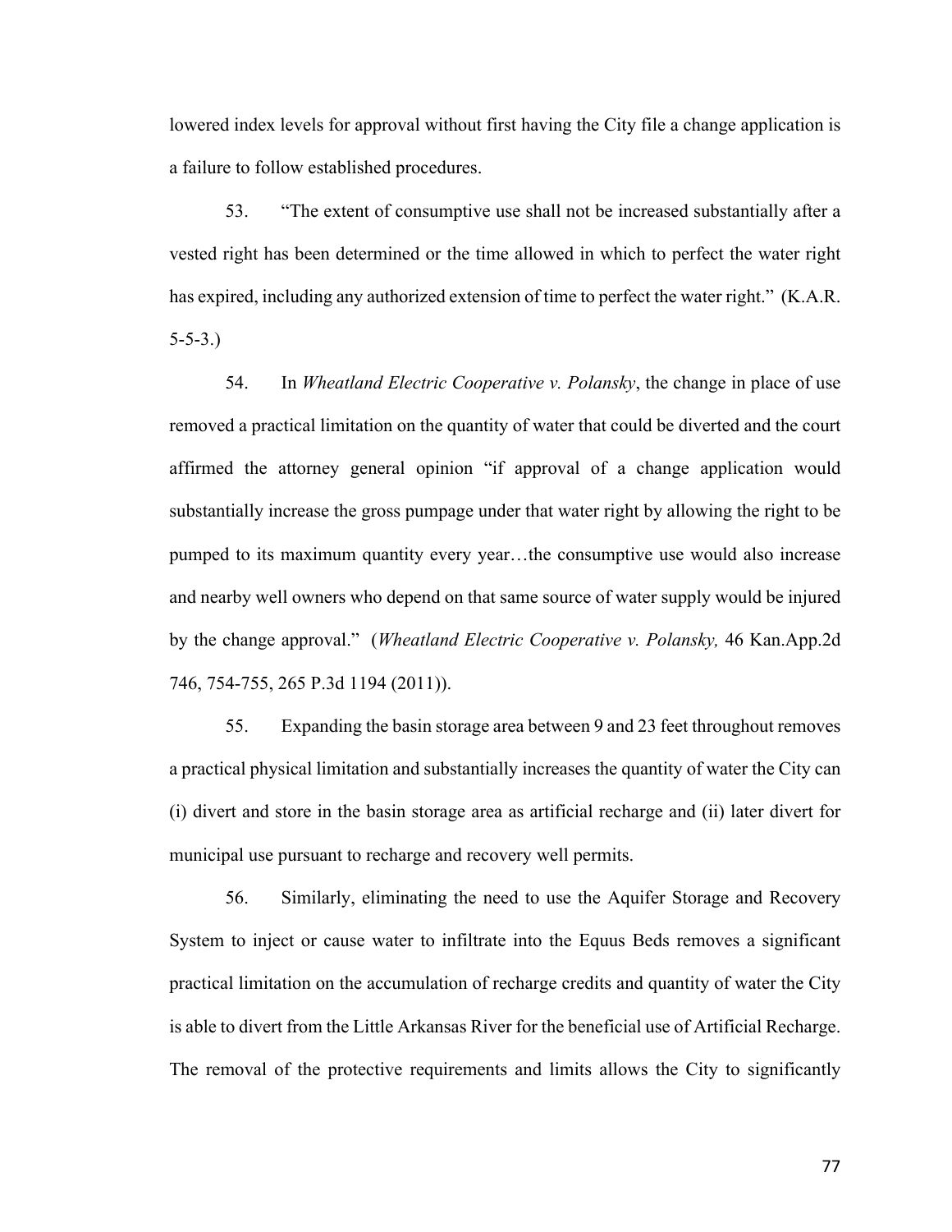lowered index levels for approval without first having the City file a change application is a failure to follow established procedures.

53. "The extent of consumptive use shall not be increased substantially after a vested right has been determined or the time allowed in which to perfect the water right has expired, including any authorized extension of time to perfect the water right." (K.A.R. 5-5-3.)

54. In *Wheatland Electric Cooperative v. Polansky*, the change in place of use removed a practical limitation on the quantity of water that could be diverted and the court affirmed the attorney general opinion "if approval of a change application would substantially increase the gross pumpage under that water right by allowing the right to be pumped to its maximum quantity every year…the consumptive use would also increase and nearby well owners who depend on that same source of water supply would be injured by the change approval." (*Wheatland Electric Cooperative v. Polansky,* 46 Kan.App.2d 746, 754-755, 265 P.3d 1194 (2011)).

55. Expanding the basin storage area between 9 and 23 feet throughout removes a practical physical limitation and substantially increases the quantity of water the City can (i) divert and store in the basin storage area as artificial recharge and (ii) later divert for municipal use pursuant to recharge and recovery well permits.

56. Similarly, eliminating the need to use the Aquifer Storage and Recovery System to inject or cause water to infiltrate into the Equus Beds removes a significant practical limitation on the accumulation of recharge credits and quantity of water the City is able to divert from the Little Arkansas River for the beneficial use of Artificial Recharge. The removal of the protective requirements and limits allows the City to significantly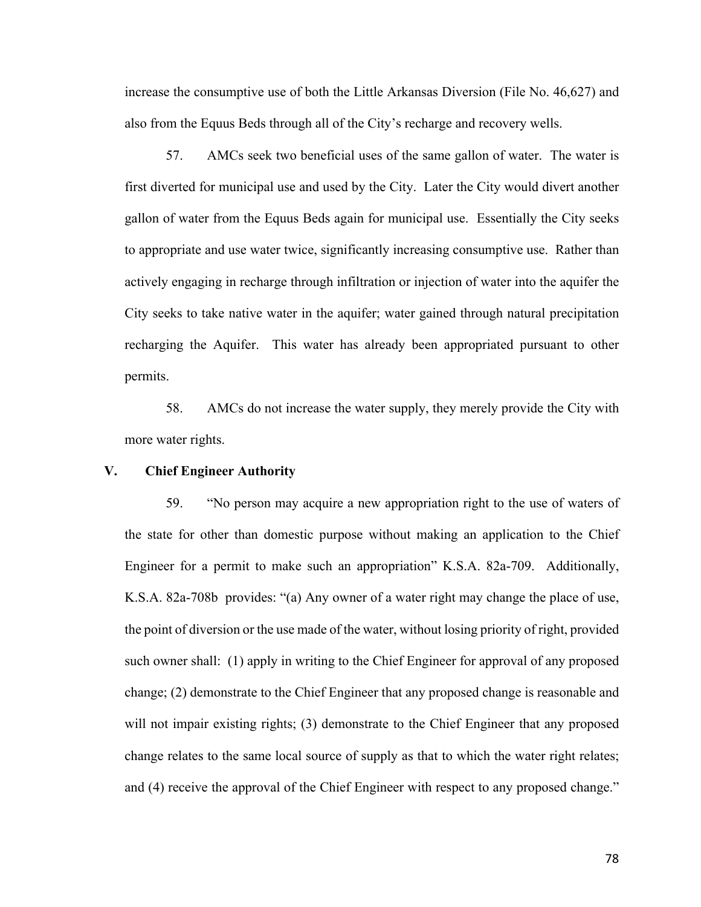increase the consumptive use of both the Little Arkansas Diversion (File No. 46,627) and also from the Equus Beds through all of the City's recharge and recovery wells.

57. AMCs seek two beneficial uses of the same gallon of water. The water is first diverted for municipal use and used by the City. Later the City would divert another gallon of water from the Equus Beds again for municipal use. Essentially the City seeks to appropriate and use water twice, significantly increasing consumptive use. Rather than actively engaging in recharge through infiltration or injection of water into the aquifer the City seeks to take native water in the aquifer; water gained through natural precipitation recharging the Aquifer. This water has already been appropriated pursuant to other permits.

58. AMCs do not increase the water supply, they merely provide the City with more water rights.

## V. Chief Engineer Authority

59. "No person may acquire a new appropriation right to the use of waters of the state for other than domestic purpose without making an application to the Chief Engineer for a permit to make such an appropriation" K.S.A. 82a-709. Additionally, K.S.A. 82a-708b provides: "(a) Any owner of a water right may change the place of use, the point of diversion or the use made of the water, without losing priority of right, provided such owner shall: (1) apply in writing to the Chief Engineer for approval of any proposed change; (2) demonstrate to the Chief Engineer that any proposed change is reasonable and will not impair existing rights; (3) demonstrate to the Chief Engineer that any proposed change relates to the same local source of supply as that to which the water right relates; and (4) receive the approval of the Chief Engineer with respect to any proposed change."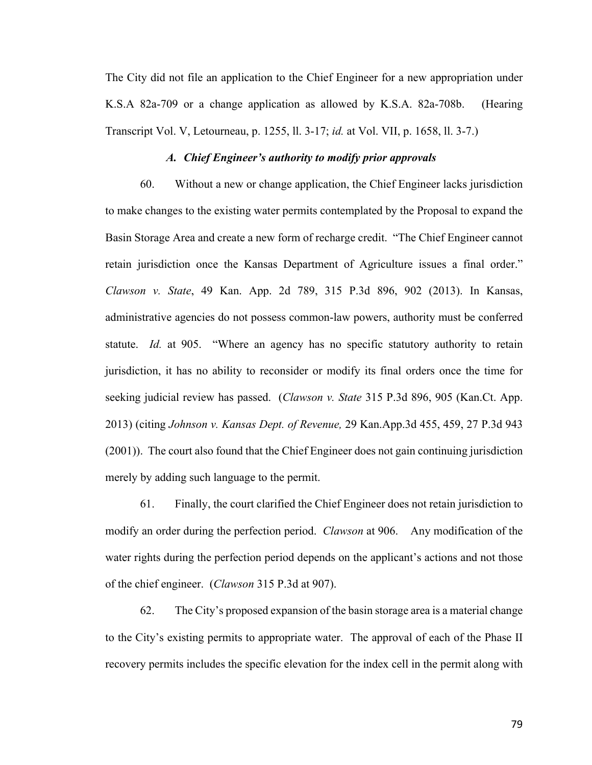The City did not file an application to the Chief Engineer for a new appropriation under K.S.A 82a-709 or a change application as allowed by K.S.A. 82a-708b. (Hearing Transcript Vol. V, Letourneau, p. 1255, ll. 3-17; *id.* at Vol. VII, p. 1658, ll. 3-7.)

### *A. Chief Engineer's authority to modify prior approvals*

60. Without a new or change application, the Chief Engineer lacks jurisdiction to make changes to the existing water permits contemplated by the Proposal to expand the Basin Storage Area and create a new form of recharge credit. "The Chief Engineer cannot retain jurisdiction once the Kansas Department of Agriculture issues a final order." *Clawson v. State*, 49 Kan. App. 2d 789, 315 P.3d 896, 902 (2013). In Kansas, administrative agencies do not possess common-law powers, authority must be conferred statute. *Id.* at 905. "Where an agency has no specific statutory authority to retain jurisdiction, it has no ability to reconsider or modify its final orders once the time for seeking judicial review has passed. (*Clawson v. State* 315 P.3d 896, 905 (Kan.Ct. App. 2013) (citing *Johnson v. Kansas Dept. of Revenue,* 29 Kan.App.3d 455, 459, 27 P.3d 943 (2001)). The court also found that the Chief Engineer does not gain continuing jurisdiction merely by adding such language to the permit.

61. Finally, the court clarified the Chief Engineer does not retain jurisdiction to modify an order during the perfection period. *Clawson* at 906. Any modification of the water rights during the perfection period depends on the applicant's actions and not those of the chief engineer. (*Clawson* 315 P.3d at 907).

62. The City's proposed expansion of the basin storage area is a material change to the City's existing permits to appropriate water. The approval of each of the Phase II recovery permits includes the specific elevation for the index cell in the permit along with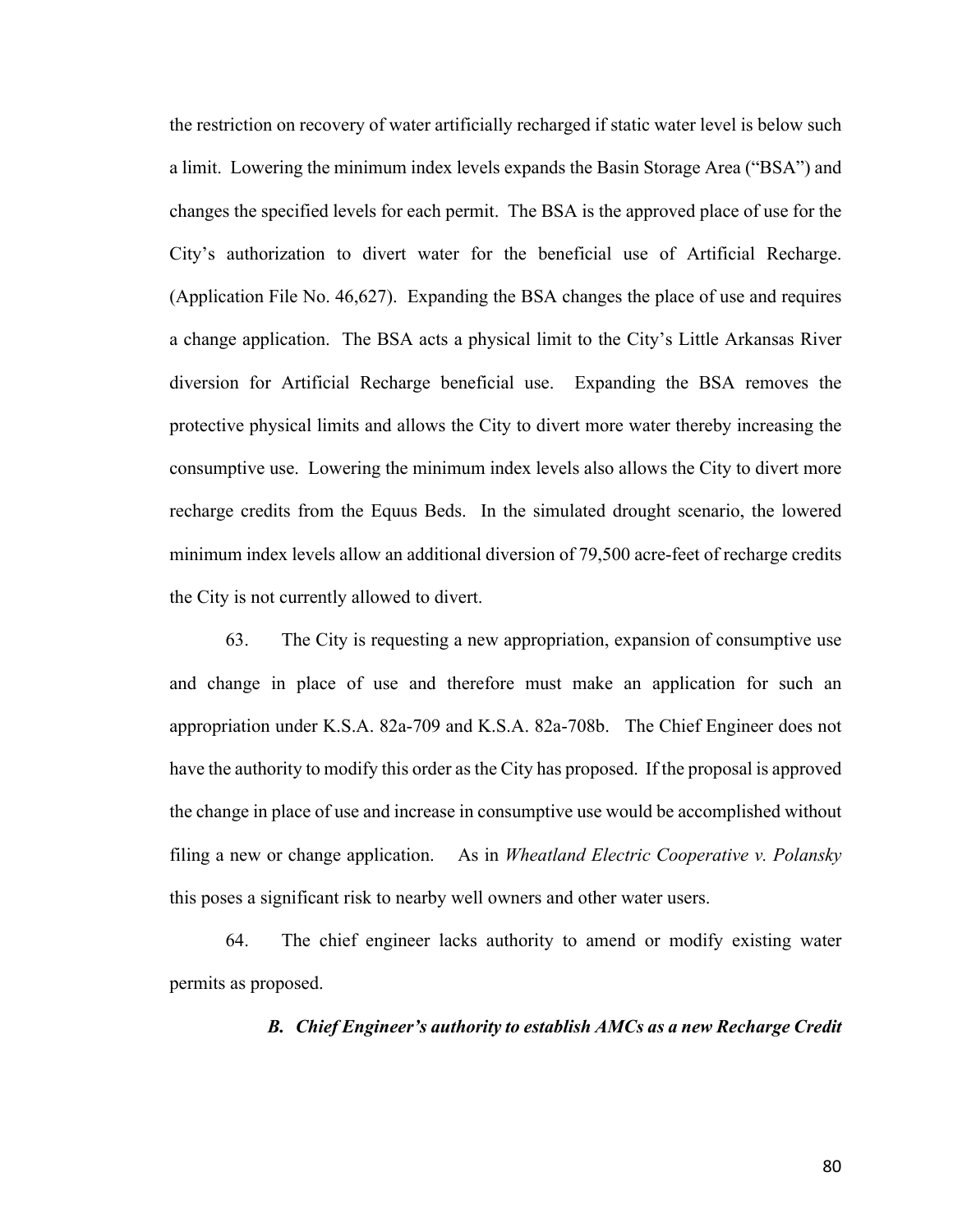the restriction on recovery of water artificially recharged if static water level is below such a limit. Lowering the minimum index levels expands the Basin Storage Area ("BSA") and changes the specified levels for each permit. The BSA is the approved place of use for the City's authorization to divert water for the beneficial use of Artificial Recharge. (Application File No. 46,627). Expanding the BSA changes the place of use and requires a change application. The BSA acts a physical limit to the City's Little Arkansas River diversion for Artificial Recharge beneficial use. Expanding the BSA removes the protective physical limits and allows the City to divert more water thereby increasing the consumptive use. Lowering the minimum index levels also allows the City to divert more recharge credits from the Equus Beds. In the simulated drought scenario, the lowered minimum index levels allow an additional diversion of 79,500 acre-feet of recharge credits the City is not currently allowed to divert.

63. The City is requesting a new appropriation, expansion of consumptive use and change in place of use and therefore must make an application for such an appropriation under K.S.A. 82a-709 and K.S.A. 82a-708b. The Chief Engineer does not have the authority to modify this order as the City has proposed. If the proposal is approved the change in place of use and increase in consumptive use would be accomplished without filing a new or change application. As in *Wheatland Electric Cooperative v. Polansky* this poses a significant risk to nearby well owners and other water users.

64. The chief engineer lacks authority to amend or modify existing water permits as proposed.

### *B. Chief Engineer's authority to establish AMCs as a new Recharge Credit*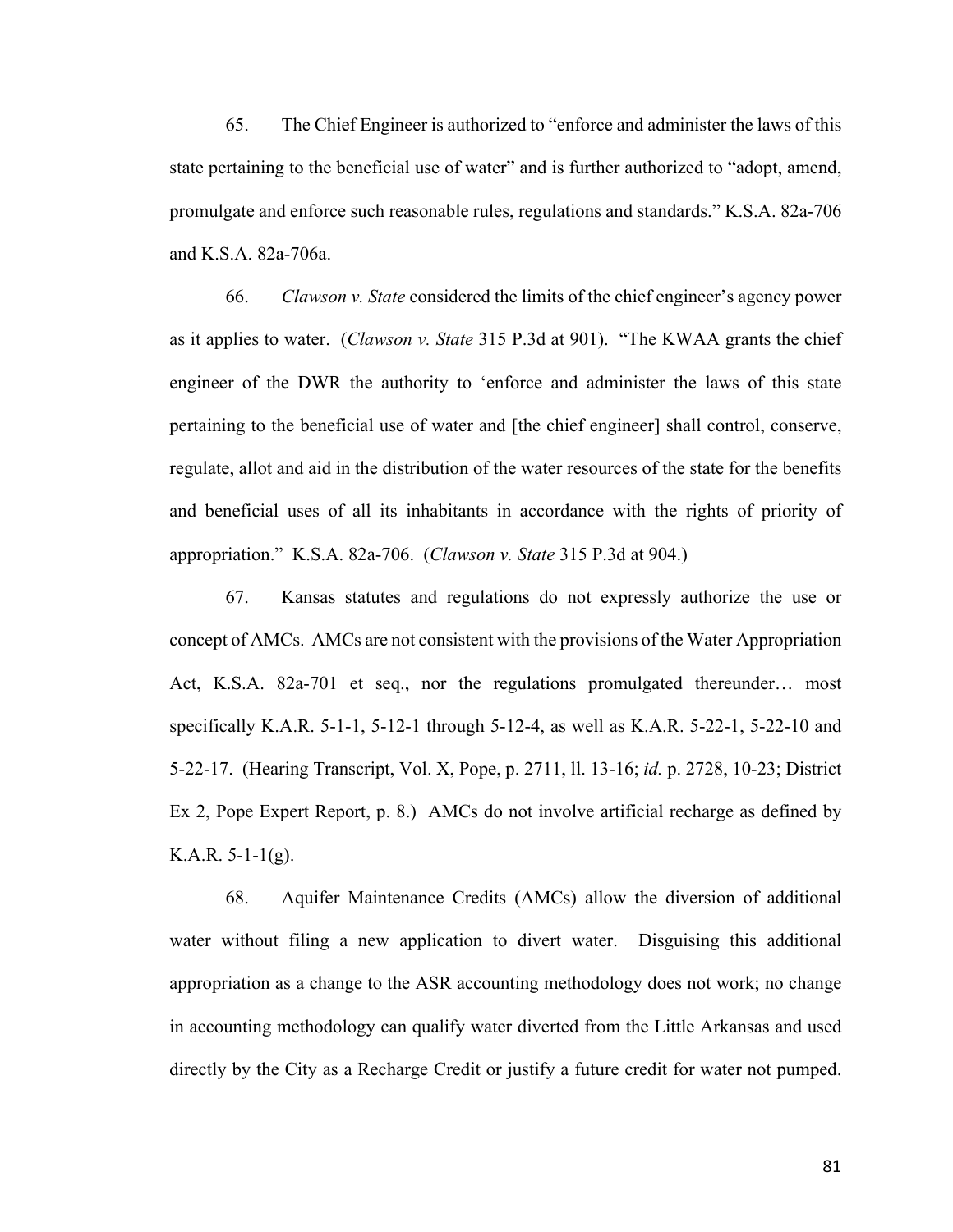65. The Chief Engineer is authorized to "enforce and administer the laws of this state pertaining to the beneficial use of water" and is further authorized to "adopt, amend, promulgate and enforce such reasonable rules, regulations and standards." K.S.A. 82a-706 and K.S.A. 82a-706a.

66. *Clawson v. State* considered the limits of the chief engineer's agency power as it applies to water. (*Clawson v. State* 315 P.3d at 901). "The KWAA grants the chief engineer of the DWR the authority to 'enforce and administer the laws of this state pertaining to the beneficial use of water and [the chief engineer] shall control, conserve, regulate, allot and aid in the distribution of the water resources of the state for the benefits and beneficial uses of all its inhabitants in accordance with the rights of priority of appropriation." K.S.A. 82a-706. (*Clawson v. State* 315 P.3d at 904.)

67. Kansas statutes and regulations do not expressly authorize the use or concept of AMCs. AMCs are not consistent with the provisions of the Water Appropriation Act, K.S.A. 82a-701 et seq., nor the regulations promulgated thereunder… most specifically K.A.R. 5-1-1, 5-12-1 through 5-12-4, as well as K.A.R. 5-22-1, 5-22-10 and 5-22-17. (Hearing Transcript, Vol. X, Pope, p. 2711, ll. 13-16; *id.* p. 2728, 10-23; District Ex 2, Pope Expert Report, p. 8.) AMCs do not involve artificial recharge as defined by K.A.R. 5-1-1(g).

68. Aquifer Maintenance Credits (AMCs) allow the diversion of additional water without filing a new application to divert water. Disguising this additional appropriation as a change to the ASR accounting methodology does not work; no change in accounting methodology can qualify water diverted from the Little Arkansas and used directly by the City as a Recharge Credit or justify a future credit for water not pumped.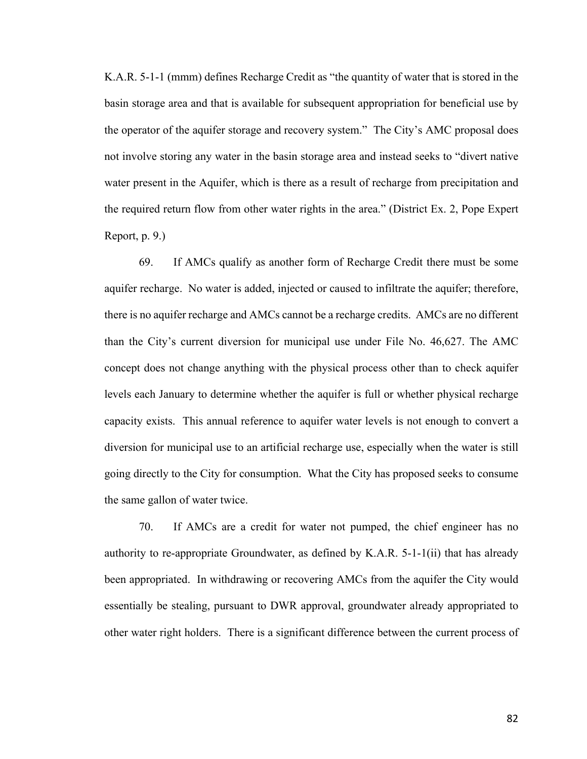K.A.R. 5-1-1 (mmm) defines Recharge Credit as "the quantity of water that is stored in the basin storage area and that is available for subsequent appropriation for beneficial use by the operator of the aquifer storage and recovery system." The City's AMC proposal does not involve storing any water in the basin storage area and instead seeks to "divert native water present in the Aquifer, which is there as a result of recharge from precipitation and the required return flow from other water rights in the area." (District Ex. 2, Pope Expert Report, p. 9.)

69. If AMCs qualify as another form of Recharge Credit there must be some aquifer recharge. No water is added, injected or caused to infiltrate the aquifer; therefore, there is no aquifer recharge and AMCs cannot be a recharge credits. AMCs are no different than the City's current diversion for municipal use under File No. 46,627. The AMC concept does not change anything with the physical process other than to check aquifer levels each January to determine whether the aquifer is full or whether physical recharge capacity exists. This annual reference to aquifer water levels is not enough to convert a diversion for municipal use to an artificial recharge use, especially when the water is still going directly to the City for consumption. What the City has proposed seeks to consume the same gallon of water twice.

70. If AMCs are a credit for water not pumped, the chief engineer has no authority to re-appropriate Groundwater, as defined by K.A.R. 5-1-1(ii) that has already been appropriated. In withdrawing or recovering AMCs from the aquifer the City would essentially be stealing, pursuant to DWR approval, groundwater already appropriated to other water right holders. There is a significant difference between the current process of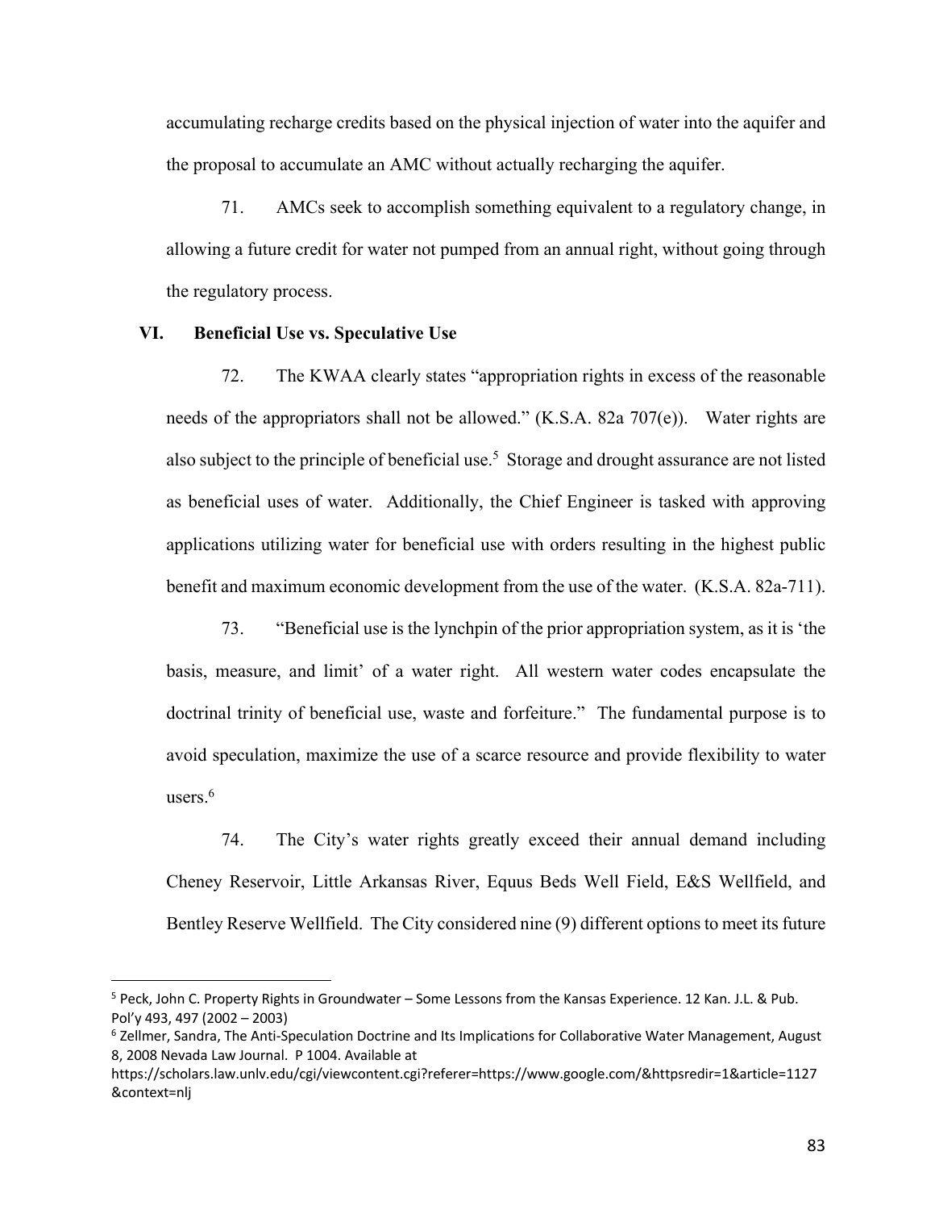accumulating recharge credits based on the physical injection of water into the aquifer and the proposal to accumulate an AMC without actually recharging the aquifer.

71. AMCs seek to accomplish something equivalent to a regulatory change, in allowing a future credit for water not pumped from an annual right, without going through the regulatory process.

### VI. Beneficial Use vs. Speculative Use

72. The KWAA clearly states "appropriation rights in excess of the reasonable needs of the appropriators shall not be allowed." (K.S.A. 82a 707(e)). Water rights are also subject to the principle of beneficial use.[5] Storage and drought assurance are not listed as beneficial uses of water. Additionally, the Chief Engineer is tasked with approving applications utilizing water for beneficial use with orders resulting in the highest public benefit and maximum economic development from the use of the water. (K.S.A. 82a-711).

73. "Beneficial use is the lynchpin of the prior appropriation system, as it is 'the basis, measure, and limit' of a water right. All western water codes encapsulate the doctrinal trinity of beneficial use, waste and forfeiture." The fundamental purpose is to avoid speculation, maximize the use of a scarce resource and provide flexibility to water users.[6]

74. The City's water rights greatly exceed their annual demand including Cheney Reservoir, Little Arkansas River, Equus Beds Well Field, E&S Wellfield, and Bentley Reserve Wellfield. The City considered nine (9) different options to meet its future

---

[5] Peck, John C. Property Rights in Groundwater – Some Lessons from the Kansas Experience. 12 Kan. J.L. & Pub. Pol'y 493, 497 (2002 – 2003)

[6] Zellmer, Sandra, The Anti-Speculation Doctrine and Its Implications for Collaborative Water Management, August 8, 2008 Nevada Law Journal. P 1004. Available at https://scholars.law.unlv.edu/cgi/viewcontent.cgi?referer=https://www.google.com/&httpsredir=1&article=1127&context=nlj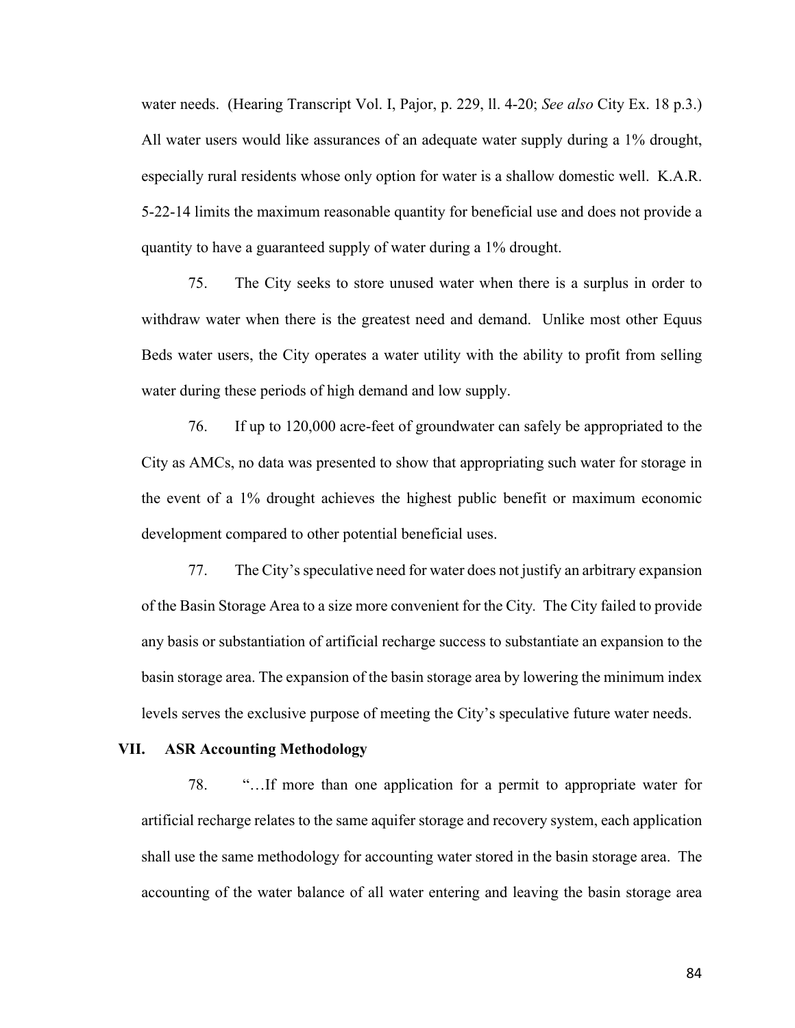water needs. (Hearing Transcript Vol. I, Pajor, p. 229, ll. 4-20; *See also* City Ex. 18 p.3.) All water users would like assurances of an adequate water supply during a 1% drought, especially rural residents whose only option for water is a shallow domestic well. K.A.R. 5-22-14 limits the maximum reasonable quantity for beneficial use and does not provide a quantity to have a guaranteed supply of water during a 1% drought.

75. The City seeks to store unused water when there is a surplus in order to withdraw water when there is the greatest need and demand. Unlike most other Equus Beds water users, the City operates a water utility with the ability to profit from selling water during these periods of high demand and low supply.

76. If up to 120,000 acre-feet of groundwater can safely be appropriated to the City as AMCs, no data was presented to show that appropriating such water for storage in the event of a 1% drought achieves the highest public benefit or maximum economic development compared to other potential beneficial uses.

77. The City's speculative need for water does not justify an arbitrary expansion of the Basin Storage Area to a size more convenient for the City. The City failed to provide any basis or substantiation of artificial recharge success to substantiate an expansion to the basin storage area. The expansion of the basin storage area by lowering the minimum index levels serves the exclusive purpose of meeting the City's speculative future water needs.

## VII. ASR Accounting Methodology

78. "…If more than one application for a permit to appropriate water for artificial recharge relates to the same aquifer storage and recovery system, each application shall use the same methodology for accounting water stored in the basin storage area. The accounting of the water balance of all water entering and leaving the basin storage area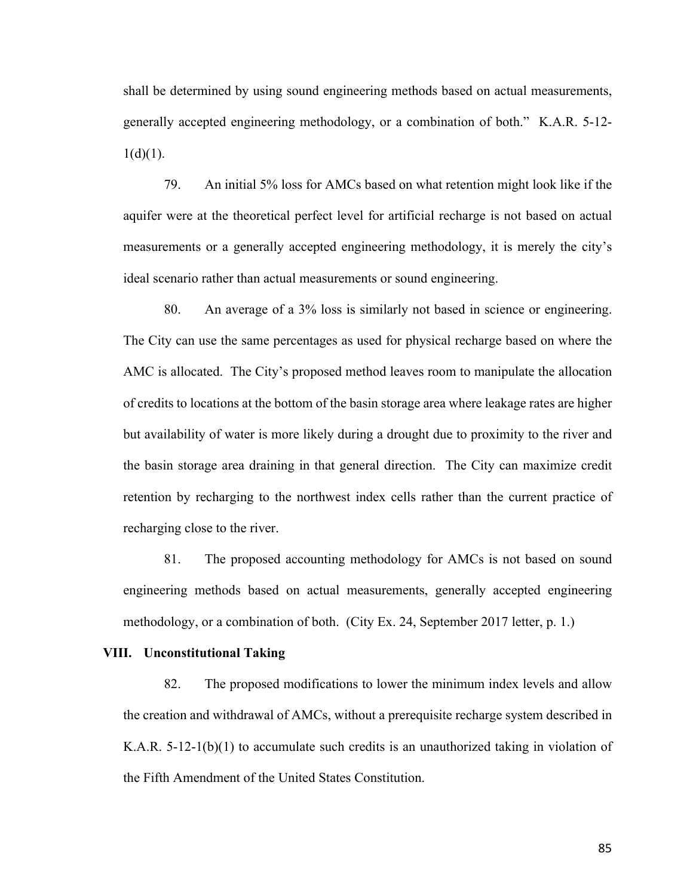shall be determined by using sound engineering methods based on actual measurements, generally accepted engineering methodology, or a combination of both." K.A.R. 5-12-1(d)(1).

79. An initial 5% loss for AMCs based on what retention might look like if the aquifer were at the theoretical perfect level for artificial recharge is not based on actual measurements or a generally accepted engineering methodology, it is merely the city's ideal scenario rather than actual measurements or sound engineering.

80. An average of a 3% loss is similarly not based in science or engineering. The City can use the same percentages as used for physical recharge based on where the AMC is allocated. The City's proposed method leaves room to manipulate the allocation of credits to locations at the bottom of the basin storage area where leakage rates are higher but availability of water is more likely during a drought due to proximity to the river and the basin storage area draining in that general direction. The City can maximize credit retention by recharging to the northwest index cells rather than the current practice of recharging close to the river.

81. The proposed accounting methodology for AMCs is not based on sound engineering methods based on actual measurements, generally accepted engineering methodology, or a combination of both. (City Ex. 24, September 2017 letter, p. 1.)

## VIII. Unconstitutional Taking

82. The proposed modifications to lower the minimum index levels and allow the creation and withdrawal of AMCs, without a prerequisite recharge system described in K.A.R. 5-12-1(b)(1) to accumulate such credits is an unauthorized taking in violation of the Fifth Amendment of the United States Constitution.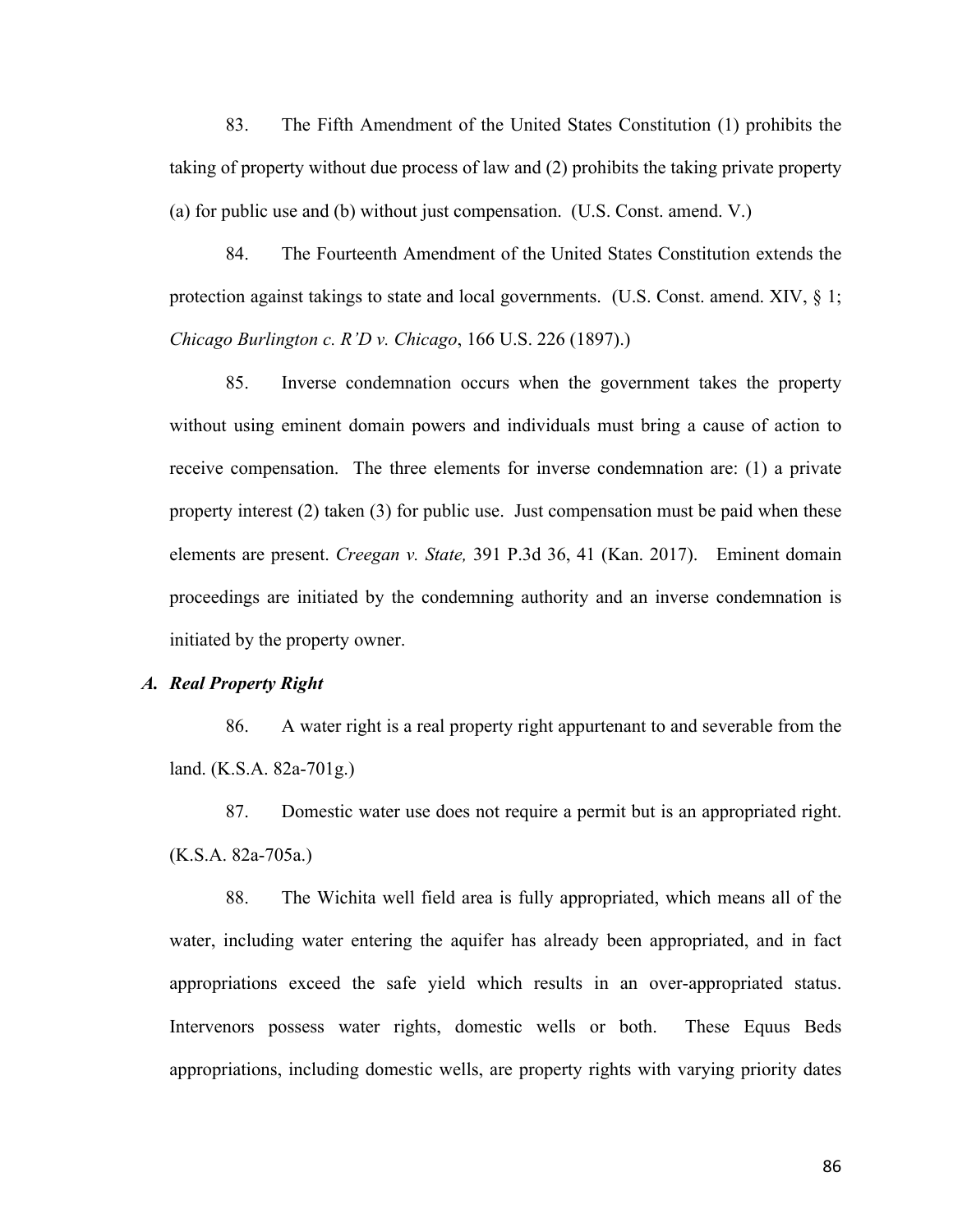83. The Fifth Amendment of the United States Constitution (1) prohibits the taking of property without due process of law and (2) prohibits the taking private property (a) for public use and (b) without just compensation. (U.S. Const. amend. V.)

84. The Fourteenth Amendment of the United States Constitution extends the protection against takings to state and local governments. (U.S. Const. amend. XIV, § 1; *Chicago Burlington c. R'D v. Chicago*, 166 U.S. 226 (1897).)

85. Inverse condemnation occurs when the government takes the property without using eminent domain powers and individuals must bring a cause of action to receive compensation. The three elements for inverse condemnation are: (1) a private property interest (2) taken (3) for public use. Just compensation must be paid when these elements are present. *Creegan v. State,* 391 P.3d 36, 41 (Kan. 2017). Eminent domain proceedings are initiated by the condemning authority and an inverse condemnation is initiated by the property owner.

### *A. Real Property Right*

86. A water right is a real property right appurtenant to and severable from the land. (K.S.A. 82a-701g.)

87. Domestic water use does not require a permit but is an appropriated right. (K.S.A. 82a-705a.)

88. The Wichita well field area is fully appropriated, which means all of the water, including water entering the aquifer has already been appropriated, and in fact appropriations exceed the safe yield which results in an over-appropriated status. Intervenors possess water rights, domestic wells or both. These Equus Beds appropriations, including domestic wells, are property rights with varying priority dates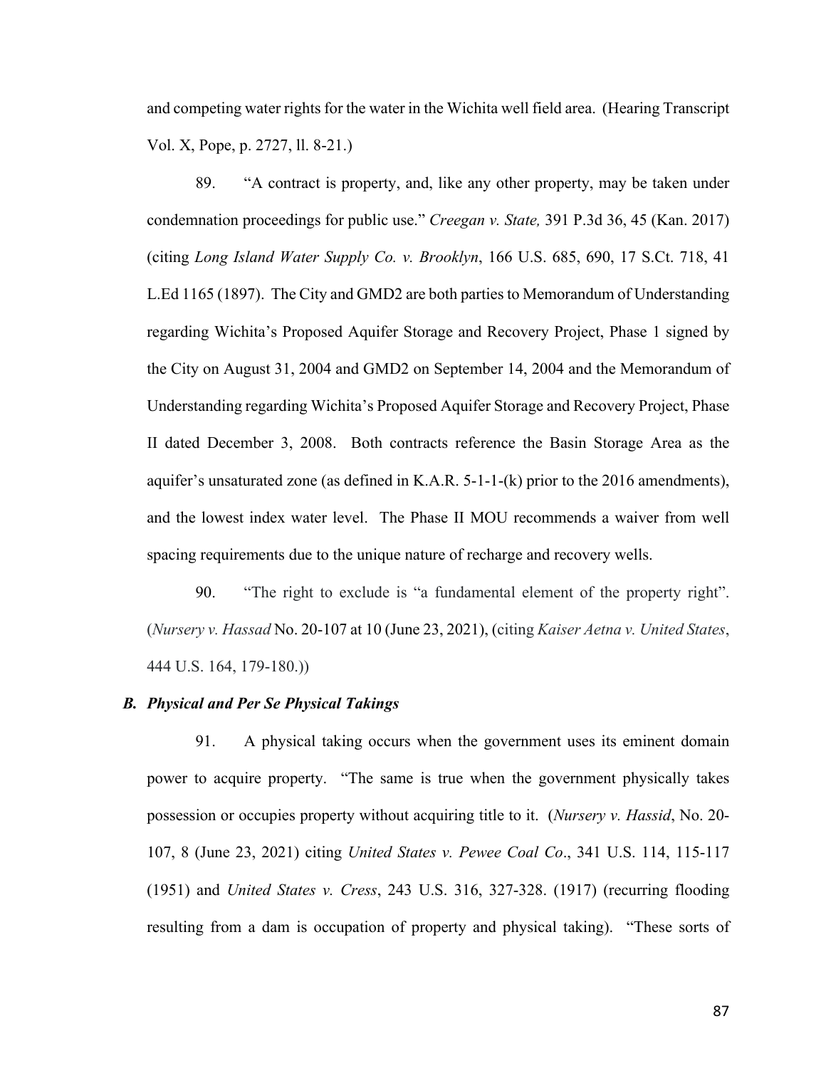and competing water rights for the water in the Wichita well field area. (Hearing Transcript Vol. X, Pope, p. 2727, ll. 8-21.)

89. "A contract is property, and, like any other property, may be taken under condemnation proceedings for public use." *Creegan v. State,* 391 P.3d 36, 45 (Kan. 2017) (citing *Long Island Water Supply Co. v. Brooklyn*, 166 U.S. 685, 690, 17 S.Ct. 718, 41 L.Ed 1165 (1897). The City and GMD2 are both parties to Memorandum of Understanding regarding Wichita's Proposed Aquifer Storage and Recovery Project, Phase 1 signed by the City on August 31, 2004 and GMD2 on September 14, 2004 and the Memorandum of Understanding regarding Wichita's Proposed Aquifer Storage and Recovery Project, Phase II dated December 3, 2008. Both contracts reference the Basin Storage Area as the aquifer's unsaturated zone (as defined in K.A.R. 5-1-1-(k) prior to the 2016 amendments), and the lowest index water level. The Phase II MOU recommends a waiver from well spacing requirements due to the unique nature of recharge and recovery wells.

90. "The right to exclude is "a fundamental element of the property right". (*Nursery v. Hassad* No. 20-107 at 10 (June 23, 2021), (citing *Kaiser Aetna v. United States*, 444 U.S. 164, 179-180.))

### *B. Physical and Per Se Physical Takings*

91. A physical taking occurs when the government uses its eminent domain power to acquire property. "The same is true when the government physically takes possession or occupies property without acquiring title to it. (*Nursery v. Hassid*, No. 20-107, 8 (June 23, 2021) citing *United States v. Pewee Coal Co*., 341 U.S. 114, 115-117 (1951) and *United States v. Cress*, 243 U.S. 316, 327-328. (1917) (recurring flooding resulting from a dam is occupation of property and physical taking). "These sorts of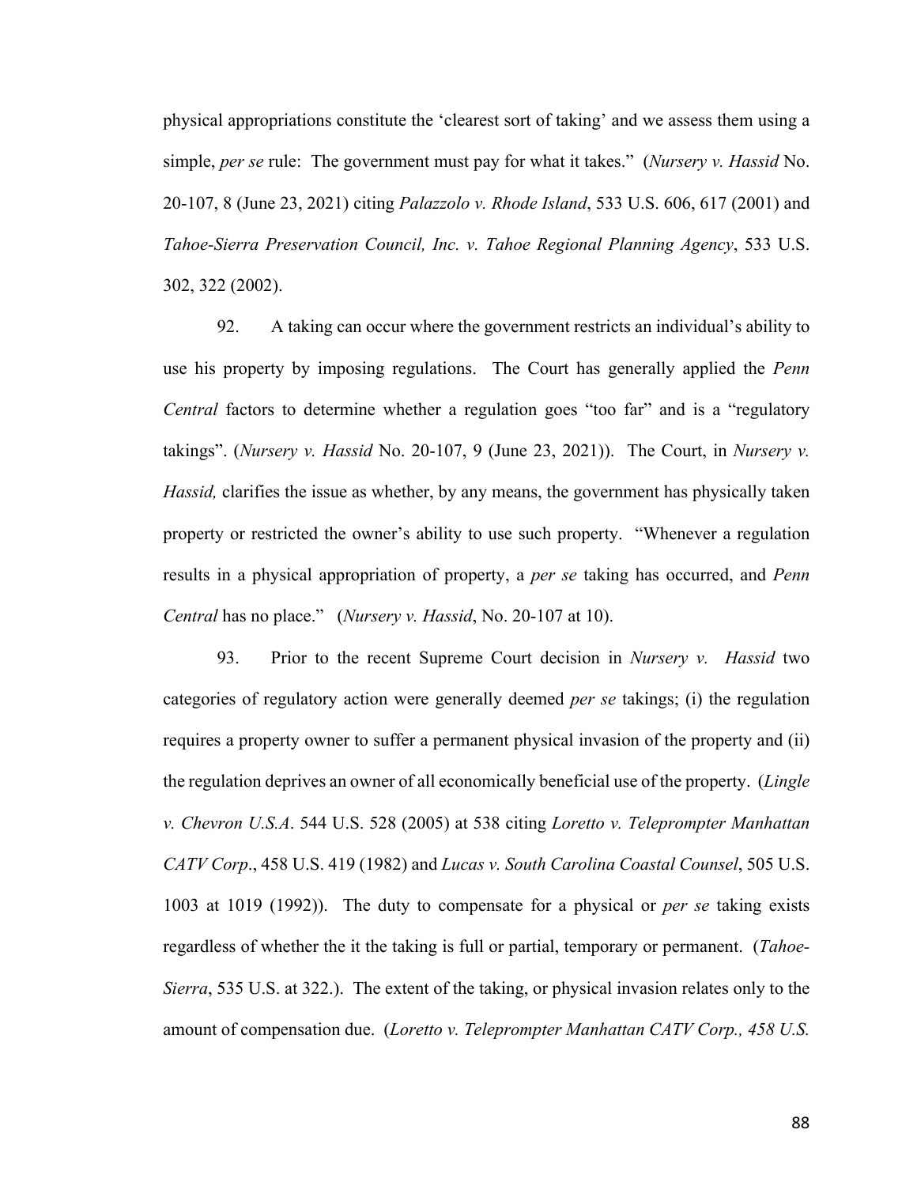physical appropriations constitute the 'clearest sort of taking' and we assess them using a simple, *per se* rule: The government must pay for what it takes." (*Nursery v. Hassid* No. 20-107, 8 (June 23, 2021) citing *Palazzolo v. Rhode Island*, 533 U.S. 606, 617 (2001) and *Tahoe-Sierra Preservation Council, Inc. v. Tahoe Regional Planning Agency*, 533 U.S. 302, 322 (2002).

92. A taking can occur where the government restricts an individual's ability to use his property by imposing regulations. The Court has generally applied the *Penn Central* factors to determine whether a regulation goes "too far" and is a "regulatory takings". (*Nursery v. Hassid* No. 20-107, 9 (June 23, 2021)). The Court, in *Nursery v. Hassid,* clarifies the issue as whether, by any means, the government has physically taken property or restricted the owner's ability to use such property. "Whenever a regulation results in a physical appropriation of property, a *per se* taking has occurred, and *Penn Central* has no place." (*Nursery v. Hassid*, No. 20-107 at 10).

93. Prior to the recent Supreme Court decision in *Nursery v. Hassid* two categories of regulatory action were generally deemed *per se* takings; (i) the regulation requires a property owner to suffer a permanent physical invasion of the property and (ii) the regulation deprives an owner of all economically beneficial use of the property. (*Lingle v. Chevron U.S.A*. 544 U.S. 528 (2005) at 538 citing *Loretto v. Teleprompter Manhattan CATV Corp*., 458 U.S. 419 (1982) and *Lucas v. South Carolina Coastal Counsel*, 505 U.S. 1003 at 1019 (1992)). The duty to compensate for a physical or *per se* taking exists regardless of whether the it the taking is full or partial, temporary or permanent. (*Tahoe-Sierra*, 535 U.S. at 322.). The extent of the taking, or physical invasion relates only to the amount of compensation due. (*Loretto v. Teleprompter Manhattan CATV Corp., 458 U.S.*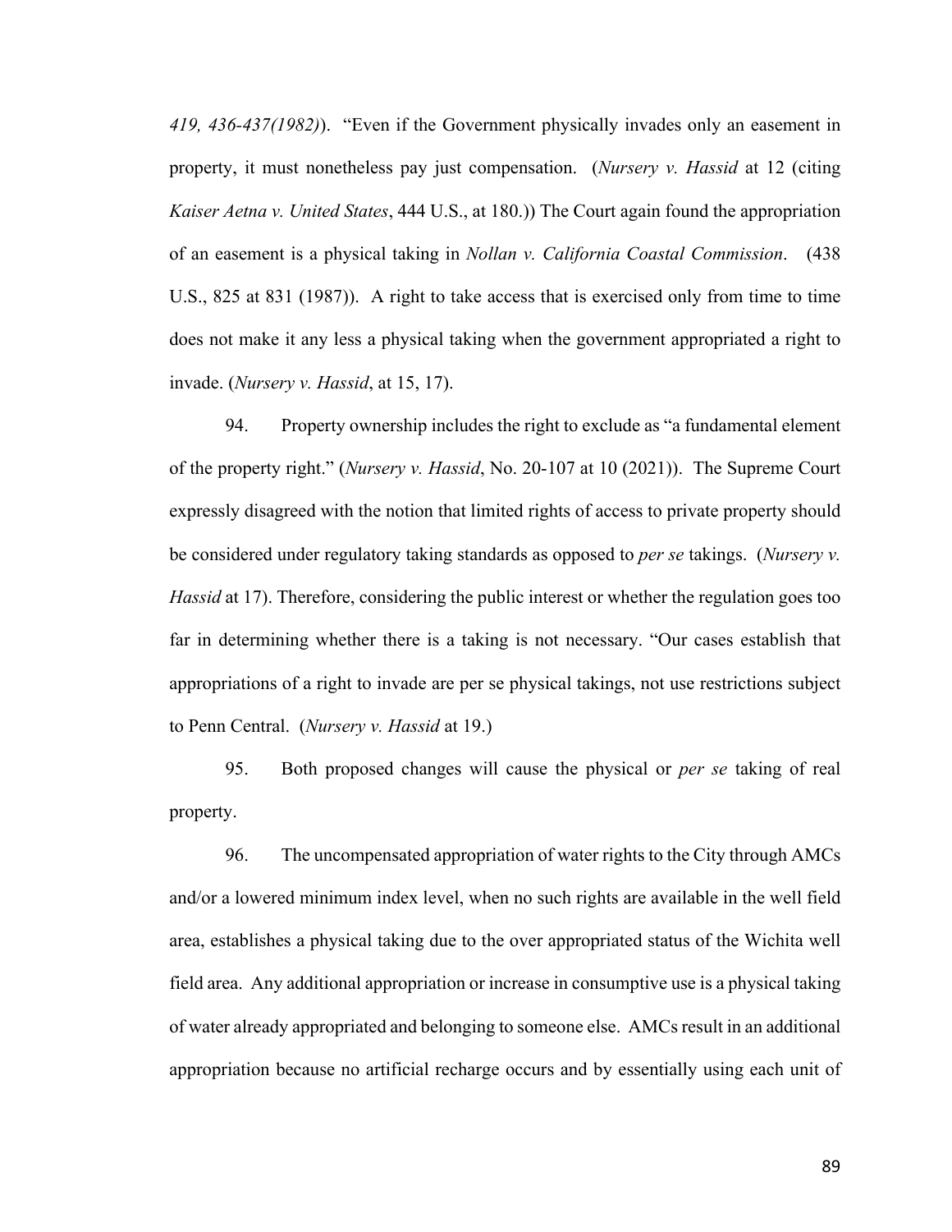*419, 436-437(1982)*). "Even if the Government physically invades only an easement in property, it must nonetheless pay just compensation. (*Nursery v. Hassid* at 12 (citing *Kaiser Aetna v. United States*, 444 U.S., at 180.)) The Court again found the appropriation of an easement is a physical taking in *Nollan v. California Coastal Commission*. (438 U.S., 825 at 831 (1987)). A right to take access that is exercised only from time to time does not make it any less a physical taking when the government appropriated a right to invade. (*Nursery v. Hassid*, at 15, 17).

94. Property ownership includes the right to exclude as "a fundamental element of the property right." (*Nursery v. Hassid*, No. 20-107 at 10 (2021)). The Supreme Court expressly disagreed with the notion that limited rights of access to private property should be considered under regulatory taking standards as opposed to *per se* takings. (*Nursery v. Hassid* at 17). Therefore, considering the public interest or whether the regulation goes too far in determining whether there is a taking is not necessary. "Our cases establish that appropriations of a right to invade are per se physical takings, not use restrictions subject to Penn Central. (*Nursery v. Hassid* at 19.)

95. Both proposed changes will cause the physical or *per se* taking of real property.

96. The uncompensated appropriation of water rights to the City through AMCs and/or a lowered minimum index level, when no such rights are available in the well field area, establishes a physical taking due to the over appropriated status of the Wichita well field area. Any additional appropriation or increase in consumptive use is a physical taking of water already appropriated and belonging to someone else. AMCs result in an additional appropriation because no artificial recharge occurs and by essentially using each unit of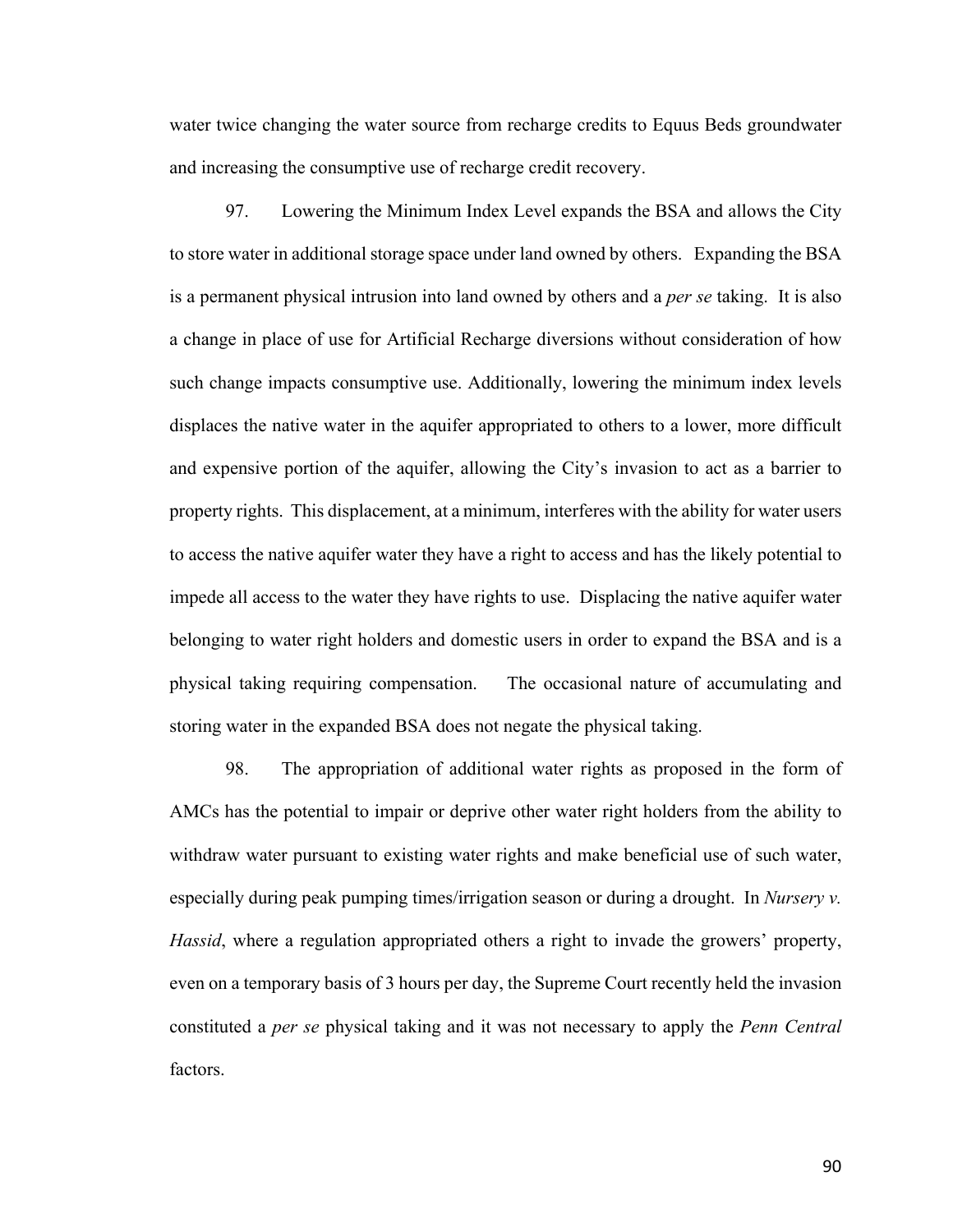water twice changing the water source from recharge credits to Equus Beds groundwater and increasing the consumptive use of recharge credit recovery.

97. Lowering the Minimum Index Level expands the BSA and allows the City to store water in additional storage space under land owned by others. Expanding the BSA is a permanent physical intrusion into land owned by others and a *per se* taking. It is also a change in place of use for Artificial Recharge diversions without consideration of how such change impacts consumptive use. Additionally, lowering the minimum index levels displaces the native water in the aquifer appropriated to others to a lower, more difficult and expensive portion of the aquifer, allowing the City's invasion to act as a barrier to property rights. This displacement, at a minimum, interferes with the ability for water users to access the native aquifer water they have a right to access and has the likely potential to impede all access to the water they have rights to use. Displacing the native aquifer water belonging to water right holders and domestic users in order to expand the BSA and is a physical taking requiring compensation. The occasional nature of accumulating and storing water in the expanded BSA does not negate the physical taking.

98. The appropriation of additional water rights as proposed in the form of AMCs has the potential to impair or deprive other water right holders from the ability to withdraw water pursuant to existing water rights and make beneficial use of such water, especially during peak pumping times/irrigation season or during a drought. In *Nursery v. Hassid*, where a regulation appropriated others a right to invade the growers' property, even on a temporary basis of 3 hours per day, the Supreme Court recently held the invasion constituted a *per se* physical taking and it was not necessary to apply the *Penn Central* factors.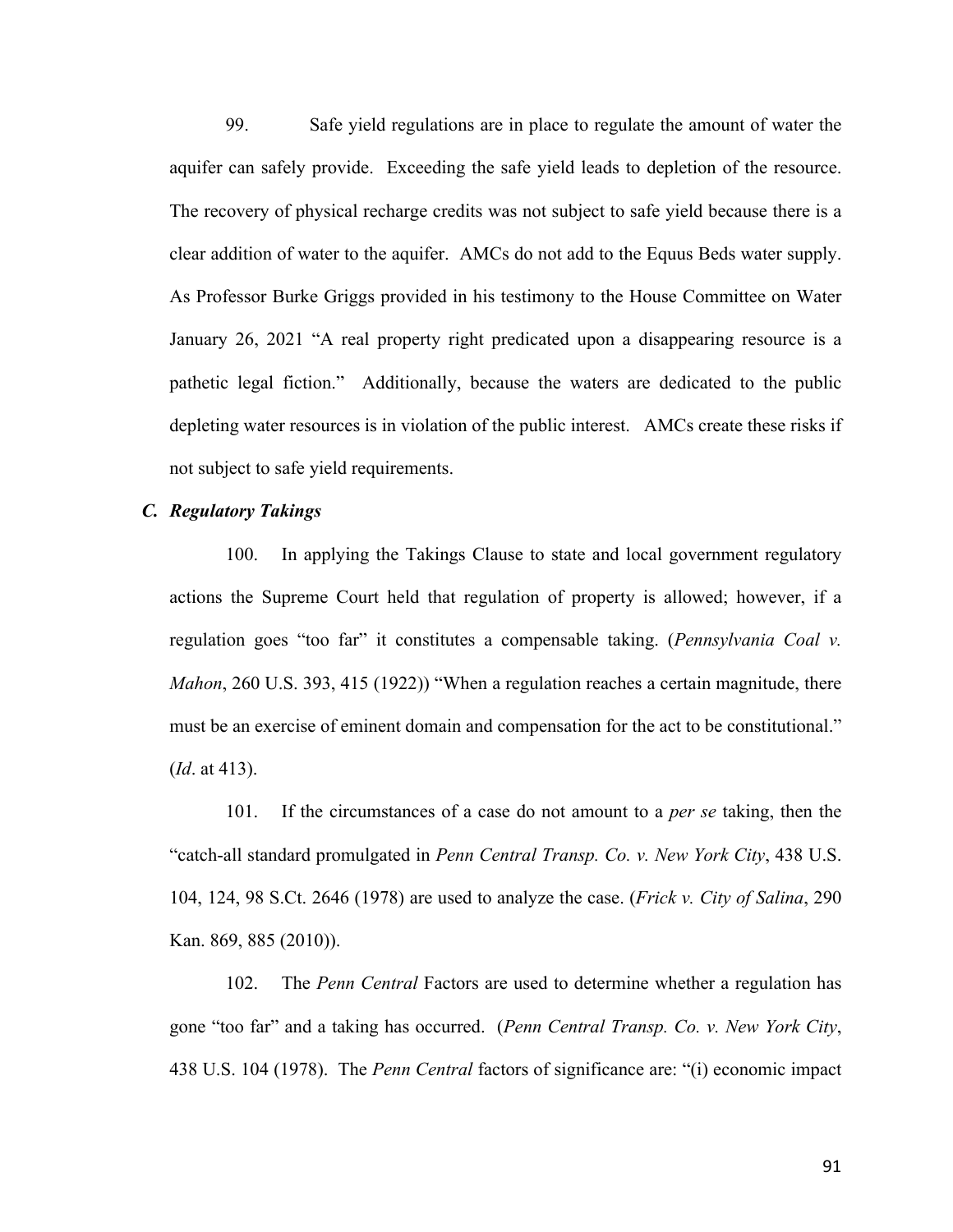99. Safe yield regulations are in place to regulate the amount of water the aquifer can safely provide. Exceeding the safe yield leads to depletion of the resource. The recovery of physical recharge credits was not subject to safe yield because there is a clear addition of water to the aquifer. AMCs do not add to the Equus Beds water supply. As Professor Burke Griggs provided in his testimony to the House Committee on Water January 26, 2021 "A real property right predicated upon a disappearing resource is a pathetic legal fiction." Additionally, because the waters are dedicated to the public depleting water resources is in violation of the public interest. AMCs create these risks if not subject to safe yield requirements.

### *C. Regulatory Takings*

100. In applying the Takings Clause to state and local government regulatory actions the Supreme Court held that regulation of property is allowed; however, if a regulation goes "too far" it constitutes a compensable taking. (*Pennsylvania Coal v. Mahon*, 260 U.S. 393, 415 (1922)) "When a regulation reaches a certain magnitude, there must be an exercise of eminent domain and compensation for the act to be constitutional." (*Id*. at 413).

101. If the circumstances of a case do not amount to a *per se* taking, then the "catch-all standard promulgated in *Penn Central Transp. Co. v. New York City*, 438 U.S. 104, 124, 98 S.Ct. 2646 (1978) are used to analyze the case. (*Frick v. City of Salina*, 290 Kan. 869, 885 (2010)).

102. The *Penn Central* Factors are used to determine whether a regulation has gone "too far" and a taking has occurred. (*Penn Central Transp. Co. v. New York City*, 438 U.S. 104 (1978). The *Penn Central* factors of significance are: "(i) economic impact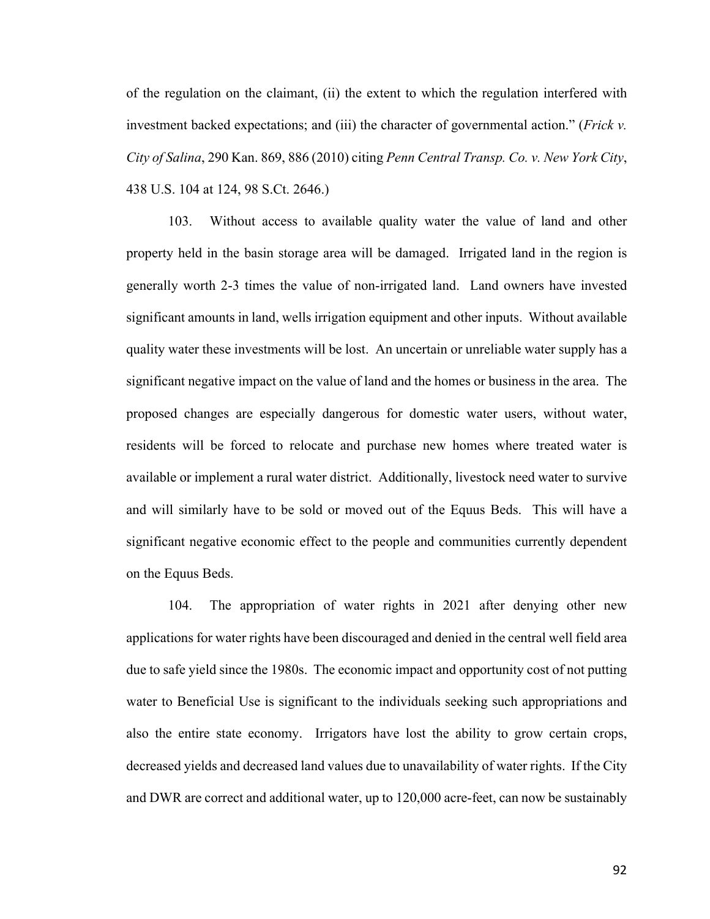of the regulation on the claimant, (ii) the extent to which the regulation interfered with investment backed expectations; and (iii) the character of governmental action." (*Frick v. City of Salina*, 290 Kan. 869, 886 (2010) citing *Penn Central Transp. Co. v. New York City*, 438 U.S. 104 at 124, 98 S.Ct. 2646.)

103. Without access to available quality water the value of land and other property held in the basin storage area will be damaged. Irrigated land in the region is generally worth 2-3 times the value of non-irrigated land. Land owners have invested significant amounts in land, wells irrigation equipment and other inputs. Without available quality water these investments will be lost. An uncertain or unreliable water supply has a significant negative impact on the value of land and the homes or business in the area. The proposed changes are especially dangerous for domestic water users, without water, residents will be forced to relocate and purchase new homes where treated water is available or implement a rural water district. Additionally, livestock need water to survive and will similarly have to be sold or moved out of the Equus Beds. This will have a significant negative economic effect to the people and communities currently dependent on the Equus Beds.

104. The appropriation of water rights in 2021 after denying other new applications for water rights have been discouraged and denied in the central well field area due to safe yield since the 1980s. The economic impact and opportunity cost of not putting water to Beneficial Use is significant to the individuals seeking such appropriations and also the entire state economy. Irrigators have lost the ability to grow certain crops, decreased yields and decreased land values due to unavailability of water rights. If the City and DWR are correct and additional water, up to 120,000 acre-feet, can now be sustainably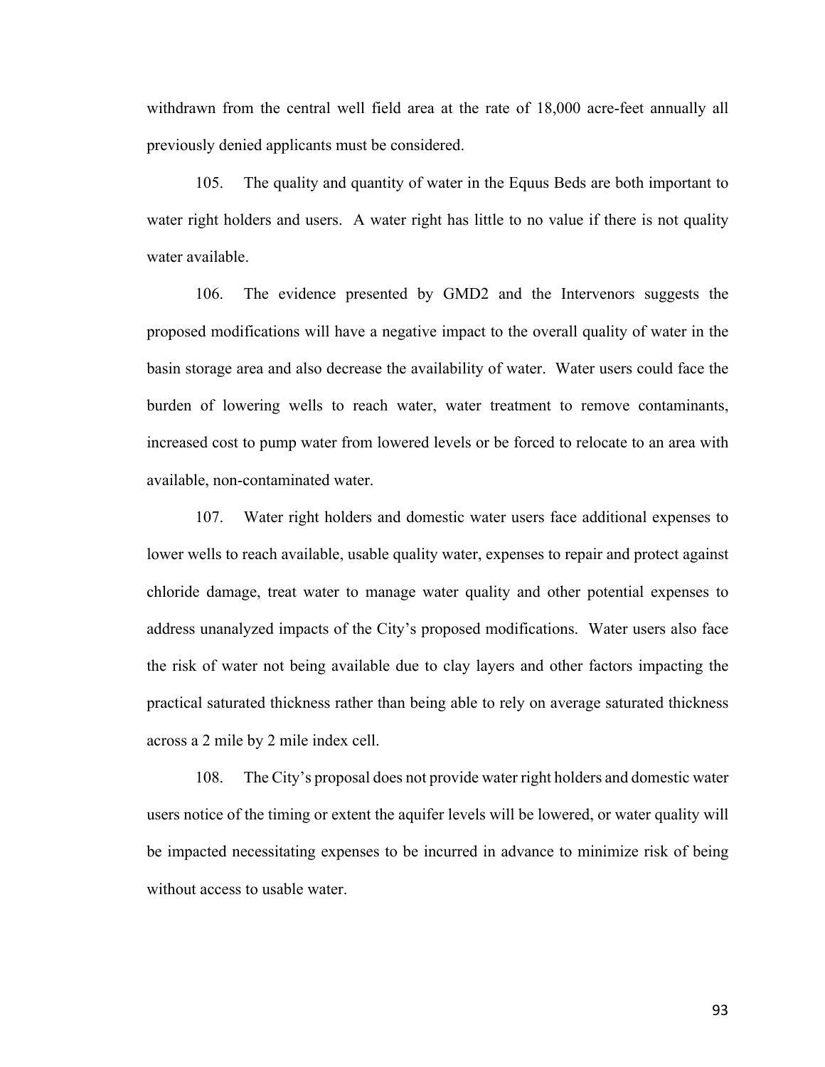withdrawn from the central well field area at the rate of 18,000 acre-feet annually all previously denied applicants must be considered.

105. The quality and quantity of water in the Equus Beds are both important to water right holders and users. A water right has little to no value if there is not quality water available.

106. The evidence presented by GMD2 and the Intervenors suggests the proposed modifications will have a negative impact to the overall quality of water in the basin storage area and also decrease the availability of water. Water users could face the burden of lowering wells to reach water, water treatment to remove contaminants, increased cost to pump water from lowered levels or be forced to relocate to an area with available, non-contaminated water.

107. Water right holders and domestic water users face additional expenses to lower wells to reach available, usable quality water, expenses to repair and protect against chloride damage, treat water to manage water quality and other potential expenses to address unanalyzed impacts of the City's proposed modifications. Water users also face the risk of water not being available due to clay layers and other factors impacting the practical saturated thickness rather than being able to rely on average saturated thickness across a 2 mile by 2 mile index cell.

108. The City's proposal does not provide water right holders and domestic water users notice of the timing or extent the aquifer levels will be lowered, or water quality will be impacted necessitating expenses to be incurred in advance to minimize risk of being without access to usable water.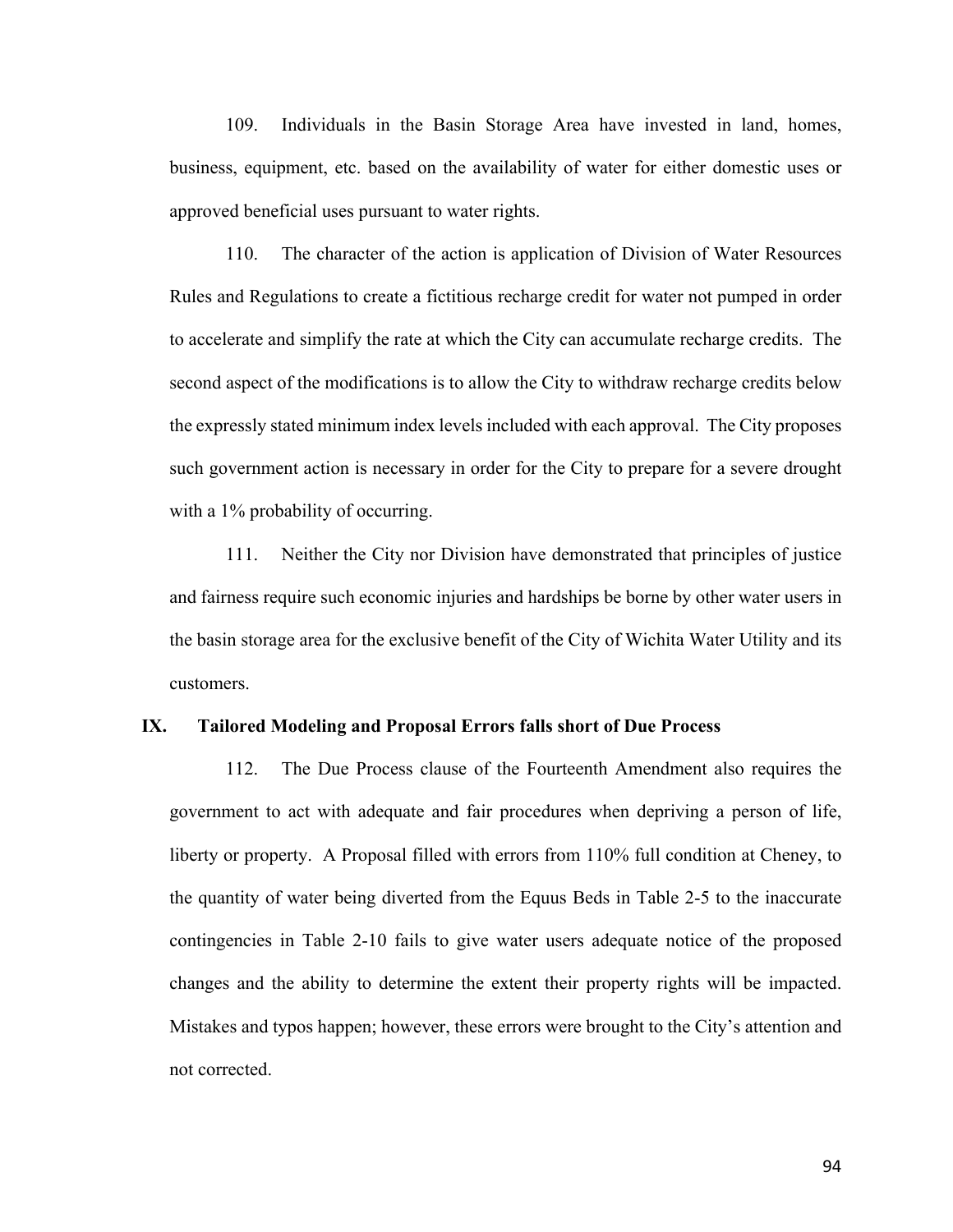109. Individuals in the Basin Storage Area have invested in land, homes, business, equipment, etc. based on the availability of water for either domestic uses or approved beneficial uses pursuant to water rights.

110. The character of the action is application of Division of Water Resources Rules and Regulations to create a fictitious recharge credit for water not pumped in order to accelerate and simplify the rate at which the City can accumulate recharge credits. The second aspect of the modifications is to allow the City to withdraw recharge credits below the expressly stated minimum index levels included with each approval. The City proposes such government action is necessary in order for the City to prepare for a severe drought with a 1% probability of occurring.

111. Neither the City nor Division have demonstrated that principles of justice and fairness require such economic injuries and hardships be borne by other water users in the basin storage area for the exclusive benefit of the City of Wichita Water Utility and its customers.

## IX. Tailored Modeling and Proposal Errors falls short of Due Process

112. The Due Process clause of the Fourteenth Amendment also requires the government to act with adequate and fair procedures when depriving a person of life, liberty or property. A Proposal filled with errors from 110% full condition at Cheney, to the quantity of water being diverted from the Equus Beds in Table 2-5 to the inaccurate contingencies in Table 2-10 fails to give water users adequate notice of the proposed changes and the ability to determine the extent their property rights will be impacted. Mistakes and typos happen; however, these errors were brought to the City's attention and not corrected.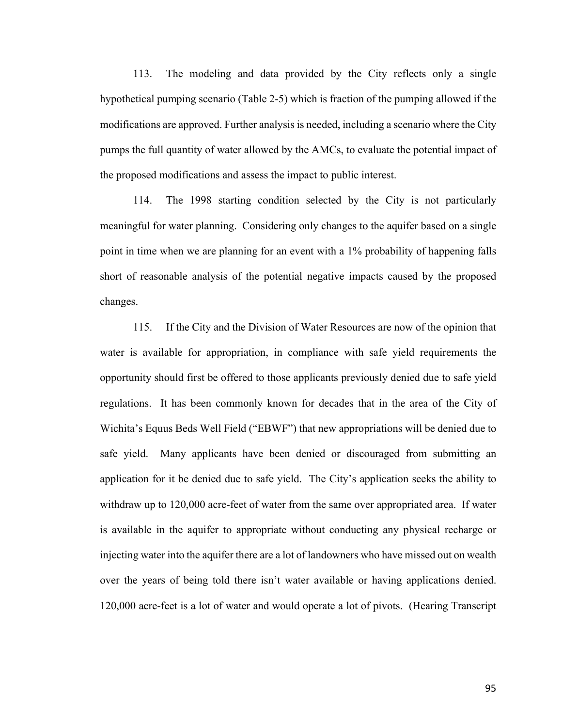113. The modeling and data provided by the City reflects only a single hypothetical pumping scenario (Table 2-5) which is fraction of the pumping allowed if the modifications are approved. Further analysis is needed, including a scenario where the City pumps the full quantity of water allowed by the AMCs, to evaluate the potential impact of the proposed modifications and assess the impact to public interest.

114. The 1998 starting condition selected by the City is not particularly meaningful for water planning. Considering only changes to the aquifer based on a single point in time when we are planning for an event with a 1% probability of happening falls short of reasonable analysis of the potential negative impacts caused by the proposed changes.

115. If the City and the Division of Water Resources are now of the opinion that water is available for appropriation, in compliance with safe yield requirements the opportunity should first be offered to those applicants previously denied due to safe yield regulations. It has been commonly known for decades that in the area of the City of Wichita's Equus Beds Well Field ("EBWF") that new appropriations will be denied due to safe yield. Many applicants have been denied or discouraged from submitting an application for it be denied due to safe yield. The City's application seeks the ability to withdraw up to 120,000 acre-feet of water from the same over appropriated area. If water is available in the aquifer to appropriate without conducting any physical recharge or injecting water into the aquifer there are a lot of landowners who have missed out on wealth over the years of being told there isn't water available or having applications denied. 120,000 acre-feet is a lot of water and would operate a lot of pivots. (Hearing Transcript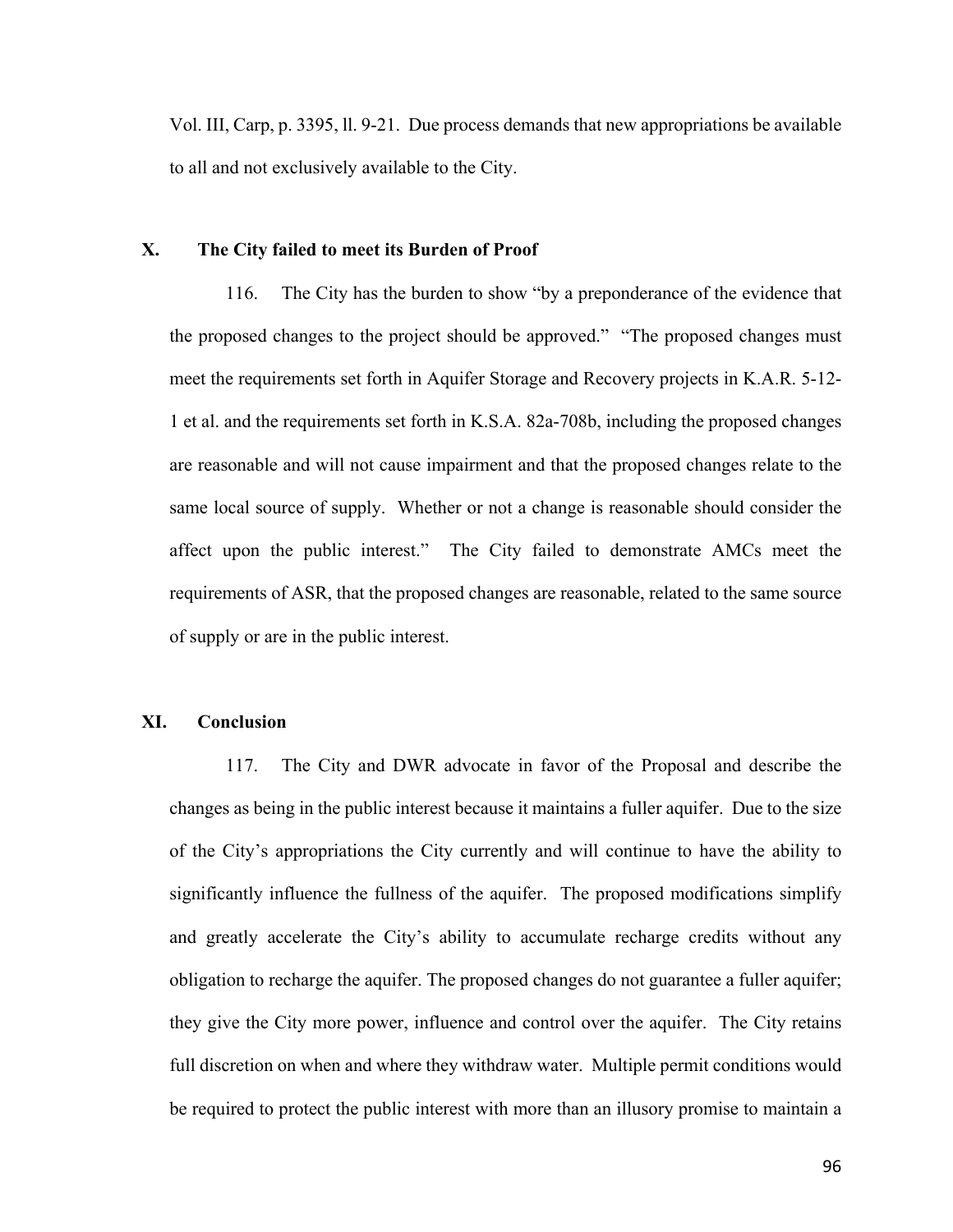Vol. III, Carp, p. 3395, ll. 9-21. Due process demands that new appropriations be available to all and not exclusively available to the City.

## X. The City failed to meet its Burden of Proof

116. The City has the burden to show "by a preponderance of the evidence that the proposed changes to the project should be approved." "The proposed changes must meet the requirements set forth in Aquifer Storage and Recovery projects in K.A.R. 5-12-1 et al. and the requirements set forth in K.S.A. 82a-708b, including the proposed changes are reasonable and will not cause impairment and that the proposed changes relate to the same local source of supply. Whether or not a change is reasonable should consider the affect upon the public interest." The City failed to demonstrate AMCs meet the requirements of ASR, that the proposed changes are reasonable, related to the same source of supply or are in the public interest.

## XI. Conclusion

117. The City and DWR advocate in favor of the Proposal and describe the changes as being in the public interest because it maintains a fuller aquifer. Due to the size of the City's appropriations the City currently and will continue to have the ability to significantly influence the fullness of the aquifer. The proposed modifications simplify and greatly accelerate the City's ability to accumulate recharge credits without any obligation to recharge the aquifer. The proposed changes do not guarantee a fuller aquifer; they give the City more power, influence and control over the aquifer. The City retains full discretion on when and where they withdraw water. Multiple permit conditions would be required to protect the public interest with more than an illusory promise to maintain a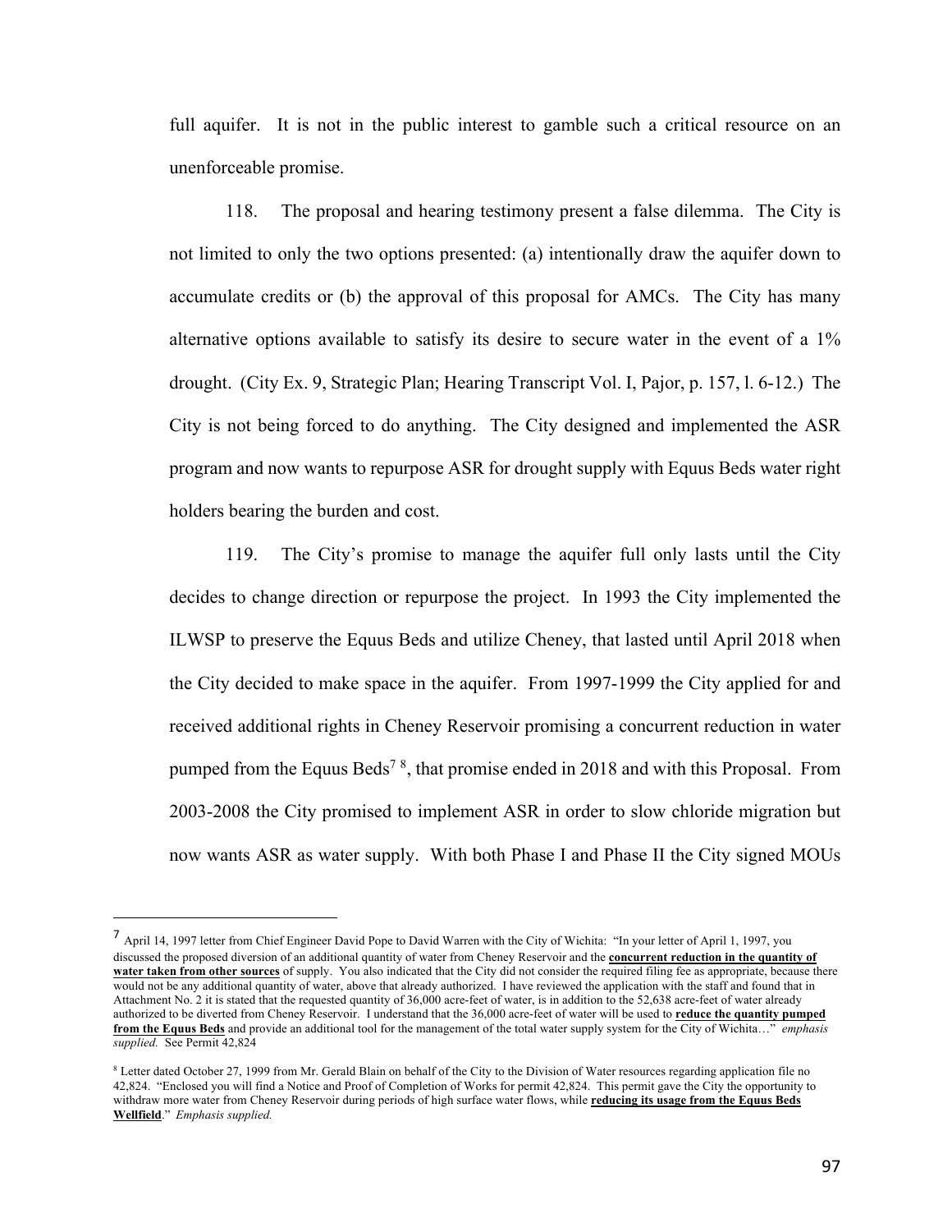full aquifer. It is not in the public interest to gamble such a critical resource on an unenforceable promise.

118. The proposal and hearing testimony present a false dilemma. The City is not limited to only the two options presented: (a) intentionally draw the aquifer down to accumulate credits or (b) the approval of this proposal for AMCs. The City has many alternative options available to satisfy its desire to secure water in the event of a 1% drought. (City Ex. 9, Strategic Plan; Hearing Transcript Vol. I, Pajor, p. 157, l. 6-12.) The City is not being forced to do anything. The City designed and implemented the ASR program and now wants to repurpose ASR for drought supply with Equus Beds water right holders bearing the burden and cost.

119. The City's promise to manage the aquifer full only lasts until the City decides to change direction or repurpose the project. In 1993 the City implemented the ILWSP to preserve the Equus Beds and utilize Cheney, that lasted until April 2018 when the City decided to make space in the aquifer. From 1997-1999 the City applied for and received additional rights in Cheney Reservoir promising a concurrent reduction in water pumped from the Equus Beds[7] [8], that promise ended in 2018 and with this Proposal. From 2003-2008 the City promised to implement ASR in order to slow chloride migration but now wants ASR as water supply. With both Phase I and Phase II the City signed MOUs

---

[7] April 14, 1997 letter from Chief Engineer David Pope to David Warren with the City of Wichita: "In your letter of April 1, 1997, you discussed the proposed diversion of an additional quantity of water from Cheney Reservoir and the **concurrent reduction in the quantity of water taken from other sources** of supply. You also indicated that the City did not consider the required filing fee as appropriate, because there would not be any additional quantity of water, above that already authorized. I have reviewed the application with the staff and found that in Attachment No. 2 it is stated that the requested quantity of 36,000 acre-feet of water, is in addition to the 52,638 acre-feet of water already authorized to be diverted from Cheney Reservoir. I understand that the 36,000 acre-feet of water will be used to **reduce the quantity pumped from the Equus Beds** and provide an additional tool for the management of the total water supply system for the City of Wichita…" *emphasis supplied.* See Permit 42,824

[8] Letter dated October 27, 1999 from Mr. Gerald Blain on behalf of the City to the Division of Water resources regarding application file no 42,824. "Enclosed you will find a Notice and Proof of Completion of Works for permit 42,824. This permit gave the City the opportunity to withdraw more water from Cheney Reservoir during periods of high surface water flows, while **reducing its usage from the Equus Beds Wellfield**." *Emphasis supplied.*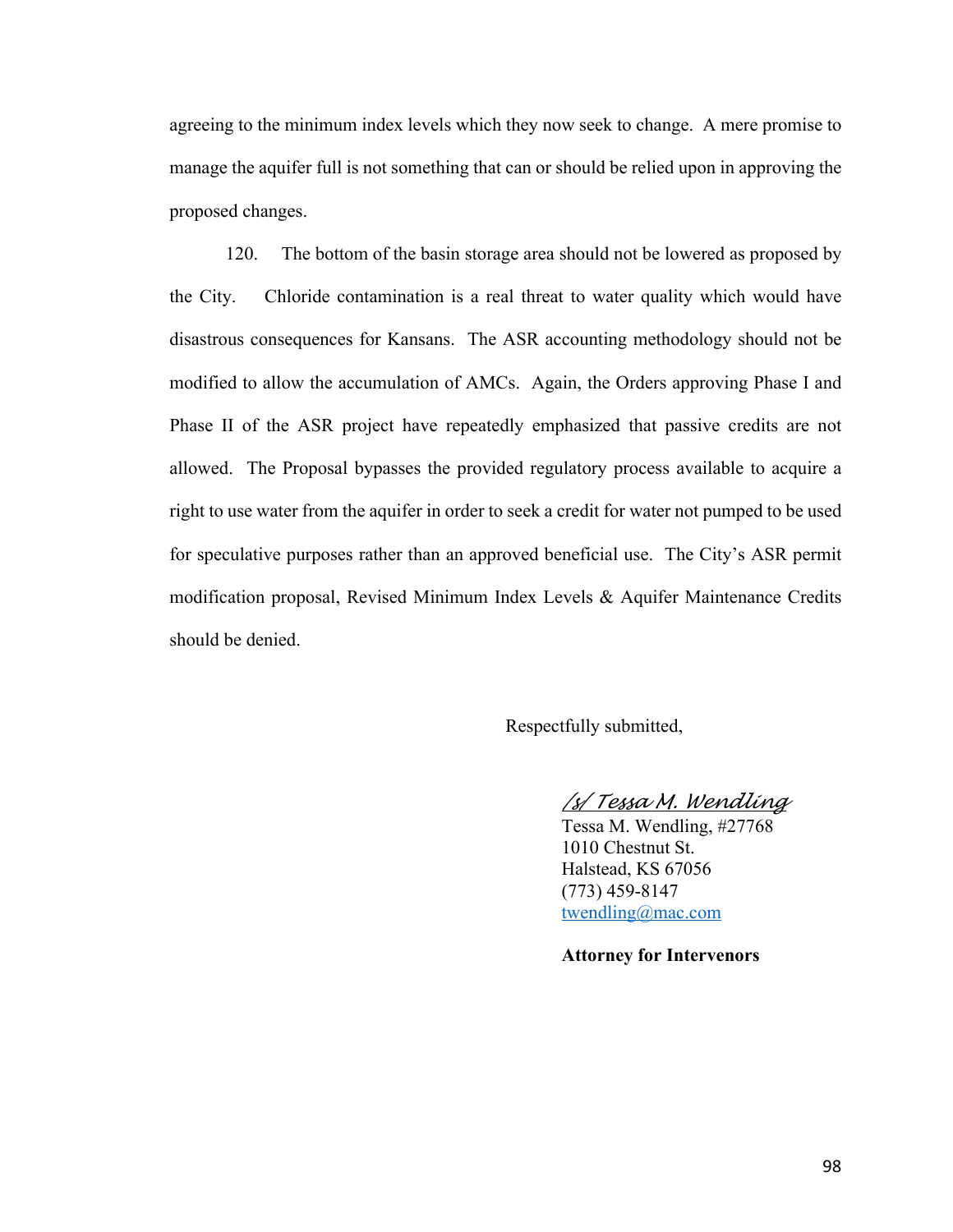agreeing to the minimum index levels which they now seek to change. A mere promise to manage the aquifer full is not something that can or should be relied upon in approving the proposed changes.

120. The bottom of the basin storage area should not be lowered as proposed by the City. Chloride contamination is a real threat to water quality which would have disastrous consequences for Kansans. The ASR accounting methodology should not be modified to allow the accumulation of AMCs. Again, the Orders approving Phase I and Phase II of the ASR project have repeatedly emphasized that passive credits are not allowed. The Proposal bypasses the provided regulatory process available to acquire a right to use water from the aquifer in order to seek a credit for water not pumped to be used for speculative purposes rather than an approved beneficial use. The City's ASR permit modification proposal, Revised Minimum Index Levels & Aquifer Maintenance Credits should be denied.

Respectfully submitted,

/s/ Tessa M. Wendling
Tessa M. Wendling, #27768
1010 Chestnut St.
Halstead, KS 67056
(773) 459-8147
twendling@mac.com

**Attorney for Intervenors**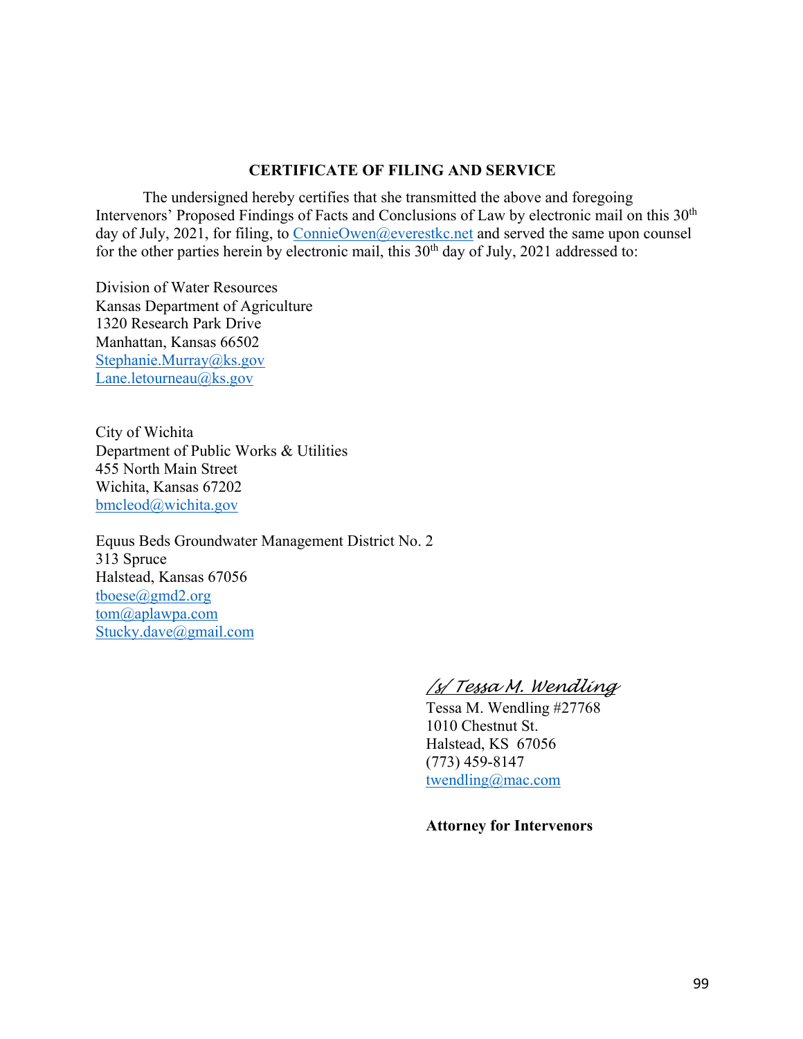## CERTIFICATE OF FILING AND SERVICE

The undersigned hereby certifies that she transmitted the above and foregoing Intervenors' Proposed Findings of Facts and Conclusions of Law by electronic mail on this 30th day of July, 2021, for filing, to ConnieOwen@everestkc.net and served the same upon counsel for the other parties herein by electronic mail, this 30th day of July, 2021 addressed to:

Division of Water Resources
Kansas Department of Agriculture
1320 Research Park Drive
Manhattan, Kansas 66502
Stephanie.Murray@ks.gov
Lane.letourneau@ks.gov

City of Wichita
Department of Public Works & Utilities
455 North Main Street
Wichita, Kansas 67202
bmcleod@wichita.gov

Equus Beds Groundwater Management District No. 2
313 Spruce
Halstead, Kansas 67056
tboese@gmd2.org
tom@aplawpa.com
Stucky.dave@gmail.com

/s/ Tessa M. Wendling
Tessa M. Wendling #27768
1010 Chestnut St.
Halstead, KS 67056
(773) 459-8147
twendling@mac.com

**Attorney for Intervenors**